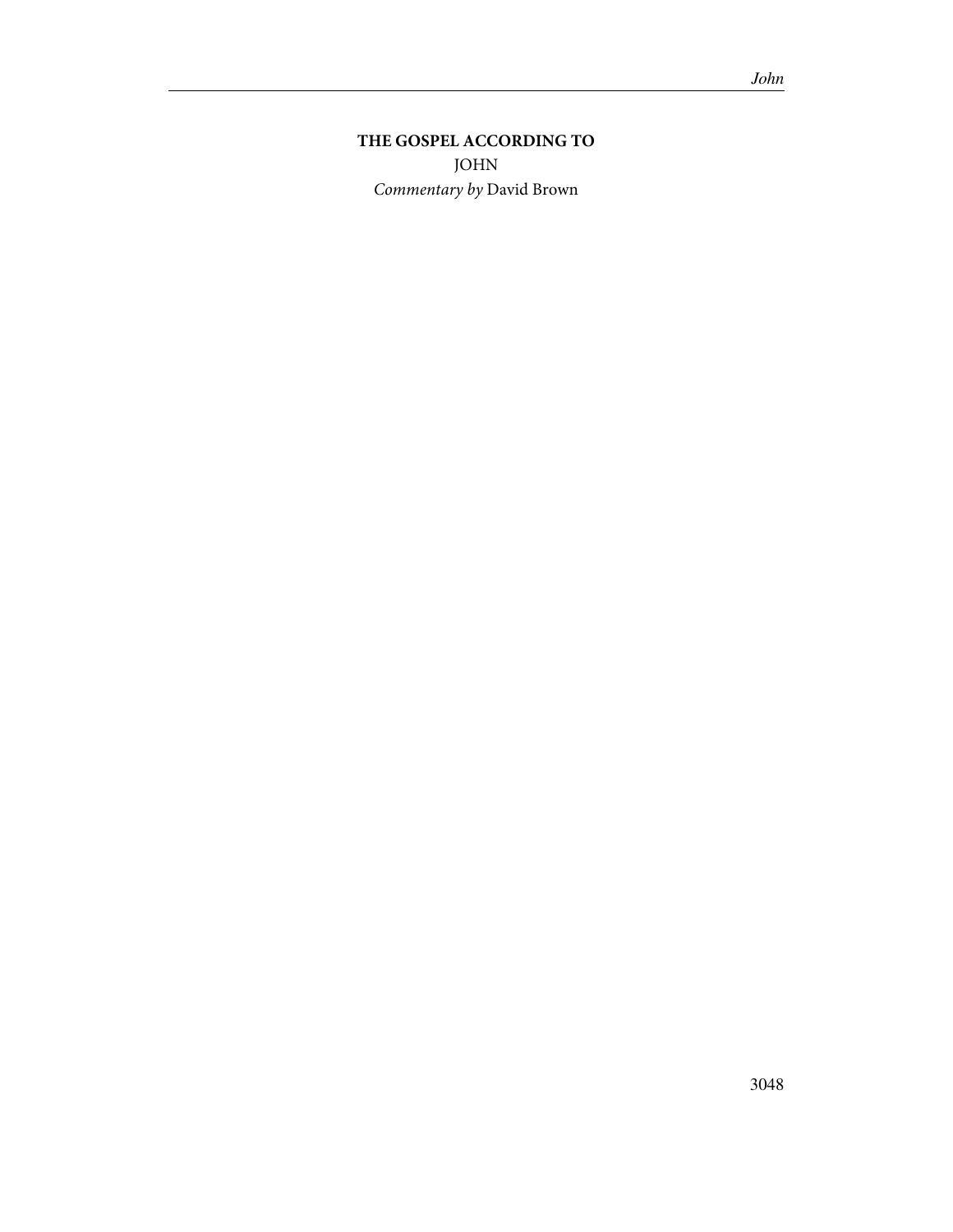**THE GOSPEL ACCORDING TO**

JOHN

*Commentary by* David Brown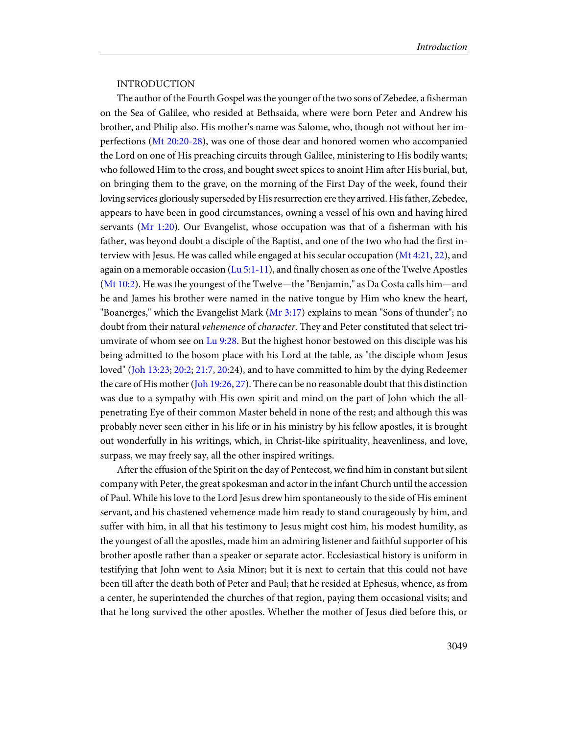INTRODUCTION

The author of the Fourth Gospel was the younger of the two sons of Zebedee, a fisherman on the Sea of Galilee, who resided at Bethsaida, where were born Peter and Andrew his brother, and Philip also. His mother's name was Salome, who, though not without her imperfections (Mt 20:20-28), was one of those dear and honored women who accompanied the Lord on one of His preaching circuits through Galilee, ministering to His bodily wants; who followed Him to the cross, and bought sweet spices to anoint Him after His burial, but, on bringing them to the grave, on the morning of the First Day of the week, found their loving services gloriously superseded by His resurrection ere they arrived. His father, Zebedee, appears to have been in good circumstances, owning a vessel of his own and having hired servants (Mr 1:20). Our Evangelist, whose occupation was that of a fisherman with his father, was beyond doubt a disciple of the Baptist, and one of the two who had the first interview with Jesus. He was called while engaged at his secular occupation (Mt 4:21, 22), and again on a memorable occasion (Lu 5:1-11), and finally chosen as one of the Twelve Apostles (Mt 10:2). He was the youngest of the Twelve—the "Benjamin," as Da Costa calls him—and he and James his brother were named in the native tongue by Him who knew the heart, "Boanerges," which the Evangelist Mark (Mr 3:17) explains to mean "Sons of thunder"; no doubt from their natural *vehemence* of *character*. They and Peter constituted that select triumvirate of whom see on Lu 9:28. But the highest honor bestowed on this disciple was his being admitted to the bosom place with his Lord at the table, as "the disciple whom Jesus loved" (Joh 13:23; 20:2; 21:7, 20:24), and to have committed to him by the dying Redeemer the care of His mother (Joh 19:26, 27). There can be no reasonable doubt that this distinction was due to a sympathy with His own spirit and mind on the part of John which the all-penetrating Eye of their common Master beheld in none of the rest; and although this was probably never seen either in his life or in his ministry by his fellow apostles, it is brought out wonderfully in his writings, which, in Christ-like spirituality, heavenliness, and love, surpass, we may freely say, all the other inspired writings.

After the effusion of the Spirit on the day of Pentecost, we find him in constant but silent company with Peter, the great spokesman and actor in the infant Church until the accession of Paul. While his love to the Lord Jesus drew him spontaneously to the side of His eminent servant, and his chastened vehemence made him ready to stand courageously by him, and suffer with him, in all that his testimony to Jesus might cost him, his modest humility, as the youngest of all the apostles, made him an admiring listener and faithful supporter of his brother apostle rather than a speaker or separate actor. Ecclesiastical history is uniform in testifying that John went to Asia Minor; but it is next to certain that this could not have been till after the death both of Peter and Paul; that he resided at Ephesus, whence, as from a center, he superintended the churches of that region, paying them occasional visits; and that he long survived the other apostles. Whether the mother of Jesus died before this, or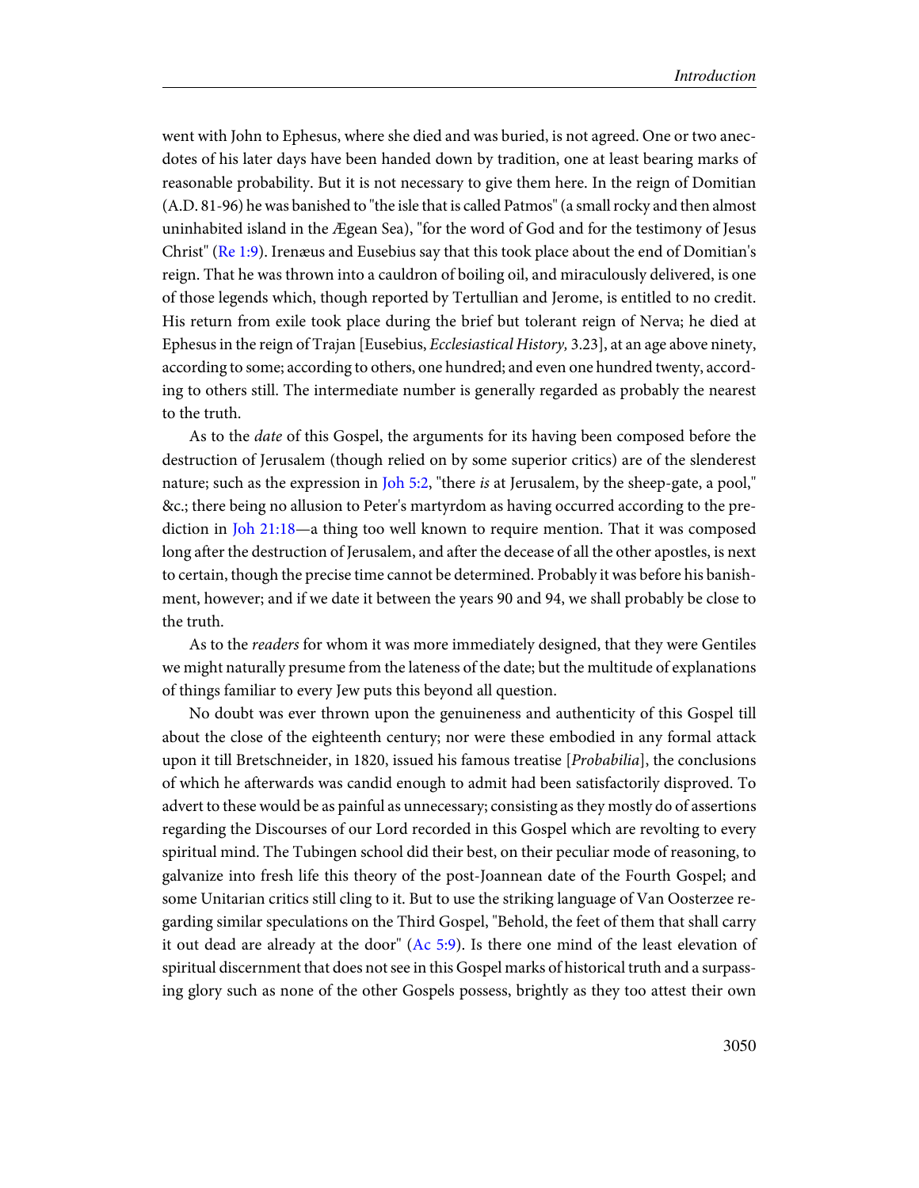went with John to Ephesus, where she died and was buried, is not agreed. One or two anecdotes of his later days have been handed down by tradition, one at least bearing marks of reasonable probability. But it is not necessary to give them here. In the reign of Domitian (A.D. 81-96) he was banished to "the isle that is called Patmos" (a small rocky and then almost uninhabited island in the Ægean Sea), "for the word of God and for the testimony of Jesus Christ" (Re 1:9). Irenæus and Eusebius say that this took place about the end of Domitian's reign. That he was thrown into a cauldron of boiling oil, and miraculously delivered, is one of those legends which, though reported by Tertullian and Jerome, is entitled to no credit. His return from exile took place during the brief but tolerant reign of Nerva; he died at Ephesus in the reign of Trajan [Eusebius, *Ecclesiastical History,* 3.23], at an age above ninety, according to some; according to others, one hundred; and even one hundred twenty, according to others still. The intermediate number is generally regarded as probably the nearest to the truth.

As to the *date* of this Gospel, the arguments for its having been composed before the destruction of Jerusalem (though relied on by some superior critics) are of the slenderest nature; such as the expression in Joh 5:2, "there *is* at Jerusalem, by the sheep-gate, a pool," &c.; there being no allusion to Peter's martyrdom as having occurred according to the prediction in Joh 21:18—a thing too well known to require mention. That it was composed long after the destruction of Jerusalem, and after the decease of all the other apostles, is next to certain, though the precise time cannot be determined. Probably it was before his banishment, however; and if we date it between the years 90 and 94, we shall probably be close to the truth.

As to the *readers* for whom it was more immediately designed, that they were Gentiles we might naturally presume from the lateness of the date; but the multitude of explanations of things familiar to every Jew puts this beyond all question.

No doubt was ever thrown upon the genuineness and authenticity of this Gospel till about the close of the eighteenth century; nor were these embodied in any formal attack upon it till Bretschneider, in 1820, issued his famous treatise [*Probabilia*], the conclusions of which he afterwards was candid enough to admit had been satisfactorily disproved. To advert to these would be as painful as unnecessary; consisting as they mostly do of assertions regarding the Discourses of our Lord recorded in this Gospel which are revolting to every spiritual mind. The Tubingen school did their best, on their peculiar mode of reasoning, to galvanize into fresh life this theory of the post-Joannean date of the Fourth Gospel; and some Unitarian critics still cling to it. But to use the striking language of Van Oosterzee regarding similar speculations on the Third Gospel, "Behold, the feet of them that shall carry it out dead are already at the door" (Ac 5:9). Is there one mind of the least elevation of spiritual discernment that does not see in this Gospel marks of historical truth and a surpassing glory such as none of the other Gospels possess, brightly as they too attest their own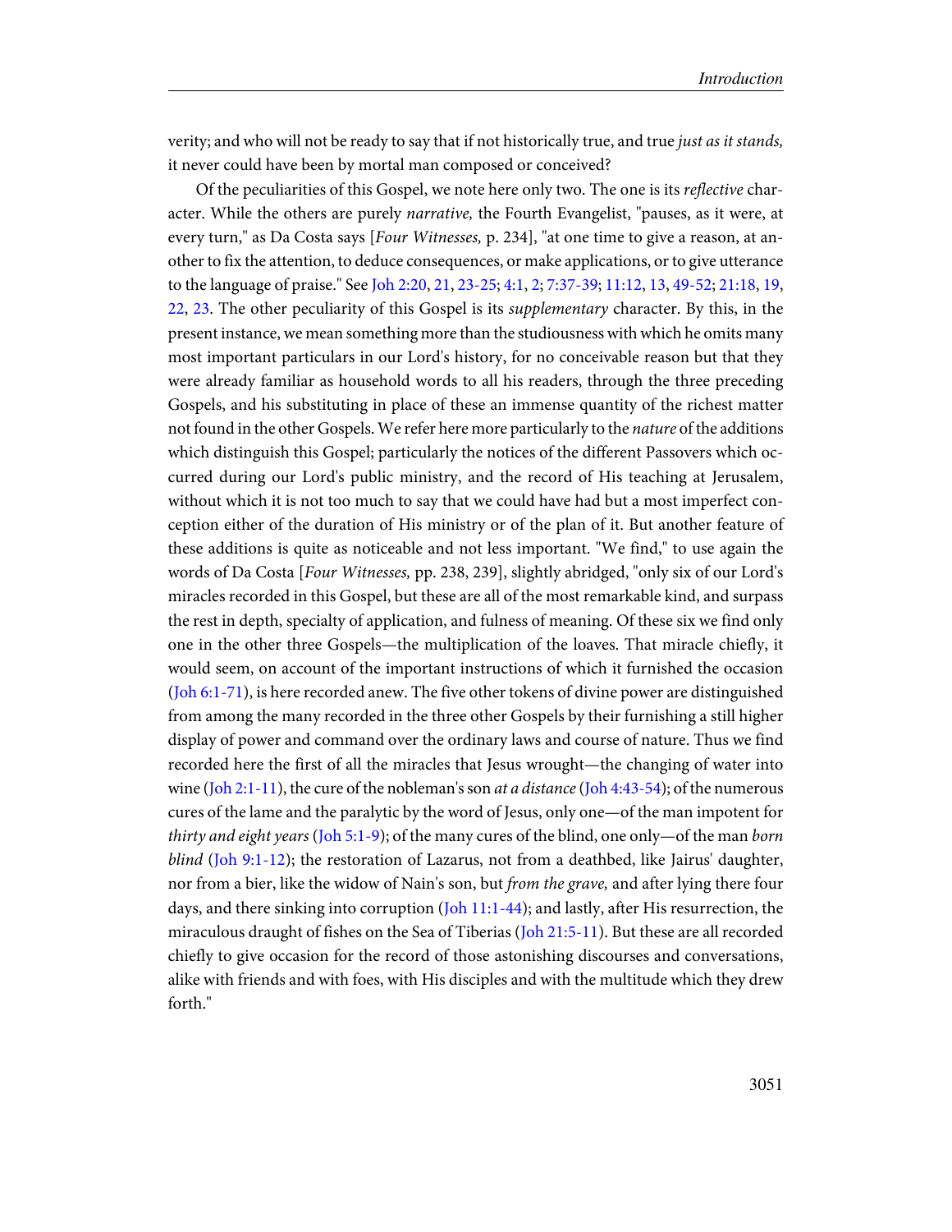verity; and who will not be ready to say that if not historically true, and true *just as it stands,* it never could have been by mortal man composed or conceived?

Of the peculiarities of this Gospel, we note here only two. The one is its *reflective* character. While the others are purely *narrative,* the Fourth Evangelist, "pauses, as it were, at every turn," as Da Costa says [*Four Witnesses,* p. 234], "at one time to give a reason, at another to fix the attention, to deduce consequences, or make applications, or to give utterance to the language of praise." See Joh 2:20, 21, 23-25; 4:1, 2; 7:37-39; 11:12, 13, 49-52; 21:18, 19, 22, 23. The other peculiarity of this Gospel is its *supplementary* character. By this, in the present instance, we mean something more than the studiousness with which he omits many most important particulars in our Lord's history, for no conceivable reason but that they were already familiar as household words to all his readers, through the three preceding Gospels, and his substituting in place of these an immense quantity of the richest matter not found in the other Gospels. We refer here more particularly to the *nature* of the additions which distinguish this Gospel; particularly the notices of the different Passovers which occurred during our Lord's public ministry, and the record of His teaching at Jerusalem, without which it is not too much to say that we could have had but a most imperfect conception either of the duration of His ministry or of the plan of it. But another feature of these additions is quite as noticeable and not less important. "We find," to use again the words of Da Costa [*Four Witnesses,* pp. 238, 239], slightly abridged, "only six of our Lord's miracles recorded in this Gospel, but these are all of the most remarkable kind, and surpass the rest in depth, specialty of application, and fulness of meaning. Of these six we find only one in the other three Gospels—the multiplication of the loaves. That miracle chiefly, it would seem, on account of the important instructions of which it furnished the occasion (Joh 6:1-71), is here recorded anew. The five other tokens of divine power are distinguished from among the many recorded in the three other Gospels by their furnishing a still higher display of power and command over the ordinary laws and course of nature. Thus we find recorded here the first of all the miracles that Jesus wrought—the changing of water into wine (Joh 2:1-11), the cure of the nobleman's son *at a distance* (Joh 4:43-54); of the numerous cures of the lame and the paralytic by the word of Jesus, only one—of the man impotent for *thirty and eight years* (Joh 5:1-9); of the many cures of the blind, one only—of the man *born blind* (Joh 9:1-12); the restoration of Lazarus, not from a deathbed, like Jairus' daughter, nor from a bier, like the widow of Nain's son, but *from the grave,* and after lying there four days, and there sinking into corruption (Joh 11:1-44); and lastly, after His resurrection, the miraculous draught of fishes on the Sea of Tiberias (Joh 21:5-11). But these are all recorded chiefly to give occasion for the record of those astonishing discourses and conversations, alike with friends and with foes, with His disciples and with the multitude which they drew forth."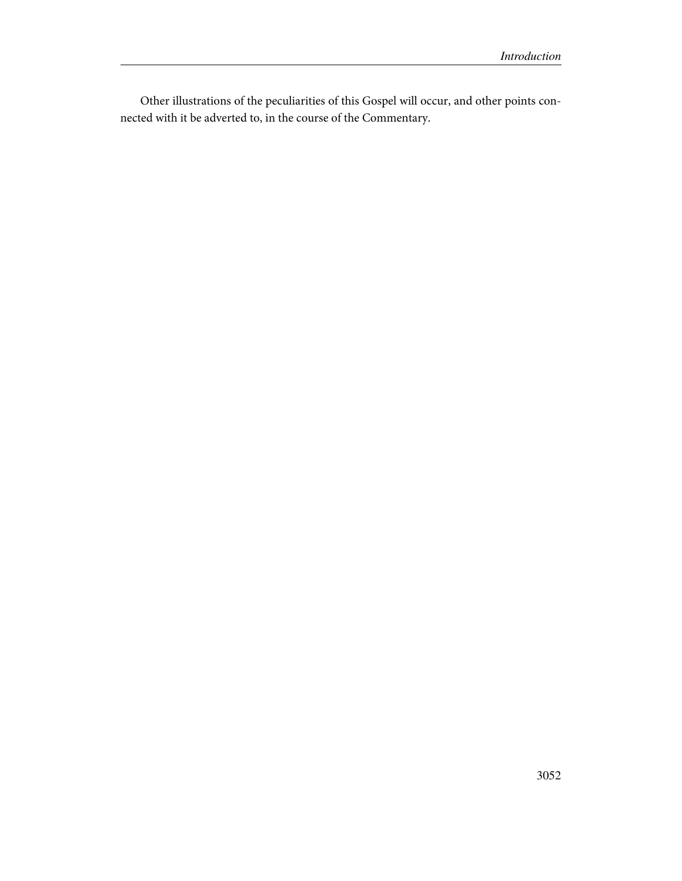Other illustrations of the peculiarities of this Gospel will occur, and other points connected with it be adverted to, in the course of the Commentary.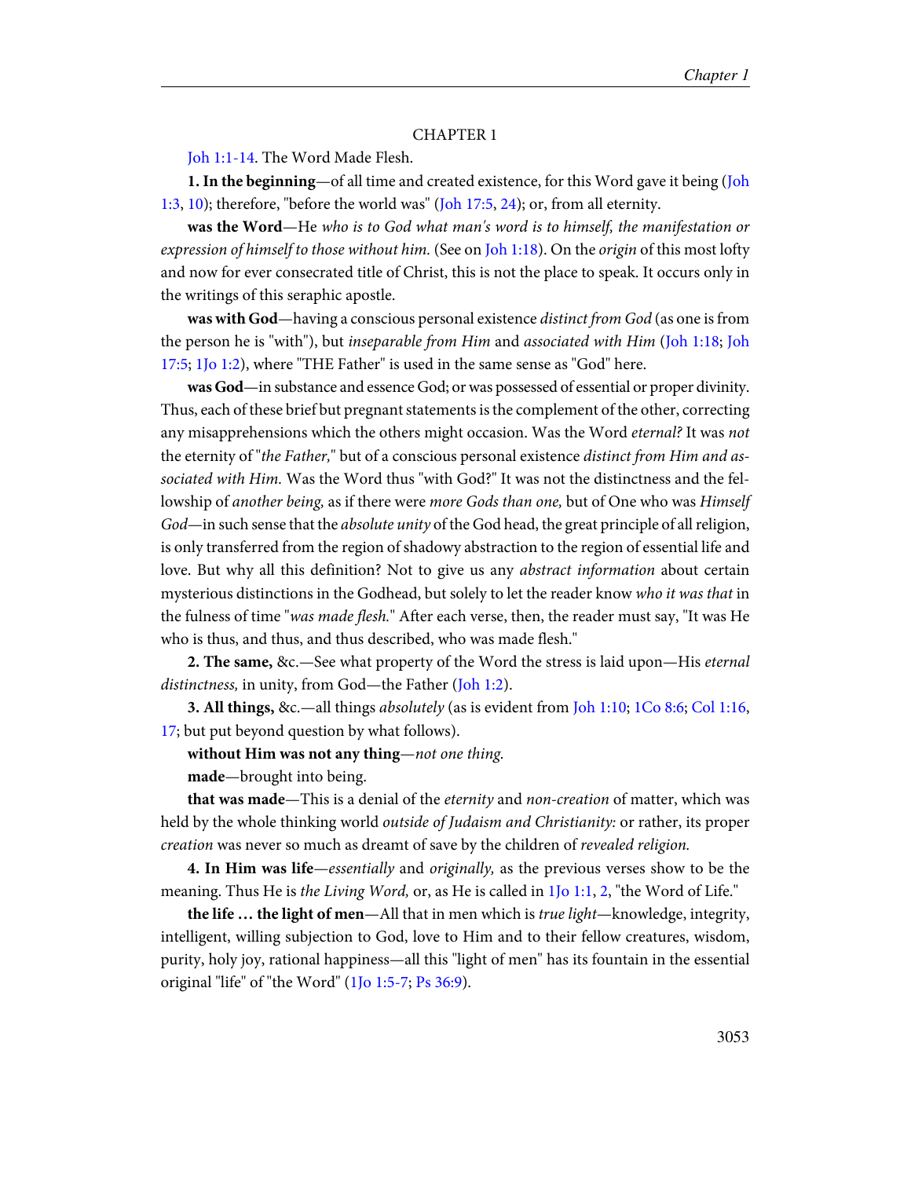## CHAPTER 1

Joh 1:1-14. The Word Made Flesh.

**1. In the beginning**—of all time and created existence, for this Word gave it being (Joh 1:3, 10); therefore, "before the world was" (Joh 17:5, 24); or, from all eternity.

**was the Word**—He *who is to God what man's word is to himself, the manifestation or expression of himself to those without him.* (See on Joh 1:18). On the *origin* of this most lofty and now for ever consecrated title of Christ, this is not the place to speak. It occurs only in the writings of this seraphic apostle.

**was with God**—having a conscious personal existence *distinct from God* (as one is from the person he is "with"), but *inseparable from Him* and *associated with Him* (Joh 1:18; Joh 17:5; 1Jo 1:2), where "THE Father" is used in the same sense as "God" here.

**was God**—in substance and essence God; or was possessed of essential or proper divinity. Thus, each of these brief but pregnant statements is the complement of the other, correcting any misapprehensions which the others might occasion. Was the Word *eternal?* It was *not* the eternity of "*the Father,*" but of a conscious personal existence *distinct from Him and associated with Him.* Was the Word thus "with God?" It was not the distinctness and the fellowship of *another being,* as if there were *more Gods than one,* but of One who was *Himself God*—in such sense that the *absolute unity* of the God head, the great principle of all religion, is only transferred from the region of shadowy abstraction to the region of essential life and love. But why all this definition? Not to give us any *abstract information* about certain mysterious distinctions in the Godhead, but solely to let the reader know *who it was that* in the fulness of time "*was made flesh.*" After each verse, then, the reader must say, "It was He who is thus, and thus, and thus described, who was made flesh."

**2. The same,** &c.—See what property of the Word the stress is laid upon—His *eternal distinctness,* in unity, from God—the Father (Joh 1:2).

**3. All things,** &c.—all things *absolutely* (as is evident from Joh 1:10; 1Co 8:6; Col 1:16, 17; but put beyond question by what follows).

**without Him was not any thing**—*not one thing.*

**made**—brought into being.

**that was made**—This is a denial of the *eternity* and *non-creation* of matter, which was held by the whole thinking world *outside of Judaism and Christianity:* or rather, its proper *creation* was never so much as dreamt of save by the children of *revealed religion.*

**4. In Him was life**—*essentially* and *originally,* as the previous verses show to be the meaning. Thus He is *the Living Word,* or, as He is called in 1Jo 1:1, 2, "the Word of Life."

**the life … the light of men**—All that in men which is *true light*—knowledge, integrity, intelligent, willing subjection to God, love to Him and to their fellow creatures, wisdom, purity, holy joy, rational happiness—all this "light of men" has its fountain in the essential original "life" of "the Word" (1Jo 1:5-7; Ps 36:9).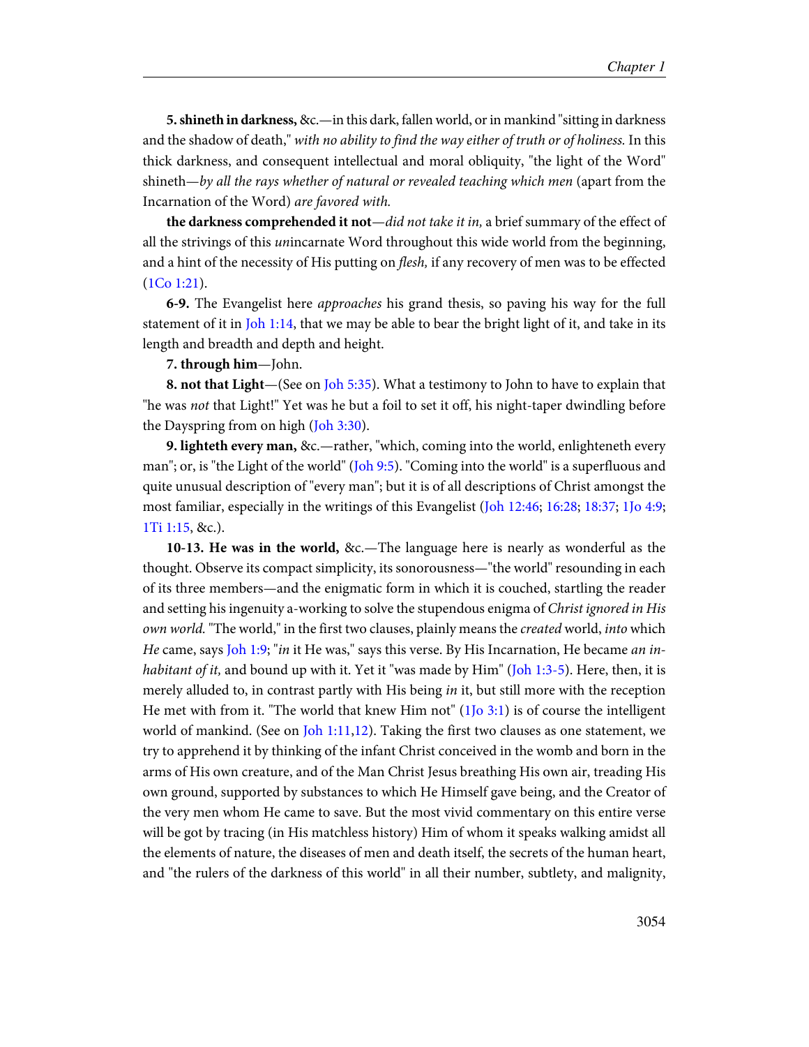**5. shineth in darkness,** &c.—in this dark, fallen world, or in mankind "sitting in darkness and the shadow of death," *with no ability to find the way either of truth or of holiness.* In this thick darkness, and consequent intellectual and moral obliquity, "the light of the Word" shineth—*by all the rays whether of natural or revealed teaching which men* (apart from the Incarnation of the Word) *are favored with.*

**the darkness comprehended it not**—*did not take it in,* a brief summary of the effect of all the strivings of this *un*incarnate Word throughout this wide world from the beginning, and a hint of the necessity of His putting on *flesh,* if any recovery of men was to be effected (1Co 1:21).

**6-9.** The Evangelist here *approaches* his grand thesis, so paving his way for the full statement of it in Joh 1:14, that we may be able to bear the bright light of it, and take in its length and breadth and depth and height.

**7. through him**—John.

**8. not that Light**—(See on Joh 5:35). What a testimony to John to have to explain that "he was *not* that Light!" Yet was he but a foil to set it off, his night-taper dwindling before the Dayspring from on high (Joh 3:30).

**9. lighteth every man,** &c.—rather, "which, coming into the world, enlighteneth every man"; or, is "the Light of the world" (Joh 9:5). "Coming into the world" is a superfluous and quite unusual description of "every man"; but it is of all descriptions of Christ amongst the most familiar, especially in the writings of this Evangelist (Joh 12:46; 16:28; 18:37; 1Jo 4:9; 1Ti 1:15, &c.).

**10-13. He was in the world,** &c.—The language here is nearly as wonderful as the thought. Observe its compact simplicity, its sonorousness—"the world" resounding in each of its three members—and the enigmatic form in which it is couched, startling the reader and setting his ingenuity a-working to solve the stupendous enigma of *Christ ignored in His own world.* "The world," in the first two clauses, plainly means the *created* world, *into* which *He* came, says Joh 1:9; "*in* it He was," says this verse. By His Incarnation, He became *an inhabitant of it,* and bound up with it. Yet it "was made by Him" (Joh 1:3-5). Here, then, it is merely alluded to, in contrast partly with His being *in* it, but still more with the reception He met with from it. "The world that knew Him not" (1Jo 3:1) is of course the intelligent world of mankind. (See on Joh 1:11,12). Taking the first two clauses as one statement, we try to apprehend it by thinking of the infant Christ conceived in the womb and born in the arms of His own creature, and of the Man Christ Jesus breathing His own air, treading His own ground, supported by substances to which He Himself gave being, and the Creator of the very men whom He came to save. But the most vivid commentary on this entire verse will be got by tracing (in His matchless history) Him of whom it speaks walking amidst all the elements of nature, the diseases of men and death itself, the secrets of the human heart, and "the rulers of the darkness of this world" in all their number, subtlety, and malignity,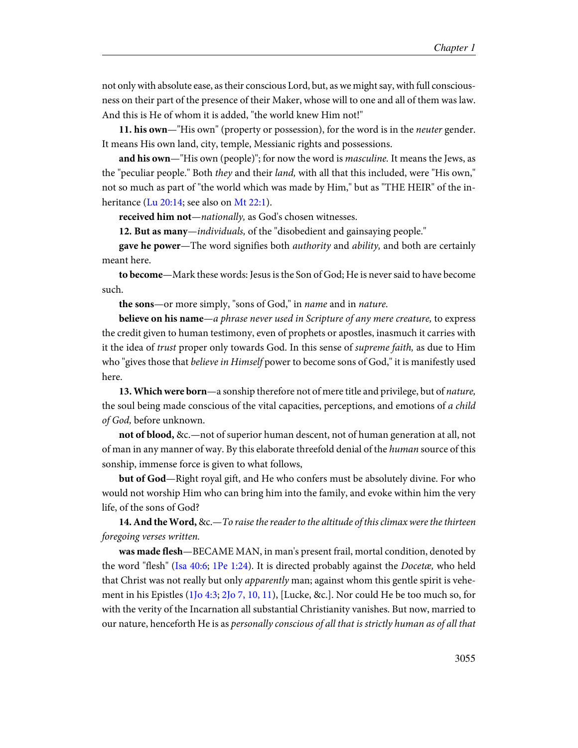not only with absolute ease, as their conscious Lord, but, as we might say, with full consciousness on their part of the presence of their Maker, whose will to one and all of them was law. And this is He of whom it is added, "the world knew Him not!"

**11. his own**—"His own" (property or possession), for the word is in the *neuter* gender. It means His own land, city, temple, Messianic rights and possessions.

**and his own**—"His own (people)"; for now the word is *masculine.* It means the Jews, as the "peculiar people." Both *they* and their *land,* with all that this included, were "His own," not so much as part of "the world which was made by Him," but as "THE HEIR" of the inheritance (Lu 20:14; see also on Mt 22:1).

**received him not**—*nationally,* as God's chosen witnesses.

**12. But as many**—*individuals,* of the "disobedient and gainsaying people."

**gave he power**—The word signifies both *authority* and *ability,* and both are certainly meant here.

**to become**—Mark these words: Jesus is the Son of God; He is never said to have become such.

**the sons**—or more simply, "sons of God," in *name* and in *nature.*

**believe on his name**—*a phrase never used in Scripture of any mere creature,* to express the credit given to human testimony, even of prophets or apostles, inasmuch it carries with it the idea of *trust* proper only towards God. In this sense of *supreme faith,* as due to Him who "gives those that *believe in Himself* power to become sons of God," it is manifestly used here.

**13. Which were born**—a sonship therefore not of mere title and privilege, but of *nature,* the soul being made conscious of the vital capacities, perceptions, and emotions of *a child of God,* before unknown.

**not of blood,** &c.—not of superior human descent, not of human generation at all, not of man in any manner of way. By this elaborate threefold denial of the *human* source of this sonship, immense force is given to what follows,

**but of God**—Right royal gift, and He who confers must be absolutely divine. For who would not worship Him who can bring him into the family, and evoke within him the very life, of the sons of God?

**14. And the Word,** &c.—*To raise the reader to the altitude of this climax were the thirteen foregoing verses written.*

**was made flesh**—BECAME MAN, in man's present frail, mortal condition, denoted by the word "flesh" (Isa 40:6; 1Pe 1:24). It is directed probably against the *Docetæ,* who held that Christ was not really but only *apparently* man; against whom this gentle spirit is vehement in his Epistles (1Jo 4:3; 2Jo 7, 10, 11), [Lucke, &c.]. Nor could He be too much so, for with the verity of the Incarnation all substantial Christianity vanishes. But now, married to our nature, henceforth He is as *personally conscious of all that is strictly human as of all that*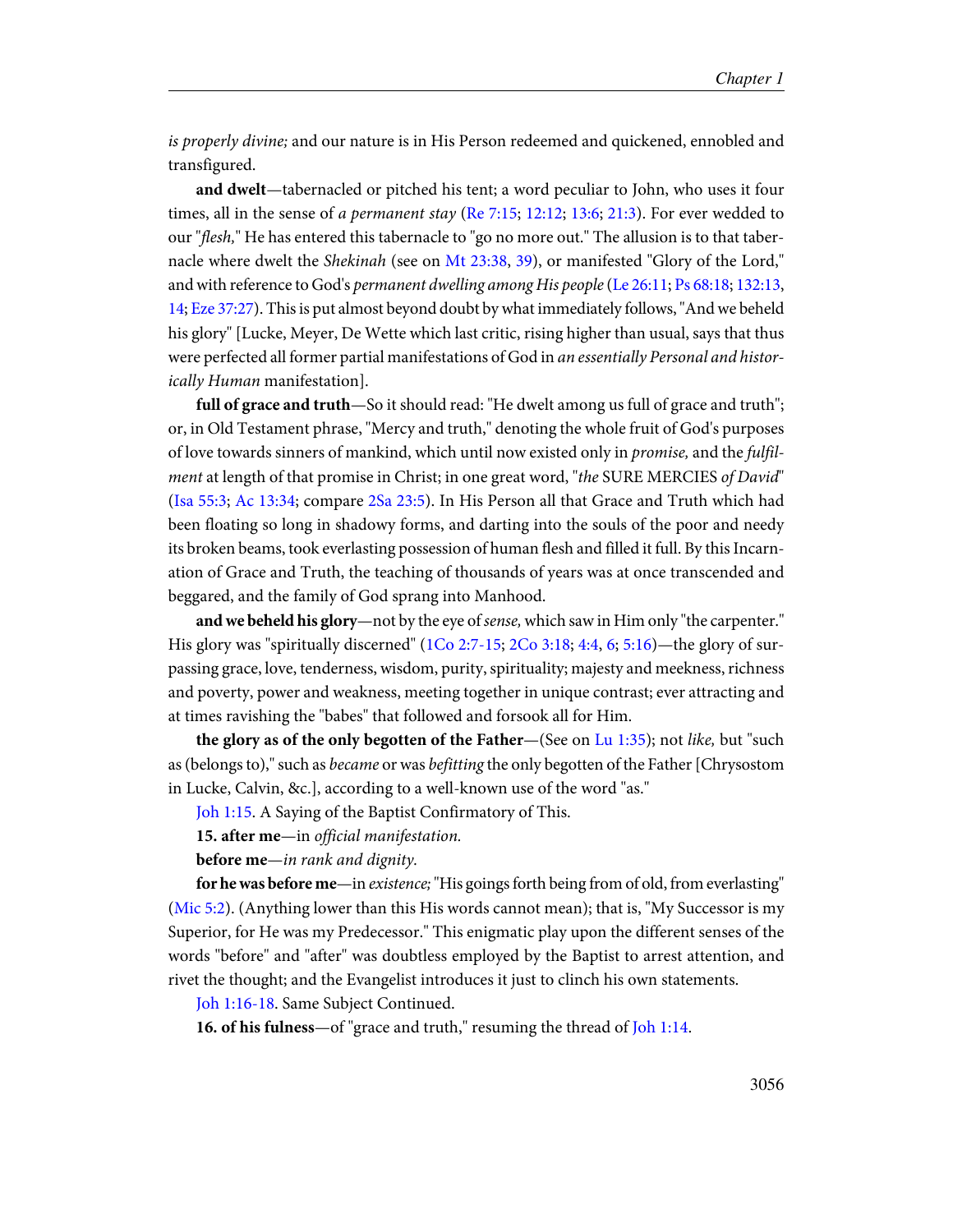*is properly divine;* and our nature is in His Person redeemed and quickened, ennobled and transfigured.

**and dwelt**—tabernacled or pitched his tent; a word peculiar to John, who uses it four times, all in the sense of *a permanent stay* (Re 7:15; 12:12; 13:6; 21:3). For ever wedded to our "*flesh,*" He has entered this tabernacle to "go no more out." The allusion is to that tabernacle where dwelt the *Shekinah* (see on Mt 23:38, 39), or manifested "Glory of the Lord," and with reference to God's *permanent dwelling among His people* (Le 26:11; Ps 68:18; 132:13, 14; Eze 37:27). This is put almost beyond doubt by what immediately follows, "And we beheld his glory" [Lucke, Meyer, De Wette which last critic, rising higher than usual, says that thus were perfected all former partial manifestations of God in *an essentially Personal and historically Human* manifestation].

**full of grace and truth**—So it should read: "He dwelt among us full of grace and truth"; or, in Old Testament phrase, "Mercy and truth," denoting the whole fruit of God's purposes of love towards sinners of mankind, which until now existed only in *promise,* and the *fulfilment* at length of that promise in Christ; in one great word, "*the* SURE MERCIES *of David*" (Isa 55:3; Ac 13:34; compare 2Sa 23:5). In His Person all that Grace and Truth which had been floating so long in shadowy forms, and darting into the souls of the poor and needy its broken beams, took everlasting possession of human flesh and filled it full. By this Incarnation of Grace and Truth, the teaching of thousands of years was at once transcended and beggared, and the family of God sprang into Manhood.

**and we beheld his glory**—not by the eye of *sense,* which saw in Him only "the carpenter." His glory was "spiritually discerned" (1Co 2:7-15; 2Co 3:18; 4:4, 6; 5:16)—the glory of surpassing grace, love, tenderness, wisdom, purity, spirituality; majesty and meekness, richness and poverty, power and weakness, meeting together in unique contrast; ever attracting and at times ravishing the "babes" that followed and forsook all for Him.

**the glory as of the only begotten of the Father**—(See on Lu 1:35); not *like,* but "such as (belongs to)," such as *became* or was *befitting* the only begotten of the Father [Chrysostom in Lucke, Calvin, &c.], according to a well-known use of the word "as."

Joh 1:15. A Saying of the Baptist Confirmatory of This.

**15. after me**—in *official manifestation.*

**before me**—*in rank and dignity.*

**for he was before me**—in *existence;* "His goings forth being from of old, from everlasting" (Mic 5:2). (Anything lower than this His words cannot mean); that is, "My Successor is my Superior, for He was my Predecessor." This enigmatic play upon the different senses of the words "before" and "after" was doubtless employed by the Baptist to arrest attention, and rivet the thought; and the Evangelist introduces it just to clinch his own statements.

Joh 1:16-18. Same Subject Continued.

**16. of his fulness**—of "grace and truth," resuming the thread of Joh 1:14.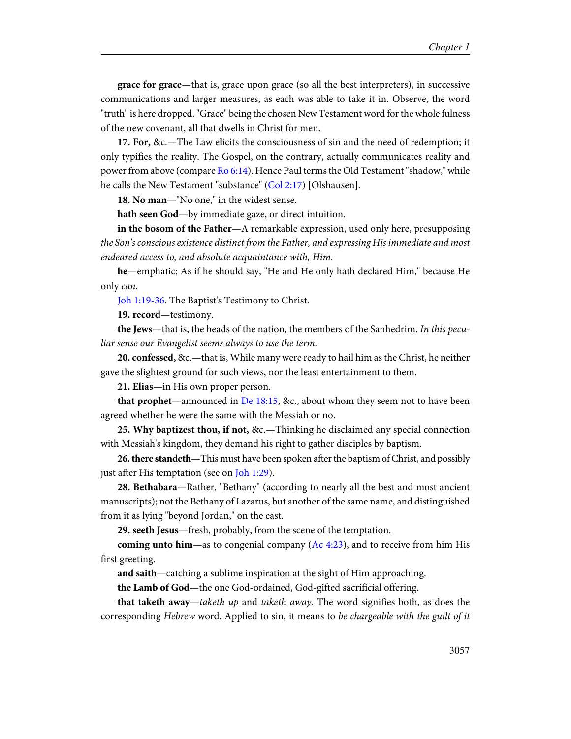**grace for grace**—that is, grace upon grace (so all the best interpreters), in successive communications and larger measures, as each was able to take it in. Observe, the word "truth" is here dropped. "Grace" being the chosen New Testament word for the whole fulness of the new covenant, all that dwells in Christ for men.

**17. For,** &c.—The Law elicits the consciousness of sin and the need of redemption; it only typifies the reality. The Gospel, on the contrary, actually communicates reality and power from above (compare Ro 6:14). Hence Paul terms the Old Testament "shadow," while he calls the New Testament "substance" (Col 2:17) [Olshausen].

**18. No man**—"No one," in the widest sense.

**hath seen God**—by immediate gaze, or direct intuition.

**in the bosom of the Father**—A remarkable expression, used only here, presupposing *the Son's conscious existence distinct from the Father, and expressing His immediate and most endeared access to, and absolute acquaintance with, Him.*

**he**—emphatic; As if he should say, "He and He only hath declared Him," because He only *can.*

Joh 1:19-36. The Baptist's Testimony to Christ.

**19. record**—testimony.

**the Jews**—that is, the heads of the nation, the members of the Sanhedrim. *In this peculiar sense our Evangelist seems always to use the term.*

**20. confessed,** &c.—that is, While many were ready to hail him as the Christ, he neither gave the slightest ground for such views, nor the least entertainment to them.

**21. Elias**—in His own proper person.

**that prophet**—announced in De 18:15, &c., about whom they seem not to have been agreed whether he were the same with the Messiah or no.

**25. Why baptizest thou, if not,** &c.—Thinking he disclaimed any special connection with Messiah's kingdom, they demand his right to gather disciples by baptism.

**26. there standeth**—This must have been spoken after the baptism of Christ, and possibly just after His temptation (see on Joh 1:29).

**28. Bethabara**—Rather, "Bethany" (according to nearly all the best and most ancient manuscripts); not the Bethany of Lazarus, but another of the same name, and distinguished from it as lying "beyond Jordan," on the east.

**29. seeth Jesus**—fresh, probably, from the scene of the temptation.

**coming unto him**—as to congenial company (Ac 4:23), and to receive from him His first greeting.

**and saith**—catching a sublime inspiration at the sight of Him approaching.

**the Lamb of God**—the one God-ordained, God-gifted sacrificial offering.

**that taketh away**—*taketh up* and *taketh away.* The word signifies both, as does the corresponding *Hebrew* word. Applied to sin, it means to *be chargeable with the guilt of it*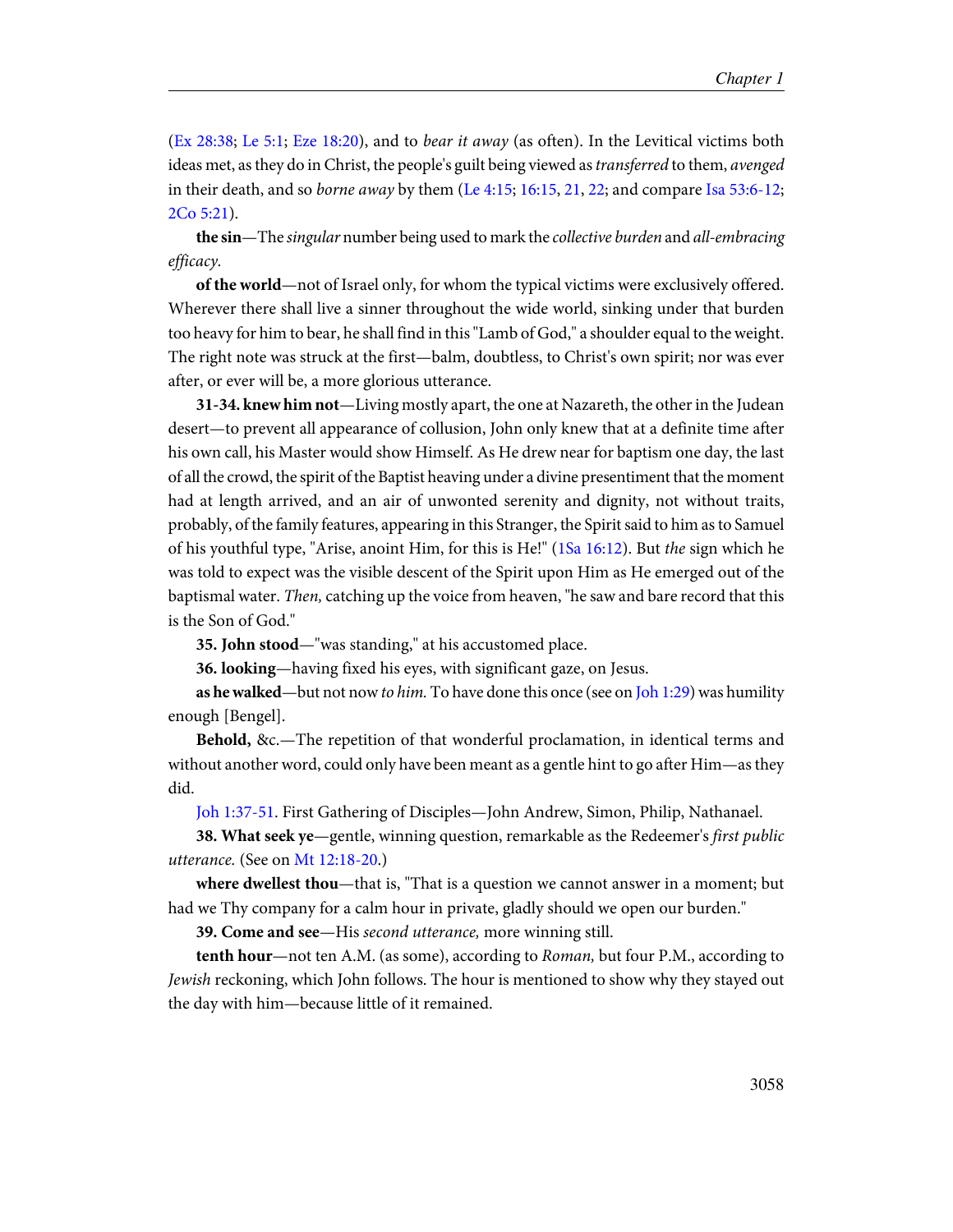(Ex 28:38; Le 5:1; Eze 18:20), and to *bear it away* (as often). In the Levitical victims both ideas met, as they do in Christ, the people's guilt being viewed as *transferred* to them, *avenged* in their death, and so *borne away* by them (Le 4:15; 16:15, 21, 22; and compare Isa 53:6-12; 2Co 5:21).

**the sin**—The *singular* number being used to mark the *collective burden* and *all-embracing efficacy.*

**of the world**—not of Israel only, for whom the typical victims were exclusively offered. Wherever there shall live a sinner throughout the wide world, sinking under that burden too heavy for him to bear, he shall find in this "Lamb of God," a shoulder equal to the weight. The right note was struck at the first—balm, doubtless, to Christ's own spirit; nor was ever after, or ever will be, a more glorious utterance.

**31-34. knew him not**—Living mostly apart, the one at Nazareth, the other in the Judean desert—to prevent all appearance of collusion, John only knew that at a definite time after his own call, his Master would show Himself. As He drew near for baptism one day, the last of all the crowd, the spirit of the Baptist heaving under a divine presentiment that the moment had at length arrived, and an air of unwonted serenity and dignity, not without traits, probably, of the family features, appearing in this Stranger, the Spirit said to him as to Samuel of his youthful type, "Arise, anoint Him, for this is He!" (1Sa 16:12). But *the* sign which he was told to expect was the visible descent of the Spirit upon Him as He emerged out of the baptismal water. *Then,* catching up the voice from heaven, "he saw and bare record that this is the Son of God."

**35. John stood**—"was standing," at his accustomed place.

**36. looking**—having fixed his eyes, with significant gaze, on Jesus.

**as he walked**—but not now *to him.* To have done this once (see on Joh 1:29) was humility enough [Bengel].

**Behold,** &c.—The repetition of that wonderful proclamation, in identical terms and without another word, could only have been meant as a gentle hint to go after Him—as they did.

Joh 1:37-51. First Gathering of Disciples—John Andrew, Simon, Philip, Nathanael.

**38. What seek ye**—gentle, winning question, remarkable as the Redeemer's *first public utterance.* (See on Mt 12:18-20.)

**where dwellest thou**—that is, "That is a question we cannot answer in a moment; but had we Thy company for a calm hour in private, gladly should we open our burden."

**39. Come and see**—His *second utterance,* more winning still.

**tenth hour**—not ten A.M. (as some), according to *Roman,* but four P.M., according to *Jewish* reckoning, which John follows. The hour is mentioned to show why they stayed out the day with him—because little of it remained.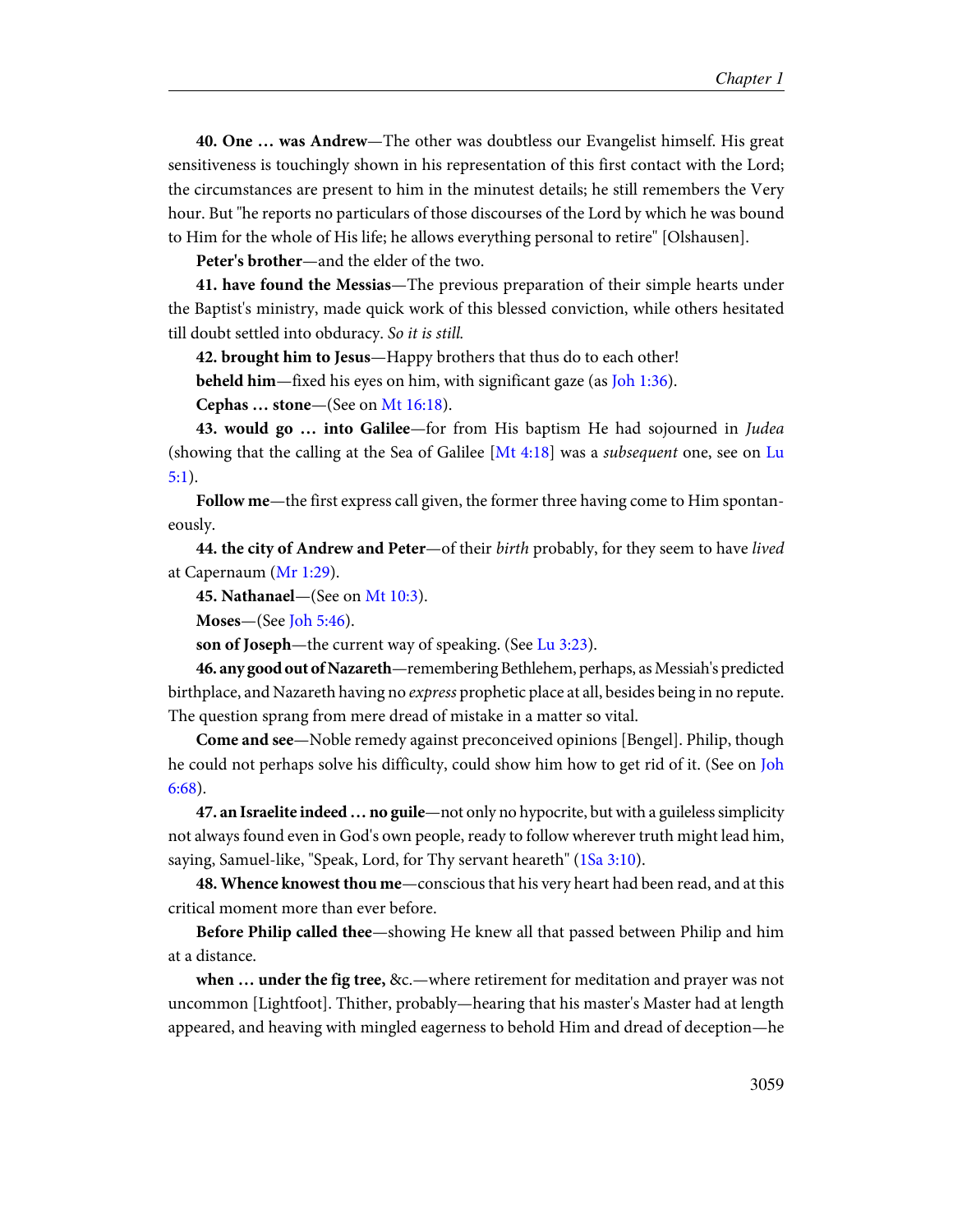**40. One … was Andrew**—The other was doubtless our Evangelist himself. His great sensitiveness is touchingly shown in his representation of this first contact with the Lord; the circumstances are present to him in the minutest details; he still remembers the Very hour. But "he reports no particulars of those discourses of the Lord by which he was bound to Him for the whole of His life; he allows everything personal to retire" [Olshausen].

**Peter's brother**—and the elder of the two.

**41. have found the Messias**—The previous preparation of their simple hearts under the Baptist's ministry, made quick work of this blessed conviction, while others hesitated till doubt settled into obduracy. *So it is still.*

**42. brought him to Jesus**—Happy brothers that thus do to each other!

**beheld him**—fixed his eyes on him, with significant gaze (as Joh 1:36).

**Cephas … stone**—(See on Mt 16:18).

**43. would go … into Galilee**—for from His baptism He had sojourned in *Judea* (showing that the calling at the Sea of Galilee [Mt 4:18] was a *subsequent* one, see on Lu 5:1).

**Follow me**—the first express call given, the former three having come to Him spontaneously.

**44. the city of Andrew and Peter**—of their *birth* probably, for they seem to have *lived* at Capernaum (Mr 1:29).

**45. Nathanael**—(See on Mt 10:3).

**Moses**—(See Joh 5:46).

**son of Joseph**—the current way of speaking. (See Lu 3:23).

**46. any good out of Nazareth**—remembering Bethlehem, perhaps, as Messiah's predicted birthplace, and Nazareth having no *express* prophetic place at all, besides being in no repute. The question sprang from mere dread of mistake in a matter so vital.

**Come and see**—Noble remedy against preconceived opinions [Bengel]. Philip, though he could not perhaps solve his difficulty, could show him how to get rid of it. (See on Joh 6:68).

**47. an Israelite indeed … no guile**—not only no hypocrite, but with a guileless simplicity not always found even in God's own people, ready to follow wherever truth might lead him, saying, Samuel-like, "Speak, Lord, for Thy servant heareth" (1Sa 3:10).

**48. Whence knowest thou me**—conscious that his very heart had been read, and at this critical moment more than ever before.

**Before Philip called thee**—showing He knew all that passed between Philip and him at a distance.

**when … under the fig tree,** &c.—where retirement for meditation and prayer was not uncommon [Lightfoot]. Thither, probably—hearing that his master's Master had at length appeared, and heaving with mingled eagerness to behold Him and dread of deception—he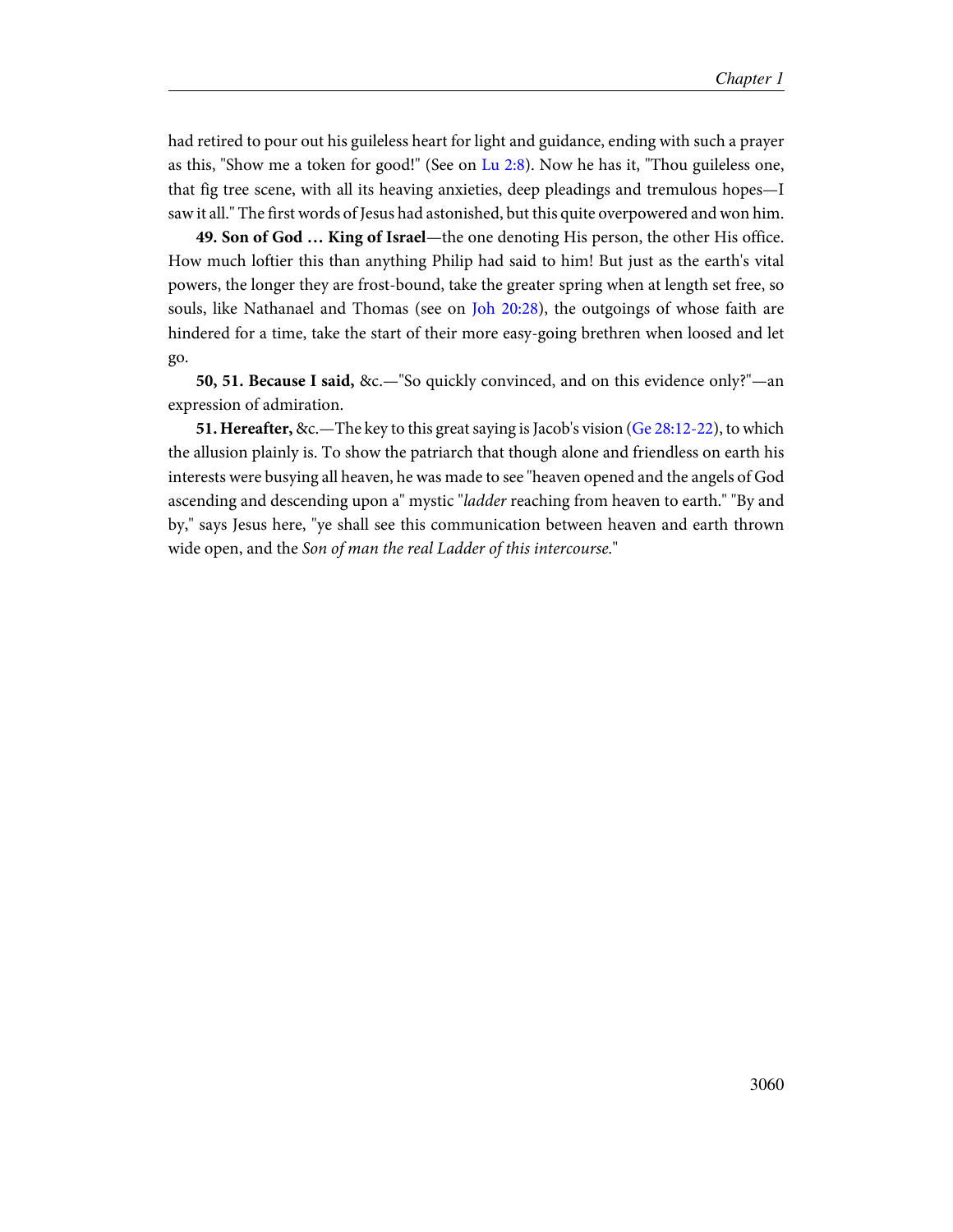had retired to pour out his guileless heart for light and guidance, ending with such a prayer as this, "Show me a token for good!" (See on Lu 2:8). Now he has it, "Thou guileless one, that fig tree scene, with all its heaving anxieties, deep pleadings and tremulous hopes—I saw it all." The first words of Jesus had astonished, but this quite overpowered and won him.

**49. Son of God … King of Israel**—the one denoting His person, the other His office. How much loftier this than anything Philip had said to him! But just as the earth's vital powers, the longer they are frost-bound, take the greater spring when at length set free, so souls, like Nathanael and Thomas (see on Joh 20:28), the outgoings of whose faith are hindered for a time, take the start of their more easy-going brethren when loosed and let go.

**50, 51. Because I said,** &c.—"So quickly convinced, and on this evidence only?"—an expression of admiration.

**51. Hereafter,** &c.—The key to this great saying is Jacob's vision (Ge 28:12-22), to which the allusion plainly is. To show the patriarch that though alone and friendless on earth his interests were busying all heaven, he was made to see "heaven opened and the angels of God ascending and descending upon a" mystic "*ladder* reaching from heaven to earth." "By and by," says Jesus here, "ye shall see this communication between heaven and earth thrown wide open, and the *Son of man the real Ladder of this intercourse.*"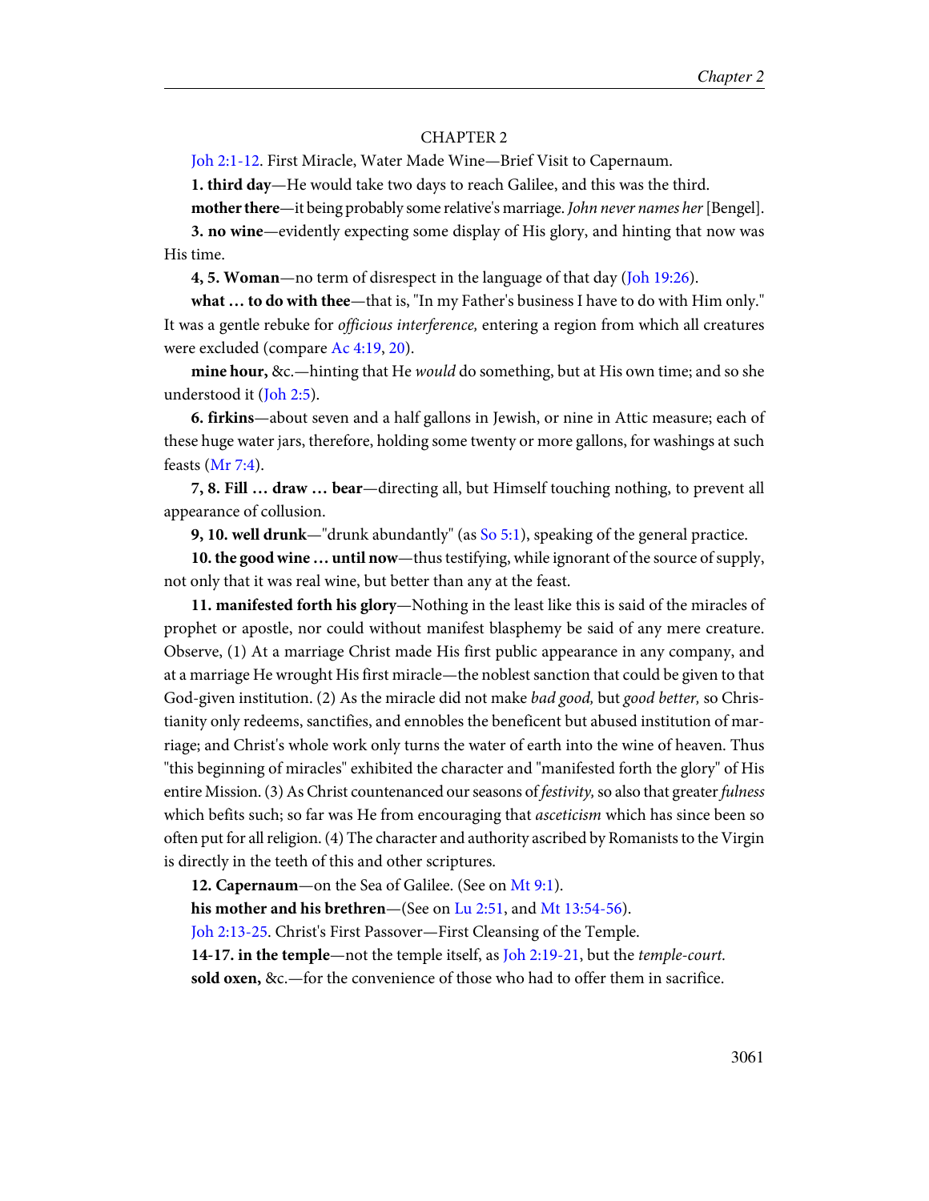CHAPTER 2

Joh 2:1-12. First Miracle, Water Made Wine—Brief Visit to Capernaum.

**1. third day**—He would take two days to reach Galilee, and this was the third.

**mother there**—it being probably some relative's marriage. *John never names her* [Bengel].

**3. no wine**—evidently expecting some display of His glory, and hinting that now was His time.

**4, 5. Woman**—no term of disrespect in the language of that day (Joh 19:26).

**what … to do with thee**—that is, "In my Father's business I have to do with Him only." It was a gentle rebuke for *officious interference,* entering a region from which all creatures were excluded (compare Ac 4:19, 20).

**mine hour,** &c.—hinting that He *would* do something, but at His own time; and so she understood it (Joh 2:5).

**6. firkins**—about seven and a half gallons in Jewish, or nine in Attic measure; each of these huge water jars, therefore, holding some twenty or more gallons, for washings at such feasts (Mr 7:4).

**7, 8. Fill … draw … bear**—directing all, but Himself touching nothing, to prevent all appearance of collusion.

**9, 10. well drunk**—"drunk abundantly" (as So 5:1), speaking of the general practice.

**10. the good wine … until now**—thus testifying, while ignorant of the source of supply, not only that it was real wine, but better than any at the feast.

**11. manifested forth his glory**—Nothing in the least like this is said of the miracles of prophet or apostle, nor could without manifest blasphemy be said of any mere creature. Observe, (1) At a marriage Christ made His first public appearance in any company, and at a marriage He wrought His first miracle—the noblest sanction that could be given to that God-given institution. (2) As the miracle did not make *bad good,* but *good better,* so Christianity only redeems, sanctifies, and ennobles the beneficent but abused institution of marriage; and Christ's whole work only turns the water of earth into the wine of heaven. Thus "this beginning of miracles" exhibited the character and "manifested forth the glory" of His entire Mission. (3) As Christ countenanced our seasons of *festivity,* so also that greater *fulness* which befits such; so far was He from encouraging that *asceticism* which has since been so often put for all religion. (4) The character and authority ascribed by Romanists to the Virgin is directly in the teeth of this and other scriptures.

**12. Capernaum**—on the Sea of Galilee. (See on Mt 9:1).

**his mother and his brethren**—(See on Lu 2:51, and Mt 13:54-56).

Joh 2:13-25. Christ's First Passover—First Cleansing of the Temple.

**14-17. in the temple**—not the temple itself, as Joh 2:19-21, but the *temple-court.*

**sold oxen,** &c.—for the convenience of those who had to offer them in sacrifice.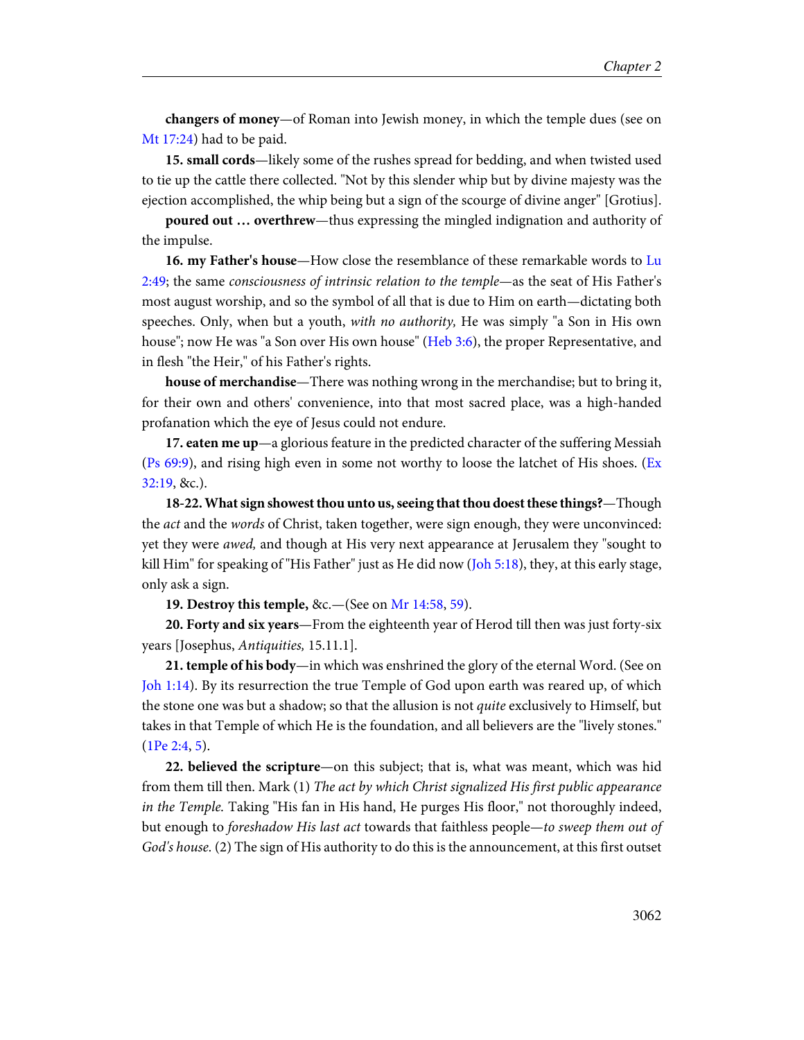**changers of money**—of Roman into Jewish money, in which the temple dues (see on Mt 17:24) had to be paid.

**15. small cords**—likely some of the rushes spread for bedding, and when twisted used to tie up the cattle there collected. "Not by this slender whip but by divine majesty was the ejection accomplished, the whip being but a sign of the scourge of divine anger" [Grotius].

**poured out … overthrew**—thus expressing the mingled indignation and authority of the impulse.

**16. my Father's house**—How close the resemblance of these remarkable words to Lu 2:49; the same *consciousness of intrinsic relation to the temple*—as the seat of His Father's most august worship, and so the symbol of all that is due to Him on earth—dictating both speeches. Only, when but a youth, *with no authority,* He was simply "a Son in His own house"; now He was "a Son over His own house" (Heb 3:6), the proper Representative, and in flesh "the Heir," of his Father's rights.

**house of merchandise**—There was nothing wrong in the merchandise; but to bring it, for their own and others' convenience, into that most sacred place, was a high-handed profanation which the eye of Jesus could not endure.

**17. eaten me up**—a glorious feature in the predicted character of the suffering Messiah (Ps 69:9), and rising high even in some not worthy to loose the latchet of His shoes. (Ex 32:19, &c.).

**18-22. What sign showest thou unto us, seeing that thou doest these things?**—Though the *act* and the *words* of Christ, taken together, were sign enough, they were unconvinced: yet they were *awed,* and though at His very next appearance at Jerusalem they "sought to kill Him" for speaking of "His Father" just as He did now (Joh 5:18), they, at this early stage, only ask a sign.

**19. Destroy this temple,** &c.—(See on Mr 14:58, 59).

**20. Forty and six years**—From the eighteenth year of Herod till then was just forty-six years [Josephus, *Antiquities,* 15.11.1].

**21. temple of his body**—in which was enshrined the glory of the eternal Word. (See on Joh 1:14). By its resurrection the true Temple of God upon earth was reared up, of which the stone one was but a shadow; so that the allusion is not *quite* exclusively to Himself, but takes in that Temple of which He is the foundation, and all believers are the "lively stones." (1Pe 2:4, 5).

**22. believed the scripture**—on this subject; that is, what was meant, which was hid from them till then. Mark (1) *The act by which Christ signalized His first public appearance in the Temple.* Taking "His fan in His hand, He purges His floor," not thoroughly indeed, but enough to *foreshadow His last act* towards that faithless people—*to sweep them out of God's house.* (2) The sign of His authority to do this is the announcement, at this first outset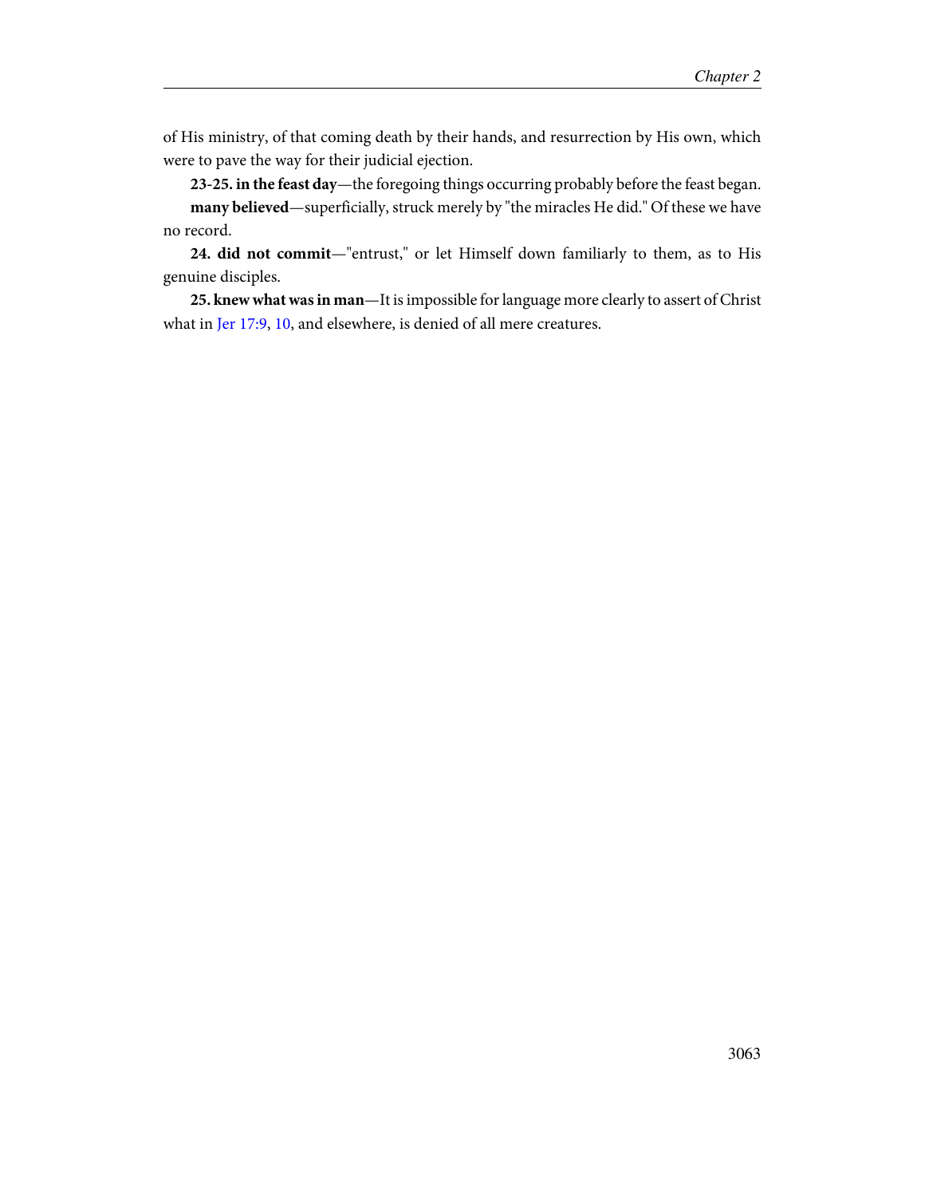of His ministry, of that coming death by their hands, and resurrection by His own, which were to pave the way for their judicial ejection.

**23-25. in the feast day**—the foregoing things occurring probably before the feast began.

**many believed**—superficially, struck merely by "the miracles He did." Of these we have no record.

**24. did not commit**—"entrust," or let Himself down familiarly to them, as to His genuine disciples.

**25. knew what was in man**—It is impossible for language more clearly to assert of Christ what in Jer 17:9, 10, and elsewhere, is denied of all mere creatures.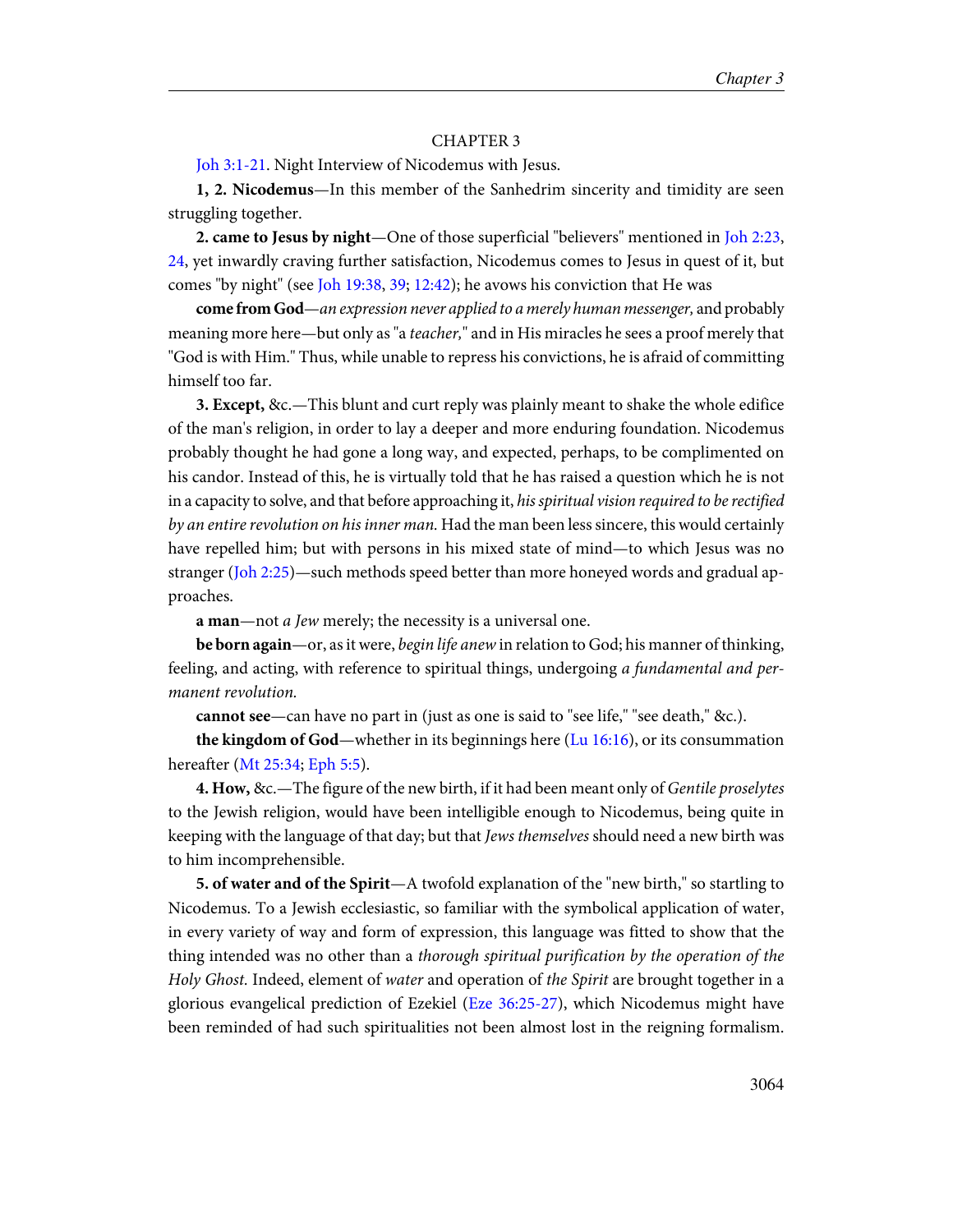## CHAPTER 3

Joh 3:1-21. Night Interview of Nicodemus with Jesus.

**1, 2. Nicodemus**—In this member of the Sanhedrim sincerity and timidity are seen struggling together.

**2. came to Jesus by night**—One of those superficial "believers" mentioned in Joh 2:23, 24, yet inwardly craving further satisfaction, Nicodemus comes to Jesus in quest of it, but comes "by night" (see Joh 19:38, 39; 12:42); he avows his conviction that He was

**come from God**—*an expression never applied to a merely human messenger,* and probably meaning more here—but only as "a *teacher,*" and in His miracles he sees a proof merely that "God is with Him." Thus, while unable to repress his convictions, he is afraid of committing himself too far.

**3. Except,** &c.—This blunt and curt reply was plainly meant to shake the whole edifice of the man's religion, in order to lay a deeper and more enduring foundation. Nicodemus probably thought he had gone a long way, and expected, perhaps, to be complimented on his candor. Instead of this, he is virtually told that he has raised a question which he is not in a capacity to solve, and that before approaching it, *his spiritual vision required to be rectified by an entire revolution on his inner man.* Had the man been less sincere, this would certainly have repelled him; but with persons in his mixed state of mind—to which Jesus was no stranger (Joh 2:25)—such methods speed better than more honeyed words and gradual approaches.

**a man**—not *a Jew* merely; the necessity is a universal one.

**be born again**—or, as it were, *begin life anew* in relation to God; his manner of thinking, feeling, and acting, with reference to spiritual things, undergoing *a fundamental and permanent revolution.*

**cannot see**—can have no part in (just as one is said to "see life," "see death," &c.).

**the kingdom of God**—whether in its beginnings here (Lu 16:16), or its consummation hereafter (Mt 25:34; Eph 5:5).

**4. How,** &c.—The figure of the new birth, if it had been meant only of *Gentile proselytes* to the Jewish religion, would have been intelligible enough to Nicodemus, being quite in keeping with the language of that day; but that *Jews themselves* should need a new birth was to him incomprehensible.

**5. of water and of the Spirit**—A twofold explanation of the "new birth," so startling to Nicodemus. To a Jewish ecclesiastic, so familiar with the symbolical application of water, in every variety of way and form of expression, this language was fitted to show that the thing intended was no other than a *thorough spiritual purification by the operation of the Holy Ghost.* Indeed, element of *water* and operation of *the Spirit* are brought together in a glorious evangelical prediction of Ezekiel (Eze 36:25-27), which Nicodemus might have been reminded of had such spiritualities not been almost lost in the reigning formalism.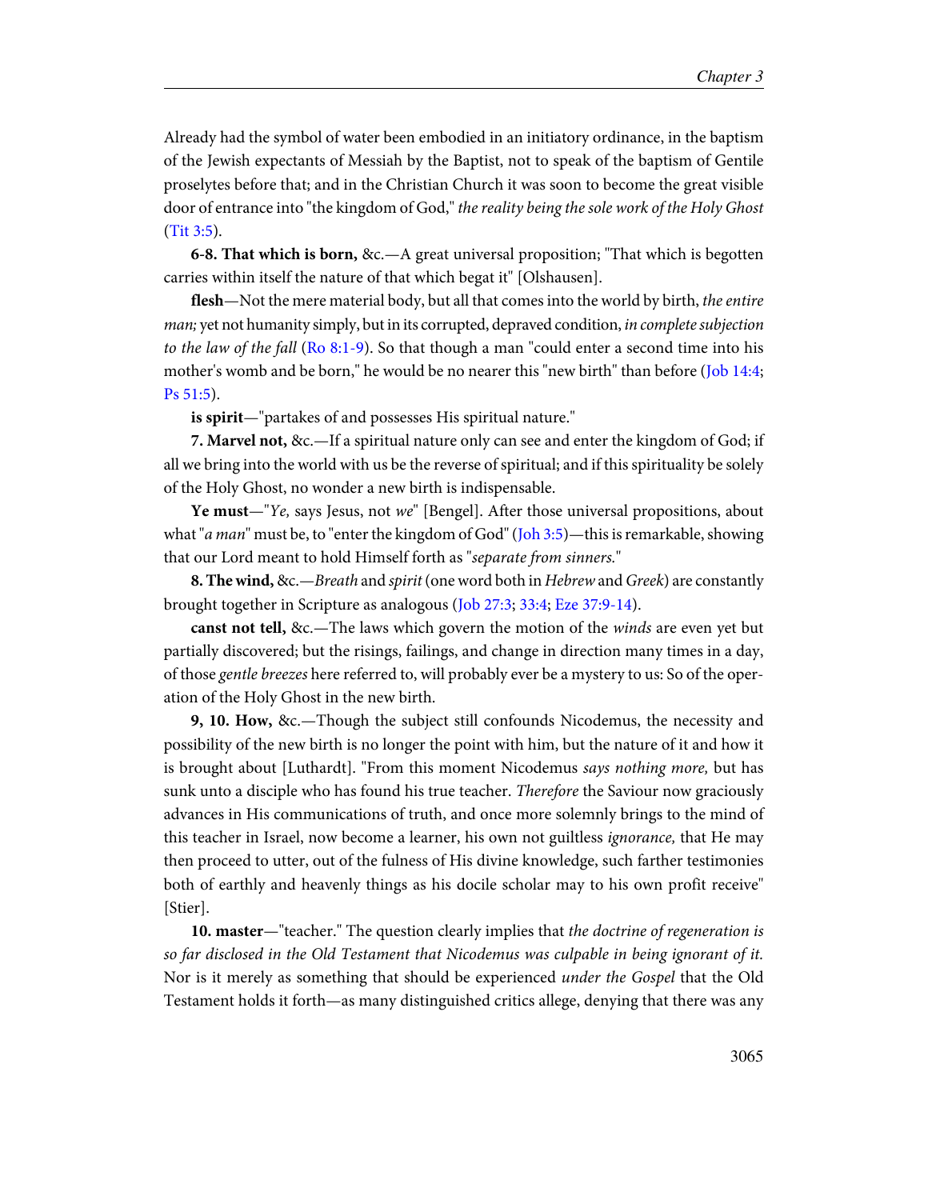Already had the symbol of water been embodied in an initiatory ordinance, in the baptism of the Jewish expectants of Messiah by the Baptist, not to speak of the baptism of Gentile proselytes before that; and in the Christian Church it was soon to become the great visible door of entrance into "the kingdom of God," *the reality being the sole work of the Holy Ghost* (Tit 3:5).

**6-8. That which is born,** &c.—A great universal proposition; "That which is begotten carries within itself the nature of that which begat it" [Olshausen].

**flesh**—Not the mere material body, but all that comes into the world by birth, *the entire man;* yet not humanity simply, but in its corrupted, depraved condition, *in complete subjection to the law of the fall* (Ro 8:1-9). So that though a man "could enter a second time into his mother's womb and be born," he would be no nearer this "new birth" than before (Job 14:4; Ps 51:5).

**is spirit**—"partakes of and possesses His spiritual nature."

**7. Marvel not,** &c.—If a spiritual nature only can see and enter the kingdom of God; if all we bring into the world with us be the reverse of spiritual; and if this spirituality be solely of the Holy Ghost, no wonder a new birth is indispensable.

**Ye must**—"*Ye,* says Jesus, not *we*" [Bengel]. After those universal propositions, about what "*a man*" must be, to "enter the kingdom of God" (Joh 3:5)—this is remarkable, showing that our Lord meant to hold Himself forth as "*separate from sinners.*"

**8. The wind,** &c.—*Breath* and *spirit* (one word both in *Hebrew* and *Greek*) are constantly brought together in Scripture as analogous (Job 27:3; 33:4; Eze 37:9-14).

**canst not tell,** &c.—The laws which govern the motion of the *winds* are even yet but partially discovered; but the risings, failings, and change in direction many times in a day, of those *gentle breezes* here referred to, will probably ever be a mystery to us: So of the operation of the Holy Ghost in the new birth.

**9, 10. How,** &c.—Though the subject still confounds Nicodemus, the necessity and possibility of the new birth is no longer the point with him, but the nature of it and how it is brought about [Luthardt]. "From this moment Nicodemus *says nothing more,* but has sunk unto a disciple who has found his true teacher. *Therefore* the Saviour now graciously advances in His communications of truth, and once more solemnly brings to the mind of this teacher in Israel, now become a learner, his own not guiltless *ignorance,* that He may then proceed to utter, out of the fulness of His divine knowledge, such farther testimonies both of earthly and heavenly things as his docile scholar may to his own profit receive" [Stier].

**10. master**—"teacher." The question clearly implies that *the doctrine of regeneration is so far disclosed in the Old Testament that Nicodemus was culpable in being ignorant of it.* Nor is it merely as something that should be experienced *under the Gospel* that the Old Testament holds it forth—as many distinguished critics allege, denying that there was any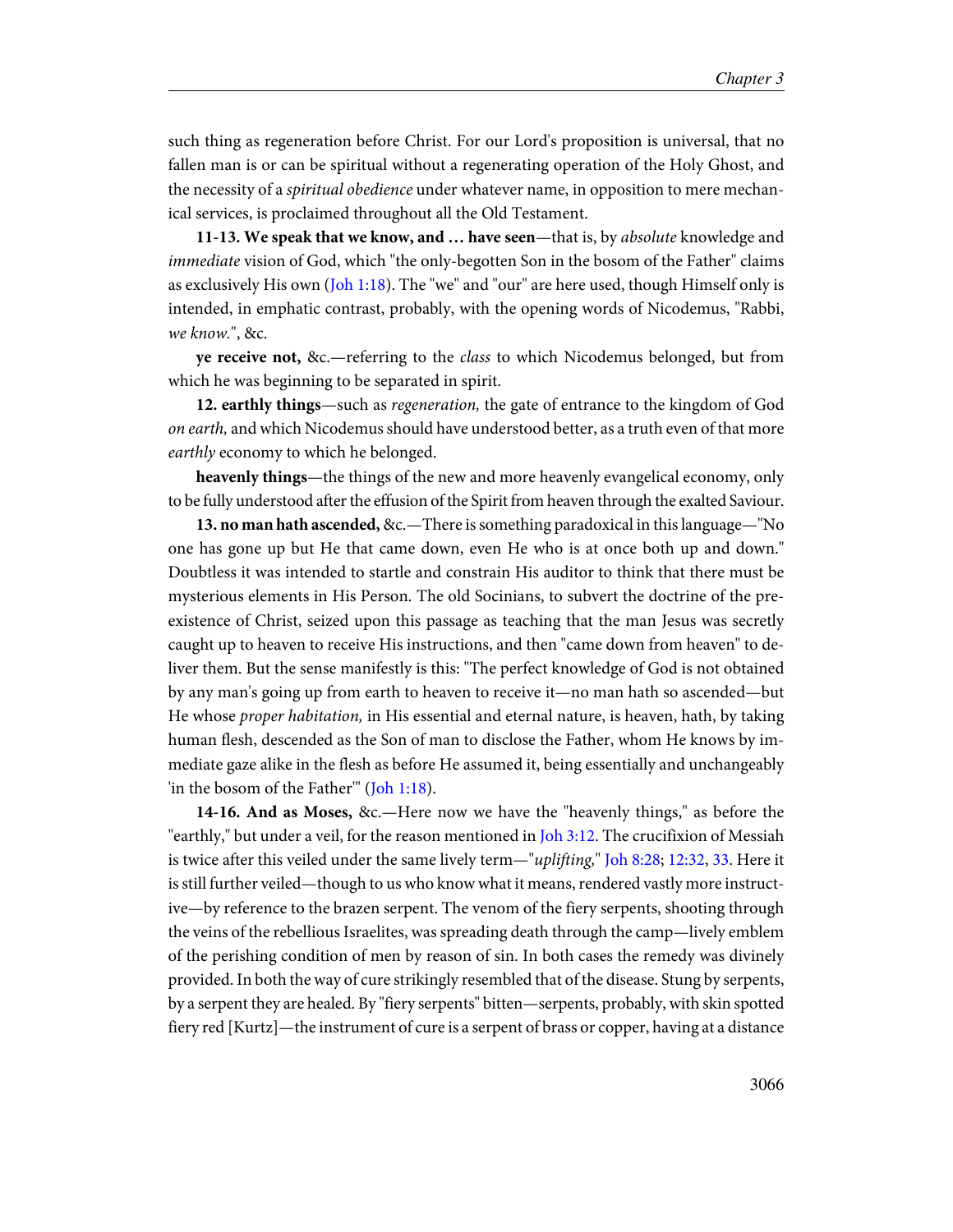such thing as regeneration before Christ. For our Lord's proposition is universal, that no fallen man is or can be spiritual without a regenerating operation of the Holy Ghost, and the necessity of a *spiritual obedience* under whatever name, in opposition to mere mechanical services, is proclaimed throughout all the Old Testament.

**11-13. We speak that we know, and … have seen**—that is, by *absolute* knowledge and *immediate* vision of God, which "the only-begotten Son in the bosom of the Father" claims as exclusively His own (Joh 1:18). The "we" and "our" are here used, though Himself only is intended, in emphatic contrast, probably, with the opening words of Nicodemus, "Rabbi, *we know*.", &c.

**ye receive not,** &c.—referring to the *class* to which Nicodemus belonged, but from which he was beginning to be separated in spirit.

**12. earthly things**—such as *regeneration,* the gate of entrance to the kingdom of God *on earth,* and which Nicodemus should have understood better, as a truth even of that more *earthly* economy to which he belonged.

**heavenly things**—the things of the new and more heavenly evangelical economy, only to be fully understood after the effusion of the Spirit from heaven through the exalted Saviour.

**13. no man hath ascended,** &c.—There is something paradoxical in this language—"No one has gone up but He that came down, even He who is at once both up and down." Doubtless it was intended to startle and constrain His auditor to think that there must be mysterious elements in His Person. The old Socinians, to subvert the doctrine of the pre-existence of Christ, seized upon this passage as teaching that the man Jesus was secretly caught up to heaven to receive His instructions, and then "came down from heaven" to deliver them. But the sense manifestly is this: "The perfect knowledge of God is not obtained by any man's going up from earth to heaven to receive it—no man hath so ascended—but He whose *proper habitation,* in His essential and eternal nature, is heaven, hath, by taking human flesh, descended as the Son of man to disclose the Father, whom He knows by immediate gaze alike in the flesh as before He assumed it, being essentially and unchangeably 'in the bosom of the Father'" (Joh 1:18).

**14-16. And as Moses,** &c.—Here now we have the "heavenly things," as before the "earthly," but under a veil, for the reason mentioned in Joh 3:12. The crucifixion of Messiah is twice after this veiled under the same lively term—"*uplifting,*" Joh 8:28; 12:32, 33. Here it is still further veiled—though to us who know what it means, rendered vastly more instructive—by reference to the brazen serpent. The venom of the fiery serpents, shooting through the veins of the rebellious Israelites, was spreading death through the camp—lively emblem of the perishing condition of men by reason of sin. In both cases the remedy was divinely provided. In both the way of cure strikingly resembled that of the disease. Stung by serpents, by a serpent they are healed. By "fiery serpents" bitten—serpents, probably, with skin spotted fiery red [Kurtz]—the instrument of cure is a serpent of brass or copper, having at a distance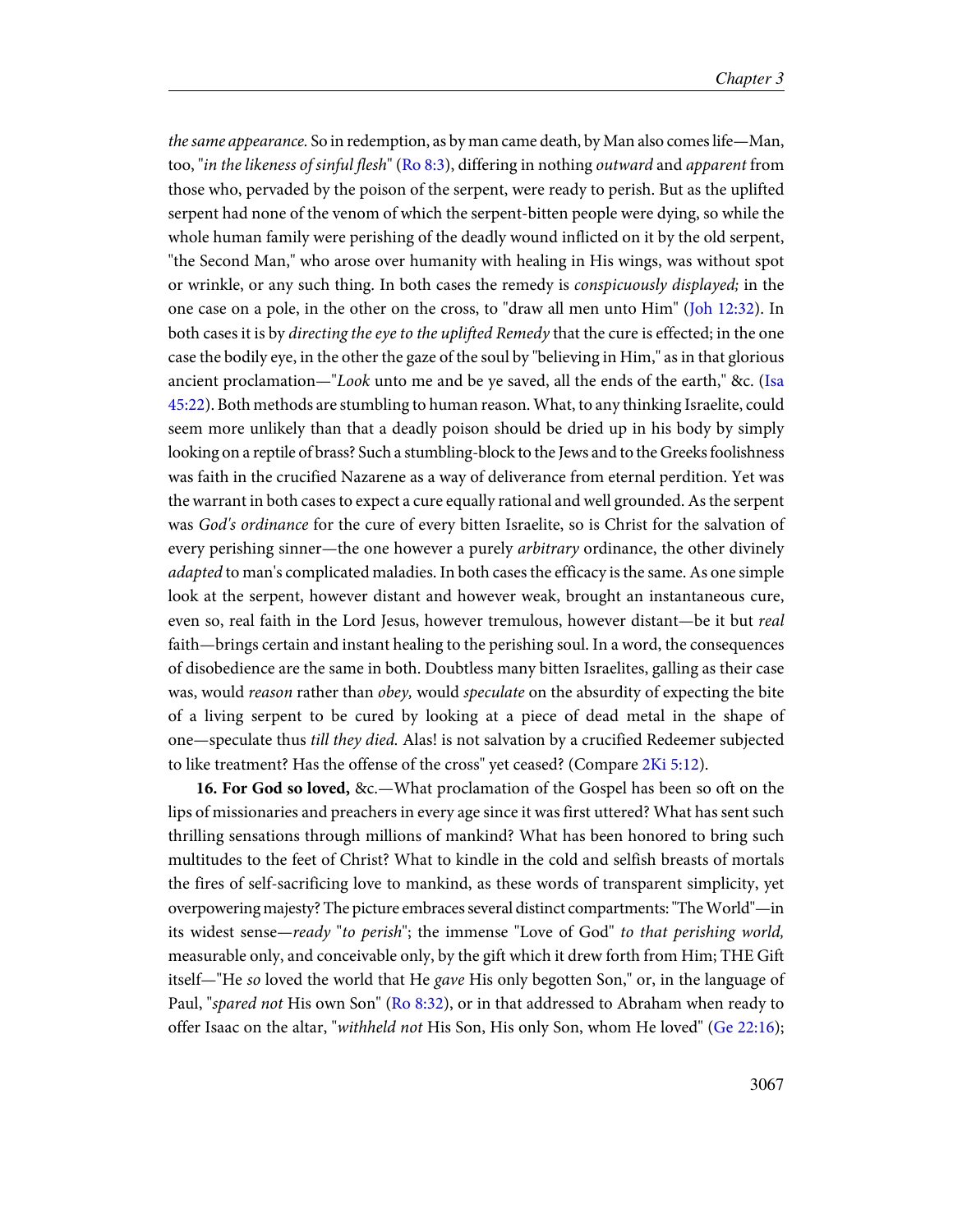*the same appearance.* So in redemption, as by man came death, by Man also comes life—Man, too, "*in the likeness of sinful flesh*" (Ro 8:3), differing in nothing *outward* and *apparent* from those who, pervaded by the poison of the serpent, were ready to perish. But as the uplifted serpent had none of the venom of which the serpent-bitten people were dying, so while the whole human family were perishing of the deadly wound inflicted on it by the old serpent, "the Second Man," who arose over humanity with healing in His wings, was without spot or wrinkle, or any such thing. In both cases the remedy is *conspicuously displayed;* in the one case on a pole, in the other on the cross, to "draw all men unto Him" (Joh 12:32). In both cases it is by *directing the eye to the uplifted Remedy* that the cure is effected; in the one case the bodily eye, in the other the gaze of the soul by "believing in Him," as in that glorious ancient proclamation—"*Look* unto me and be ye saved, all the ends of the earth," &c. (Isa 45:22). Both methods are stumbling to human reason. What, to any thinking Israelite, could seem more unlikely than that a deadly poison should be dried up in his body by simply looking on a reptile of brass? Such a stumbling-block to the Jews and to the Greeks foolishness was faith in the crucified Nazarene as a way of deliverance from eternal perdition. Yet was the warrant in both cases to expect a cure equally rational and well grounded. As the serpent was *God's ordinance* for the cure of every bitten Israelite, so is Christ for the salvation of every perishing sinner—the one however a purely *arbitrary* ordinance, the other divinely *adapted* to man's complicated maladies. In both cases the efficacy is the same. As one simple look at the serpent, however distant and however weak, brought an instantaneous cure, even so, real faith in the Lord Jesus, however tremulous, however distant—be it but *real* faith—brings certain and instant healing to the perishing soul. In a word, the consequences of disobedience are the same in both. Doubtless many bitten Israelites, galling as their case was, would *reason* rather than *obey,* would *speculate* on the absurdity of expecting the bite of a living serpent to be cured by looking at a piece of dead metal in the shape of one—speculate thus *till they died.* Alas! is not salvation by a crucified Redeemer subjected to like treatment? Has the offense of the cross" yet ceased? (Compare 2Ki 5:12).

**16. For God so loved,** &c.—What proclamation of the Gospel has been so oft on the lips of missionaries and preachers in every age since it was first uttered? What has sent such thrilling sensations through millions of mankind? What has been honored to bring such multitudes to the feet of Christ? What to kindle in the cold and selfish breasts of mortals the fires of self-sacrificing love to mankind, as these words of transparent simplicity, yet overpowering majesty? The picture embraces several distinct compartments: "The World"—in its widest sense—*ready* "*to perish*"; the immense "Love of God" *to that perishing world,* measurable only, and conceivable only, by the gift which it drew forth from Him; THE Gift itself—"He *so* loved the world that He *gave* His only begotten Son," or, in the language of Paul, "*spared not* His own Son" (Ro 8:32), or in that addressed to Abraham when ready to offer Isaac on the altar, "*withheld not* His Son, His only Son, whom He loved" (Ge 22:16);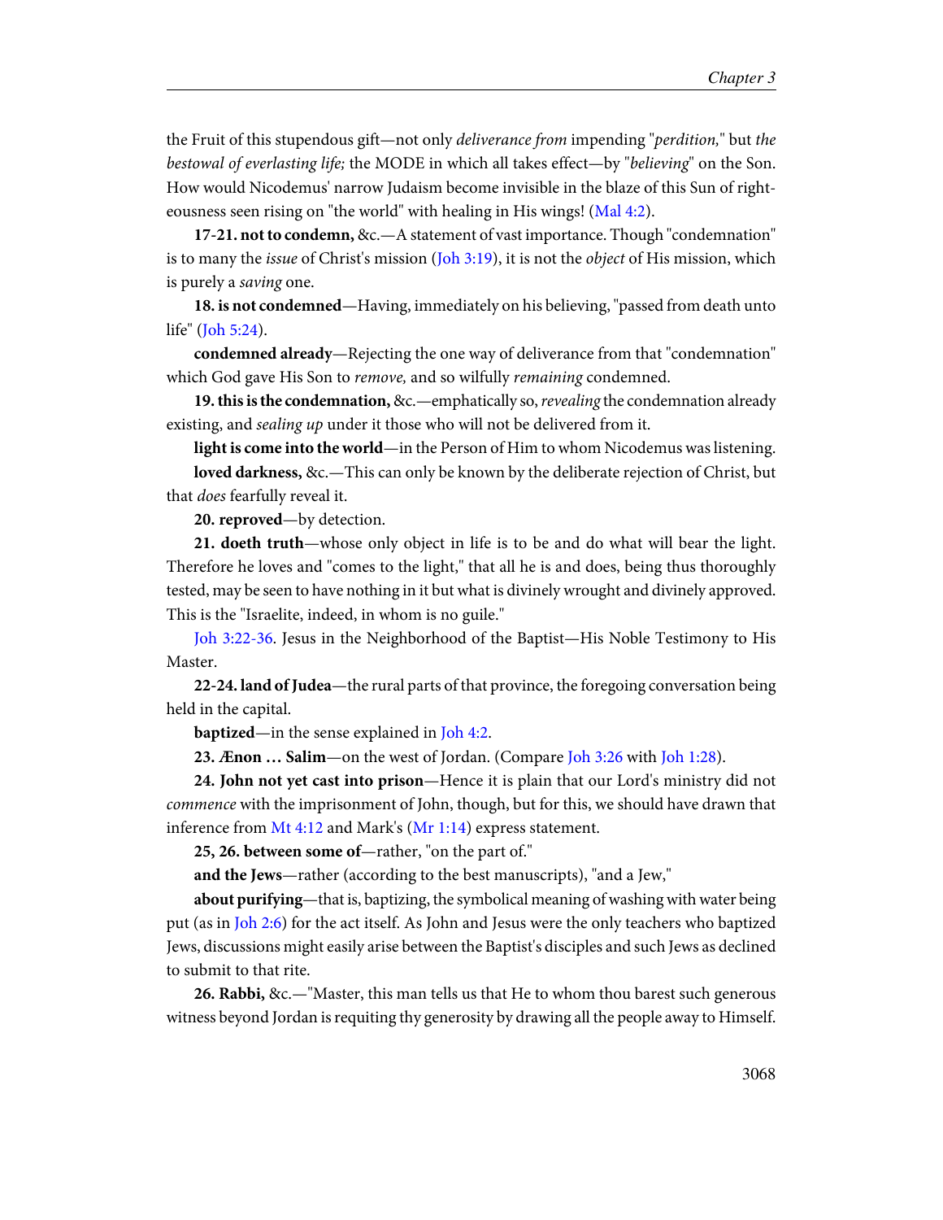the Fruit of this stupendous gift—not only *deliverance from* impending "*perdition,*" but *the bestowal of everlasting life;* the MODE in which all takes effect—by "*believing*" on the Son. How would Nicodemus' narrow Judaism become invisible in the blaze of this Sun of righteousness seen rising on "the world" with healing in His wings! (Mal 4:2).

**17-21. not to condemn,** &c.—A statement of vast importance. Though "condemnation" is to many the *issue* of Christ's mission (Joh 3:19), it is not the *object* of His mission, which is purely a *saving* one.

**18. is not condemned**—Having, immediately on his believing, "passed from death unto life" (Joh 5:24).

**condemned already**—Rejecting the one way of deliverance from that "condemnation" which God gave His Son to *remove,* and so wilfully *remaining* condemned.

**19. this is the condemnation,** &c.—emphatically so, *revealing* the condemnation already existing, and *sealing up* under it those who will not be delivered from it.

**light is come into the world**—in the Person of Him to whom Nicodemus was listening.

**loved darkness,** &c.—This can only be known by the deliberate rejection of Christ, but that *does* fearfully reveal it.

**20. reproved**—by detection.

**21. doeth truth**—whose only object in life is to be and do what will bear the light. Therefore he loves and "comes to the light," that all he is and does, being thus thoroughly tested, may be seen to have nothing in it but what is divinely wrought and divinely approved. This is the "Israelite, indeed, in whom is no guile."

Joh 3:22-36. Jesus in the Neighborhood of the Baptist—His Noble Testimony to His Master.

**22-24. land of Judea**—the rural parts of that province, the foregoing conversation being held in the capital.

**baptized**—in the sense explained in Joh 4:2.

**23. Ænon … Salim**—on the west of Jordan. (Compare Joh 3:26 with Joh 1:28).

**24. John not yet cast into prison**—Hence it is plain that our Lord's ministry did not *commence* with the imprisonment of John, though, but for this, we should have drawn that inference from Mt 4:12 and Mark's (Mr 1:14) express statement.

**25, 26. between some of**—rather, "on the part of."

**and the Jews**—rather (according to the best manuscripts), "and a Jew,"

**about purifying**—that is, baptizing, the symbolical meaning of washing with water being put (as in Joh 2:6) for the act itself. As John and Jesus were the only teachers who baptized Jews, discussions might easily arise between the Baptist's disciples and such Jews as declined to submit to that rite.

**26. Rabbi,** &c.—"Master, this man tells us that He to whom thou barest such generous witness beyond Jordan is requiting thy generosity by drawing all the people away to Himself.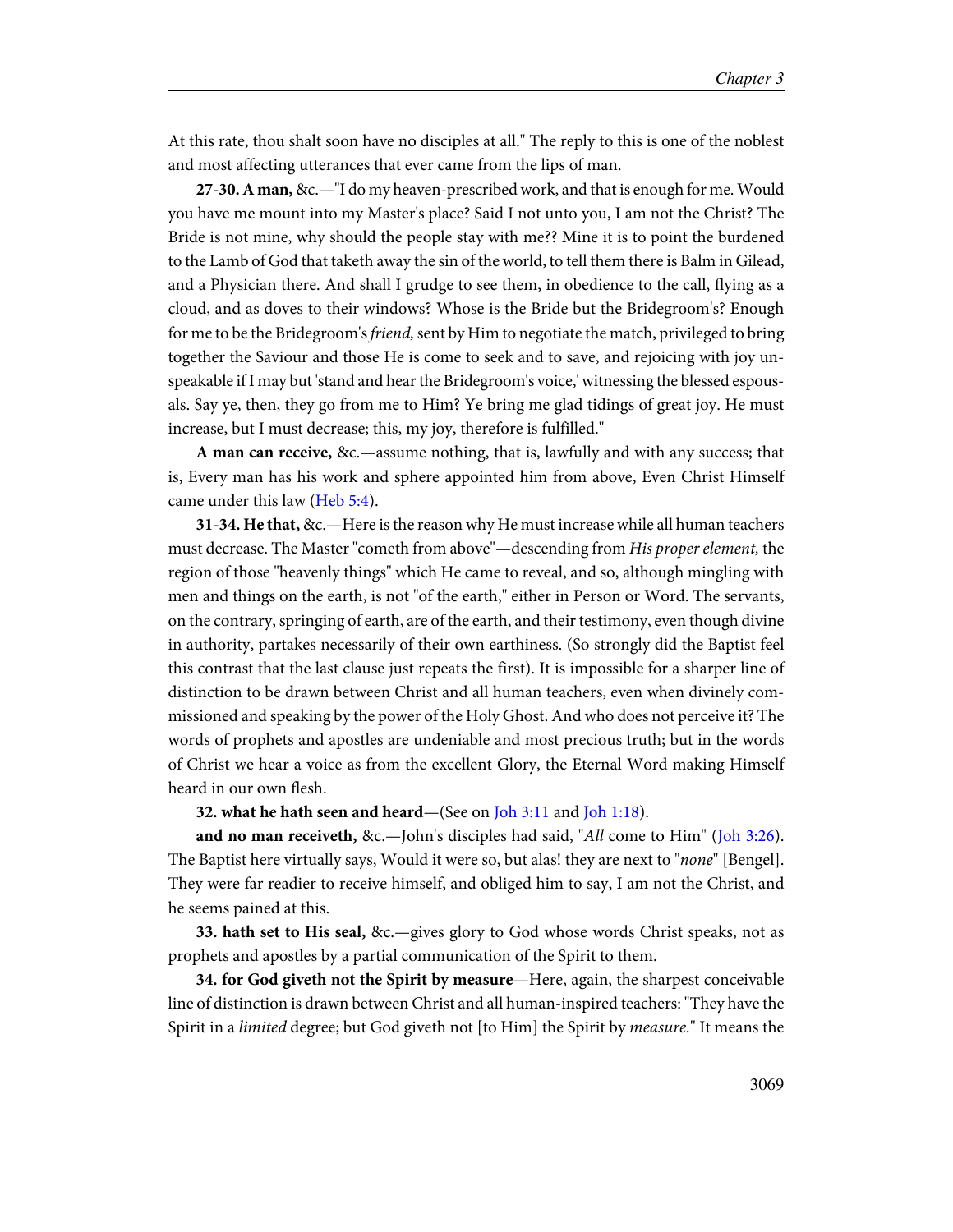At this rate, thou shalt soon have no disciples at all." The reply to this is one of the noblest and most affecting utterances that ever came from the lips of man.

**27-30. A man,** &c.—"I do my heaven-prescribed work, and that is enough for me. Would you have me mount into my Master's place? Said I not unto you, I am not the Christ? The Bride is not mine, why should the people stay with me?? Mine it is to point the burdened to the Lamb of God that taketh away the sin of the world, to tell them there is Balm in Gilead, and a Physician there. And shall I grudge to see them, in obedience to the call, flying as a cloud, and as doves to their windows? Whose is the Bride but the Bridegroom's? Enough for me to be the Bridegroom's *friend,* sent by Him to negotiate the match, privileged to bring together the Saviour and those He is come to seek and to save, and rejoicing with joy unspeakable if I may but 'stand and hear the Bridegroom's voice,' witnessing the blessed espousals. Say ye, then, they go from me to Him? Ye bring me glad tidings of great joy. He must increase, but I must decrease; this, my joy, therefore is fulfilled."

**A man can receive,** &c.—assume nothing, that is, lawfully and with any success; that is, Every man has his work and sphere appointed him from above, Even Christ Himself came under this law (Heb 5:4).

**31-34. He that,** &c.—Here is the reason why He must increase while all human teachers must decrease. The Master "cometh from above"—descending from *His proper element,* the region of those "heavenly things" which He came to reveal, and so, although mingling with men and things on the earth, is not "of the earth," either in Person or Word. The servants, on the contrary, springing of earth, are of the earth, and their testimony, even though divine in authority, partakes necessarily of their own earthiness. (So strongly did the Baptist feel this contrast that the last clause just repeats the first). It is impossible for a sharper line of distinction to be drawn between Christ and all human teachers, even when divinely commissioned and speaking by the power of the Holy Ghost. And who does not perceive it? The words of prophets and apostles are undeniable and most precious truth; but in the words of Christ we hear a voice as from the excellent Glory, the Eternal Word making Himself heard in our own flesh.

**32. what he hath seen and heard**—(See on Joh 3:11 and Joh 1:18).

**and no man receiveth,** &c.—John's disciples had said, "*All* come to Him" (Joh 3:26). The Baptist here virtually says, Would it were so, but alas! they are next to "*none*" [Bengel]. They were far readier to receive himself, and obliged him to say, I am not the Christ, and he seems pained at this.

**33. hath set to His seal,** &c.—gives glory to God whose words Christ speaks, not as prophets and apostles by a partial communication of the Spirit to them.

**34. for God giveth not the Spirit by measure**—Here, again, the sharpest conceivable line of distinction is drawn between Christ and all human-inspired teachers: "They have the Spirit in a *limited* degree; but God giveth not [to Him] the Spirit by *measure.*" It means the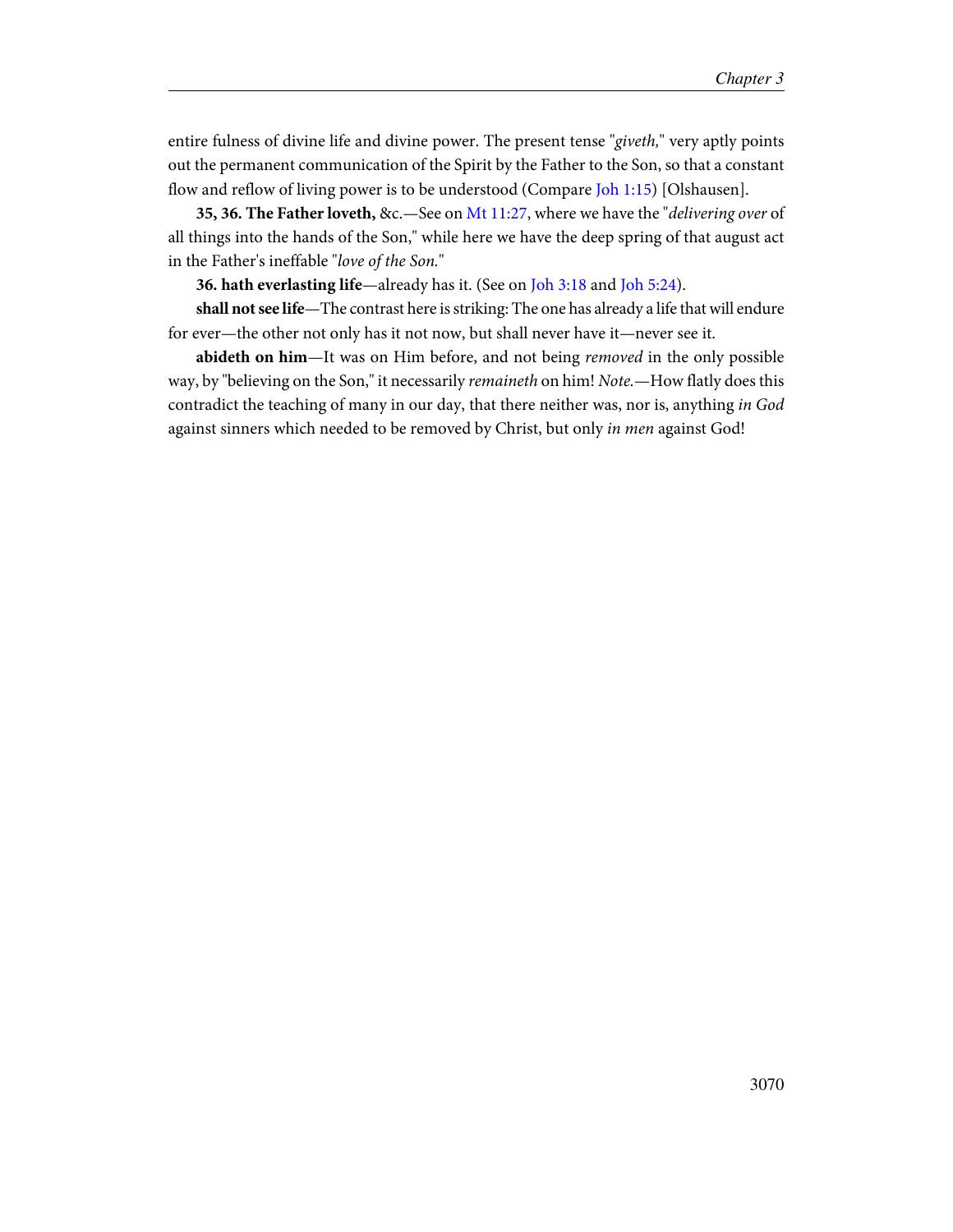entire fulness of divine life and divine power. The present tense "*giveth,*" very aptly points out the permanent communication of the Spirit by the Father to the Son, so that a constant flow and reflow of living power is to be understood (Compare Joh 1:15) [Olshausen].

**35, 36. The Father loveth,** &c.—See on Mt 11:27, where we have the "*delivering over* of all things into the hands of the Son," while here we have the deep spring of that august act in the Father's ineffable "*love of the Son.*"

**36. hath everlasting life**—already has it. (See on Joh 3:18 and Joh 5:24).

**shall not see life**—The contrast here is striking: The one has already a life that will endure for ever—the other not only has it not now, but shall never have it—never see it.

**abideth on him**—It was on Him before, and not being *removed* in the only possible way, by "believing on the Son," it necessarily *remaineth* on him! *Note.*—How flatly does this contradict the teaching of many in our day, that there neither was, nor is, anything *in God* against sinners which needed to be removed by Christ, but only *in men* against God!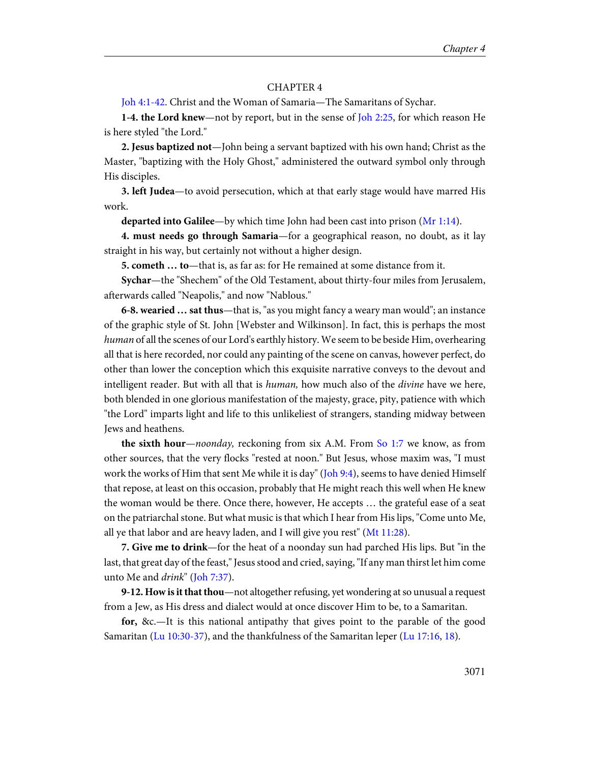CHAPTER 4

Joh 4:1-42. Christ and the Woman of Samaria—The Samaritans of Sychar.

**1-4. the Lord knew**—not by report, but in the sense of Joh 2:25, for which reason He is here styled "the Lord."

**2. Jesus baptized not**—John being a servant baptized with his own hand; Christ as the Master, "baptizing with the Holy Ghost," administered the outward symbol only through His disciples.

**3. left Judea**—to avoid persecution, which at that early stage would have marred His work.

**departed into Galilee**—by which time John had been cast into prison (Mr 1:14).

**4. must needs go through Samaria**—for a geographical reason, no doubt, as it lay straight in his way, but certainly not without a higher design.

**5. cometh … to**—that is, as far as: for He remained at some distance from it.

**Sychar**—the "Shechem" of the Old Testament, about thirty-four miles from Jerusalem, afterwards called "Neapolis," and now "Nablous."

**6-8. wearied … sat thus**—that is, "as you might fancy a weary man would"; an instance of the graphic style of St. John [Webster and Wilkinson]. In fact, this is perhaps the most *human* of all the scenes of our Lord's earthly history. We seem to be beside Him, overhearing all that is here recorded, nor could any painting of the scene on canvas, however perfect, do other than lower the conception which this exquisite narrative conveys to the devout and intelligent reader. But with all that is *human,* how much also of the *divine* have we here, both blended in one glorious manifestation of the majesty, grace, pity, patience with which "the Lord" imparts light and life to this unlikeliest of strangers, standing midway between Jews and heathens.

**the sixth hour**—*noonday,* reckoning from six A.M. From So 1:7 we know, as from other sources, that the very flocks "rested at noon." But Jesus, whose maxim was, "I must work the works of Him that sent Me while it is day" (Joh 9:4), seems to have denied Himself that repose, at least on this occasion, probably that He might reach this well when He knew the woman would be there. Once there, however, He accepts … the grateful ease of a seat on the patriarchal stone. But what music is that which I hear from His lips, "Come unto Me, all ye that labor and are heavy laden, and I will give you rest" (Mt 11:28).

**7. Give me to drink**—for the heat of a noonday sun had parched His lips. But "in the last, that great day of the feast," Jesus stood and cried, saying, "If any man thirst let him come unto Me and *drink*" (Joh 7:37).

**9-12. How is it that thou**—not altogether refusing, yet wondering at so unusual a request from a Jew, as His dress and dialect would at once discover Him to be, to a Samaritan.

**for,** &c.—It is this national antipathy that gives point to the parable of the good Samaritan (Lu 10:30-37), and the thankfulness of the Samaritan leper (Lu 17:16, 18).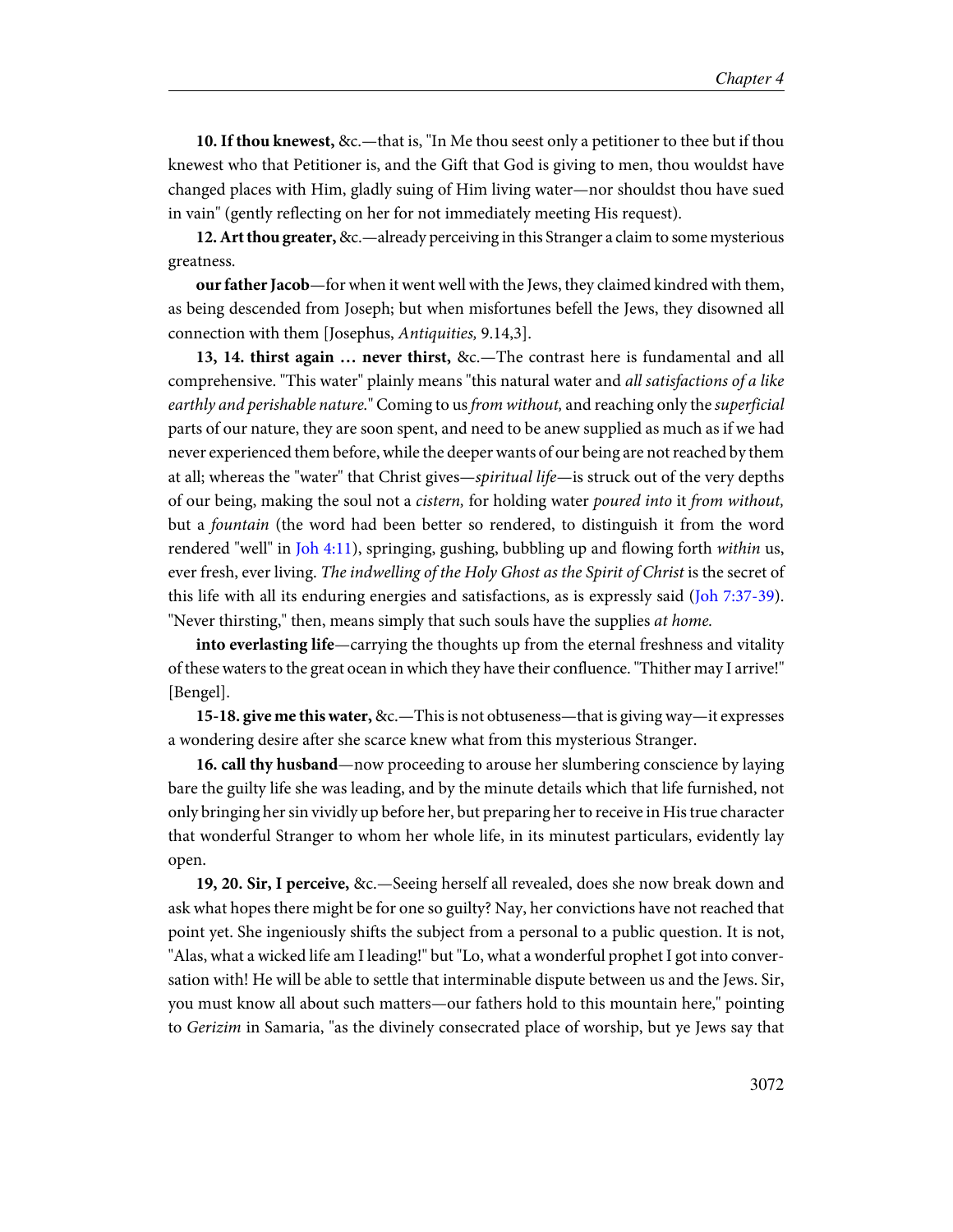**10. If thou knewest,** &c.—that is, "In Me thou seest only a petitioner to thee but if thou knewest who that Petitioner is, and the Gift that God is giving to men, thou wouldst have changed places with Him, gladly suing of Him living water—nor shouldst thou have sued in vain" (gently reflecting on her for not immediately meeting His request).

**12. Art thou greater,** &c.—already perceiving in this Stranger a claim to some mysterious greatness.

**our father Jacob**—for when it went well with the Jews, they claimed kindred with them, as being descended from Joseph; but when misfortunes befell the Jews, they disowned all connection with them [Josephus, *Antiquities,* 9.14,3].

**13, 14. thirst again … never thirst,** &c.—The contrast here is fundamental and all comprehensive. "This water" plainly means "this natural water and *all satisfactions of a like earthly and perishable nature.*" Coming to us *from without,* and reaching only the *superficial* parts of our nature, they are soon spent, and need to be anew supplied as much as if we had never experienced them before, while the deeper wants of our being are not reached by them at all; whereas the "water" that Christ gives—*spiritual life*—is struck out of the very depths of our being, making the soul not a *cistern,* for holding water *poured into* it *from without,* but a *fountain* (the word had been better so rendered, to distinguish it from the word rendered "well" in Joh 4:11), springing, gushing, bubbling up and flowing forth *within* us, ever fresh, ever living. *The indwelling of the Holy Ghost as the Spirit of Christ* is the secret of this life with all its enduring energies and satisfactions, as is expressly said (Joh 7:37-39). "Never thirsting," then, means simply that such souls have the supplies *at home.*

**into everlasting life**—carrying the thoughts up from the eternal freshness and vitality of these waters to the great ocean in which they have their confluence. "Thither may I arrive!" [Bengel].

**15-18. give me this water,** &c.—This is not obtuseness—that is giving way—it expresses a wondering desire after she scarce knew what from this mysterious Stranger.

**16. call thy husband**—now proceeding to arouse her slumbering conscience by laying bare the guilty life she was leading, and by the minute details which that life furnished, not only bringing her sin vividly up before her, but preparing her to receive in His true character that wonderful Stranger to whom her whole life, in its minutest particulars, evidently lay open.

**19, 20. Sir, I perceive,** &c.—Seeing herself all revealed, does she now break down and ask what hopes there might be for one so guilty? Nay, her convictions have not reached that point yet. She ingeniously shifts the subject from a personal to a public question. It is not, "Alas, what a wicked life am I leading!" but "Lo, what a wonderful prophet I got into conversation with! He will be able to settle that interminable dispute between us and the Jews. Sir, you must know all about such matters—our fathers hold to this mountain here," pointing to *Gerizim* in Samaria, "as the divinely consecrated place of worship, but ye Jews say that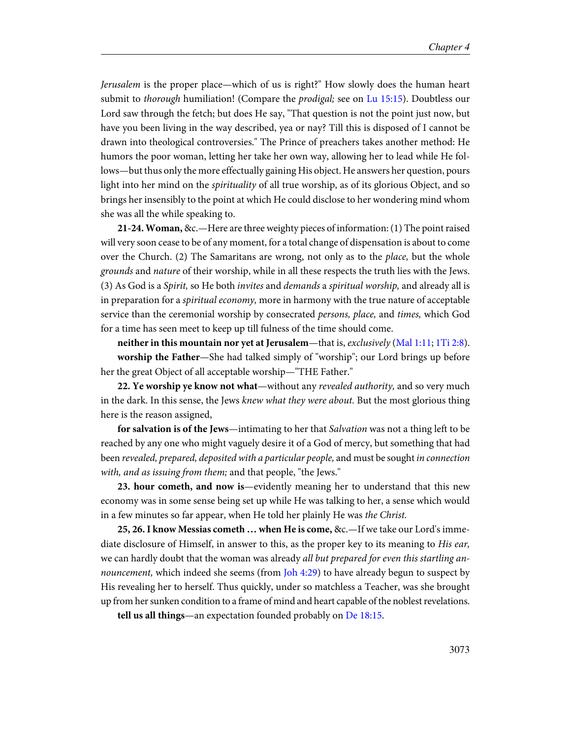*Jerusalem* is the proper place—which of us is right?" How slowly does the human heart submit to *thorough* humiliation! (Compare the *prodigal;* see on Lu 15:15). Doubtless our Lord saw through the fetch; but does He say, "That question is not the point just now, but have you been living in the way described, yea or nay? Till this is disposed of I cannot be drawn into theological controversies." The Prince of preachers takes another method: He humors the poor woman, letting her take her own way, allowing her to lead while He follows—but thus only the more effectually gaining His object. He answers her question, pours light into her mind on the *spirituality* of all true worship, as of its glorious Object, and so brings her insensibly to the point at which He could disclose to her wondering mind whom she was all the while speaking to.

**21-24. Woman,** &c.—Here are three weighty pieces of information: (1) The point raised will very soon cease to be of any moment, for a total change of dispensation is about to come over the Church. (2) The Samaritans are wrong, not only as to the *place,* but the whole *grounds* and *nature* of their worship, while in all these respects the truth lies with the Jews. (3) As God is a *Spirit,* so He both *invites* and *demands* a *spiritual worship,* and already all is in preparation for a *spiritual economy,* more in harmony with the true nature of acceptable service than the ceremonial worship by consecrated *persons, place,* and *times,* which God for a time has seen meet to keep up till fulness of the time should come.

**neither in this mountain nor yet at Jerusalem**—that is, *exclusively* (Mal 1:11; 1Ti 2:8).

**worship the Father**—She had talked simply of "worship"; our Lord brings up before her the great Object of all acceptable worship—"THE Father."

**22. Ye worship ye know not what**—without any *revealed authority,* and so very much in the dark. In this sense, the Jews *knew what they were about.* But the most glorious thing here is the reason assigned,

**for salvation is of the Jews**—intimating to her that *Salvation* was not a thing left to be reached by any one who might vaguely desire it of a God of mercy, but something that had been *revealed, prepared, deposited with a particular people,* and must be sought *in connection with, and as issuing from them;* and that people, "the Jews."

**23. hour cometh, and now is**—evidently meaning her to understand that this new economy was in some sense being set up while He was talking to her, a sense which would in a few minutes so far appear, when He told her plainly He was *the Christ.*

**25, 26. I know Messias cometh … when He is come,** &c.—If we take our Lord's immediate disclosure of Himself, in answer to this, as the proper key to its meaning to *His ear,* we can hardly doubt that the woman was already *all but prepared for even this startling announcement,* which indeed she seems (from Joh 4:29) to have already begun to suspect by His revealing her to herself. Thus quickly, under so matchless a Teacher, was she brought up from her sunken condition to a frame of mind and heart capable of the noblest revelations.

**tell us all things**—an expectation founded probably on De 18:15.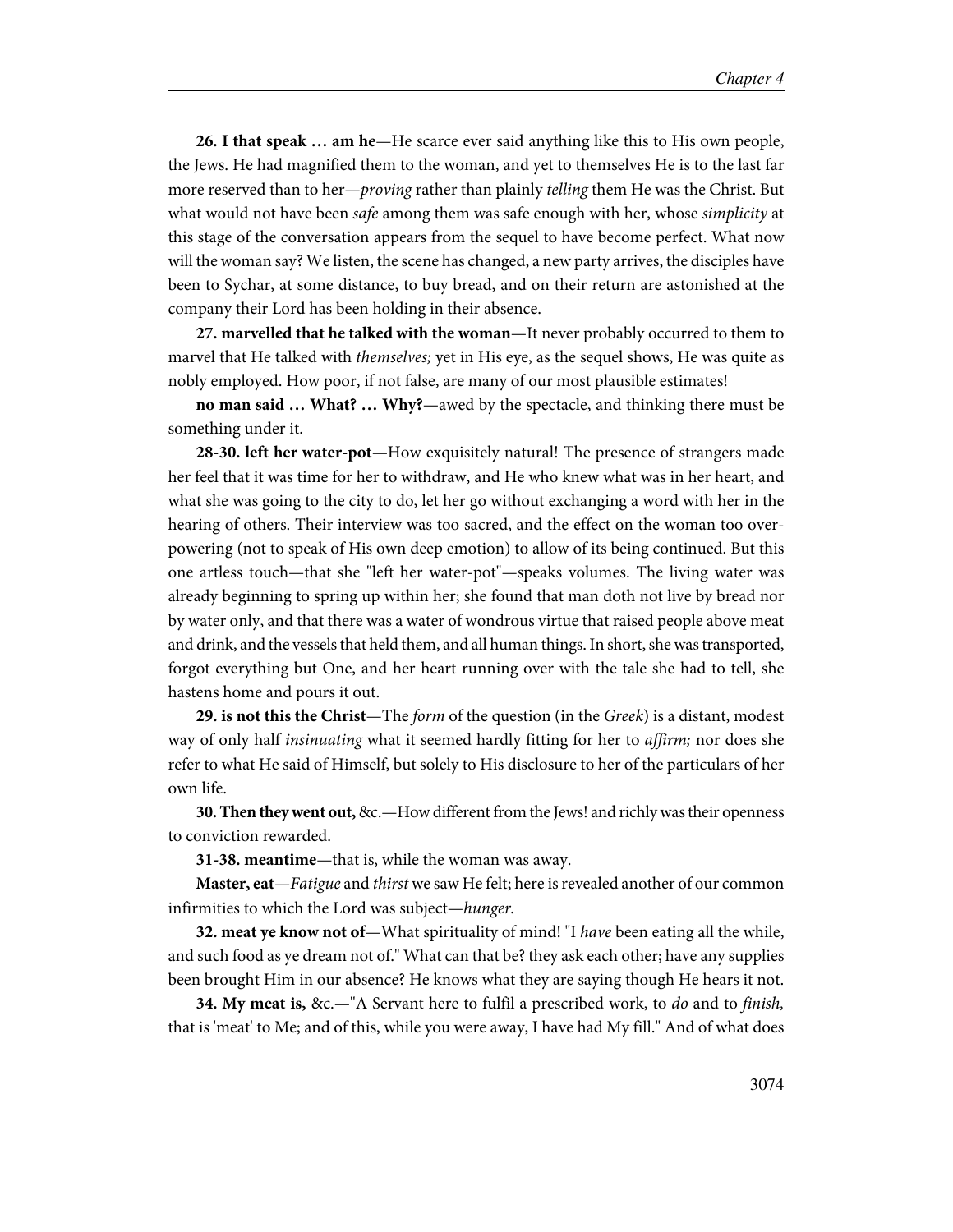**26. I that speak … am he**—He scarce ever said anything like this to His own people, the Jews. He had magnified them to the woman, and yet to themselves He is to the last far more reserved than to her—*proving* rather than plainly *telling* them He was the Christ. But what would not have been *safe* among them was safe enough with her, whose *simplicity* at this stage of the conversation appears from the sequel to have become perfect. What now will the woman say? We listen, the scene has changed, a new party arrives, the disciples have been to Sychar, at some distance, to buy bread, and on their return are astonished at the company their Lord has been holding in their absence.

**27. marvelled that he talked with the woman**—It never probably occurred to them to marvel that He talked with *themselves;* yet in His eye, as the sequel shows, He was quite as nobly employed. How poor, if not false, are many of our most plausible estimates!

**no man said … What? … Why?**—awed by the spectacle, and thinking there must be something under it.

**28-30. left her water-pot**—How exquisitely natural! The presence of strangers made her feel that it was time for her to withdraw, and He who knew what was in her heart, and what she was going to the city to do, let her go without exchanging a word with her in the hearing of others. Their interview was too sacred, and the effect on the woman too over-powering (not to speak of His own deep emotion) to allow of its being continued. But this one artless touch—that she "left her water-pot"—speaks volumes. The living water was already beginning to spring up within her; she found that man doth not live by bread nor by water only, and that there was a water of wondrous virtue that raised people above meat and drink, and the vessels that held them, and all human things. In short, she was transported, forgot everything but One, and her heart running over with the tale she had to tell, she hastens home and pours it out.

**29. is not this the Christ**—The *form* of the question (in the *Greek*) is a distant, modest way of only half *insinuating* what it seemed hardly fitting for her to *affirm;* nor does she refer to what He said of Himself, but solely to His disclosure to her of the particulars of her own life.

**30. Then they went out,** &c.—How different from the Jews! and richly was their openness to conviction rewarded.

**31-38. meantime**—that is, while the woman was away.

**Master, eat**—*Fatigue* and *thirst* we saw He felt; here is revealed another of our common infirmities to which the Lord was subject—*hunger.*

**32. meat ye know not of**—What spirituality of mind! "I *have* been eating all the while, and such food as ye dream not of." What can that be? they ask each other; have any supplies been brought Him in our absence? He knows what they are saying though He hears it not.

**34. My meat is,** &c.—"A Servant here to fulfil a prescribed work, to *do* and to *finish,* that is 'meat' to Me; and of this, while you were away, I have had My fill." And of what does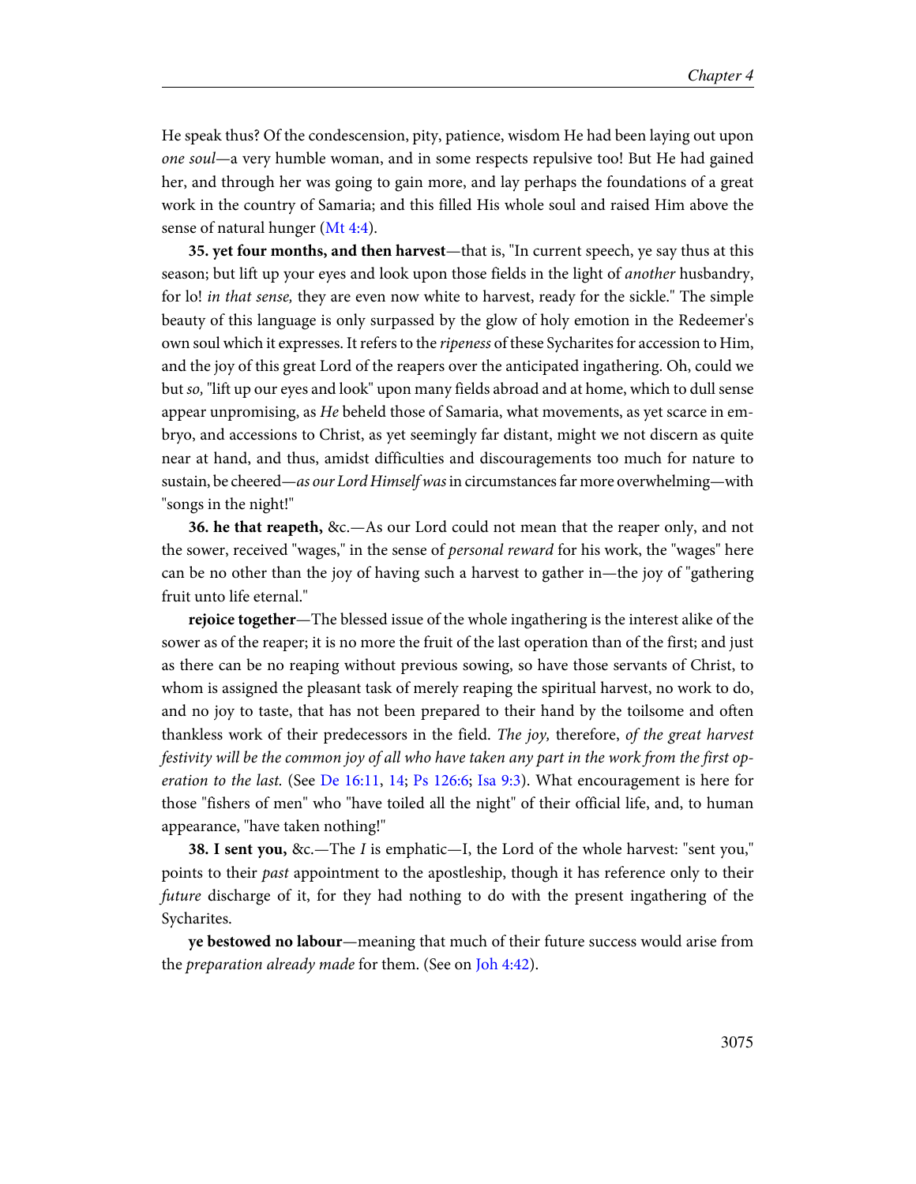He speak thus? Of the condescension, pity, patience, wisdom He had been laying out upon *one soul*—a very humble woman, and in some respects repulsive too! But He had gained her, and through her was going to gain more, and lay perhaps the foundations of a great work in the country of Samaria; and this filled His whole soul and raised Him above the sense of natural hunger (Mt 4:4).

**35. yet four months, and then harvest**—that is, "In current speech, ye say thus at this season; but lift up your eyes and look upon those fields in the light of *another* husbandry, for lo! *in that sense,* they are even now white to harvest, ready for the sickle." The simple beauty of this language is only surpassed by the glow of holy emotion in the Redeemer's own soul which it expresses. It refers to the *ripeness* of these Sycharites for accession to Him, and the joy of this great Lord of the reapers over the anticipated ingathering. Oh, could we but *so,* "lift up our eyes and look" upon many fields abroad and at home, which to dull sense appear unpromising, as *He* beheld those of Samaria, what movements, as yet scarce in embryo, and accessions to Christ, as yet seemingly far distant, might we not discern as quite near at hand, and thus, amidst difficulties and discouragements too much for nature to sustain, be cheered—*as our Lord Himself was* in circumstances far more overwhelming—with "songs in the night!"

**36. he that reapeth,** &c.—As our Lord could not mean that the reaper only, and not the sower, received "wages," in the sense of *personal reward* for his work, the "wages" here can be no other than the joy of having such a harvest to gather in—the joy of "gathering fruit unto life eternal."

**rejoice together**—The blessed issue of the whole ingathering is the interest alike of the sower as of the reaper; it is no more the fruit of the last operation than of the first; and just as there can be no reaping without previous sowing, so have those servants of Christ, to whom is assigned the pleasant task of merely reaping the spiritual harvest, no work to do, and no joy to taste, that has not been prepared to their hand by the toilsome and often thankless work of their predecessors in the field. *The joy,* therefore, *of the great harvest festivity will be the common joy of all who have taken any part in the work from the first operation to the last.* (See De 16:11, 14; Ps 126:6; Isa 9:3). What encouragement is here for those "fishers of men" who "have toiled all the night" of their official life, and, to human appearance, "have taken nothing!"

**38. I sent you,** &c.—The *I* is emphatic—I, the Lord of the whole harvest: "sent you," points to their *past* appointment to the apostleship, though it has reference only to their *future* discharge of it, for they had nothing to do with the present ingathering of the Sycharites.

**ye bestowed no labour**—meaning that much of their future success would arise from the *preparation already made* for them. (See on Joh 4:42).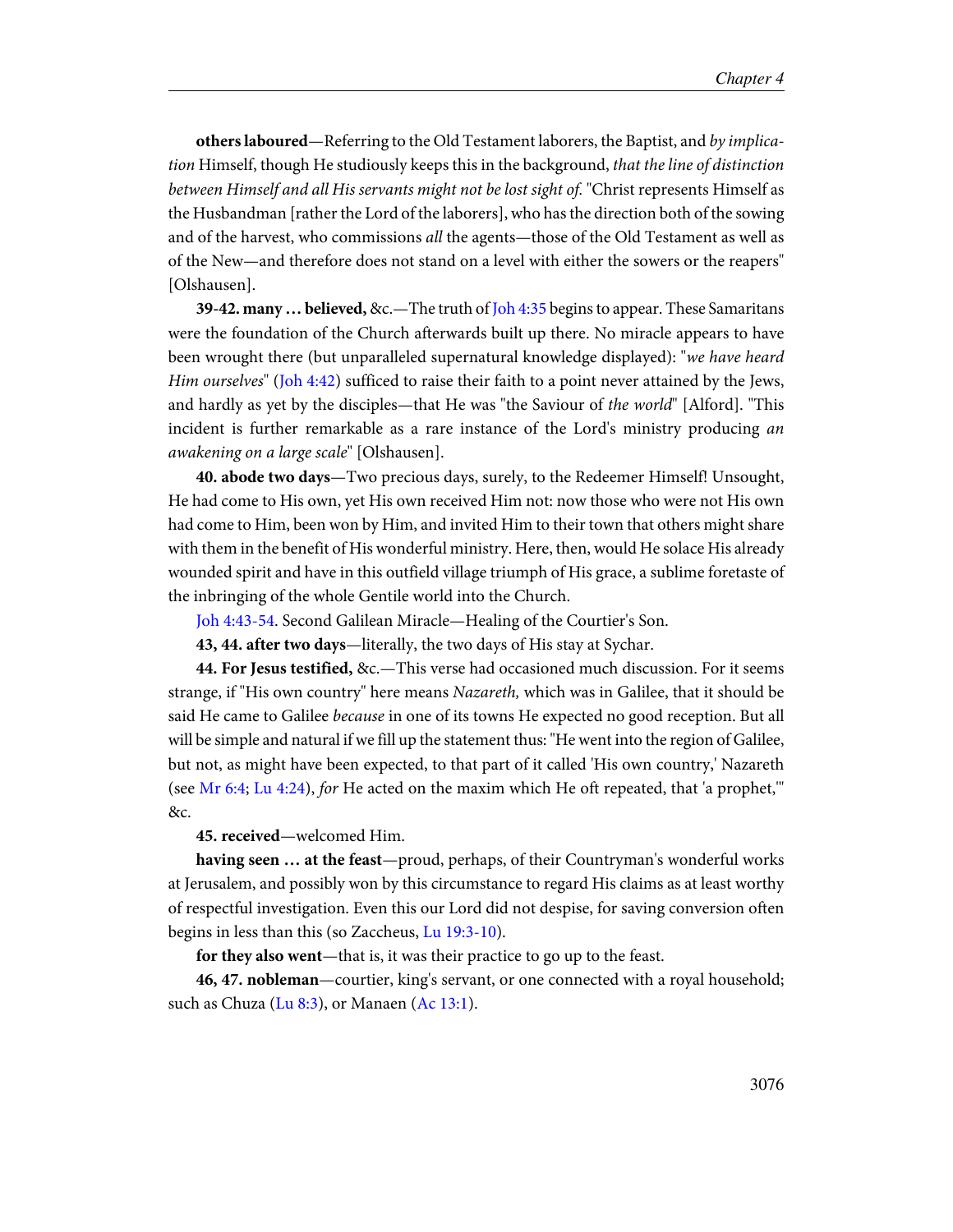**others laboured**—Referring to the Old Testament laborers, the Baptist, and *by implication* Himself, though He studiously keeps this in the background, *that the line of distinction between Himself and all His servants might not be lost sight of*. "Christ represents Himself as the Husbandman [rather the Lord of the laborers], who has the direction both of the sowing and of the harvest, who commissions *all* the agents—those of the Old Testament as well as of the New—and therefore does not stand on a level with either the sowers or the reapers" [Olshausen].

**39-42. many … believed,** &c.—The truth of Joh 4:35 begins to appear. These Samaritans were the foundation of the Church afterwards built up there. No miracle appears to have been wrought there (but unparalleled supernatural knowledge displayed): "*we have heard Him ourselves*" (Joh 4:42) sufficed to raise their faith to a point never attained by the Jews, and hardly as yet by the disciples—that He was "the Saviour of *the world*" [Alford]. "This incident is further remarkable as a rare instance of the Lord's ministry producing *an awakening on a large scale*" [Olshausen].

**40. abode two days**—Two precious days, surely, to the Redeemer Himself! Unsought, He had come to His own, yet His own received Him not: now those who were not His own had come to Him, been won by Him, and invited Him to their town that others might share with them in the benefit of His wonderful ministry. Here, then, would He solace His already wounded spirit and have in this outfield village triumph of His grace, a sublime foretaste of the inbringing of the whole Gentile world into the Church.

Joh 4:43-54. Second Galilean Miracle—Healing of the Courtier's Son.

**43, 44. after two days**—literally, the two days of His stay at Sychar.

**44. For Jesus testified,** &c.—This verse had occasioned much discussion. For it seems strange, if "His own country" here means *Nazareth,* which was in Galilee, that it should be said He came to Galilee *because* in one of its towns He expected no good reception. But all will be simple and natural if we fill up the statement thus: "He went into the region of Galilee, but not, as might have been expected, to that part of it called 'His own country,' Nazareth (see Mr 6:4; Lu 4:24), *for* He acted on the maxim which He oft repeated, that 'a prophet,'" &c.

**45. received**—welcomed Him.

**having seen … at the feast**—proud, perhaps, of their Countryman's wonderful works at Jerusalem, and possibly won by this circumstance to regard His claims as at least worthy of respectful investigation. Even this our Lord did not despise, for saving conversion often begins in less than this (so Zaccheus, Lu 19:3-10).

**for they also went**—that is, it was their practice to go up to the feast.

**46, 47. nobleman**—courtier, king's servant, or one connected with a royal household; such as Chuza (Lu 8:3), or Manaen (Ac 13:1).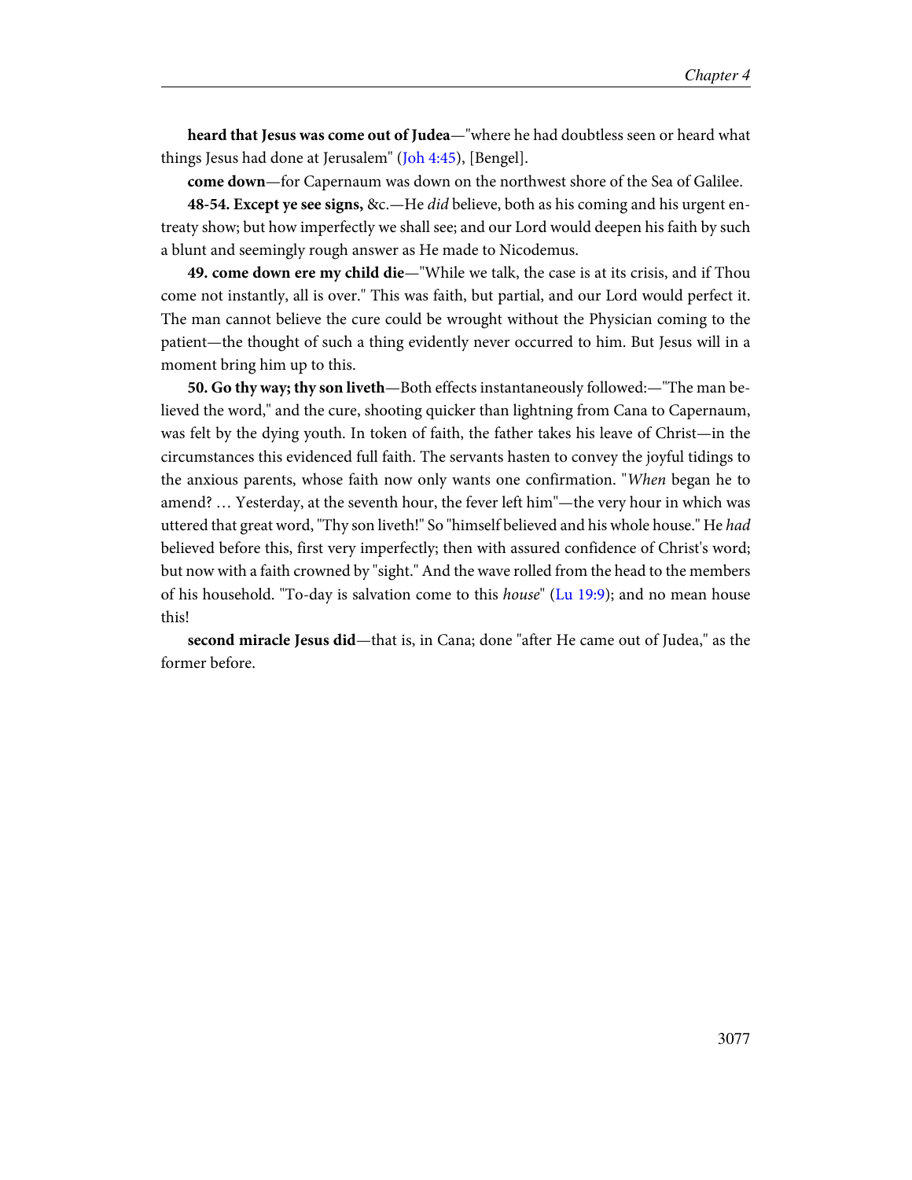**heard that Jesus was come out of Judea**—"where he had doubtless seen or heard what things Jesus had done at Jerusalem" (Joh 4:45), [Bengel].

**come down**—for Capernaum was down on the northwest shore of the Sea of Galilee.

**48-54. Except ye see signs,** &c.—He *did* believe, both as his coming and his urgent entreaty show; but how imperfectly we shall see; and our Lord would deepen his faith by such a blunt and seemingly rough answer as He made to Nicodemus.

**49. come down ere my child die**—"While we talk, the case is at its crisis, and if Thou come not instantly, all is over." This was faith, but partial, and our Lord would perfect it. The man cannot believe the cure could be wrought without the Physician coming to the patient—the thought of such a thing evidently never occurred to him. But Jesus will in a moment bring him up to this.

**50. Go thy way; thy son liveth**—Both effects instantaneously followed:—"The man believed the word," and the cure, shooting quicker than lightning from Cana to Capernaum, was felt by the dying youth. In token of faith, the father takes his leave of Christ—in the circumstances this evidenced full faith. The servants hasten to convey the joyful tidings to the anxious parents, whose faith now only wants one confirmation. "*When* began he to amend? … Yesterday, at the seventh hour, the fever left him"—the very hour in which was uttered that great word, "Thy son liveth!" So "himself believed and his whole house." He *had* believed before this, first very imperfectly; then with assured confidence of Christ's word; but now with a faith crowned by "sight." And the wave rolled from the head to the members of his household. "To-day is salvation come to this *house*" (Lu 19:9); and no mean house this!

**second miracle Jesus did**—that is, in Cana; done "after He came out of Judea," as the former before.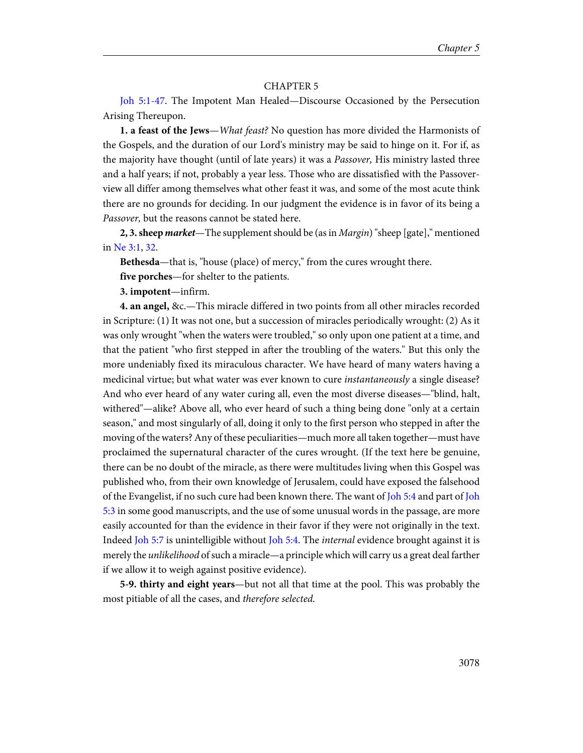## CHAPTER 5

Joh 5:1-47. The Impotent Man Healed—Discourse Occasioned by the Persecution Arising Thereupon.

**1. a feast of the Jews**—*What feast?* No question has more divided the Harmonists of the Gospels, and the duration of our Lord's ministry may be said to hinge on it. For if, as the majority have thought (until of late years) it was a *Passover,* His ministry lasted three and a half years; if not, probably a year less. Those who are dissatisfied with the Passover-view all differ among themselves what other feast it was, and some of the most acute think there are no grounds for deciding. In our judgment the evidence is in favor of its being a *Passover,* but the reasons cannot be stated here.

**2, 3. sheep *market***—The supplement should be (as in *Margin*) "sheep [gate]," mentioned in Ne 3:1, 32.

**Bethesda**—that is, "house (place) of mercy," from the cures wrought there.

**five porches**—for shelter to the patients.

**3. impotent**—infirm.

**4. an angel,** &c.—This miracle differed in two points from all other miracles recorded in Scripture: (1) It was not one, but a succession of miracles periodically wrought: (2) As it was only wrought "when the waters were troubled," so only upon one patient at a time, and that the patient "who first stepped in after the troubling of the waters." But this only the more undeniably fixed its miraculous character. We have heard of many waters having a medicinal virtue; but what water was ever known to cure *instantaneously* a single disease? And who ever heard of any water curing all, even the most diverse diseases—"blind, halt, withered"—alike? Above all, who ever heard of such a thing being done "only at a certain season," and most singularly of all, doing it only to the first person who stepped in after the moving of the waters? Any of these peculiarities—much more all taken together—must have proclaimed the supernatural character of the cures wrought. (If the text here be genuine, there can be no doubt of the miracle, as there were multitudes living when this Gospel was published who, from their own knowledge of Jerusalem, could have exposed the falsehood of the Evangelist, if no such cure had been known there. The want of Joh 5:4 and part of Joh 5:3 in some good manuscripts, and the use of some unusual words in the passage, are more easily accounted for than the evidence in their favor if they were not originally in the text. Indeed Joh 5:7 is unintelligible without Joh 5:4. The *internal* evidence brought against it is merely the *unlikelihood* of such a miracle—a principle which will carry us a great deal farther if we allow it to weigh against positive evidence).

**5-9. thirty and eight years**—but not all that time at the pool. This was probably the most pitiable of all the cases, and *therefore selected.*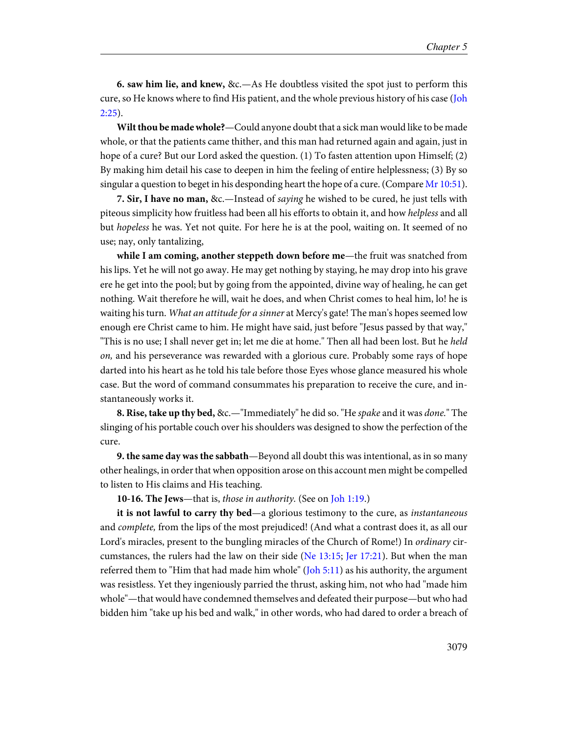**6. saw him lie, and knew,** &c.—As He doubtless visited the spot just to perform this cure, so He knows where to find His patient, and the whole previous history of his case (Joh 2:25).

**Wilt thou be made whole?**—Could anyone doubt that a sick man would like to be made whole, or that the patients came thither, and this man had returned again and again, just in hope of a cure? But our Lord asked the question. (1) To fasten attention upon Himself; (2) By making him detail his case to deepen in him the feeling of entire helplessness; (3) By so singular a question to beget in his desponding heart the hope of a cure. (Compare Mr 10:51).

**7. Sir, I have no man,** &c.—Instead of *saying* he wished to be cured, he just tells with piteous simplicity how fruitless had been all his efforts to obtain it, and how *helpless* and all but *hopeless* he was. Yet not quite. For here he is at the pool, waiting on. It seemed of no use; nay, only tantalizing,

**while I am coming, another steppeth down before me**—the fruit was snatched from his lips. Yet he will not go away. He may get nothing by staying, he may drop into his grave ere he get into the pool; but by going from the appointed, divine way of healing, he can get nothing. Wait therefore he will, wait he does, and when Christ comes to heal him, lo! he is waiting his turn. *What an attitude for a sinner* at Mercy's gate! The man's hopes seemed low enough ere Christ came to him. He might have said, just before "Jesus passed by that way," "This is no use; I shall never get in; let me die at home." Then all had been lost. But he *held on,* and his perseverance was rewarded with a glorious cure. Probably some rays of hope darted into his heart as he told his tale before those Eyes whose glance measured his whole case. But the word of command consummates his preparation to receive the cure, and instantaneously works it.

**8. Rise, take up thy bed,** &c.—"Immediately" he did so. "He *spake* and it was *done.*" The slinging of his portable couch over his shoulders was designed to show the perfection of the cure.

**9. the same day was the sabbath**—Beyond all doubt this was intentional, as in so many other healings, in order that when opposition arose on this account men might be compelled to listen to His claims and His teaching.

**10-16. The Jews**—that is, *those in authority.* (See on Joh 1:19.)

**it is not lawful to carry thy bed**—a glorious testimony to the cure, as *instantaneous* and *complete,* from the lips of the most prejudiced! (And what a contrast does it, as all our Lord's miracles, present to the bungling miracles of the Church of Rome!) In *ordinary* circumstances, the rulers had the law on their side (Ne 13:15; Jer 17:21). But when the man referred them to "Him that had made him whole" (Joh 5:11) as his authority, the argument was resistless. Yet they ingeniously parried the thrust, asking him, not who had "made him whole"—that would have condemned themselves and defeated their purpose—but who had bidden him "take up his bed and walk," in other words, who had dared to order a breach of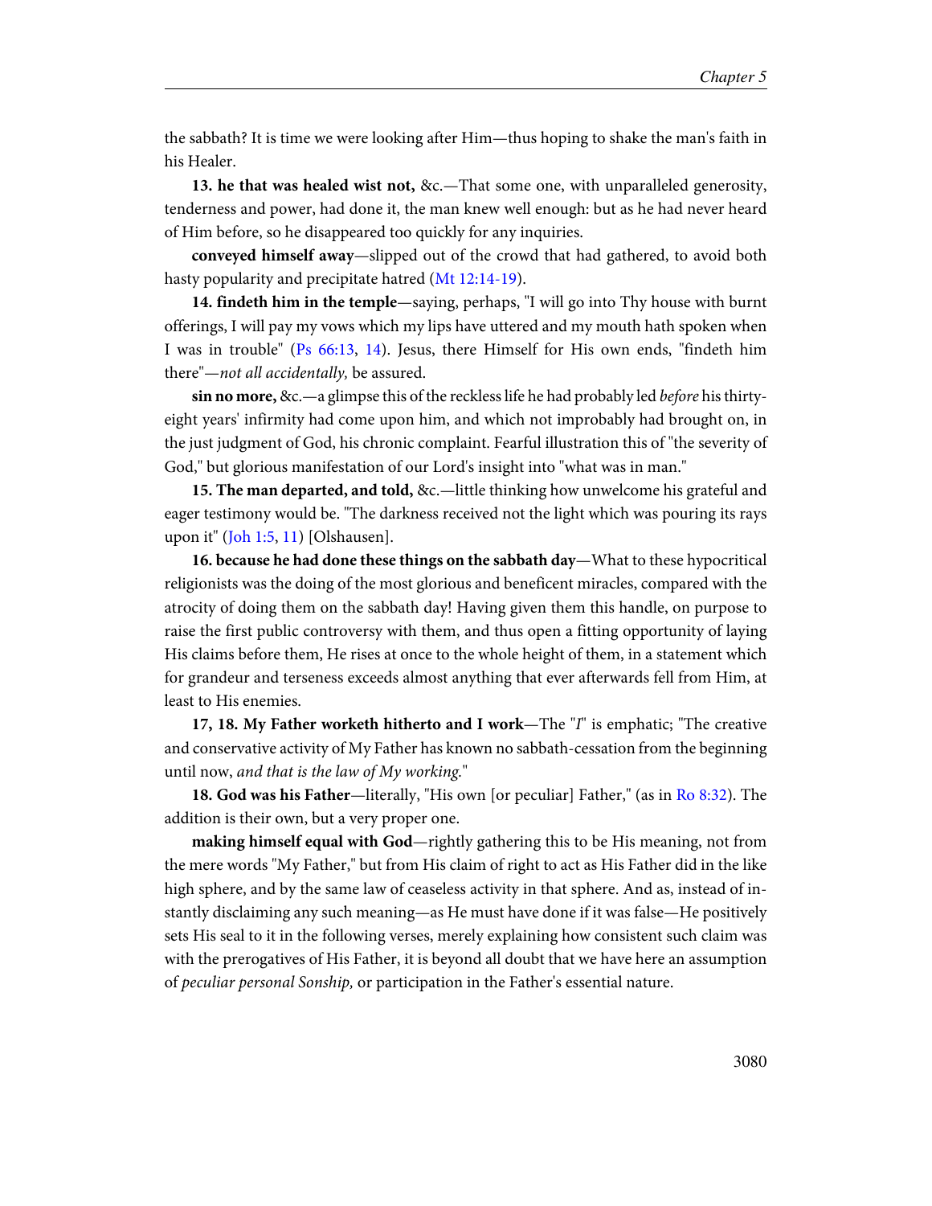the sabbath? It is time we were looking after Him—thus hoping to shake the man's faith in his Healer.

**13. he that was healed wist not,** &c.—That some one, with unparalleled generosity, tenderness and power, had done it, the man knew well enough: but as he had never heard of Him before, so he disappeared too quickly for any inquiries.

**conveyed himself away**—slipped out of the crowd that had gathered, to avoid both hasty popularity and precipitate hatred (Mt 12:14-19).

**14. findeth him in the temple**—saying, perhaps, "I will go into Thy house with burnt offerings, I will pay my vows which my lips have uttered and my mouth hath spoken when I was in trouble" (Ps 66:13, 14). Jesus, there Himself for His own ends, "findeth him there"—*not all accidentally,* be assured.

**sin no more,** &c.—a glimpse this of the reckless life he had probably led *before* his thirty-eight years' infirmity had come upon him, and which not improbably had brought on, in the just judgment of God, his chronic complaint. Fearful illustration this of "the severity of God," but glorious manifestation of our Lord's insight into "what was in man."

**15. The man departed, and told,** &c.—little thinking how unwelcome his grateful and eager testimony would be. "The darkness received not the light which was pouring its rays upon it" (Joh 1:5, 11) [Olshausen].

**16. because he had done these things on the sabbath day**—What to these hypocritical religionists was the doing of the most glorious and beneficent miracles, compared with the atrocity of doing them on the sabbath day! Having given them this handle, on purpose to raise the first public controversy with them, and thus open a fitting opportunity of laying His claims before them, He rises at once to the whole height of them, in a statement which for grandeur and terseness exceeds almost anything that ever afterwards fell from Him, at least to His enemies.

**17, 18. My Father worketh hitherto and I work**—The "*I*" is emphatic; "The creative and conservative activity of My Father has known no sabbath-cessation from the beginning until now, *and that is the law of My working.*"

**18. God was his Father**—literally, "His own [or peculiar] Father," (as in Ro 8:32). The addition is their own, but a very proper one.

**making himself equal with God**—rightly gathering this to be His meaning, not from the mere words "My Father," but from His claim of right to act as His Father did in the like high sphere, and by the same law of ceaseless activity in that sphere. And as, instead of instantly disclaiming any such meaning—as He must have done if it was false—He positively sets His seal to it in the following verses, merely explaining how consistent such claim was with the prerogatives of His Father, it is beyond all doubt that we have here an assumption of *peculiar personal Sonship,* or participation in the Father's essential nature.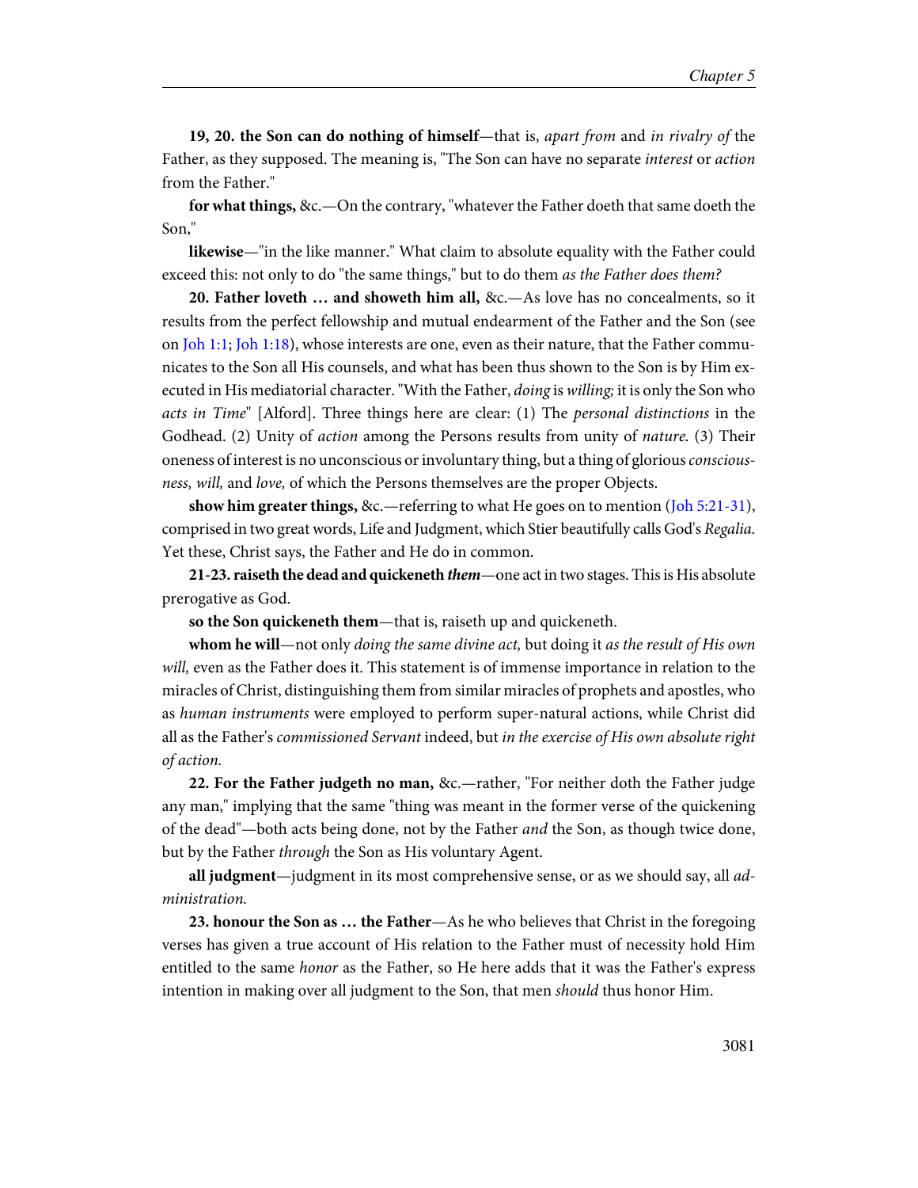**19, 20. the Son can do nothing of himself**—that is, *apart from* and *in rivalry of* the Father, as they supposed. The meaning is, "The Son can have no separate *interest* or *action* from the Father."

**for what things,** &c.—On the contrary, "whatever the Father doeth that same doeth the Son,"

**likewise**—"in the like manner." What claim to absolute equality with the Father could exceed this: not only to do "the same things," but to do them *as the Father does them?*

**20. Father loveth … and showeth him all,** &c.—As love has no concealments, so it results from the perfect fellowship and mutual endearment of the Father and the Son (see on Joh 1:1; Joh 1:18), whose interests are one, even as their nature, that the Father communicates to the Son all His counsels, and what has been thus shown to the Son is by Him executed in His mediatorial character. "With the Father, *doing* is *willing;* it is only the Son who *acts in Time*" [Alford]. Three things here are clear: (1) The *personal distinctions* in the Godhead. (2) Unity of *action* among the Persons results from unity of *nature.* (3) Their oneness of interest is no unconscious or involuntary thing, but a thing of glorious *consciousness, will,* and *love,* of which the Persons themselves are the proper Objects.

**show him greater things,** &c.—referring to what He goes on to mention (Joh 5:21-31), comprised in two great words, Life and Judgment, which Stier beautifully calls God's *Regalia.* Yet these, Christ says, the Father and He do in common.

**21-23. raiseth the dead and quickeneth *them***—one act in two stages. This is His absolute prerogative as God.

**so the Son quickeneth them**—that is, raiseth up and quickeneth.

**whom he will**—not only *doing the same divine act,* but doing it *as the result of His own will,* even as the Father does it. This statement is of immense importance in relation to the miracles of Christ, distinguishing them from similar miracles of prophets and apostles, who as *human instruments* were employed to perform super-natural actions, while Christ did all as the Father's *commissioned Servant* indeed, but *in the exercise of His own absolute right of action.*

**22. For the Father judgeth no man,** &c.—rather, "For neither doth the Father judge any man," implying that the same "thing was meant in the former verse of the quickening of the dead"—both acts being done, not by the Father *and* the Son, as though twice done, but by the Father *through* the Son as His voluntary Agent.

**all judgment**—judgment in its most comprehensive sense, or as we should say, all *administration.*

**23. honour the Son as … the Father**—As he who believes that Christ in the foregoing verses has given a true account of His relation to the Father must of necessity hold Him entitled to the same *honor* as the Father, so He here adds that it was the Father's express intention in making over all judgment to the Son, that men *should* thus honor Him.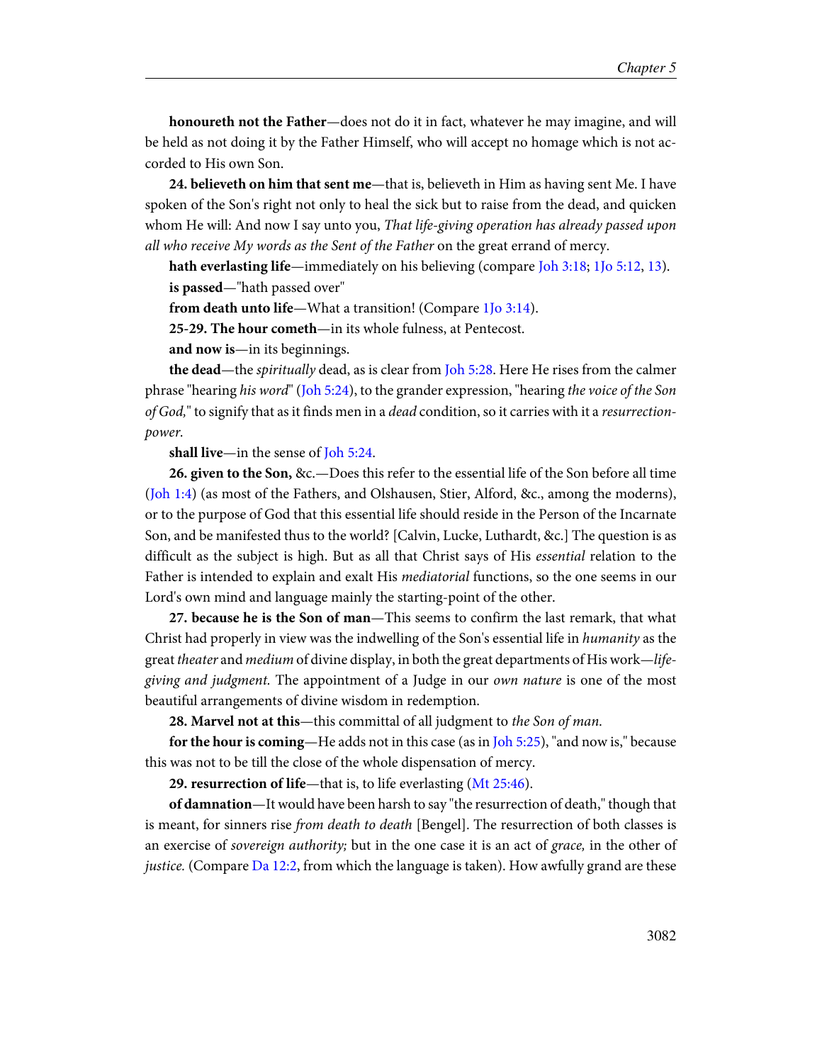**honoureth not the Father**—does not do it in fact, whatever he may imagine, and will be held as not doing it by the Father Himself, who will accept no homage which is not accorded to His own Son.

**24. believeth on him that sent me**—that is, believeth in Him as having sent Me. I have spoken of the Son's right not only to heal the sick but to raise from the dead, and quicken whom He will: And now I say unto you, *That life-giving operation has already passed upon all who receive My words as the Sent of the Father* on the great errand of mercy.

**hath everlasting life**—immediately on his believing (compare Joh 3:18; 1Jo 5:12, 13).

**is passed**—"hath passed over"

**from death unto life**—What a transition! (Compare 1Jo 3:14).

**25-29. The hour cometh**—in its whole fulness, at Pentecost.

**and now is**—in its beginnings.

**the dead**—the *spiritually* dead, as is clear from Joh 5:28. Here He rises from the calmer phrase "hearing *his word*" (Joh 5:24), to the grander expression, "hearing *the voice of the Son of God,*" to signify that as it finds men in a *dead* condition, so it carries with it a *resurrection-power.*

**shall live**—in the sense of Joh 5:24.

**26. given to the Son,** &c.—Does this refer to the essential life of the Son before all time (Joh 1:4) (as most of the Fathers, and Olshausen, Stier, Alford, &c., among the moderns), or to the purpose of God that this essential life should reside in the Person of the Incarnate Son, and be manifested thus to the world? [Calvin, Lucke, Luthardt, &c.] The question is as difficult as the subject is high. But as all that Christ says of His *essential* relation to the Father is intended to explain and exalt His *mediatorial* functions, so the one seems in our Lord's own mind and language mainly the starting-point of the other.

**27. because he is the Son of man**—This seems to confirm the last remark, that what Christ had properly in view was the indwelling of the Son's essential life in *humanity* as the great *theater* and *medium* of divine display, in both the great departments of His work—*life-giving and judgment.* The appointment of a Judge in our *own nature* is one of the most beautiful arrangements of divine wisdom in redemption.

**28. Marvel not at this**—this committal of all judgment to *the Son of man.*

**for the hour is coming**—He adds not in this case (as in Joh 5:25), "and now is," because this was not to be till the close of the whole dispensation of mercy.

**29. resurrection of life**—that is, to life everlasting (Mt 25:46).

**of damnation**—It would have been harsh to say "the resurrection of death," though that is meant, for sinners rise *from death to death* [Bengel]. The resurrection of both classes is an exercise of *sovereign authority;* but in the one case it is an act of *grace,* in the other of *justice.* (Compare Da 12:2, from which the language is taken). How awfully grand are these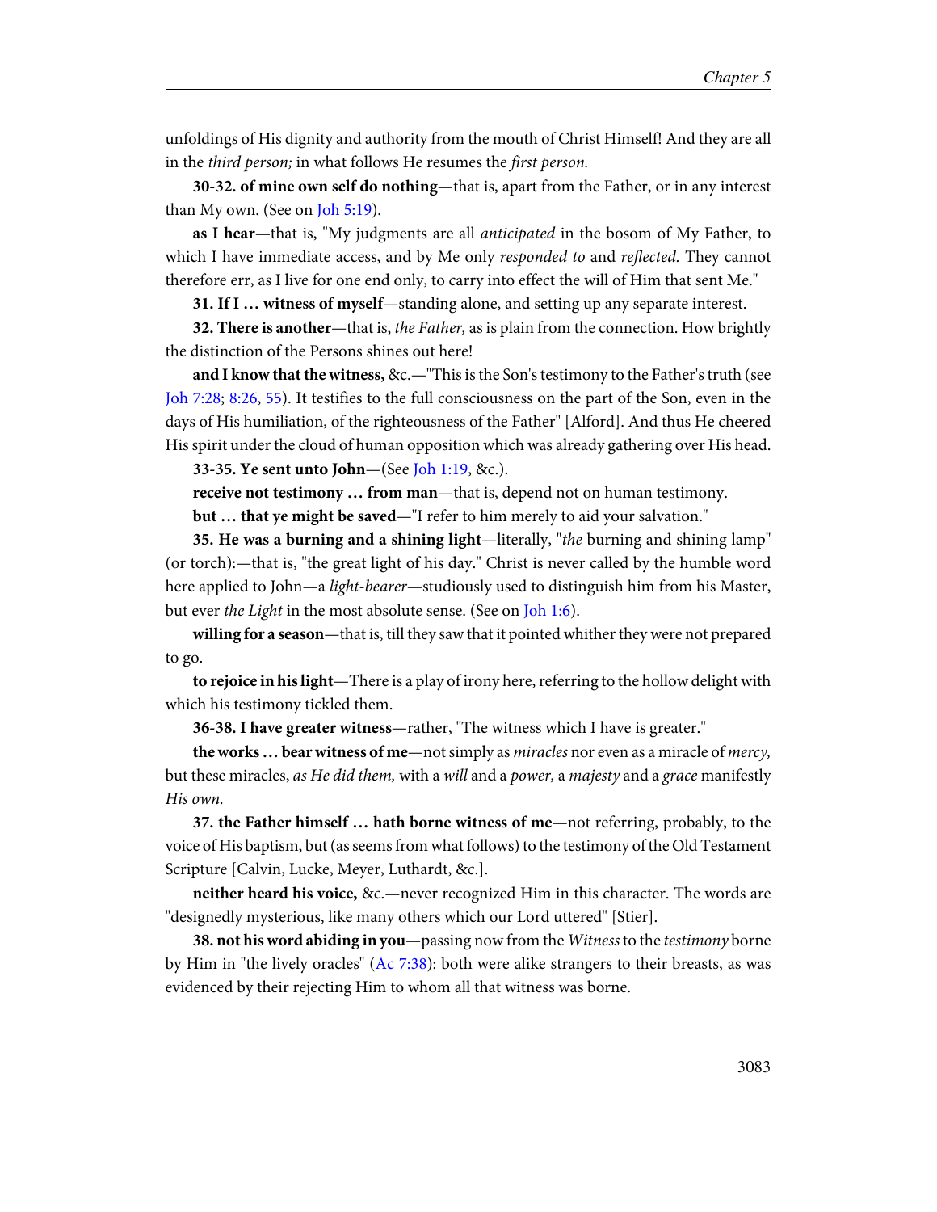unfoldings of His dignity and authority from the mouth of Christ Himself! And they are all in the *third person;* in what follows He resumes the *first person.*

**30-32. of mine own self do nothing**—that is, apart from the Father, or in any interest than My own. (See on Joh 5:19).

**as I hear**—that is, "My judgments are all *anticipated* in the bosom of My Father, to which I have immediate access, and by Me only *responded to* and *reflected.* They cannot therefore err, as I live for one end only, to carry into effect the will of Him that sent Me."

**31. If I … witness of myself**—standing alone, and setting up any separate interest.

**32. There is another**—that is, *the Father,* as is plain from the connection. How brightly the distinction of the Persons shines out here!

**and I know that the witness,** &c.—"This is the Son's testimony to the Father's truth (see Joh 7:28; 8:26, 55). It testifies to the full consciousness on the part of the Son, even in the days of His humiliation, of the righteousness of the Father" [Alford]. And thus He cheered His spirit under the cloud of human opposition which was already gathering over His head.

**33-35. Ye sent unto John**—(See Joh 1:19, &c.).

**receive not testimony … from man**—that is, depend not on human testimony.

**but … that ye might be saved**—"I refer to him merely to aid your salvation."

**35. He was a burning and a shining light**—literally, "*the* burning and shining lamp" (or torch):—that is, "the great light of his day." Christ is never called by the humble word here applied to John—a *light-bearer*—studiously used to distinguish him from his Master, but ever *the Light* in the most absolute sense. (See on Joh 1:6).

**willing for a season**—that is, till they saw that it pointed whither they were not prepared to go.

**to rejoice in his light**—There is a play of irony here, referring to the hollow delight with which his testimony tickled them.

**36-38. I have greater witness**—rather, "The witness which I have is greater."

**the works … bear witness of me**—not simply as *miracles* nor even as a miracle of *mercy,* but these miracles, *as He did them,* with a *will* and a *power,* a *majesty* and a *grace* manifestly *His own.*

**37. the Father himself … hath borne witness of me**—not referring, probably, to the voice of His baptism, but (as seems from what follows) to the testimony of the Old Testament Scripture [Calvin, Lucke, Meyer, Luthardt, &c.].

**neither heard his voice,** &c.—never recognized Him in this character. The words are "designedly mysterious, like many others which our Lord uttered" [Stier].

**38. not his word abiding in you**—passing now from the *Witness* to the *testimony* borne by Him in "the lively oracles" (Ac 7:38): both were alike strangers to their breasts, as was evidenced by their rejecting Him to whom all that witness was borne.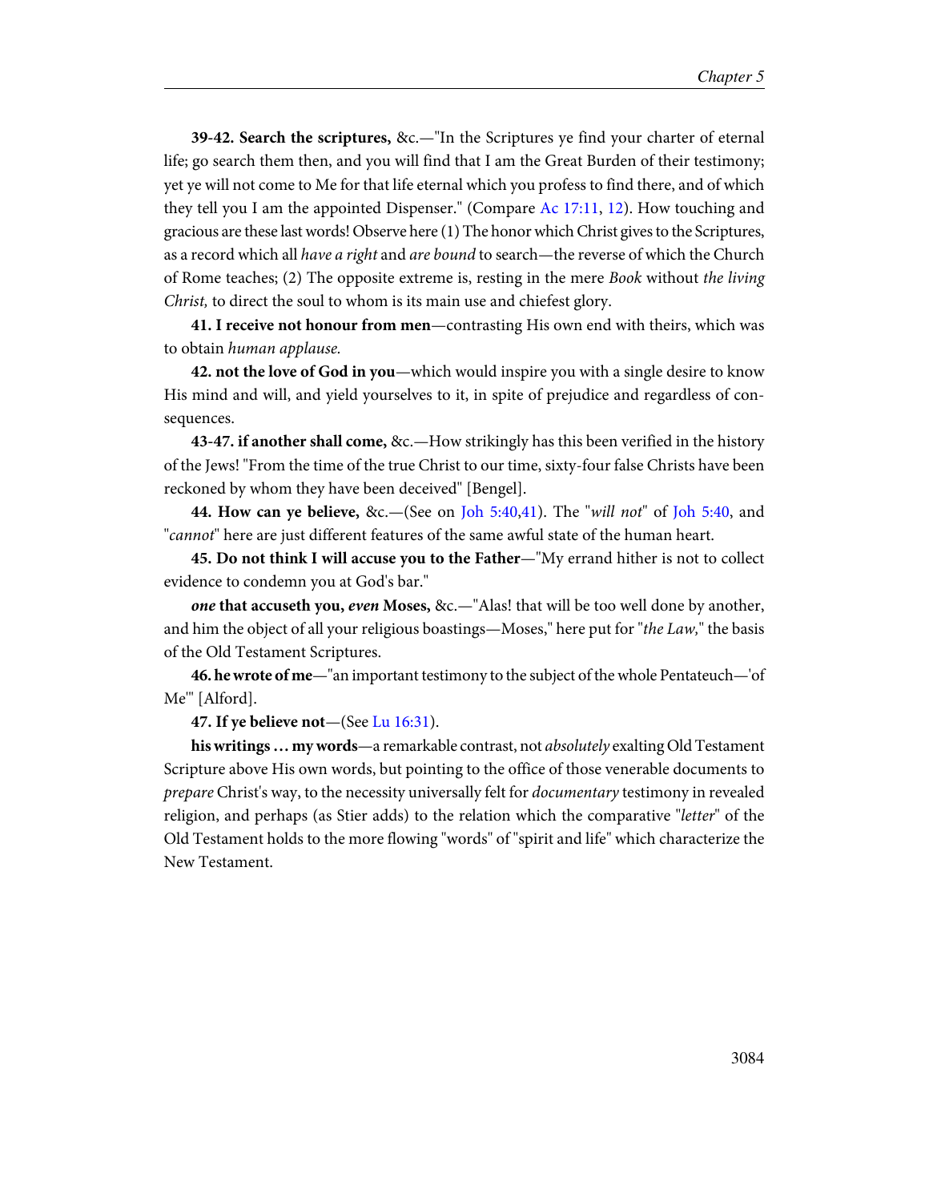**39-42. Search the scriptures,** &c.—"In the Scriptures ye find your charter of eternal life; go search them then, and you will find that I am the Great Burden of their testimony; yet ye will not come to Me for that life eternal which you profess to find there, and of which they tell you I am the appointed Dispenser." (Compare Ac 17:11, 12). How touching and gracious are these last words! Observe here (1) The honor which Christ gives to the Scriptures, as a record which all *have a right* and *are bound* to search—the reverse of which the Church of Rome teaches; (2) The opposite extreme is, resting in the mere *Book* without *the living Christ,* to direct the soul to whom is its main use and chiefest glory.

**41. I receive not honour from men**—contrasting His own end with theirs, which was to obtain *human applause.*

**42. not the love of God in you**—which would inspire you with a single desire to know His mind and will, and yield yourselves to it, in spite of prejudice and regardless of consequences.

**43-47. if another shall come,** &c.—How strikingly has this been verified in the history of the Jews! "From the time of the true Christ to our time, sixty-four false Christs have been reckoned by whom they have been deceived" [Bengel].

**44. How can ye believe,** &c.—(See on Joh 5:40,41). The "*will not*" of Joh 5:40, and "*cannot*" here are just different features of the same awful state of the human heart.

**45. Do not think I will accuse you to the Father**—"My errand hither is not to collect evidence to condemn you at God's bar."

***one* that accuseth you, *even* Moses,** &c.—"Alas! that will be too well done by another, and him the object of all your religious boastings—Moses," here put for "*the Law,*" the basis of the Old Testament Scriptures.

**46. he wrote of me**—"an important testimony to the subject of the whole Pentateuch—'of Me'" [Alford].

**47. If ye believe not**—(See Lu 16:31).

**his writings ... my words**—a remarkable contrast, not *absolutely* exalting Old Testament Scripture above His own words, but pointing to the office of those venerable documents to *prepare* Christ's way, to the necessity universally felt for *documentary* testimony in revealed religion, and perhaps (as Stier adds) to the relation which the comparative "*letter*" of the Old Testament holds to the more flowing "words" of "spirit and life" which characterize the New Testament.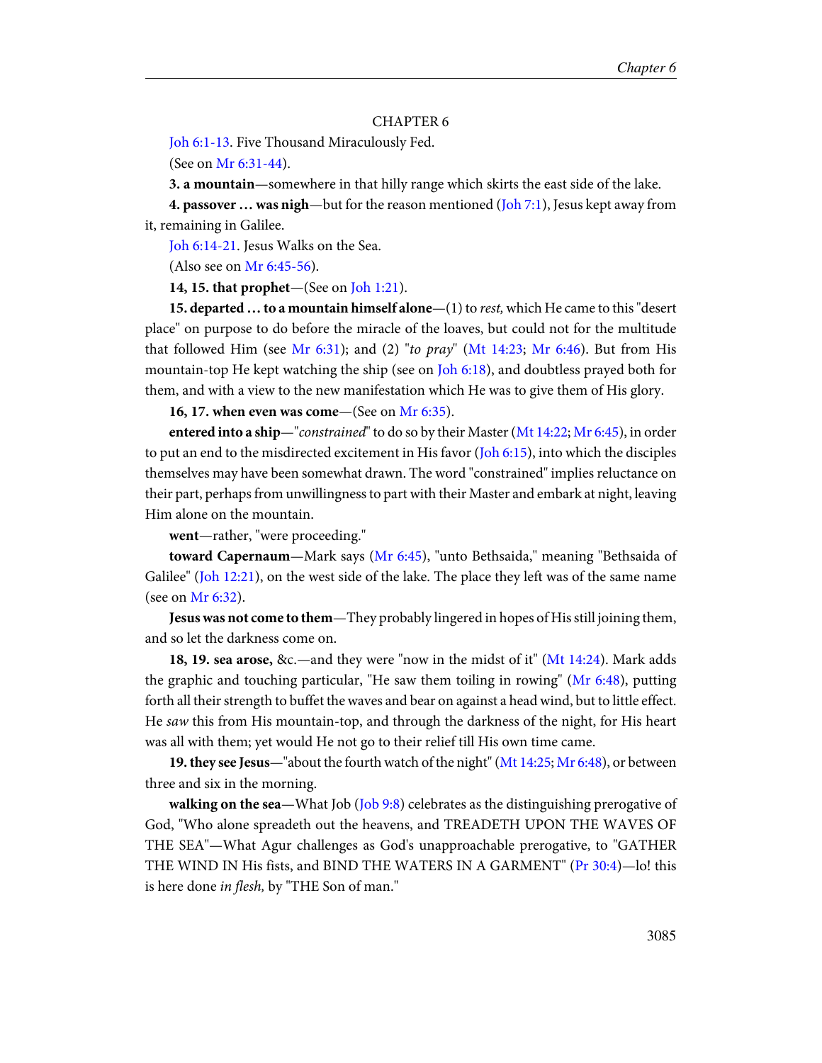## CHAPTER 6

Joh 6:1-13. Five Thousand Miraculously Fed.

(See on Mr 6:31-44).

**3. a mountain**—somewhere in that hilly range which skirts the east side of the lake.

**4. passover … was nigh**—but for the reason mentioned (Joh 7:1), Jesus kept away from it, remaining in Galilee.

Joh 6:14-21. Jesus Walks on the Sea.

(Also see on Mr 6:45-56).

**14, 15. that prophet**—(See on Joh 1:21).

**15. departed … to a mountain himself alone**—(1) to *rest,* which He came to this "desert place" on purpose to do before the miracle of the loaves, but could not for the multitude that followed Him (see Mr 6:31); and (2) "*to pray*" (Mt 14:23; Mr 6:46). But from His mountain-top He kept watching the ship (see on Joh 6:18), and doubtless prayed both for them, and with a view to the new manifestation which He was to give them of His glory.

**16, 17. when even was come**—(See on Mr 6:35).

**entered into a ship**—"*constrained*" to do so by their Master (Mt 14:22; Mr 6:45), in order to put an end to the misdirected excitement in His favor (Joh 6:15), into which the disciples themselves may have been somewhat drawn. The word "constrained" implies reluctance on their part, perhaps from unwillingness to part with their Master and embark at night, leaving Him alone on the mountain.

**went**—rather, "were proceeding."

**toward Capernaum**—Mark says (Mr 6:45), "unto Bethsaida," meaning "Bethsaida of Galilee" (Joh 12:21), on the west side of the lake. The place they left was of the same name (see on Mr 6:32).

**Jesus was not come to them**—They probably lingered in hopes of His still joining them, and so let the darkness come on.

**18, 19. sea arose,** &c.—and they were "now in the midst of it" (Mt 14:24). Mark adds the graphic and touching particular, "He saw them toiling in rowing" (Mr 6:48), putting forth all their strength to buffet the waves and bear on against a head wind, but to little effect. He *saw* this from His mountain-top, and through the darkness of the night, for His heart was all with them; yet would He not go to their relief till His own time came.

**19. they see Jesus**—"about the fourth watch of the night" (Mt 14:25; Mr 6:48), or between three and six in the morning.

**walking on the sea**—What Job (Job 9:8) celebrates as the distinguishing prerogative of God, "Who alone spreadeth out the heavens, and TREADETH UPON THE WAVES OF THE SEA"—What Agur challenges as God's unapproachable prerogative, to "GATHER THE WIND IN His fists, and BIND THE WATERS IN A GARMENT" (Pr 30:4)—lo! this is here done *in flesh,* by "THE Son of man."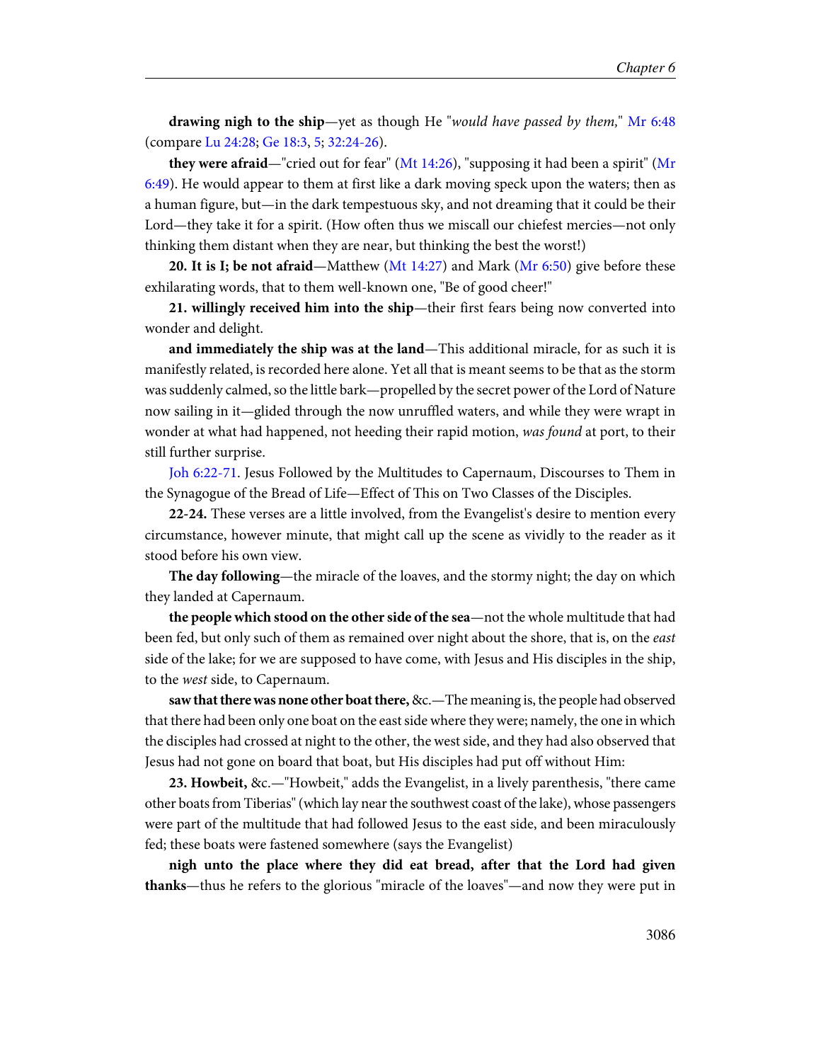**drawing nigh to the ship**—yet as though He "*would have passed by them,*" Mr 6:48 (compare Lu 24:28; Ge 18:3, 5; 32:24-26).

**they were afraid**—"cried out for fear" (Mt 14:26), "supposing it had been a spirit" (Mr 6:49). He would appear to them at first like a dark moving speck upon the waters; then as a human figure, but—in the dark tempestuous sky, and not dreaming that it could be their Lord—they take it for a spirit. (How often thus we miscall our chiefest mercies—not only thinking them distant when they are near, but thinking the best the worst!)

**20. It is I; be not afraid**—Matthew (Mt 14:27) and Mark (Mr 6:50) give before these exhilarating words, that to them well-known one, "Be of good cheer!"

**21. willingly received him into the ship**—their first fears being now converted into wonder and delight.

**and immediately the ship was at the land**—This additional miracle, for as such it is manifestly related, is recorded here alone. Yet all that is meant seems to be that as the storm was suddenly calmed, so the little bark—propelled by the secret power of the Lord of Nature now sailing in it—glided through the now unruffled waters, and while they were wrapt in wonder at what had happened, not heeding their rapid motion, *was found* at port, to their still further surprise.

Joh 6:22-71. Jesus Followed by the Multitudes to Capernaum, Discourses to Them in the Synagogue of the Bread of Life—Effect of This on Two Classes of the Disciples.

**22-24.** These verses are a little involved, from the Evangelist's desire to mention every circumstance, however minute, that might call up the scene as vividly to the reader as it stood before his own view.

**The day following**—the miracle of the loaves, and the stormy night; the day on which they landed at Capernaum.

**the people which stood on the other side of the sea**—not the whole multitude that had been fed, but only such of them as remained over night about the shore, that is, on the *east* side of the lake; for we are supposed to have come, with Jesus and His disciples in the ship, to the *west* side, to Capernaum.

**saw that there was none other boat there,** &c.—The meaning is, the people had observed that there had been only one boat on the east side where they were; namely, the one in which the disciples had crossed at night to the other, the west side, and they had also observed that Jesus had not gone on board that boat, but His disciples had put off without Him:

**23. Howbeit,** &c.—"Howbeit," adds the Evangelist, in a lively parenthesis, "there came other boats from Tiberias" (which lay near the southwest coast of the lake), whose passengers were part of the multitude that had followed Jesus to the east side, and been miraculously fed; these boats were fastened somewhere (says the Evangelist)

**nigh unto the place where they did eat bread, after that the Lord had given thanks**—thus he refers to the glorious "miracle of the loaves"—and now they were put in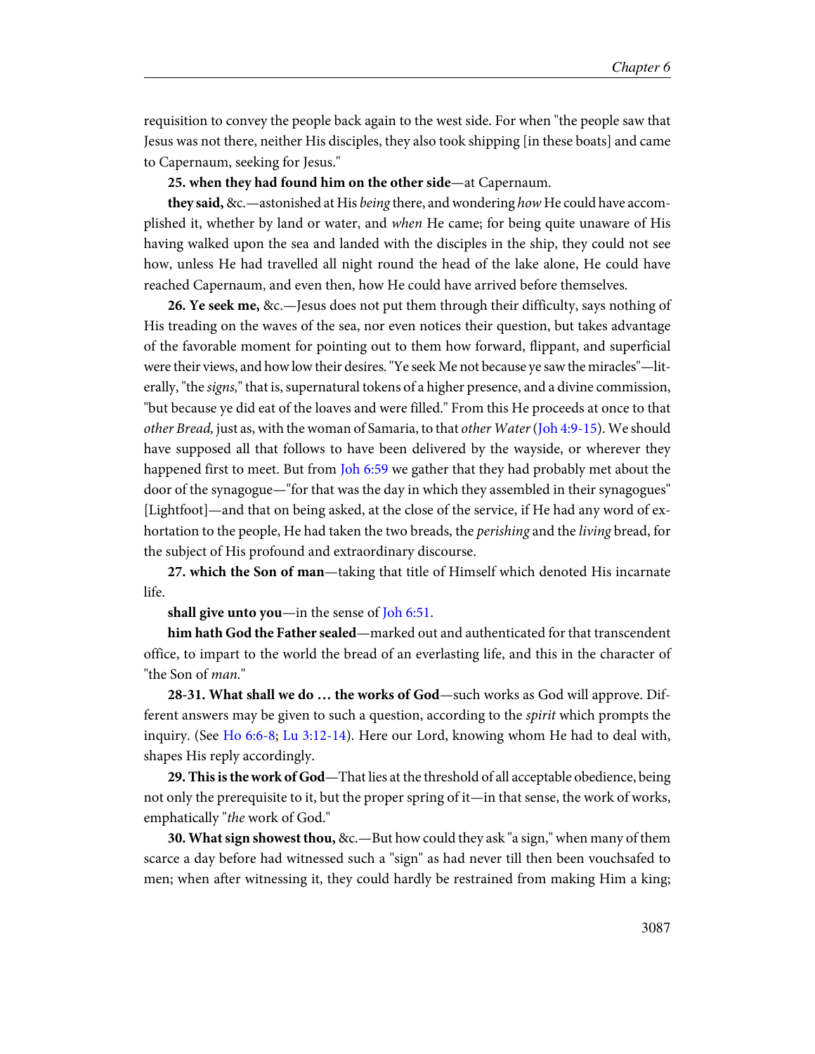requisition to convey the people back again to the west side. For when "the people saw that Jesus was not there, neither His disciples, they also took shipping [in these boats] and came to Capernaum, seeking for Jesus."

**25. when they had found him on the other side**—at Capernaum.

**they said,** &c.—astonished at His *being* there, and wondering *how* He could have accomplished it, whether by land or water, and *when* He came; for being quite unaware of His having walked upon the sea and landed with the disciples in the ship, they could not see how, unless He had travelled all night round the head of the lake alone, He could have reached Capernaum, and even then, how He could have arrived before themselves.

**26. Ye seek me,** &c.—Jesus does not put them through their difficulty, says nothing of His treading on the waves of the sea, nor even notices their question, but takes advantage of the favorable moment for pointing out to them how forward, flippant, and superficial were their views, and how low their desires. "Ye seek Me not because ye saw the miracles"—literally, "the *signs,*" that is, supernatural tokens of a higher presence, and a divine commission, "but because ye did eat of the loaves and were filled." From this He proceeds at once to that *other Bread,* just as, with the woman of Samaria, to that *other Water* (Joh 4:9-15). We should have supposed all that follows to have been delivered by the wayside, or wherever they happened first to meet. But from Joh 6:59 we gather that they had probably met about the door of the synagogue—"for that was the day in which they assembled in their synagogues" [Lightfoot]—and that on being asked, at the close of the service, if He had any word of exhortation to the people, He had taken the two breads, the *perishing* and the *living* bread, for the subject of His profound and extraordinary discourse.

**27. which the Son of man**—taking that title of Himself which denoted His incarnate life.

**shall give unto you**—in the sense of Joh 6:51.

**him hath God the Father sealed**—marked out and authenticated for that transcendent office, to impart to the world the bread of an everlasting life, and this in the character of "the Son of *man.*"

**28-31. What shall we do … the works of God**—such works as God will approve. Different answers may be given to such a question, according to the *spirit* which prompts the inquiry. (See Ho 6:6-8; Lu 3:12-14). Here our Lord, knowing whom He had to deal with, shapes His reply accordingly.

**29. This is the work of God**—That lies at the threshold of all acceptable obedience, being not only the prerequisite to it, but the proper spring of it—in that sense, the work of works, emphatically "*the* work of God."

**30. What sign showest thou,** &c.—But how could they ask "a sign," when many of them scarce a day before had witnessed such a "sign" as had never till then been vouchsafed to men; when after witnessing it, they could hardly be restrained from making Him a king;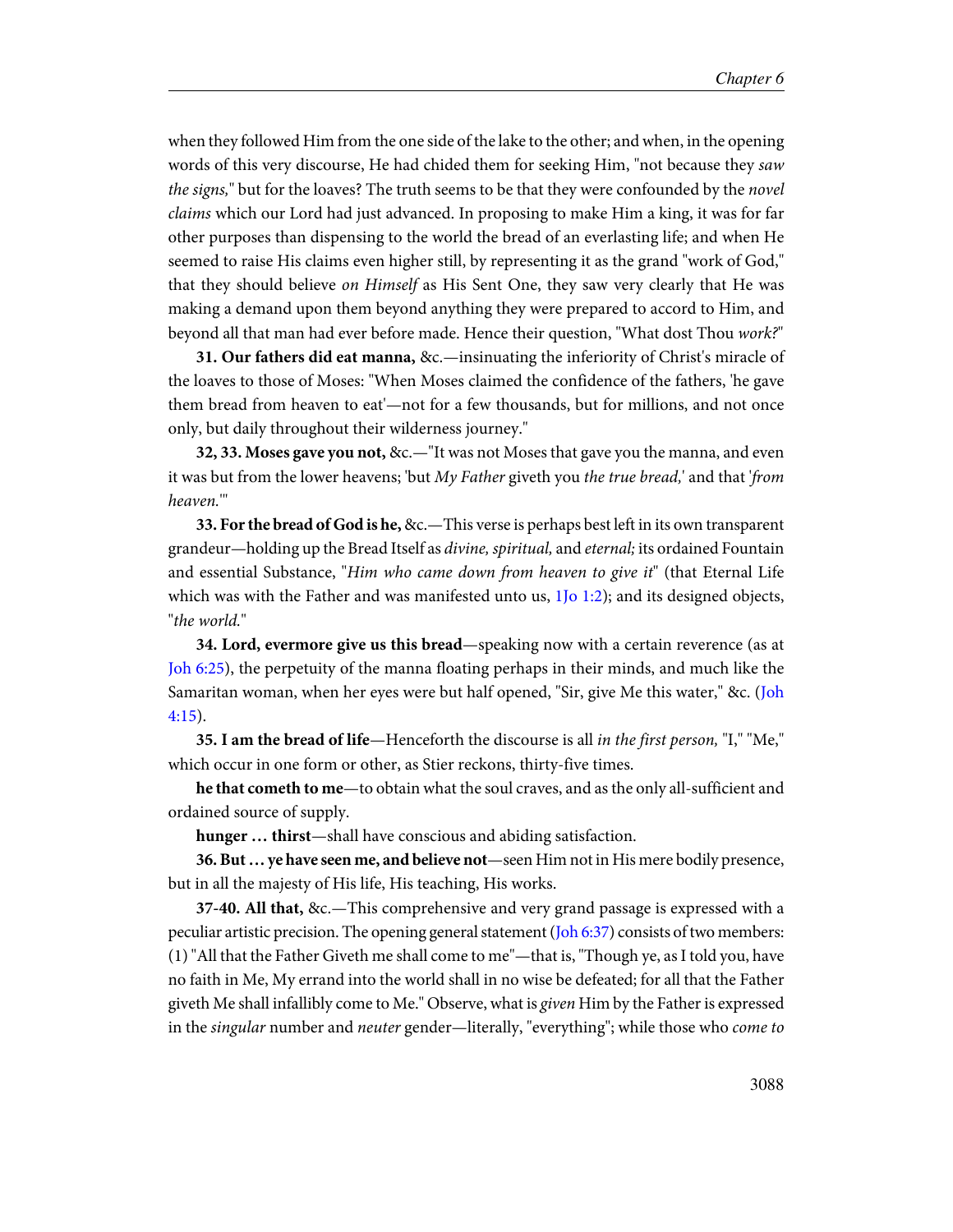when they followed Him from the one side of the lake to the other; and when, in the opening words of this very discourse, He had chided them for seeking Him, "not because they *saw the signs,*" but for the loaves? The truth seems to be that they were confounded by the *novel claims* which our Lord had just advanced. In proposing to make Him a king, it was for far other purposes than dispensing to the world the bread of an everlasting life; and when He seemed to raise His claims even higher still, by representing it as the grand "work of God," that they should believe *on Himself* as His Sent One, they saw very clearly that He was making a demand upon them beyond anything they were prepared to accord to Him, and beyond all that man had ever before made. Hence their question, "What dost Thou *work?*"

**31. Our fathers did eat manna,** &c.—insinuating the inferiority of Christ's miracle of the loaves to those of Moses: "When Moses claimed the confidence of the fathers, 'he gave them bread from heaven to eat'—not for a few thousands, but for millions, and not once only, but daily throughout their wilderness journey."

**32, 33. Moses gave you not,** &c.—"It was not Moses that gave you the manna, and even it was but from the lower heavens; 'but *My Father* giveth you *the true bread,*' and that '*from heaven.*'"

**33. For the bread of God is he,** &c.—This verse is perhaps best left in its own transparent grandeur—holding up the Bread Itself as *divine, spiritual,* and *eternal;* its ordained Fountain and essential Substance, "*Him who came down from heaven to give it*" (that Eternal Life which was with the Father and was manifested unto us, 1Jo 1:2); and its designed objects, "*the world.*"

**34. Lord, evermore give us this bread**—speaking now with a certain reverence (as at Joh 6:25), the perpetuity of the manna floating perhaps in their minds, and much like the Samaritan woman, when her eyes were but half opened, "Sir, give Me this water," &c. (Joh 4:15).

**35. I am the bread of life**—Henceforth the discourse is all *in the first person,* "I," "Me," which occur in one form or other, as Stier reckons, thirty-five times.

**he that cometh to me**—to obtain what the soul craves, and as the only all-sufficient and ordained source of supply.

**hunger … thirst**—shall have conscious and abiding satisfaction.

**36. But … ye have seen me, and believe not**—seen Him not in His mere bodily presence, but in all the majesty of His life, His teaching, His works.

**37-40. All that,** &c.—This comprehensive and very grand passage is expressed with a peculiar artistic precision. The opening general statement (Joh 6:37) consists of two members: (1) "All that the Father Giveth me shall come to me"—that is, "Though ye, as I told you, have no faith in Me, My errand into the world shall in no wise be defeated; for all that the Father giveth Me shall infallibly come to Me." Observe, what is *given* Him by the Father is expressed in the *singular* number and *neuter* gender—literally, "everything"; while those who *come to*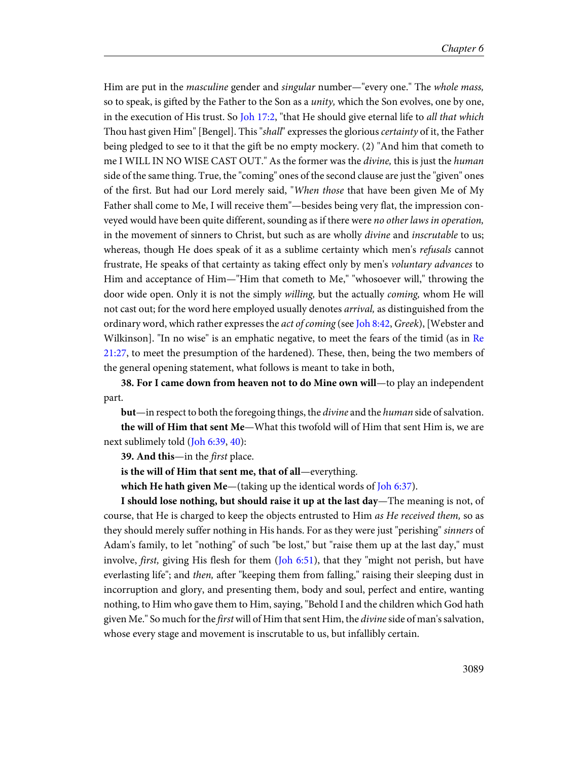Him are put in the *masculine* gender and *singular* number—"every one." The *whole mass,* so to speak, is gifted by the Father to the Son as a *unity,* which the Son evolves, one by one, in the execution of His trust. So Joh 17:2, "that He should give eternal life to *all that which* Thou hast given Him" [Bengel]. This "*shall*" expresses the glorious *certainty* of it, the Father being pledged to see to it that the gift be no empty mockery. (2) "And him that cometh to me I WILL IN NO WISE CAST OUT." As the former was the *divine,* this is just the *human* side of the same thing. True, the "coming" ones of the second clause are just the "given" ones of the first. But had our Lord merely said, "*When those* that have been given Me of My Father shall come to Me, I will receive them"—besides being very flat, the impression conveyed would have been quite different, sounding as if there were *no other laws in operation,* in the movement of sinners to Christ, but such as are wholly *divine* and *inscrutable* to us; whereas, though He does speak of it as a sublime certainty which men's *refusals* cannot frustrate, He speaks of that certainty as taking effect only by men's *voluntary advances* to Him and acceptance of Him—"Him that cometh to Me," "whosoever will," throwing the door wide open. Only it is not the simply *willing,* but the actually *coming,* whom He will not cast out; for the word here employed usually denotes *arrival,* as distinguished from the ordinary word, which rather expresses the *act of coming* (see Joh 8:42, *Greek*), [Webster and Wilkinson]. "In no wise" is an emphatic negative, to meet the fears of the timid (as in Re 21:27, to meet the presumption of the hardened). These, then, being the two members of the general opening statement, what follows is meant to take in both,

**38. For I came down from heaven not to do Mine own will**—to play an independent part.

**but**—in respect to both the foregoing things, the *divine* and the *human* side of salvation.

**the will of Him that sent Me**—What this twofold will of Him that sent Him is, we are next sublimely told (Joh 6:39, 40):

**39. And this**—in the *first* place.

**is the will of Him that sent me, that of all**—everything.

**which He hath given Me**—(taking up the identical words of Joh 6:37).

**I should lose nothing, but should raise it up at the last day**—The meaning is not, of course, that He is charged to keep the objects entrusted to Him *as He received them,* so as they should merely suffer nothing in His hands. For as they were just "perishing" *sinners* of Adam's family, to let "nothing" of such "be lost," but "raise them up at the last day," must involve, *first,* giving His flesh for them (Joh 6:51), that they "might not perish, but have everlasting life"; and *then,* after "keeping them from falling," raising their sleeping dust in incorruption and glory, and presenting them, body and soul, perfect and entire, wanting nothing, to Him who gave them to Him, saying, "Behold I and the children which God hath given Me." So much for the *first* will of Him that sent Him, the *divine* side of man's salvation, whose every stage and movement is inscrutable to us, but infallibly certain.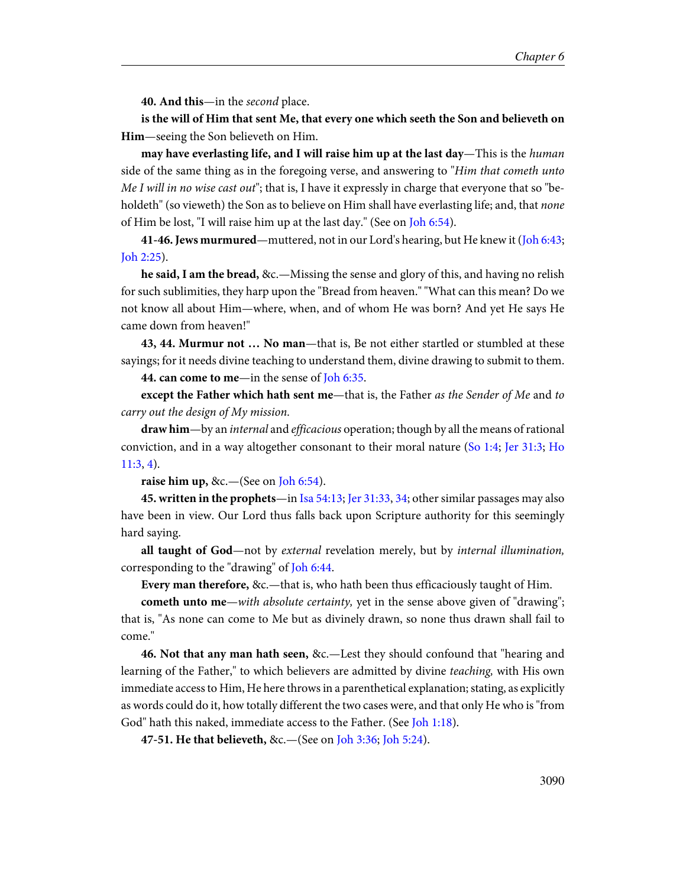**40. And this**—in the *second* place.

**is the will of Him that sent Me, that every one which seeth the Son and believeth on Him**—seeing the Son believeth on Him.

**may have everlasting life, and I will raise him up at the last day**—This is the *human* side of the same thing as in the foregoing verse, and answering to "*Him that cometh unto Me I will in no wise cast out*"; that is, I have it expressly in charge that everyone that so "beholdeth" (so vieweth) the Son as to believe on Him shall have everlasting life; and, that *none* of Him be lost, "I will raise him up at the last day." (See on Joh 6:54).

**41-46. Jews murmured**—muttered, not in our Lord's hearing, but He knew it (Joh 6:43; Joh 2:25).

**he said, I am the bread,** &c.—Missing the sense and glory of this, and having no relish for such sublimities, they harp upon the "Bread from heaven." "What can this mean? Do we not know all about Him—where, when, and of whom He was born? And yet He says He came down from heaven!"

**43, 44. Murmur not … No man**—that is, Be not either startled or stumbled at these sayings; for it needs divine teaching to understand them, divine drawing to submit to them.

**44. can come to me**—in the sense of Joh 6:35.

**except the Father which hath sent me**—that is, the Father *as the Sender of Me* and *to carry out the design of My mission.*

**draw him**—by an *internal* and *efficacious* operation; though by all the means of rational conviction, and in a way altogether consonant to their moral nature (So 1:4; Jer 31:3; Ho 11:3, 4).

**raise him up,** &c.—(See on Joh 6:54).

**45. written in the prophets**—in Isa 54:13; Jer 31:33, 34; other similar passages may also have been in view. Our Lord thus falls back upon Scripture authority for this seemingly hard saying.

**all taught of God**—not by *external* revelation merely, but by *internal illumination,* corresponding to the "drawing" of Joh 6:44.

**Every man therefore,** &c.—that is, who hath been thus efficaciously taught of Him.

**cometh unto me**—*with absolute certainty,* yet in the sense above given of "drawing"; that is, "As none can come to Me but as divinely drawn, so none thus drawn shall fail to come."

**46. Not that any man hath seen,** &c.—Lest they should confound that "hearing and learning of the Father," to which believers are admitted by divine *teaching,* with His own immediate access to Him, He here throws in a parenthetical explanation; stating, as explicitly as words could do it, how totally different the two cases were, and that only He who is "from God" hath this naked, immediate access to the Father. (See Joh 1:18).

**47-51. He that believeth,** &c.—(See on Joh 3:36; Joh 5:24).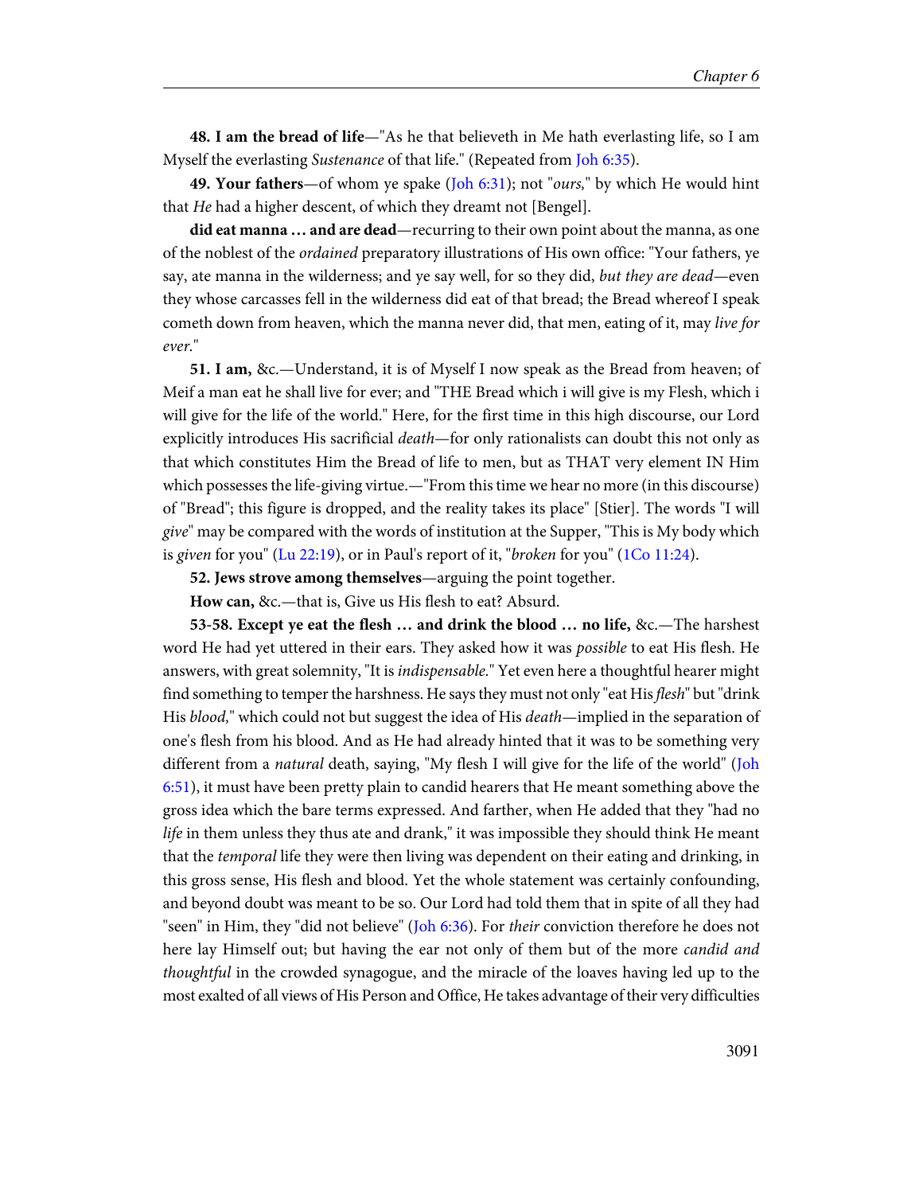**48. I am the bread of life**—"As he that believeth in Me hath everlasting life, so I am Myself the everlasting *Sustenance* of that life." (Repeated from Joh 6:35).

**49. Your fathers**—of whom ye spake (Joh 6:31); not "*ours,*" by which He would hint that *He* had a higher descent, of which they dreamt not [Bengel].

**did eat manna … and are dead**—recurring to their own point about the manna, as one of the noblest of the *ordained* preparatory illustrations of His own office: "Your fathers, ye say, ate manna in the wilderness; and ye say well, for so they did, *but they are dead*—even they whose carcasses fell in the wilderness did eat of that bread; the Bread whereof I speak cometh down from heaven, which the manna never did, that men, eating of it, may *live for ever.*"

**51. I am,** &c.—Understand, it is of Myself I now speak as the Bread from heaven; of Meif a man eat he shall live for ever; and "THE Bread which i will give is my Flesh, which i will give for the life of the world." Here, for the first time in this high discourse, our Lord explicitly introduces His sacrificial *death*—for only rationalists can doubt this not only as that which constitutes Him the Bread of life to men, but as THAT very element IN Him which possesses the life-giving virtue.—"From this time we hear no more (in this discourse) of "Bread"; this figure is dropped, and the reality takes its place" [Stier]. The words "I will *give*" may be compared with the words of institution at the Supper, "This is My body which is *given* for you" (Lu 22:19), or in Paul's report of it, "*broken* for you" (1Co 11:24).

**52. Jews strove among themselves**—arguing the point together.

**How can,** &c.—that is, Give us His flesh to eat? Absurd.

**53-58. Except ye eat the flesh … and drink the blood … no life,** &c.—The harshest word He had yet uttered in their ears. They asked how it was *possible* to eat His flesh. He answers, with great solemnity, "It is *indispensable.*" Yet even here a thoughtful hearer might find something to temper the harshness. He says they must not only "eat His *flesh*" but "drink His *blood,*" which could not but suggest the idea of His *death*—implied in the separation of one's flesh from his blood. And as He had already hinted that it was to be something very different from a *natural* death, saying, "My flesh I will give for the life of the world" (Joh 6:51), it must have been pretty plain to candid hearers that He meant something above the gross idea which the bare terms expressed. And farther, when He added that they "had no *life* in them unless they thus ate and drank," it was impossible they should think He meant that the *temporal* life they were then living was dependent on their eating and drinking, in this gross sense, His flesh and blood. Yet the whole statement was certainly confounding, and beyond doubt was meant to be so. Our Lord had told them that in spite of all they had "seen" in Him, they "did not believe" (Joh 6:36). For *their* conviction therefore he does not here lay Himself out; but having the ear not only of them but of the more *candid and thoughtful* in the crowded synagogue, and the miracle of the loaves having led up to the most exalted of all views of His Person and Office, He takes advantage of their very difficulties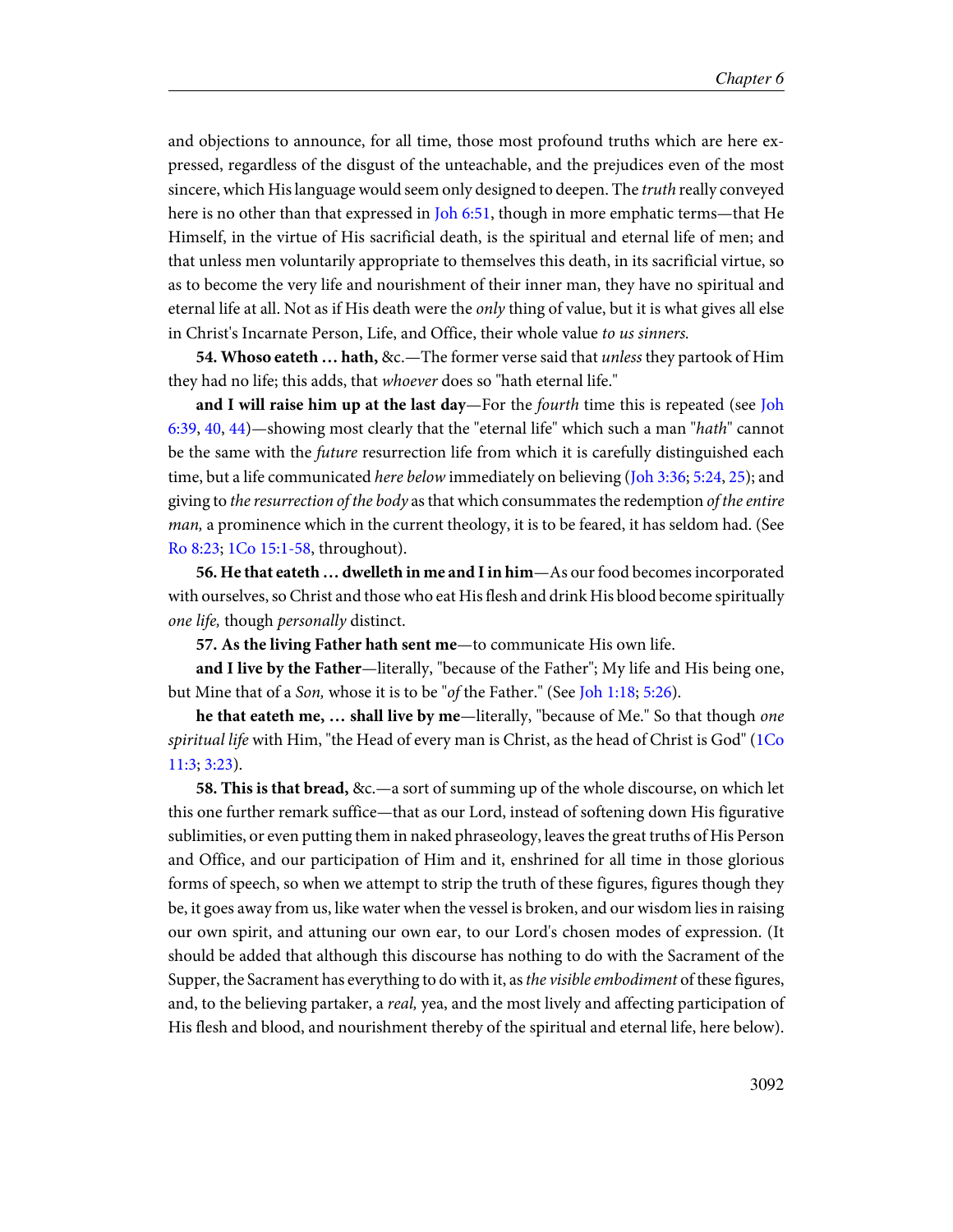and objections to announce, for all time, those most profound truths which are here expressed, regardless of the disgust of the unteachable, and the prejudices even of the most sincere, which His language would seem only designed to deepen. The *truth* really conveyed here is no other than that expressed in Joh 6:51, though in more emphatic terms—that He Himself, in the virtue of His sacrificial death, is the spiritual and eternal life of men; and that unless men voluntarily appropriate to themselves this death, in its sacrificial virtue, so as to become the very life and nourishment of their inner man, they have no spiritual and eternal life at all. Not as if His death were the *only* thing of value, but it is what gives all else in Christ's Incarnate Person, Life, and Office, their whole value *to us sinners.*

**54. Whoso eateth … hath,** &c.—The former verse said that *unless* they partook of Him they had no life; this adds, that *whoever* does so "hath eternal life."

**and I will raise him up at the last day**—For the *fourth* time this is repeated (see Joh 6:39, 40, 44)—showing most clearly that the "eternal life" which such a man "*hath*" cannot be the same with the *future* resurrection life from which it is carefully distinguished each time, but a life communicated *here below* immediately on believing (Joh 3:36; 5:24, 25); and giving to *the resurrection of the body* as that which consummates the redemption *of the entire man,* a prominence which in the current theology, it is to be feared, it has seldom had. (See Ro 8:23; 1Co 15:1-58, throughout).

**56. He that eateth … dwelleth in me and I in him**—As our food becomes incorporated with ourselves, so Christ and those who eat His flesh and drink His blood become spiritually *one life,* though *personally* distinct.

**57. As the living Father hath sent me**—to communicate His own life.

**and I live by the Father**—literally, "because of the Father"; My life and His being one, but Mine that of a *Son,* whose it is to be "*of* the Father." (See Joh 1:18; 5:26).

**he that eateth me, … shall live by me**—literally, "because of Me." So that though *one spiritual life* with Him, "the Head of every man is Christ, as the head of Christ is God" (1Co 11:3; 3:23).

**58. This is that bread,** &c.—a sort of summing up of the whole discourse, on which let this one further remark suffice—that as our Lord, instead of softening down His figurative sublimities, or even putting them in naked phraseology, leaves the great truths of His Person and Office, and our participation of Him and it, enshrined for all time in those glorious forms of speech, so when we attempt to strip the truth of these figures, figures though they be, it goes away from us, like water when the vessel is broken, and our wisdom lies in raising our own spirit, and attuning our own ear, to our Lord's chosen modes of expression. (It should be added that although this discourse has nothing to do with the Sacrament of the Supper, the Sacrament has everything to do with it, as *the visible embodiment* of these figures, and, to the believing partaker, a *real,* yea, and the most lively and affecting participation of His flesh and blood, and nourishment thereby of the spiritual and eternal life, here below).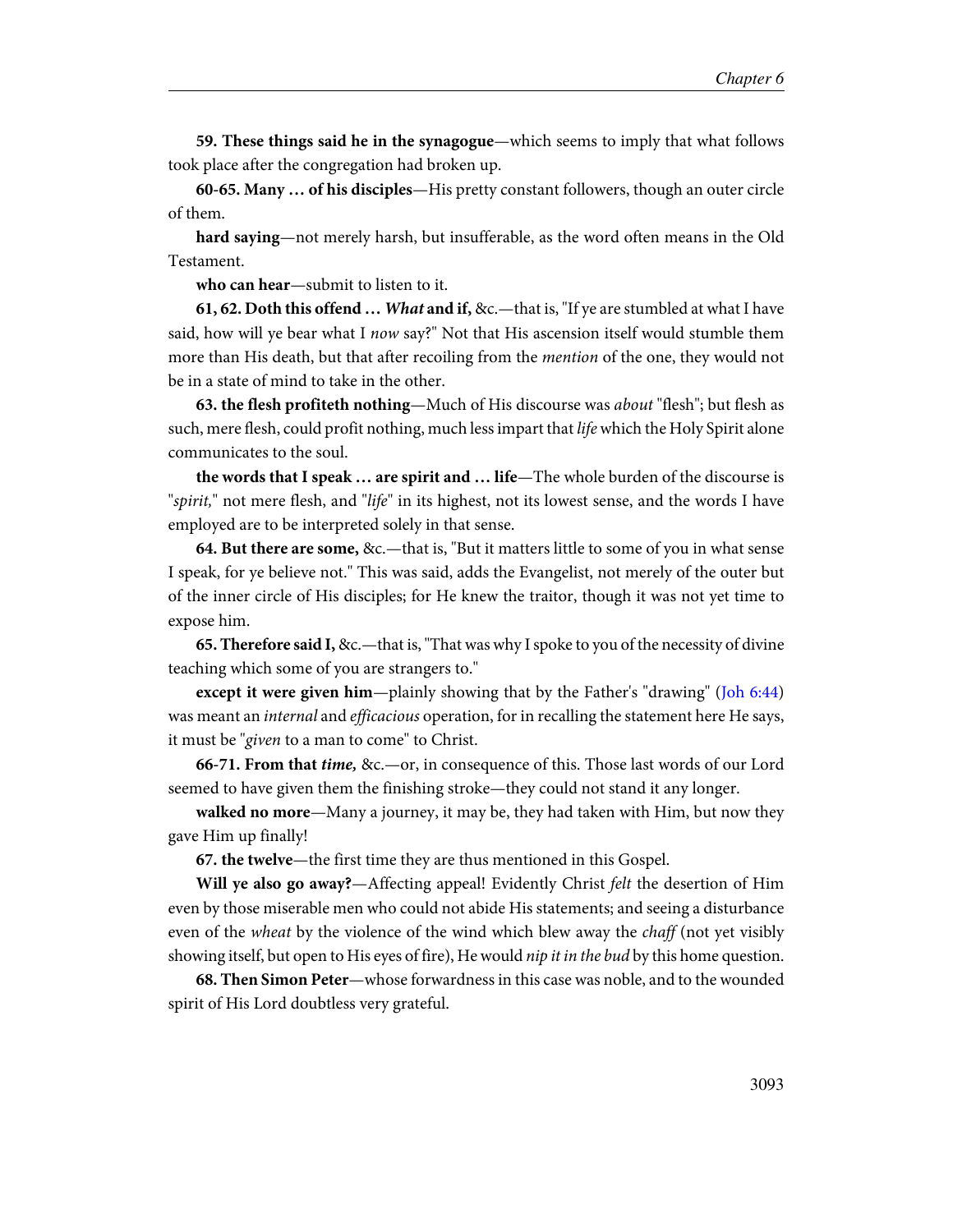**59. These things said he in the synagogue**—which seems to imply that what follows took place after the congregation had broken up.

**60-65. Many … of his disciples**—His pretty constant followers, though an outer circle of them.

**hard saying**—not merely harsh, but insufferable, as the word often means in the Old Testament.

**who can hear**—submit to listen to it.

**61, 62. Doth this offend …** ***What*** **and if,** &c.—that is, "If ye are stumbled at what I have said, how will ye bear what I *now* say?" Not that His ascension itself would stumble them more than His death, but that after recoiling from the *mention* of the one, they would not be in a state of mind to take in the other.

**63. the flesh profiteth nothing**—Much of His discourse was *about* "flesh"; but flesh as such, mere flesh, could profit nothing, much less impart that *life* which the Holy Spirit alone communicates to the soul.

**the words that I speak … are spirit and … life**—The whole burden of the discourse is "*spirit,*" not mere flesh, and "*life*" in its highest, not its lowest sense, and the words I have employed are to be interpreted solely in that sense.

**64. But there are some,** &c.—that is, "But it matters little to some of you in what sense I speak, for ye believe not." This was said, adds the Evangelist, not merely of the outer but of the inner circle of His disciples; for He knew the traitor, though it was not yet time to expose him.

**65. Therefore said I,** &c.—that is, "That was why I spoke to you of the necessity of divine teaching which some of you are strangers to."

**except it were given him**—plainly showing that by the Father's "drawing" (Joh 6:44) was meant an *internal* and *efficacious* operation, for in recalling the statement here He says, it must be "*given* to a man to come" to Christ.

**66-71. From that** ***time,*** &c.—or, in consequence of this. Those last words of our Lord seemed to have given them the finishing stroke—they could not stand it any longer.

**walked no more**—Many a journey, it may be, they had taken with Him, but now they gave Him up finally!

**67. the twelve**—the first time they are thus mentioned in this Gospel.

**Will ye also go away?**—Affecting appeal! Evidently Christ *felt* the desertion of Him even by those miserable men who could not abide His statements; and seeing a disturbance even of the *wheat* by the violence of the wind which blew away the *chaff* (not yet visibly showing itself, but open to His eyes of fire), He would *nip it in the bud* by this home question.

**68. Then Simon Peter**—whose forwardness in this case was noble, and to the wounded spirit of His Lord doubtless very grateful.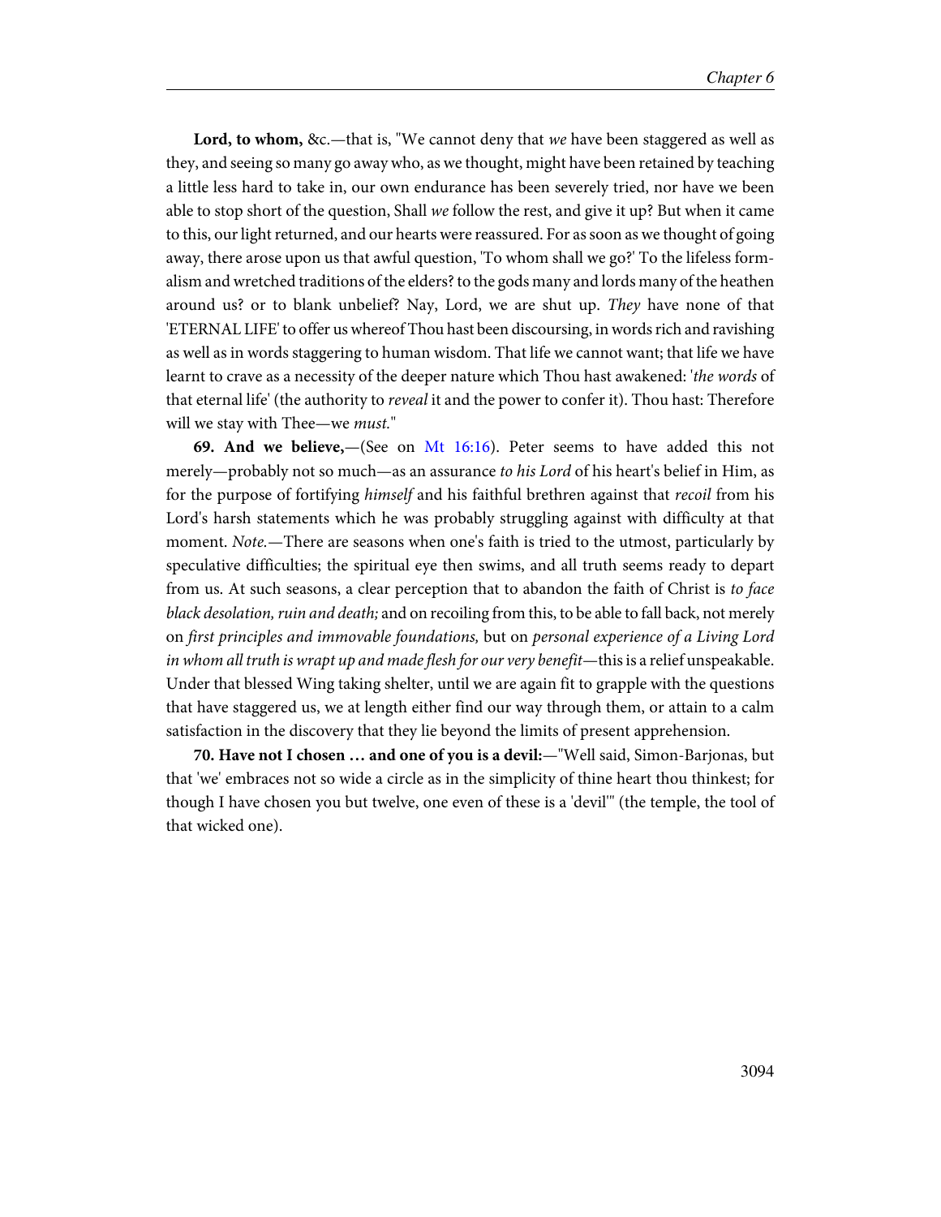**Lord, to whom,** &c.—that is, "We cannot deny that *we* have been staggered as well as they, and seeing so many go away who, as we thought, might have been retained by teaching a little less hard to take in, our own endurance has been severely tried, nor have we been able to stop short of the question, Shall *we* follow the rest, and give it up? But when it came to this, our light returned, and our hearts were reassured. For as soon as we thought of going away, there arose upon us that awful question, 'To whom shall we go?' To the lifeless formalism and wretched traditions of the elders? to the gods many and lords many of the heathen around us? or to blank unbelief? Nay, Lord, we are shut up. *They* have none of that 'ETERNAL LIFE' to offer us whereof Thou hast been discoursing, in words rich and ravishing as well as in words staggering to human wisdom. That life we cannot want; that life we have learnt to crave as a necessity of the deeper nature which Thou hast awakened: '*the words* of that eternal life' (the authority to *reveal* it and the power to confer it). Thou hast: Therefore will we stay with Thee—we *must.*"

**69. And we believe,**—(See on Mt 16:16). Peter seems to have added this not merely—probably not so much—as an assurance *to his Lord* of his heart's belief in Him, as for the purpose of fortifying *himself* and his faithful brethren against that *recoil* from his Lord's harsh statements which he was probably struggling against with difficulty at that moment. *Note.*—There are seasons when one's faith is tried to the utmost, particularly by speculative difficulties; the spiritual eye then swims, and all truth seems ready to depart from us. At such seasons, a clear perception that to abandon the faith of Christ is *to face black desolation, ruin and death;* and on recoiling from this, to be able to fall back, not merely on *first principles and immovable foundations,* but on *personal experience of a Living Lord in whom all truth is wrapt up and made flesh for our very benefit*—this is a relief unspeakable. Under that blessed Wing taking shelter, until we are again fit to grapple with the questions that have staggered us, we at length either find our way through them, or attain to a calm satisfaction in the discovery that they lie beyond the limits of present apprehension.

**70. Have not I chosen … and one of you is a devil:**—"Well said, Simon-Barjonas, but that 'we' embraces not so wide a circle as in the simplicity of thine heart thou thinkest; for though I have chosen you but twelve, one even of these is a 'devil'" (the temple, the tool of that wicked one).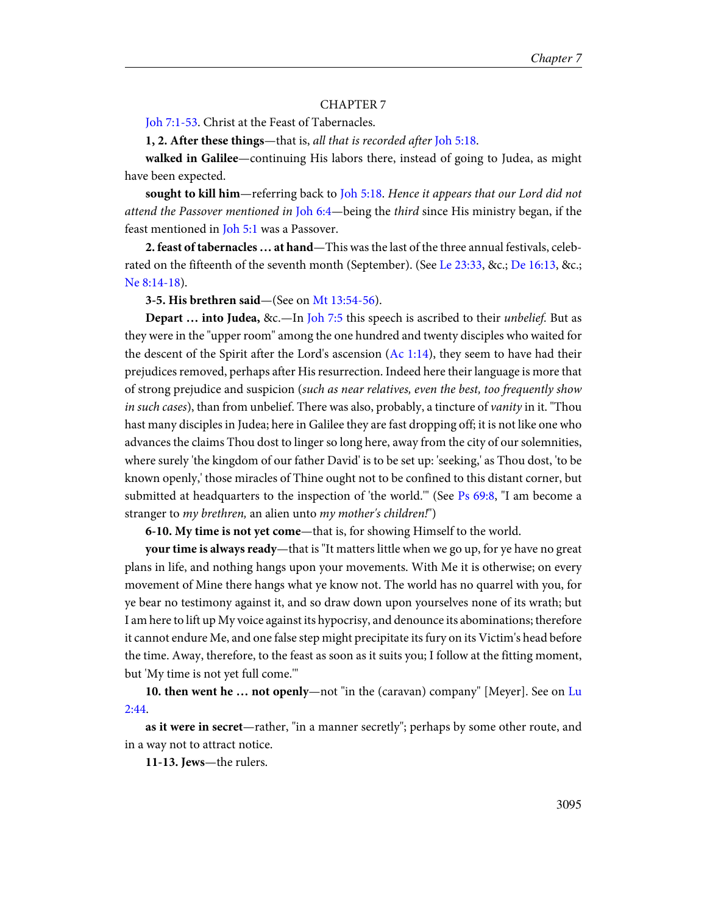# CHAPTER 7

Joh 7:1-53. Christ at the Feast of Tabernacles.

**1, 2. After these things**—that is, *all that is recorded after* Joh 5:18.

**walked in Galilee**—continuing His labors there, instead of going to Judea, as might have been expected.

**sought to kill him**—referring back to Joh 5:18. *Hence it appears that our Lord did not attend the Passover mentioned in* Joh 6:4—being the *third* since His ministry began, if the feast mentioned in Joh 5:1 was a Passover.

**2. feast of tabernacles … at hand**—This was the last of the three annual festivals, celebrated on the fifteenth of the seventh month (September). (See Le 23:33, &c.; De 16:13, &c.; Ne 8:14-18).

**3-5. His brethren said**—(See on Mt 13:54-56).

**Depart … into Judea,** &c.—In Joh 7:5 this speech is ascribed to their *unbelief.* But as they were in the "upper room" among the one hundred and twenty disciples who waited for the descent of the Spirit after the Lord's ascension (Ac 1:14), they seem to have had their prejudices removed, perhaps after His resurrection. Indeed here their language is more that of strong prejudice and suspicion (*such as near relatives, even the best, too frequently show in such cases*), than from unbelief. There was also, probably, a tincture of *vanity* in it. "Thou hast many disciples in Judea; here in Galilee they are fast dropping off; it is not like one who advances the claims Thou dost to linger so long here, away from the city of our solemnities, where surely 'the kingdom of our father David' is to be set up: 'seeking,' as Thou dost, 'to be known openly,' those miracles of Thine ought not to be confined to this distant corner, but submitted at headquarters to the inspection of 'the world.'" (See Ps 69:8, "I am become a stranger to *my brethren,* an alien unto *my mother's children!*")

**6-10. My time is not yet come**—that is, for showing Himself to the world.

**your time is always ready**—that is "It matters little when we go up, for ye have no great plans in life, and nothing hangs upon your movements. With Me it is otherwise; on every movement of Mine there hangs what ye know not. The world has no quarrel with you, for ye bear no testimony against it, and so draw down upon yourselves none of its wrath; but I am here to lift up My voice against its hypocrisy, and denounce its abominations; therefore it cannot endure Me, and one false step might precipitate its fury on its Victim's head before the time. Away, therefore, to the feast as soon as it suits you; I follow at the fitting moment, but 'My time is not yet full come.'"

**10. then went he … not openly**—not "in the (caravan) company" [Meyer]. See on Lu 2:44.

**as it were in secret**—rather, "in a manner secretly"; perhaps by some other route, and in a way not to attract notice.

**11-13. Jews**—the rulers.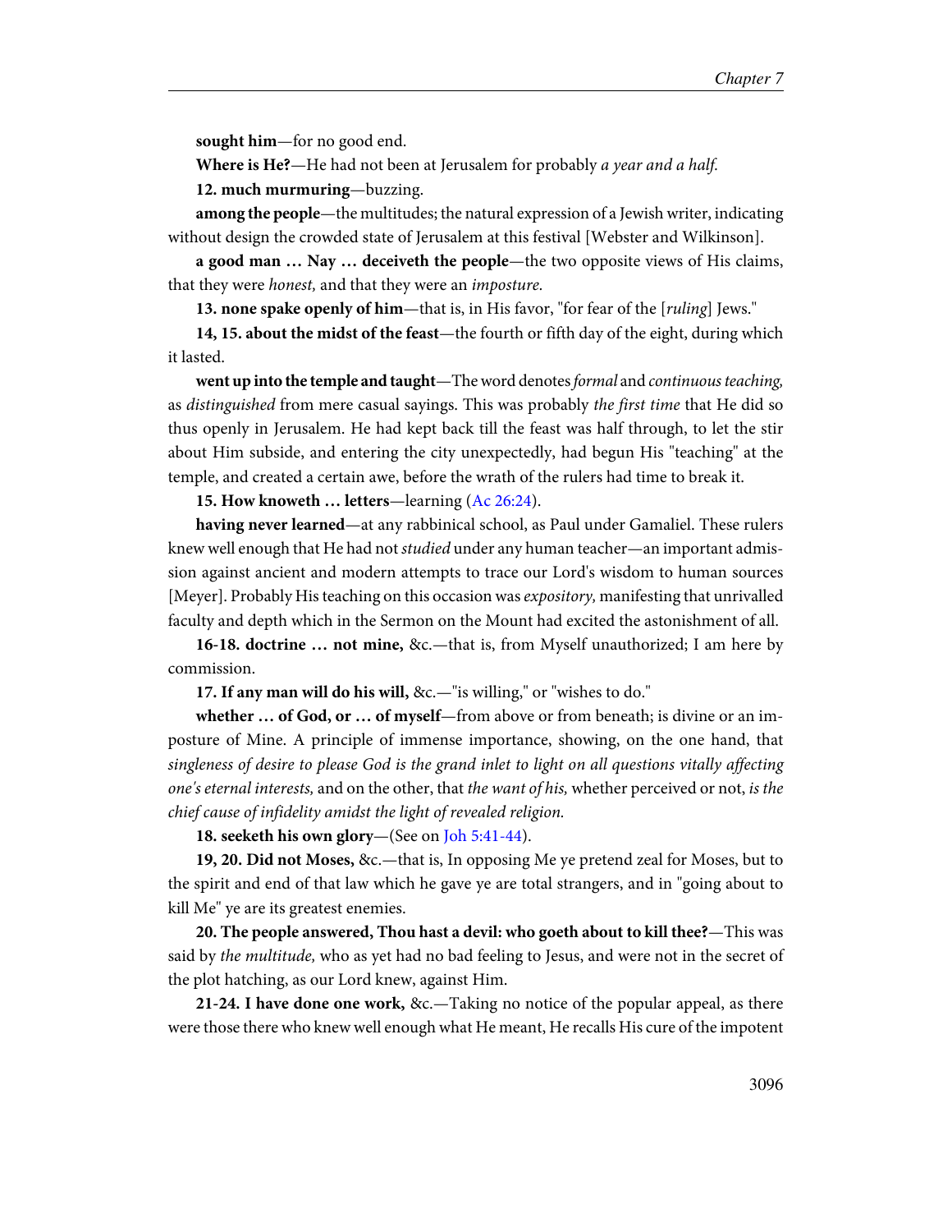**sought him**—for no good end.

**Where is He?**—He had not been at Jerusalem for probably *a year and a half.*

**12. much murmuring**—buzzing.

**among the people**—the multitudes; the natural expression of a Jewish writer, indicating without design the crowded state of Jerusalem at this festival [Webster and Wilkinson].

**a good man … Nay … deceiveth the people**—the two opposite views of His claims, that they were *honest,* and that they were an *imposture.*

**13. none spake openly of him**—that is, in His favor, "for fear of the [*ruling*] Jews."

**14, 15. about the midst of the feast**—the fourth or fifth day of the eight, during which it lasted.

**went up into the temple and taught**—The word denotes *formal* and *continuous teaching,* as *distinguished* from mere casual sayings. This was probably *the first time* that He did so thus openly in Jerusalem. He had kept back till the feast was half through, to let the stir about Him subside, and entering the city unexpectedly, had begun His "teaching" at the temple, and created a certain awe, before the wrath of the rulers had time to break it.

**15. How knoweth … letters**—learning (Ac 26:24).

**having never learned**—at any rabbinical school, as Paul under Gamaliel. These rulers knew well enough that He had not *studied* under any human teacher—an important admission against ancient and modern attempts to trace our Lord's wisdom to human sources [Meyer]. Probably His teaching on this occasion was *expository,* manifesting that unrivalled faculty and depth which in the Sermon on the Mount had excited the astonishment of all.

**16-18. doctrine … not mine,** &c.—that is, from Myself unauthorized; I am here by commission.

**17. If any man will do his will,** &c.—"is willing," or "wishes to do."

**whether … of God, or … of myself**—from above or from beneath; is divine or an imposture of Mine. A principle of immense importance, showing, on the one hand, that *singleness of desire to please God is the grand inlet to light on all questions vitally affecting one's eternal interests,* and on the other, that *the want of his,* whether perceived or not, *is the chief cause of infidelity amidst the light of revealed religion.*

**18. seeketh his own glory**—(See on Joh 5:41-44).

**19, 20. Did not Moses,** &c.—that is, In opposing Me ye pretend zeal for Moses, but to the spirit and end of that law which he gave ye are total strangers, and in "going about to kill Me" ye are its greatest enemies.

**20. The people answered, Thou hast a devil: who goeth about to kill thee?**—This was said by *the multitude,* who as yet had no bad feeling to Jesus, and were not in the secret of the plot hatching, as our Lord knew, against Him.

**21-24. I have done one work,** &c.—Taking no notice of the popular appeal, as there were those there who knew well enough what He meant, He recalls His cure of the impotent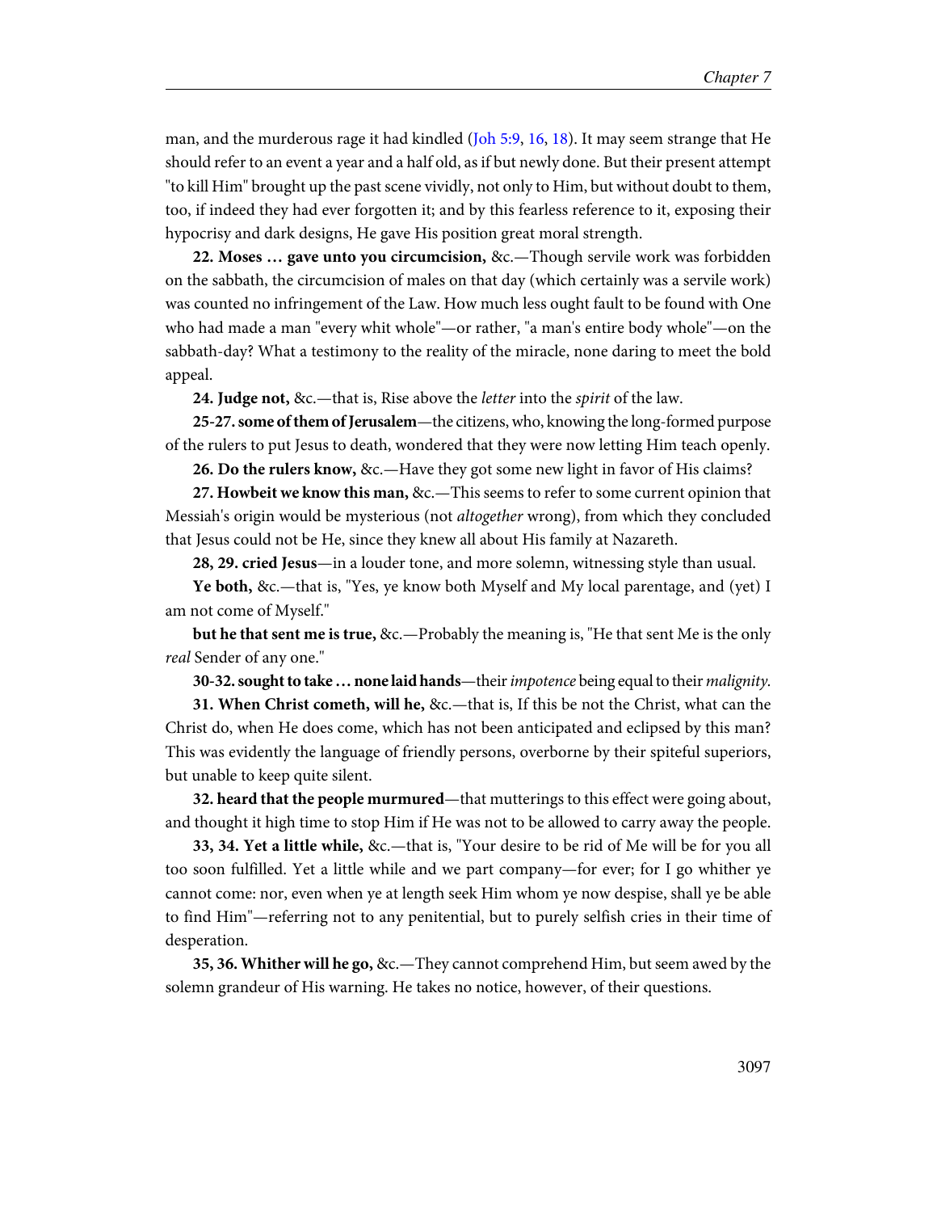man, and the murderous rage it had kindled (Joh 5:9, 16, 18). It may seem strange that He should refer to an event a year and a half old, as if but newly done. But their present attempt "to kill Him" brought up the past scene vividly, not only to Him, but without doubt to them, too, if indeed they had ever forgotten it; and by this fearless reference to it, exposing their hypocrisy and dark designs, He gave His position great moral strength.

**22. Moses … gave unto you circumcision,** &c.—Though servile work was forbidden on the sabbath, the circumcision of males on that day (which certainly was a servile work) was counted no infringement of the Law. How much less ought fault to be found with One who had made a man "every whit whole"—or rather, "a man's entire body whole"—on the sabbath-day? What a testimony to the reality of the miracle, none daring to meet the bold appeal.

**24. Judge not,** &c.—that is, Rise above the *letter* into the *spirit* of the law.

**25-27. some of them of Jerusalem**—the citizens, who, knowing the long-formed purpose of the rulers to put Jesus to death, wondered that they were now letting Him teach openly.

**26. Do the rulers know,** &c.—Have they got some new light in favor of His claims?

**27. Howbeit we know this man,** &c.—This seems to refer to some current opinion that Messiah's origin would be mysterious (not *altogether* wrong), from which they concluded that Jesus could not be He, since they knew all about His family at Nazareth.

**28, 29. cried Jesus**—in a louder tone, and more solemn, witnessing style than usual.

**Ye both,** &c.—that is, "Yes, ye know both Myself and My local parentage, and (yet) I am not come of Myself."

**but he that sent me is true,** &c.—Probably the meaning is, "He that sent Me is the only *real* Sender of any one."

**30-32. sought to take … none laid hands**—their *impotence* being equal to their *malignity*.

**31. When Christ cometh, will he,** &c.—that is, If this be not the Christ, what can the Christ do, when He does come, which has not been anticipated and eclipsed by this man? This was evidently the language of friendly persons, overborne by their spiteful superiors, but unable to keep quite silent.

**32. heard that the people murmured**—that mutterings to this effect were going about, and thought it high time to stop Him if He was not to be allowed to carry away the people.

**33, 34. Yet a little while,** &c.—that is, "Your desire to be rid of Me will be for you all too soon fulfilled. Yet a little while and we part company—for ever; for I go whither ye cannot come: nor, even when ye at length seek Him whom ye now despise, shall ye be able to find Him"—referring not to any penitential, but to purely selfish cries in their time of desperation.

**35, 36. Whither will he go,** &c.—They cannot comprehend Him, but seem awed by the solemn grandeur of His warning. He takes no notice, however, of their questions.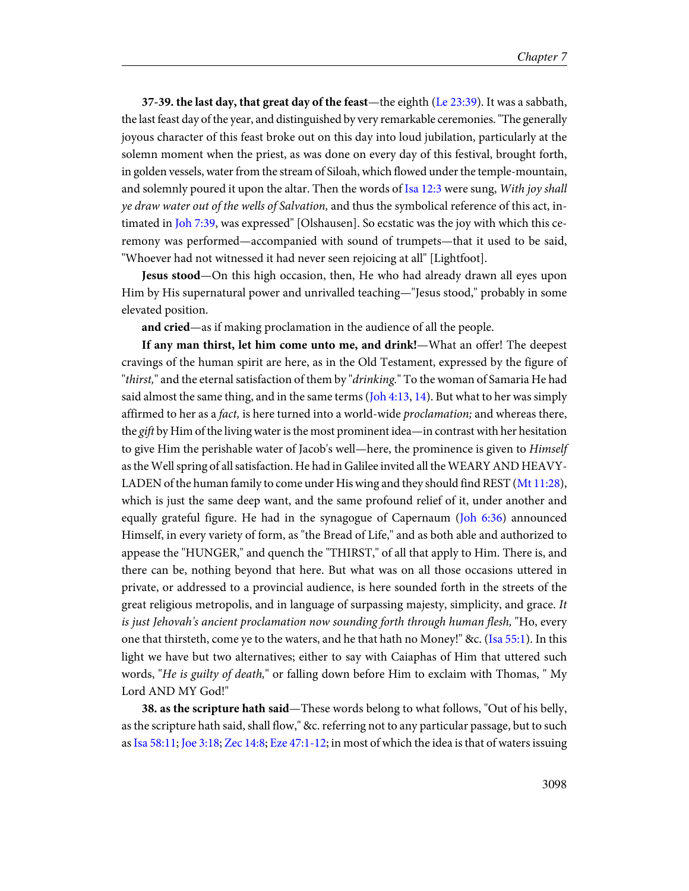**37-39. the last day, that great day of the feast**—the eighth (Le 23:39). It was a sabbath, the last feast day of the year, and distinguished by very remarkable ceremonies. "The generally joyous character of this feast broke out on this day into loud jubilation, particularly at the solemn moment when the priest, as was done on every day of this festival, brought forth, in golden vessels, water from the stream of Siloah, which flowed under the temple-mountain, and solemnly poured it upon the altar. Then the words of Isa 12:3 were sung, *With joy shall ye draw water out of the wells of Salvation,* and thus the symbolical reference of this act, intimated in Joh 7:39, was expressed" [Olshausen]. So ecstatic was the joy with which this ceremony was performed—accompanied with sound of trumpets—that it used to be said, "Whoever had not witnessed it had never seen rejoicing at all" [Lightfoot].

**Jesus stood**—On this high occasion, then, He who had already drawn all eyes upon Him by His supernatural power and unrivalled teaching—"Jesus stood," probably in some elevated position.

**and cried**—as if making proclamation in the audience of all the people.

**If any man thirst, let him come unto me, and drink!**—What an offer! The deepest cravings of the human spirit are here, as in the Old Testament, expressed by the figure of "*thirst,*" and the eternal satisfaction of them by "*drinking.*" To the woman of Samaria He had said almost the same thing, and in the same terms (Joh 4:13, 14). But what to her was simply affirmed to her as a *fact,* is here turned into a world-wide *proclamation;* and whereas there, the *gift* by Him of the living water is the most prominent idea—in contrast with her hesitation to give Him the perishable water of Jacob's well—here, the prominence is given to *Himself* as the Well spring of all satisfaction. He had in Galilee invited all the WEARY AND HEAVY-LADEN of the human family to come under His wing and they should find REST (Mt 11:28), which is just the same deep want, and the same profound relief of it, under another and equally grateful figure. He had in the synagogue of Capernaum (Joh 6:36) announced Himself, in every variety of form, as "the Bread of Life," and as both able and authorized to appease the "HUNGER," and quench the "THIRST," of all that apply to Him. There is, and there can be, nothing beyond that here. But what was on all those occasions uttered in private, or addressed to a provincial audience, is here sounded forth in the streets of the great religious metropolis, and in language of surpassing majesty, simplicity, and grace. *It is just Jehovah's ancient proclamation now sounding forth through human flesh,* "Ho, every one that thirsteth, come ye to the waters, and he that hath no Money!" &c. (Isa 55:1). In this light we have but two alternatives; either to say with Caiaphas of Him that uttered such words, "*He is guilty of death,*" or falling down before Him to exclaim with Thomas, " My Lord AND MY God!"

**38. as the scripture hath said**—These words belong to what follows, "Out of his belly, as the scripture hath said, shall flow," &c. referring not to any particular passage, but to such as Isa 58:11; Joe 3:18; Zec 14:8; Eze 47:1-12; in most of which the idea is that of waters issuing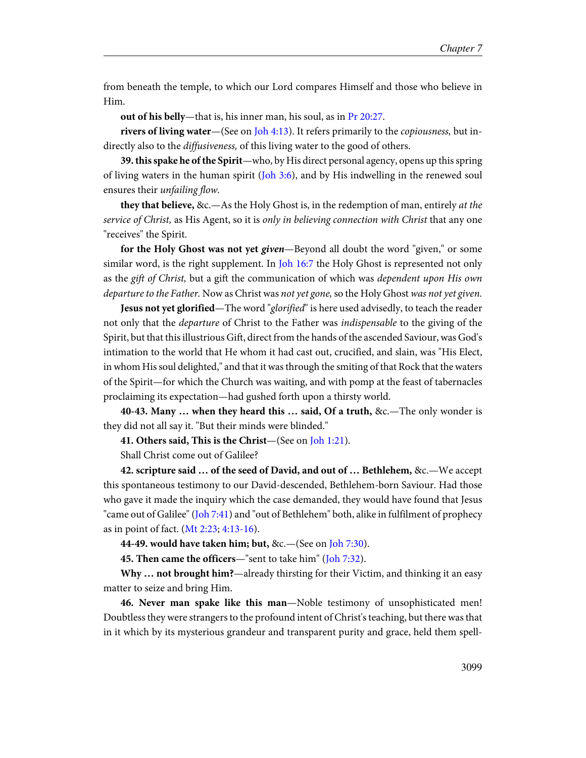from beneath the temple, to which our Lord compares Himself and those who believe in Him.

**out of his belly**—that is, his inner man, his soul, as in Pr 20:27.

**rivers of living water**—(See on Joh 4:13). It refers primarily to the *copiousness,* but indirectly also to the *diffusiveness,* of this living water to the good of others.

**39. this spake he of the Spirit**—who, by His direct personal agency, opens up this spring of living waters in the human spirit (Joh 3:6), and by His indwelling in the renewed soul ensures their *unfailing flow.*

**they that believe,** &c.—As the Holy Ghost is, in the redemption of man, entirely *at the service of Christ,* as His Agent, so it is *only in believing connection with Christ* that any one "receives" the Spirit.

**for the Holy Ghost was not yet *given***—Beyond all doubt the word "given," or some similar word, is the right supplement. In Joh 16:7 the Holy Ghost is represented not only as the *gift of Christ,* but a gift the communication of which was *dependent upon His own departure to the Father.* Now as Christ was *not yet gone,* so the Holy Ghost *was not yet given.*

**Jesus not yet glorified**—The word "*glorified*" is here used advisedly, to teach the reader not only that the *departure* of Christ to the Father was *indispensable* to the giving of the Spirit, but that this illustrious Gift, direct from the hands of the ascended Saviour, was God's intimation to the world that He whom it had cast out, crucified, and slain, was "His Elect, in whom His soul delighted," and that it was through the smiting of that Rock that the waters of the Spirit—for which the Church was waiting, and with pomp at the feast of tabernacles proclaiming its expectation—had gushed forth upon a thirsty world.

**40-43. Many … when they heard this … said, Of a truth,** &c.—The only wonder is they did not all say it. "But their minds were blinded."

**41. Others said, This is the Christ**—(See on Joh 1:21).

Shall Christ come out of Galilee?

**42. scripture said … of the seed of David, and out of … Bethlehem,** &c.—We accept this spontaneous testimony to our David-descended, Bethlehem-born Saviour. Had those who gave it made the inquiry which the case demanded, they would have found that Jesus "came out of Galilee" (Joh 7:41) and "out of Bethlehem" both, alike in fulfilment of prophecy as in point of fact. (Mt 2:23; 4:13-16).

**44-49. would have taken him; but,** &c.—(See on Joh 7:30).

**45. Then came the officers**—"sent to take him" (Joh 7:32).

**Why … not brought him?**—already thirsting for their Victim, and thinking it an easy matter to seize and bring Him.

**46. Never man spake like this man**—Noble testimony of unsophisticated men! Doubtless they were strangers to the profound intent of Christ's teaching, but there was that in it which by its mysterious grandeur and transparent purity and grace, held them spell-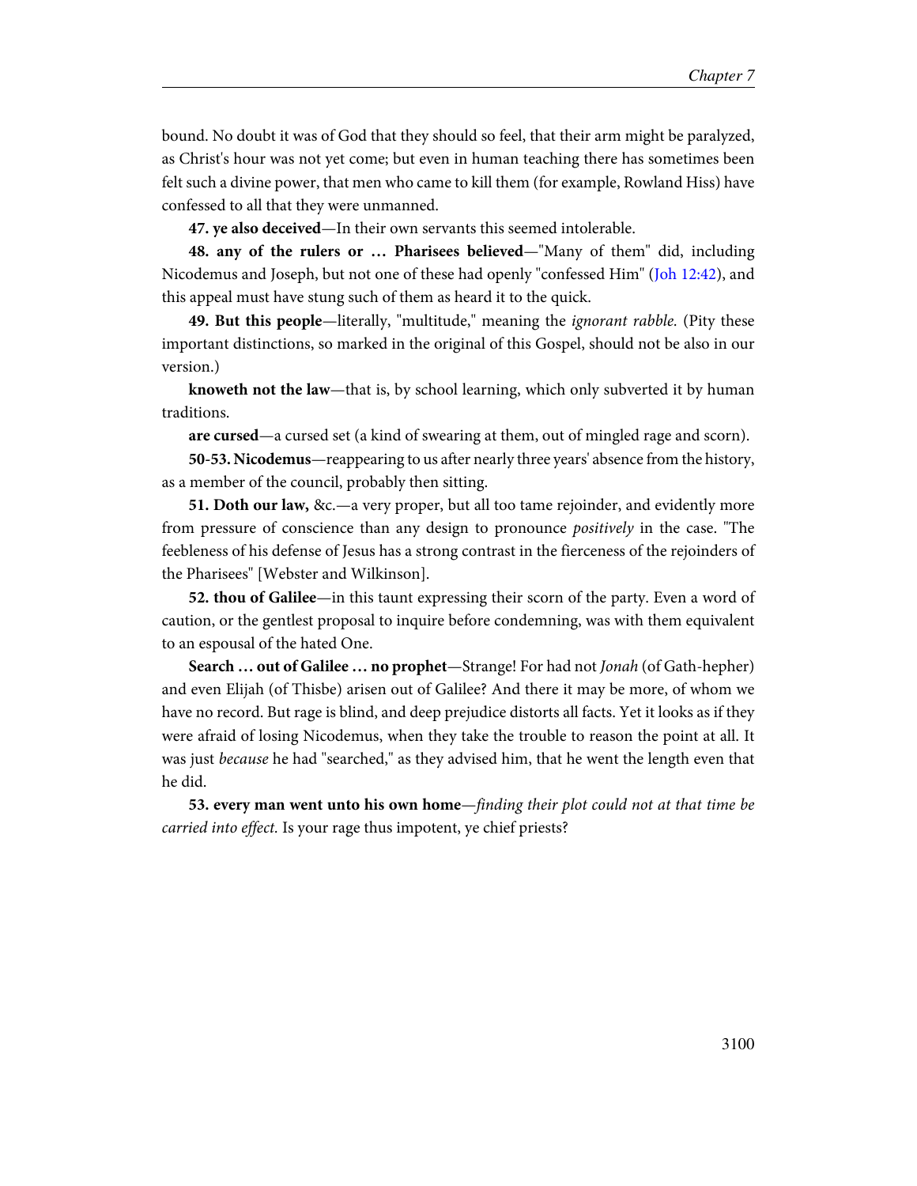bound. No doubt it was of God that they should so feel, that their arm might be paralyzed, as Christ's hour was not yet come; but even in human teaching there has sometimes been felt such a divine power, that men who came to kill them (for example, Rowland Hiss) have confessed to all that they were unmanned.

**47. ye also deceived**—In their own servants this seemed intolerable.

**48. any of the rulers or … Pharisees believed**—"Many of them" did, including Nicodemus and Joseph, but not one of these had openly "confessed Him" (Joh 12:42), and this appeal must have stung such of them as heard it to the quick.

**49. But this people**—literally, "multitude," meaning the *ignorant rabble.* (Pity these important distinctions, so marked in the original of this Gospel, should not be also in our version.)

**knoweth not the law**—that is, by school learning, which only subverted it by human traditions.

**are cursed**—a cursed set (a kind of swearing at them, out of mingled rage and scorn).

**50-53. Nicodemus**—reappearing to us after nearly three years' absence from the history, as a member of the council, probably then sitting.

**51. Doth our law,** &c.—a very proper, but all too tame rejoinder, and evidently more from pressure of conscience than any design to pronounce *positively* in the case. "The feebleness of his defense of Jesus has a strong contrast in the fierceness of the rejoinders of the Pharisees" [Webster and Wilkinson].

**52. thou of Galilee**—in this taunt expressing their scorn of the party. Even a word of caution, or the gentlest proposal to inquire before condemning, was with them equivalent to an espousal of the hated One.

**Search … out of Galilee … no prophet**—Strange! For had not *Jonah* (of Gath-hepher) and even Elijah (of Thisbe) arisen out of Galilee? And there it may be more, of whom we have no record. But rage is blind, and deep prejudice distorts all facts. Yet it looks as if they were afraid of losing Nicodemus, when they take the trouble to reason the point at all. It was just *because* he had "searched," as they advised him, that he went the length even that he did.

**53. every man went unto his own home**—*finding their plot could not at that time be carried into effect.* Is your rage thus impotent, ye chief priests?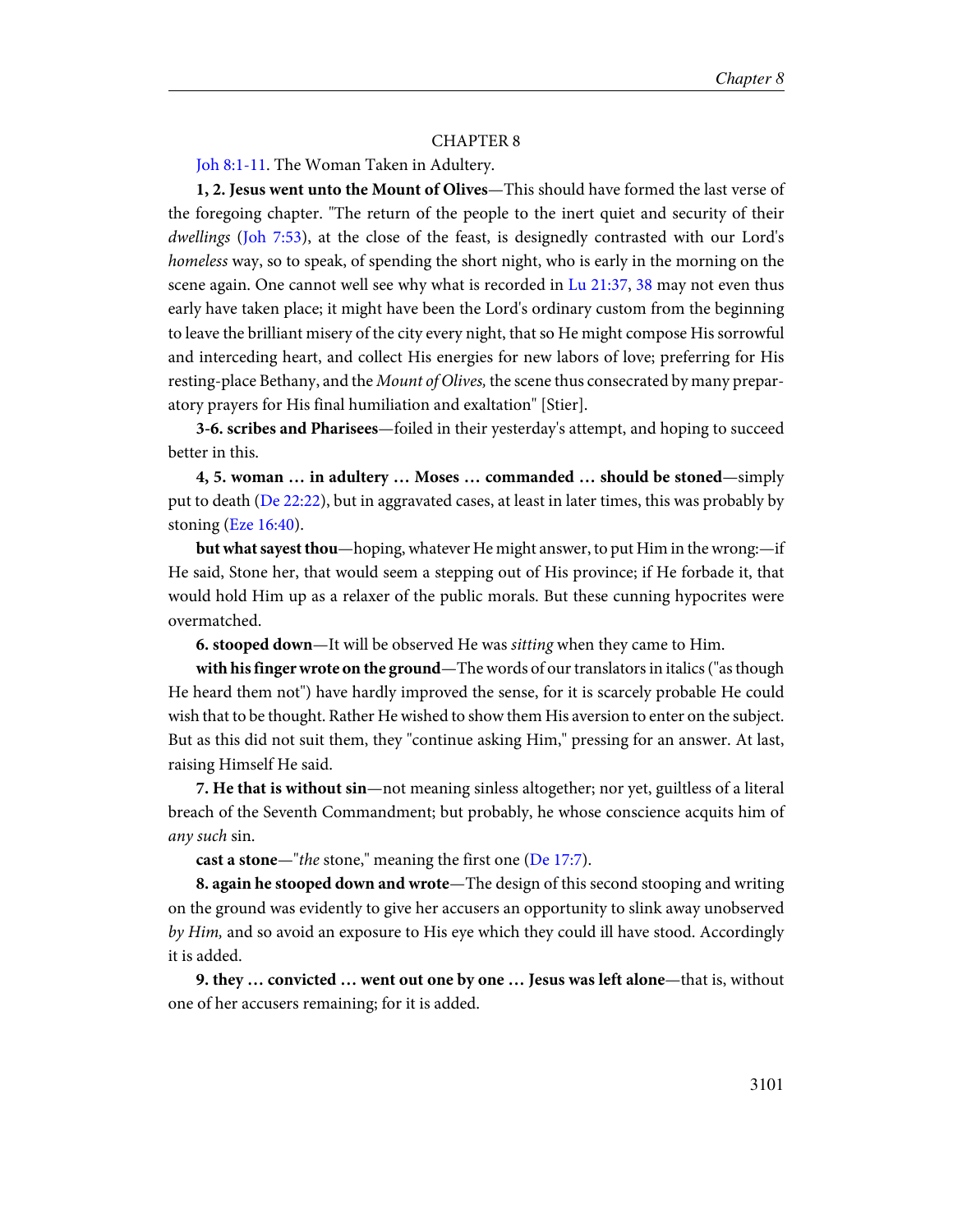## CHAPTER 8

Joh 8:1-11. The Woman Taken in Adultery.

**1, 2. Jesus went unto the Mount of Olives**—This should have formed the last verse of the foregoing chapter. "The return of the people to the inert quiet and security of their *dwellings* (Joh 7:53), at the close of the feast, is designedly contrasted with our Lord's *homeless* way, so to speak, of spending the short night, who is early in the morning on the scene again. One cannot well see why what is recorded in Lu 21:37, 38 may not even thus early have taken place; it might have been the Lord's ordinary custom from the beginning to leave the brilliant misery of the city every night, that so He might compose His sorrowful and interceding heart, and collect His energies for new labors of love; preferring for His resting-place Bethany, and the *Mount of Olives,* the scene thus consecrated by many preparatory prayers for His final humiliation and exaltation" [Stier].

**3-6. scribes and Pharisees**—foiled in their yesterday's attempt, and hoping to succeed better in this.

**4, 5. woman … in adultery … Moses … commanded … should be stoned**—simply put to death (De 22:22), but in aggravated cases, at least in later times, this was probably by stoning (Eze 16:40).

**but what sayest thou**—hoping, whatever He might answer, to put Him in the wrong:—if He said, Stone her, that would seem a stepping out of His province; if He forbade it, that would hold Him up as a relaxer of the public morals. But these cunning hypocrites were overmatched.

**6. stooped down**—It will be observed He was *sitting* when they came to Him.

**with his finger wrote on the ground**—The words of our translators in italics ("as though He heard them not") have hardly improved the sense, for it is scarcely probable He could wish that to be thought. Rather He wished to show them His aversion to enter on the subject. But as this did not suit them, they "continue asking Him," pressing for an answer. At last, raising Himself He said.

**7. He that is without sin**—not meaning sinless altogether; nor yet, guiltless of a literal breach of the Seventh Commandment; but probably, he whose conscience acquits him of *any such* sin.

**cast a stone**—"*the* stone," meaning the first one (De 17:7).

**8. again he stooped down and wrote**—The design of this second stooping and writing on the ground was evidently to give her accusers an opportunity to slink away unobserved *by Him,* and so avoid an exposure to His eye which they could ill have stood. Accordingly it is added.

**9. they … convicted … went out one by one … Jesus was left alone**—that is, without one of her accusers remaining; for it is added.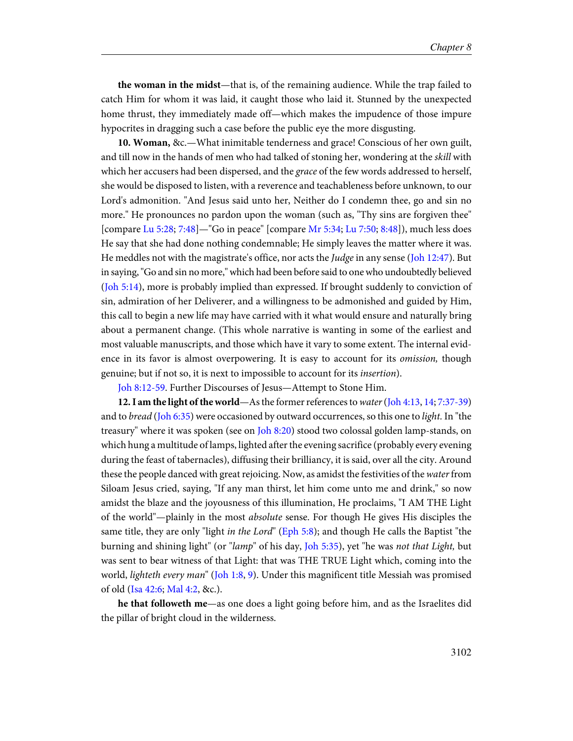**the woman in the midst**—that is, of the remaining audience. While the trap failed to catch Him for whom it was laid, it caught those who laid it. Stunned by the unexpected home thrust, they immediately made off—which makes the impudence of those impure hypocrites in dragging such a case before the public eye the more disgusting.

**10. Woman,** &c.—What inimitable tenderness and grace! Conscious of her own guilt, and till now in the hands of men who had talked of stoning her, wondering at the *skill* with which her accusers had been dispersed, and the *grace* of the few words addressed to herself, she would be disposed to listen, with a reverence and teachableness before unknown, to our Lord's admonition. "And Jesus said unto her, Neither do I condemn thee, go and sin no more." He pronounces no pardon upon the woman (such as, "Thy sins are forgiven thee" [compare Lu 5:28; 7:48]—"Go in peace" [compare Mr 5:34; Lu 7:50; 8:48]), much less does He say that she had done nothing condemnable; He simply leaves the matter where it was. He meddles not with the magistrate's office, nor acts the *Judge* in any sense (Joh 12:47). But in saying, "Go and sin no more," which had been before said to one who undoubtedly believed (Joh 5:14), more is probably implied than expressed. If brought suddenly to conviction of sin, admiration of her Deliverer, and a willingness to be admonished and guided by Him, this call to begin a new life may have carried with it what would ensure and naturally bring about a permanent change. (This whole narrative is wanting in some of the earliest and most valuable manuscripts, and those which have it vary to some extent. The internal evidence in its favor is almost overpowering. It is easy to account for its *omission,* though genuine; but if not so, it is next to impossible to account for its *insertion*).

Joh 8:12-59. Further Discourses of Jesus—Attempt to Stone Him.

**12. I am the light of the world**—As the former references to *water* (Joh 4:13, 14; 7:37-39) and to *bread* (Joh 6:35) were occasioned by outward occurrences, so this one to *light.* In "the treasury" where it was spoken (see on Joh 8:20) stood two colossal golden lamp-stands, on which hung a multitude of lamps, lighted after the evening sacrifice (probably every evening during the feast of tabernacles), diffusing their brilliancy, it is said, over all the city. Around these the people danced with great rejoicing. Now, as amidst the festivities of the *water* from Siloam Jesus cried, saying, "If any man thirst, let him come unto me and drink," so now amidst the blaze and the joyousness of this illumination, He proclaims, "I AM THE Light of the world"—plainly in the most *absolute* sense. For though He gives His disciples the same title, they are only "light *in the Lord*" (Eph 5:8); and though He calls the Baptist "the burning and shining light" (or "*lamp*" of his day, Joh 5:35), yet "he was *not that Light,* but was sent to bear witness of that Light: that was THE TRUE Light which, coming into the world, *lighteth every man*" (Joh 1:8, 9). Under this magnificent title Messiah was promised of old (Isa 42:6; Mal 4:2, &c.).

**he that followeth me**—as one does a light going before him, and as the Israelites did the pillar of bright cloud in the wilderness.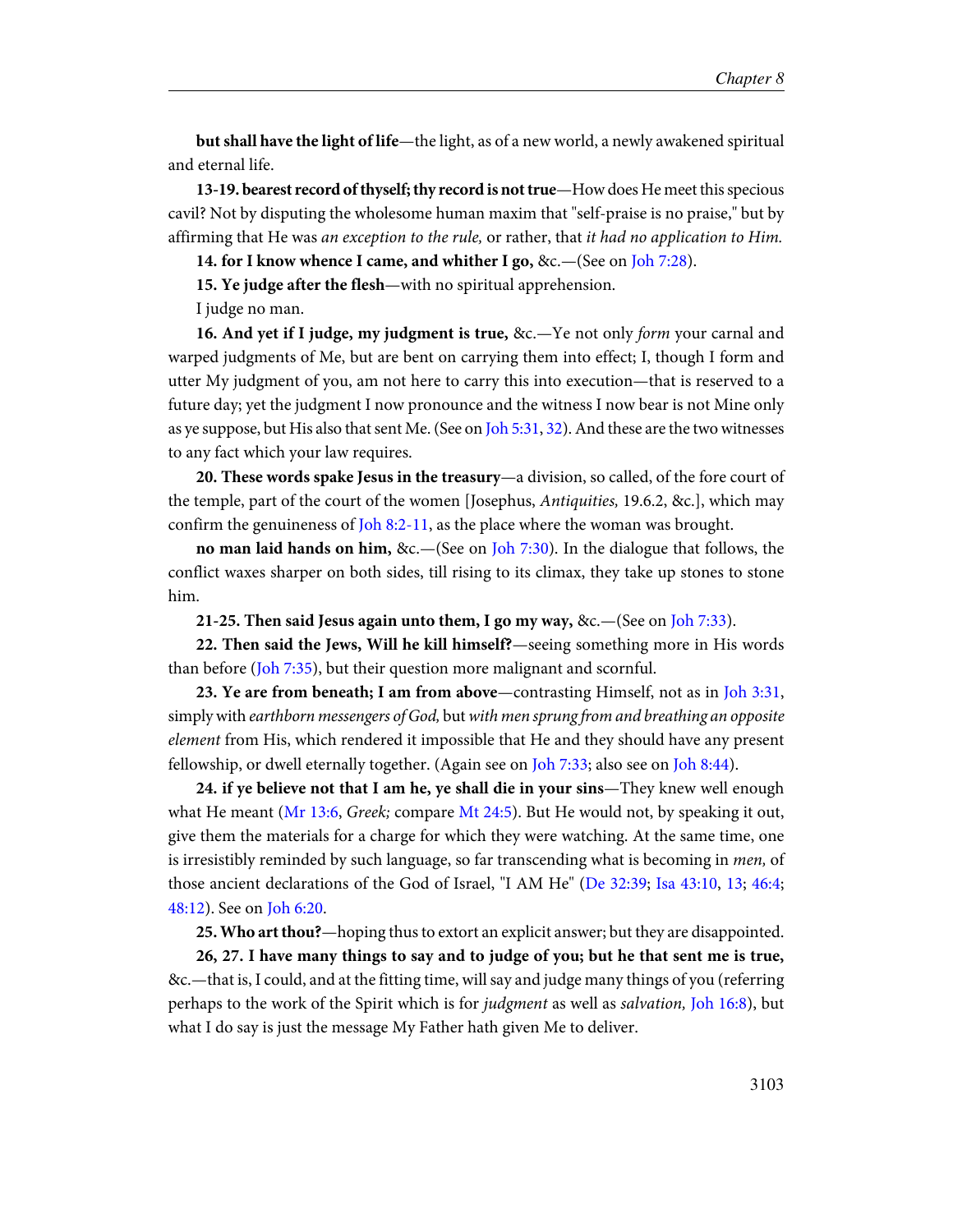**but shall have the light of life**—the light, as of a new world, a newly awakened spiritual and eternal life.

**13-19. bearest record of thyself; thy record is not true**—How does He meet this specious cavil? Not by disputing the wholesome human maxim that "self-praise is no praise," but by affirming that He was *an exception to the rule,* or rather, that *it had no application to Him.*

**14. for I know whence I came, and whither I go,** &c.—(See on Joh 7:28).

**15. Ye judge after the flesh**—with no spiritual apprehension.

I judge no man.

**16. And yet if I judge, my judgment is true,** &c.—Ye not only *form* your carnal and warped judgments of Me, but are bent on carrying them into effect; I, though I form and utter My judgment of you, am not here to carry this into execution—that is reserved to a future day; yet the judgment I now pronounce and the witness I now bear is not Mine only as ye suppose, but His also that sent Me. (See on Joh 5:31, 32). And these are the two witnesses to any fact which your law requires.

**20. These words spake Jesus in the treasury**—a division, so called, of the fore court of the temple, part of the court of the women [Josephus, *Antiquities,* 19.6.2, &c.], which may confirm the genuineness of Joh 8:2-11, as the place where the woman was brought.

**no man laid hands on him,** &c.—(See on Joh 7:30). In the dialogue that follows, the conflict waxes sharper on both sides, till rising to its climax, they take up stones to stone him.

**21-25. Then said Jesus again unto them, I go my way,** &c.—(See on Joh 7:33).

**22. Then said the Jews, Will he kill himself?**—seeing something more in His words than before (Joh 7:35), but their question more malignant and scornful.

**23. Ye are from beneath; I am from above**—contrasting Himself, not as in Joh 3:31, simply with *earthborn messengers of God,* but *with men sprung from and breathing an opposite element* from His, which rendered it impossible that He and they should have any present fellowship, or dwell eternally together. (Again see on Joh 7:33; also see on Joh 8:44).

**24. if ye believe not that I am he, ye shall die in your sins**—They knew well enough what He meant (Mr 13:6, *Greek;* compare Mt 24:5). But He would not, by speaking it out, give them the materials for a charge for which they were watching. At the same time, one is irresistibly reminded by such language, so far transcending what is becoming in *men,* of those ancient declarations of the God of Israel, "I AM He" (De 32:39; Isa 43:10, 13; 46:4; 48:12). See on Joh 6:20.

**25. Who art thou?**—hoping thus to extort an explicit answer; but they are disappointed.

**26, 27. I have many things to say and to judge of you; but he that sent me is true,** &c.—that is, I could, and at the fitting time, will say and judge many things of you (referring perhaps to the work of the Spirit which is for *judgment* as well as *salvation,* Joh 16:8), but what I do say is just the message My Father hath given Me to deliver.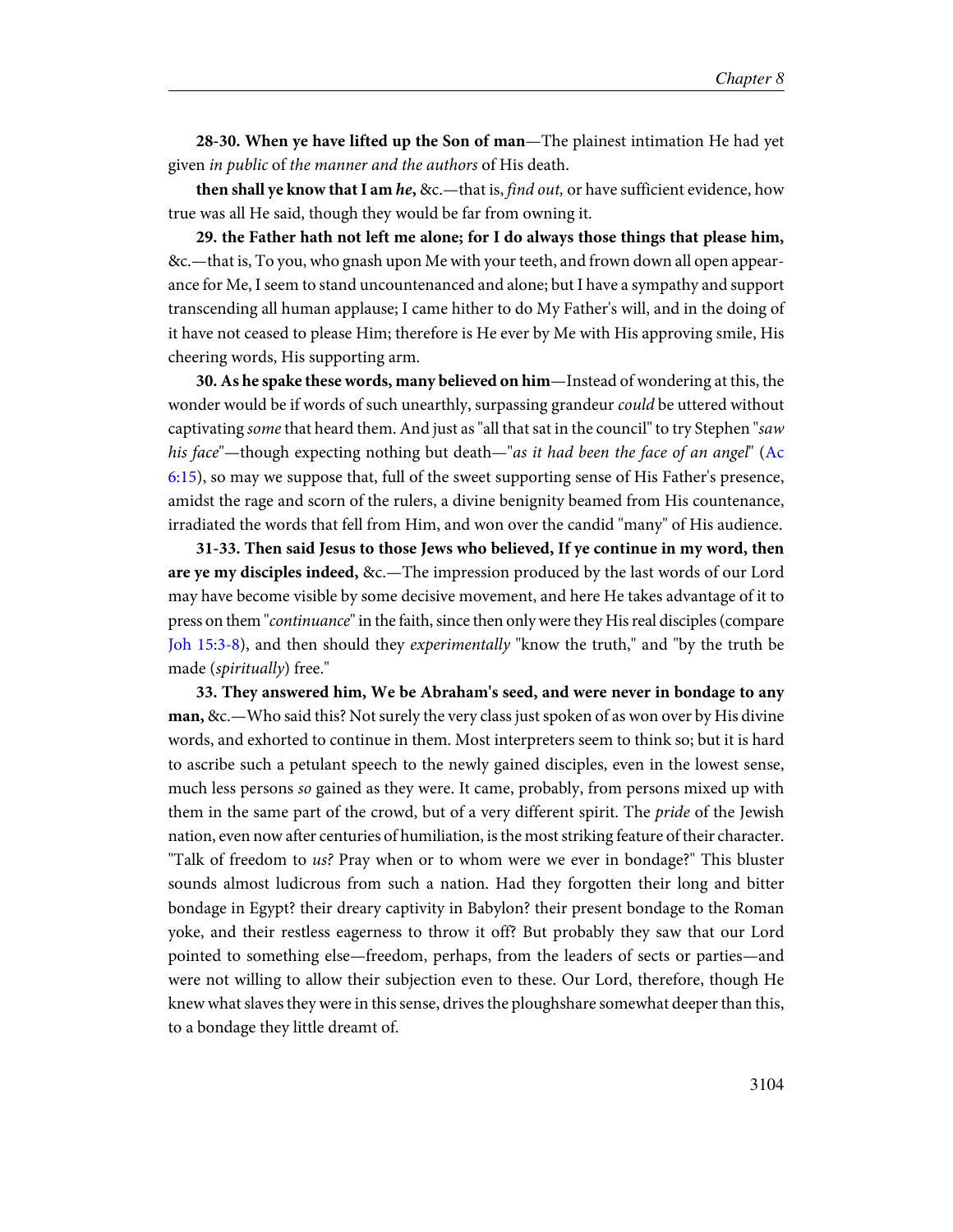**28-30. When ye have lifted up the Son of man**—The plainest intimation He had yet given *in public* of *the manner and the authors* of His death.

**then shall ye know that I am *he*,** &c.—that is, *find out,* or have sufficient evidence, how true was all He said, though they would be far from owning it.

**29. the Father hath not left me alone; for I do always those things that please him,** &c.—that is, To you, who gnash upon Me with your teeth, and frown down all open appearance for Me, I seem to stand uncountenanced and alone; but I have a sympathy and support transcending all human applause; I came hither to do My Father's will, and in the doing of it have not ceased to please Him; therefore is He ever by Me with His approving smile, His cheering words, His supporting arm.

**30. As he spake these words, many believed on him**—Instead of wondering at this, the wonder would be if words of such unearthly, surpassing grandeur *could* be uttered without captivating *some* that heard them. And just as "all that sat in the council" to try Stephen "*saw his face*"—though expecting nothing but death—"*as it had been the face of an angel*" (Ac 6:15), so may we suppose that, full of the sweet supporting sense of His Father's presence, amidst the rage and scorn of the rulers, a divine benignity beamed from His countenance, irradiated the words that fell from Him, and won over the candid "many" of His audience.

**31-33. Then said Jesus to those Jews who believed, If ye continue in my word, then are ye my disciples indeed,** &c.—The impression produced by the last words of our Lord may have become visible by some decisive movement, and here He takes advantage of it to press on them "*continuance*" in the faith, since then only were they His real disciples (compare Joh 15:3-8), and then should they *experimentally* "know the truth," and "by the truth be made (*spiritually*) free."

**33. They answered him, We be Abraham's seed, and were never in bondage to any man,** &c.—Who said this? Not surely the very class just spoken of as won over by His divine words, and exhorted to continue in them. Most interpreters seem to think so; but it is hard to ascribe such a petulant speech to the newly gained disciples, even in the lowest sense, much less persons *so* gained as they were. It came, probably, from persons mixed up with them in the same part of the crowd, but of a very different spirit. The *pride* of the Jewish nation, even now after centuries of humiliation, is the most striking feature of their character. "Talk of freedom to *us?* Pray when or to whom were we ever in bondage?" This bluster sounds almost ludicrous from such a nation. Had they forgotten their long and bitter bondage in Egypt? their dreary captivity in Babylon? their present bondage to the Roman yoke, and their restless eagerness to throw it off? But probably they saw that our Lord pointed to something else—freedom, perhaps, from the leaders of sects or parties—and were not willing to allow their subjection even to these. Our Lord, therefore, though He knew what slaves they were in this sense, drives the ploughshare somewhat deeper than this, to a bondage they little dreamt of.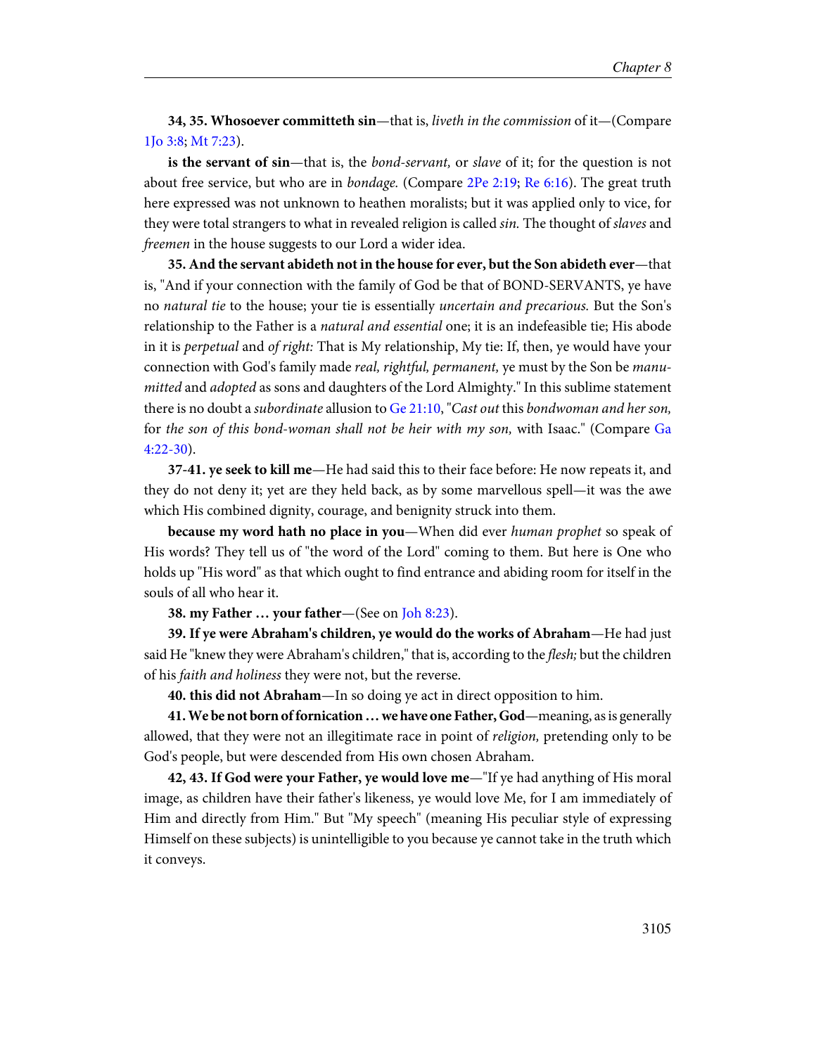**34, 35. Whosoever committeth sin**—that is, *liveth in the commission* of it—(Compare 1Jo 3:8; Mt 7:23).

**is the servant of sin**—that is, the *bond-servant,* or *slave* of it; for the question is not about free service, but who are in *bondage.* (Compare 2Pe 2:19; Re 6:16). The great truth here expressed was not unknown to heathen moralists; but it was applied only to vice, for they were total strangers to what in revealed religion is called *sin.* The thought of *slaves* and *freemen* in the house suggests to our Lord a wider idea.

**35. And the servant abideth not in the house for ever, but the Son abideth ever**—that is, "And if your connection with the family of God be that of BOND-SERVANTS, ye have no *natural tie* to the house; your tie is essentially *uncertain and precarious.* But the Son's relationship to the Father is a *natural and essential* one; it is an indefeasible tie; His abode in it is *perpetual* and *of right:* That is My relationship, My tie: If, then, ye would have your connection with God's family made *real, rightful, permanent,* ye must by the Son be *manumitted* and *adopted* as sons and daughters of the Lord Almighty." In this sublime statement there is no doubt a *subordinate* allusion to Ge 21:10, "*Cast out* this *bondwoman and her son,* for *the son of this bond-woman shall not be heir with my son,* with Isaac." (Compare Ga 4:22-30).

**37-41. ye seek to kill me**—He had said this to their face before: He now repeats it, and they do not deny it; yet are they held back, as by some marvellous spell—it was the awe which His combined dignity, courage, and benignity struck into them.

**because my word hath no place in you**—When did ever *human prophet* so speak of His words? They tell us of "the word of the Lord" coming to them. But here is One who holds up "His word" as that which ought to find entrance and abiding room for itself in the souls of all who hear it.

**38. my Father … your father**—(See on Joh 8:23).

**39. If ye were Abraham's children, ye would do the works of Abraham**—He had just said He "knew they were Abraham's children," that is, according to the *flesh;* but the children of his *faith and holiness* they were not, but the reverse.

**40. this did not Abraham**—In so doing ye act in direct opposition to him.

**41. We be not born of fornication … we have one Father, God**—meaning, as is generally allowed, that they were not an illegitimate race in point of *religion,* pretending only to be God's people, but were descended from His own chosen Abraham.

**42, 43. If God were your Father, ye would love me**—"If ye had anything of His moral image, as children have their father's likeness, ye would love Me, for I am immediately of Him and directly from Him." But "My speech" (meaning His peculiar style of expressing Himself on these subjects) is unintelligible to you because ye cannot take in the truth which it conveys.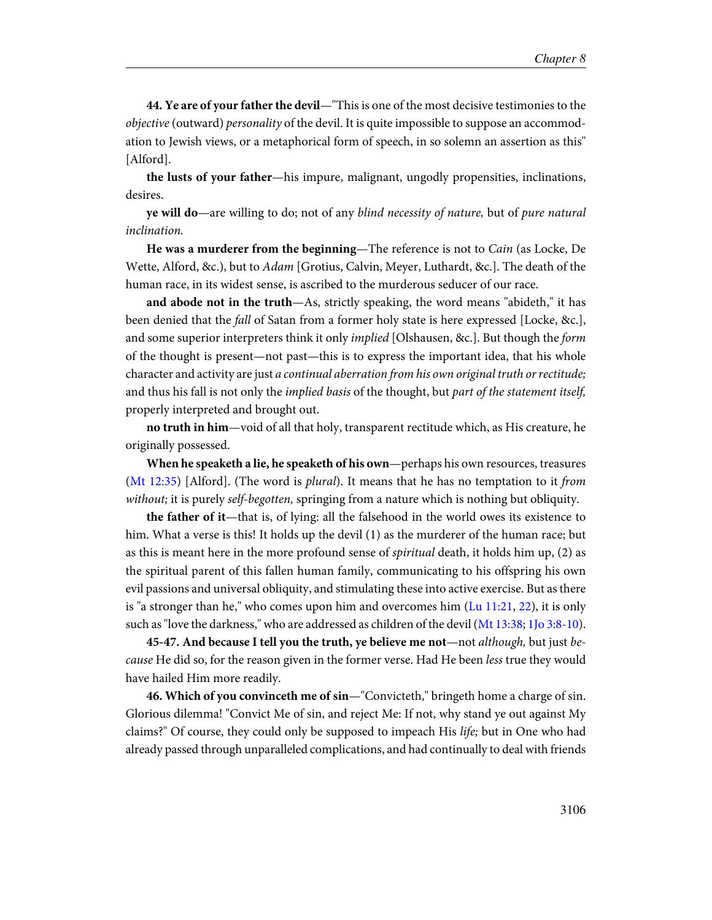**44. Ye are of your father the devil**—"This is one of the most decisive testimonies to the *objective* (outward) *personality* of the devil. It is quite impossible to suppose an accommodation to Jewish views, or a metaphorical form of speech, in so solemn an assertion as this" [Alford].

**the lusts of your father**—his impure, malignant, ungodly propensities, inclinations, desires.

**ye will do**—are willing to do; not of any *blind necessity of nature,* but of *pure natural inclination.*

**He was a murderer from the beginning**—The reference is not to *Cain* (as Locke, De Wette, Alford, &c.), but to *Adam* [Grotius, Calvin, Meyer, Luthardt, &c.]. The death of the human race, in its widest sense, is ascribed to the murderous seducer of our race.

**and abode not in the truth**—As, strictly speaking, the word means "abideth," it has been denied that the *fall* of Satan from a former holy state is here expressed [Locke, &c.], and some superior interpreters think it only *implied* [Olshausen, &c.]. But though the *form* of the thought is present—not past—this is to express the important idea, that his whole character and activity are just *a continual aberration from his own original truth or rectitude;* and thus his fall is not only the *implied basis* of the thought, but *part of the statement itself,* properly interpreted and brought out.

**no truth in him**—void of all that holy, transparent rectitude which, as His creature, he originally possessed.

**When he speaketh a lie, he speaketh of his own**—perhaps his own resources, treasures (Mt 12:35) [Alford]. (The word is *plural*). It means that he has no temptation to it *from without;* it is purely *self-begotten,* springing from a nature which is nothing but obliquity.

**the father of it**—that is, of lying: all the falsehood in the world owes its existence to him. What a verse is this! It holds up the devil (1) as the murderer of the human race; but as this is meant here in the more profound sense of *spiritual* death, it holds him up, (2) as the spiritual parent of this fallen human family, communicating to his offspring his own evil passions and universal obliquity, and stimulating these into active exercise. But as there is "a stronger than he," who comes upon him and overcomes him (Lu 11:21, 22), it is only such as "love the darkness," who are addressed as children of the devil (Mt 13:38; 1Jo 3:8-10).

**45-47. And because I tell you the truth, ye believe me not**—not *although,* but just *because* He did so, for the reason given in the former verse. Had He been *less* true they would have hailed Him more readily.

**46. Which of you convinceth me of sin**—"Convicteth," bringeth home a charge of sin. Glorious dilemma! "Convict Me of sin, and reject Me: If not, why stand ye out against My claims?" Of course, they could only be supposed to impeach His *life;* but in One who had already passed through unparalleled complications, and had continually to deal with friends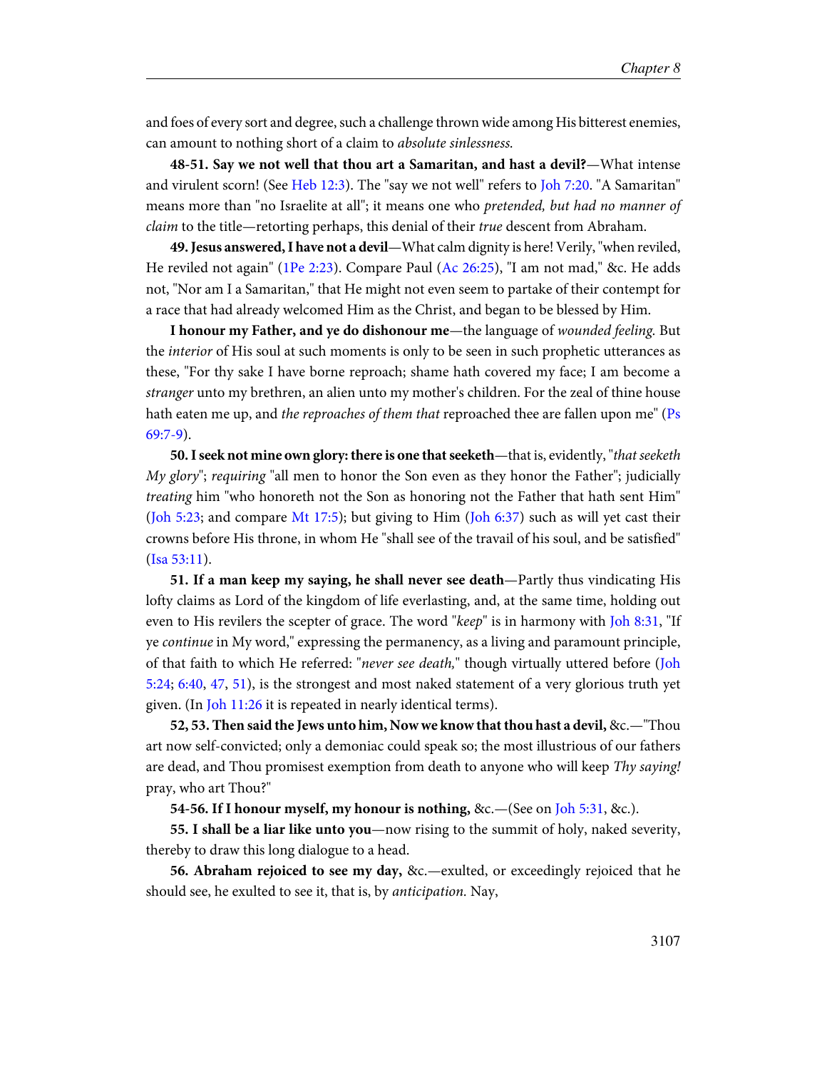and foes of every sort and degree, such a challenge thrown wide among His bitterest enemies, can amount to nothing short of a claim to *absolute sinlessness.*

**48-51. Say we not well that thou art a Samaritan, and hast a devil?**—What intense and virulent scorn! (See Heb 12:3). The "say we not well" refers to Joh 7:20. "A Samaritan" means more than "no Israelite at all"; it means one who *pretended, but had no manner of claim* to the title—retorting perhaps, this denial of their *true* descent from Abraham.

**49. Jesus answered, I have not a devil**—What calm dignity is here! Verily, "when reviled, He reviled not again" (1Pe 2:23). Compare Paul (Ac 26:25), "I am not mad," &c. He adds not, "Nor am I a Samaritan," that He might not even seem to partake of their contempt for a race that had already welcomed Him as the Christ, and began to be blessed by Him.

**I honour my Father, and ye do dishonour me**—the language of *wounded feeling.* But the *interior* of His soul at such moments is only to be seen in such prophetic utterances as these, "For thy sake I have borne reproach; shame hath covered my face; I am become a *stranger* unto my brethren, an alien unto my mother's children. For the zeal of thine house hath eaten me up, and *the reproaches of them that* reproached thee are fallen upon me" (Ps 69:7-9).

**50. I seek not mine own glory: there is one that seeketh**—that is, evidently, "*that seeketh My glory*"; *requiring* "all men to honor the Son even as they honor the Father"; judicially *treating* him "who honoreth not the Son as honoring not the Father that hath sent Him" (Joh 5:23; and compare Mt 17:5); but giving to Him (Joh 6:37) such as will yet cast their crowns before His throne, in whom He "shall see of the travail of his soul, and be satisfied" (Isa 53:11).

**51. If a man keep my saying, he shall never see death**—Partly thus vindicating His lofty claims as Lord of the kingdom of life everlasting, and, at the same time, holding out even to His revilers the scepter of grace. The word "*keep*" is in harmony with Joh 8:31, "If ye *continue* in My word," expressing the permanency, as a living and paramount principle, of that faith to which He referred: "*never see death,*" though virtually uttered before (Joh 5:24; 6:40, 47, 51), is the strongest and most naked statement of a very glorious truth yet given. (In Joh 11:26 it is repeated in nearly identical terms).

**52, 53. Then said the Jews unto him, Now we know that thou hast a devil,** &c.—"Thou art now self-convicted; only a demoniac could speak so; the most illustrious of our fathers are dead, and Thou promisest exemption from death to anyone who will keep *Thy saying!* pray, who art Thou?"

**54-56. If I honour myself, my honour is nothing,** &c.—(See on Joh 5:31, &c.).

**55. I shall be a liar like unto you**—now rising to the summit of holy, naked severity, thereby to draw this long dialogue to a head.

**56. Abraham rejoiced to see my day,** &c.—exulted, or exceedingly rejoiced that he should see, he exulted to see it, that is, by *anticipation.* Nay,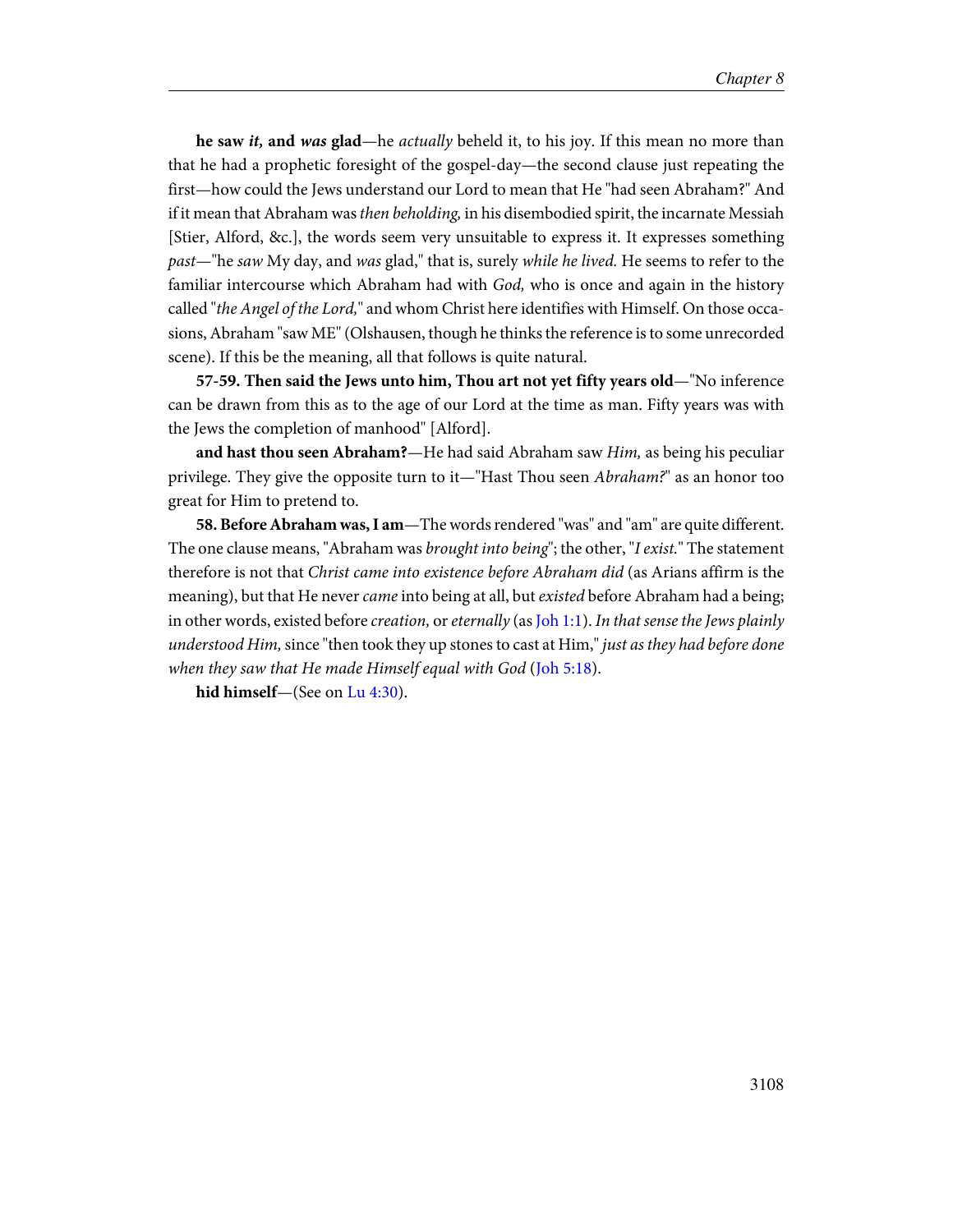**he saw *it,* and *was* glad**—he *actually* beheld it, to his joy. If this mean no more than that he had a prophetic foresight of the gospel-day—the second clause just repeating the first—how could the Jews understand our Lord to mean that He "had seen Abraham?" And if it mean that Abraham was *then beholding,* in his disembodied spirit, the incarnate Messiah [Stier, Alford, &c.], the words seem very unsuitable to express it. It expresses something *past*—"he *saw* My day, and *was* glad," that is, surely *while he lived.* He seems to refer to the familiar intercourse which Abraham had with *God,* who is once and again in the history called "*the Angel of the Lord,*" and whom Christ here identifies with Himself. On those occasions, Abraham "saw ME" (Olshausen, though he thinks the reference is to some unrecorded scene). If this be the meaning, all that follows is quite natural.

**57-59. Then said the Jews unto him, Thou art not yet fifty years old**—"No inference can be drawn from this as to the age of our Lord at the time as man. Fifty years was with the Jews the completion of manhood" [Alford].

**and hast thou seen Abraham?**—He had said Abraham saw *Him,* as being his peculiar privilege. They give the opposite turn to it—"Hast Thou seen *Abraham?*" as an honor too great for Him to pretend to.

**58. Before Abraham was, I am**—The words rendered "was" and "am" are quite different. The one clause means, "Abraham was *brought into being*"; the other, "*I exist.*" The statement therefore is not that *Christ came into existence before Abraham did* (as Arians affirm is the meaning), but that He never *came* into being at all, but *existed* before Abraham had a being; in other words, existed before *creation,* or *eternally* (as Joh 1:1). *In that sense the Jews plainly understood Him,* since "then took they up stones to cast at Him," *just as they had before done when they saw that He made Himself equal with God* (Joh 5:18).

**hid himself**—(See on Lu 4:30).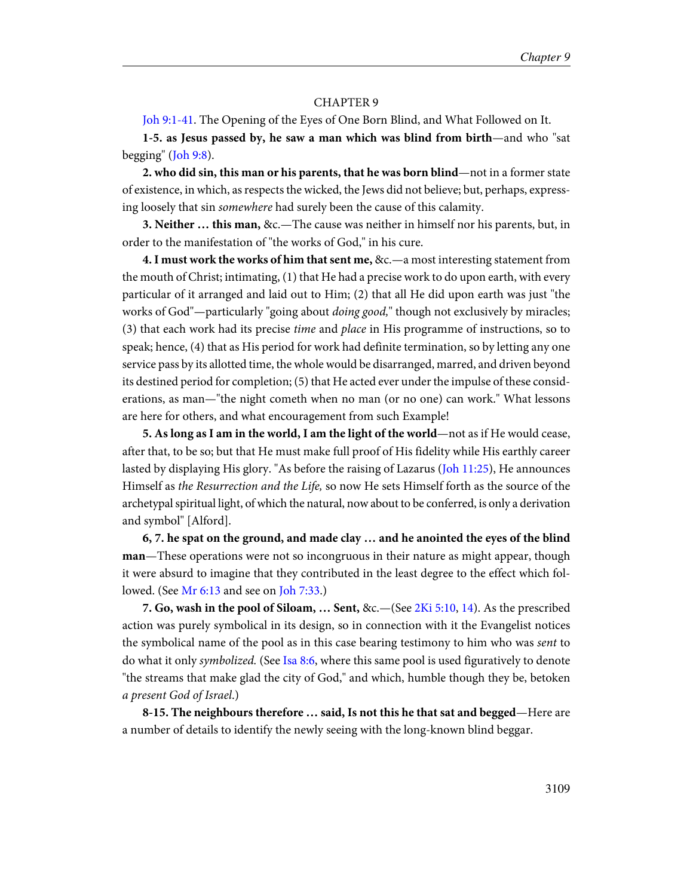## CHAPTER 9

Joh 9:1-41. The Opening of the Eyes of One Born Blind, and What Followed on It.

**1-5. as Jesus passed by, he saw a man which was blind from birth**—and who "sat begging" (Joh 9:8).

**2. who did sin, this man or his parents, that he was born blind**—not in a former state of existence, in which, as respects the wicked, the Jews did not believe; but, perhaps, expressing loosely that sin *somewhere* had surely been the cause of this calamity.

**3. Neither … this man,** &c.—The cause was neither in himself nor his parents, but, in order to the manifestation of "the works of God," in his cure.

**4. I must work the works of him that sent me,** &c.—a most interesting statement from the mouth of Christ; intimating, (1) that He had a precise work to do upon earth, with every particular of it arranged and laid out to Him; (2) that all He did upon earth was just "the works of God"—particularly "going about *doing good,*" though not exclusively by miracles; (3) that each work had its precise *time* and *place* in His programme of instructions, so to speak; hence, (4) that as His period for work had definite termination, so by letting any one service pass by its allotted time, the whole would be disarranged, marred, and driven beyond its destined period for completion; (5) that He acted ever under the impulse of these considerations, as man—"the night cometh when no man (or no one) can work." What lessons are here for others, and what encouragement from such Example!

**5. As long as I am in the world, I am the light of the world**—not as if He would cease, after that, to be so; but that He must make full proof of His fidelity while His earthly career lasted by displaying His glory. "As before the raising of Lazarus (Joh 11:25), He announces Himself as *the Resurrection and the Life,* so now He sets Himself forth as the source of the archetypal spiritual light, of which the natural, now about to be conferred, is only a derivation and symbol" [Alford].

**6, 7. he spat on the ground, and made clay … and he anointed the eyes of the blind man**—These operations were not so incongruous in their nature as might appear, though it were absurd to imagine that they contributed in the least degree to the effect which followed. (See Mr 6:13 and see on Joh 7:33.)

**7. Go, wash in the pool of Siloam, … Sent,** &c.—(See 2Ki 5:10, 14). As the prescribed action was purely symbolical in its design, so in connection with it the Evangelist notices the symbolical name of the pool as in this case bearing testimony to him who was *sent* to do what it only *symbolized.* (See Isa 8:6, where this same pool is used figuratively to denote "the streams that make glad the city of God," and which, humble though they be, betoken *a present God of Israel*.)

**8-15. The neighbours therefore … said, Is not this he that sat and begged**—Here are a number of details to identify the newly seeing with the long-known blind beggar.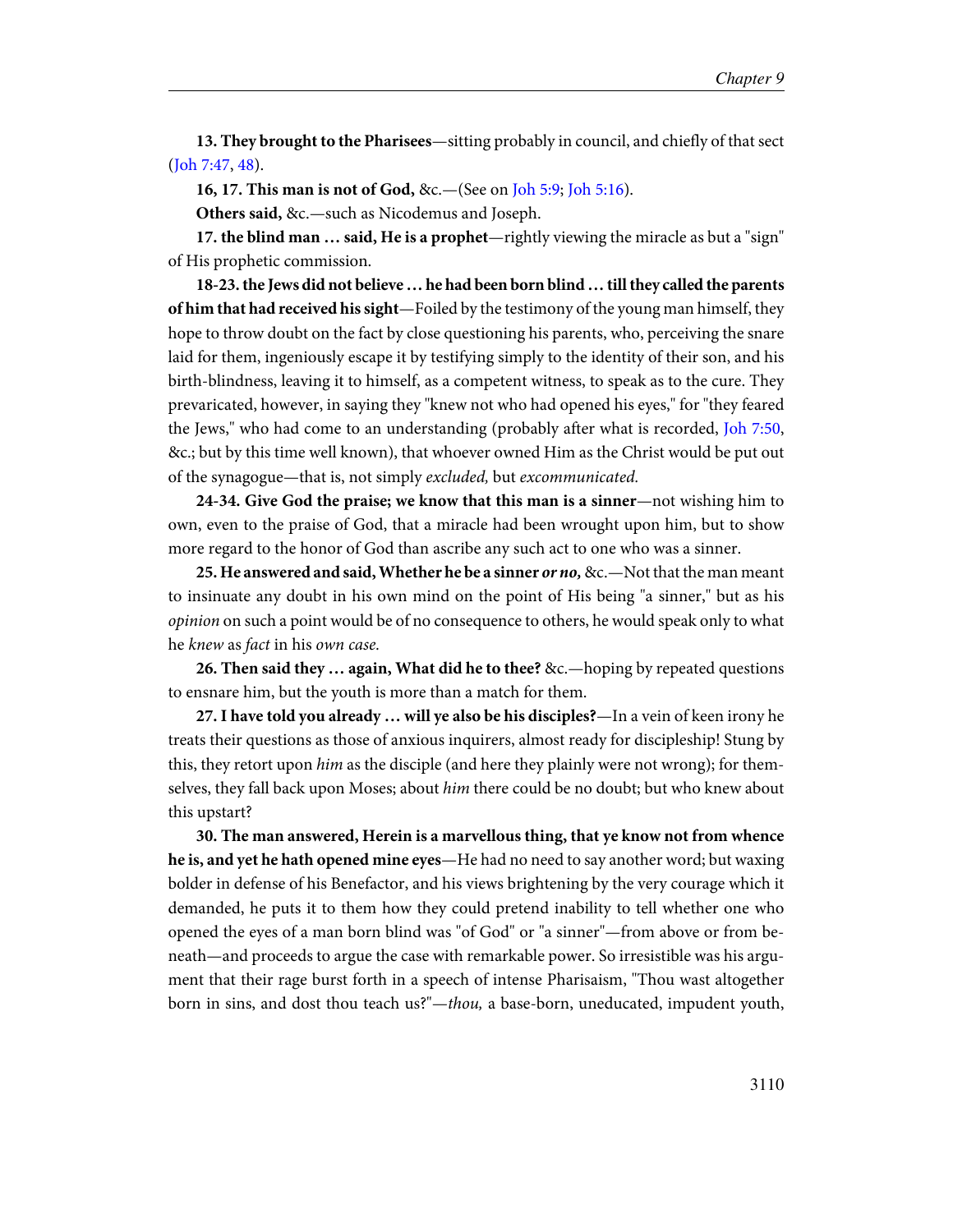**13. They brought to the Pharisees**—sitting probably in council, and chiefly of that sect (Joh 7:47, 48).

**16, 17. This man is not of God,** &c.—(See on Joh 5:9; Joh 5:16).

**Others said,** &c.—such as Nicodemus and Joseph.

**17. the blind man … said, He is a prophet**—rightly viewing the miracle as but a "sign" of His prophetic commission.

**18-23. the Jews did not believe … he had been born blind … till they called the parents of him that had received his sight**—Foiled by the testimony of the young man himself, they hope to throw doubt on the fact by close questioning his parents, who, perceiving the snare laid for them, ingeniously escape it by testifying simply to the identity of their son, and his birth-blindness, leaving it to himself, as a competent witness, to speak as to the cure. They prevaricated, however, in saying they "knew not who had opened his eyes," for "they feared the Jews," who had come to an understanding (probably after what is recorded, Joh 7:50, &c.; but by this time well known), that whoever owned Him as the Christ would be put out of the synagogue—that is, not simply *excluded,* but *excommunicated.*

**24-34. Give God the praise; we know that this man is a sinner**—not wishing him to own, even to the praise of God, that a miracle had been wrought upon him, but to show more regard to the honor of God than ascribe any such act to one who was a sinner.

**25. He answered and said, Whether he be a sinner *or no,*** &c.—Not that the man meant to insinuate any doubt in his own mind on the point of His being "a sinner," but as his *opinion* on such a point would be of no consequence to others, he would speak only to what he *knew* as *fact* in his *own case.*

**26. Then said they … again, What did he to thee?** &c.—hoping by repeated questions to ensnare him, but the youth is more than a match for them.

**27. I have told you already … will ye also be his disciples?**—In a vein of keen irony he treats their questions as those of anxious inquirers, almost ready for discipleship! Stung by this, they retort upon *him* as the disciple (and here they plainly were not wrong); for themselves, they fall back upon Moses; about *him* there could be no doubt; but who knew about this upstart?

**30. The man answered, Herein is a marvellous thing, that ye know not from whence he is, and yet he hath opened mine eyes**—He had no need to say another word; but waxing bolder in defense of his Benefactor, and his views brightening by the very courage which it demanded, he puts it to them how they could pretend inability to tell whether one who opened the eyes of a man born blind was "of God" or "a sinner"—from above or from beneath—and proceeds to argue the case with remarkable power. So irresistible was his argument that their rage burst forth in a speech of intense Pharisaism, "Thou wast altogether born in sins, and dost thou teach us?"—*thou,* a base-born, uneducated, impudent youth,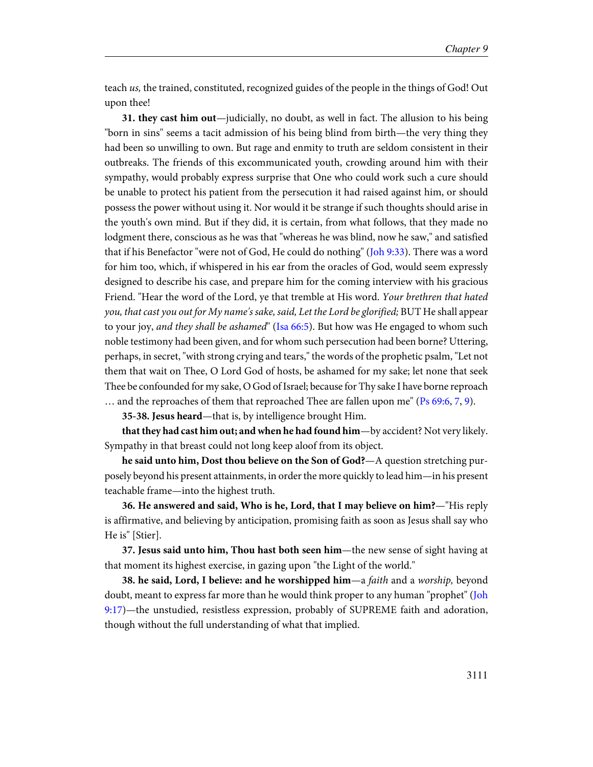teach *us,* the trained, constituted, recognized guides of the people in the things of God! Out upon thee!

**31. they cast him out**—judicially, no doubt, as well in fact. The allusion to his being "born in sins" seems a tacit admission of his being blind from birth—the very thing they had been so unwilling to own. But rage and enmity to truth are seldom consistent in their outbreaks. The friends of this excommunicated youth, crowding around him with their sympathy, would probably express surprise that One who could work such a cure should be unable to protect his patient from the persecution it had raised against him, or should possess the power without using it. Nor would it be strange if such thoughts should arise in the youth's own mind. But if they did, it is certain, from what follows, that they made no lodgment there, conscious as he was that "whereas he was blind, now he saw," and satisfied that if his Benefactor "were not of God, He could do nothing" (Joh 9:33). There was a word for him too, which, if whispered in his ear from the oracles of God, would seem expressly designed to describe his case, and prepare him for the coming interview with his gracious Friend. "Hear the word of the Lord, ye that tremble at His word. *Your brethren that hated you, that cast you out for My name's sake, said, Let the Lord be glorified;* BUT He shall appear to your joy, *and they shall be ashamed*" (Isa 66:5). But how was He engaged to whom such noble testimony had been given, and for whom such persecution had been borne? Uttering, perhaps, in secret, "with strong crying and tears," the words of the prophetic psalm, "Let not them that wait on Thee, O Lord God of hosts, be ashamed for my sake; let none that seek Thee be confounded for my sake, O God of Israel; because for Thy sake I have borne reproach … and the reproaches of them that reproached Thee are fallen upon me" (Ps 69:6, 7, 9).

**35-38. Jesus heard**—that is, by intelligence brought Him.

**that they had cast him out; and when he had found him**—by accident? Not very likely. Sympathy in that breast could not long keep aloof from its object.

**he said unto him, Dost thou believe on the Son of God?**—A question stretching purposely beyond his present attainments, in order the more quickly to lead him—in his present teachable frame—into the highest truth.

**36. He answered and said, Who is he, Lord, that I may believe on him?**—"His reply is affirmative, and believing by anticipation, promising faith as soon as Jesus shall say who He is" [Stier].

**37. Jesus said unto him, Thou hast both seen him**—the new sense of sight having at that moment its highest exercise, in gazing upon "the Light of the world."

**38. he said, Lord, I believe: and he worshipped him**—a *faith* and a *worship,* beyond doubt, meant to express far more than he would think proper to any human "prophet" (Joh 9:17)—the unstudied, resistless expression, probably of SUPREME faith and adoration, though without the full understanding of what that implied.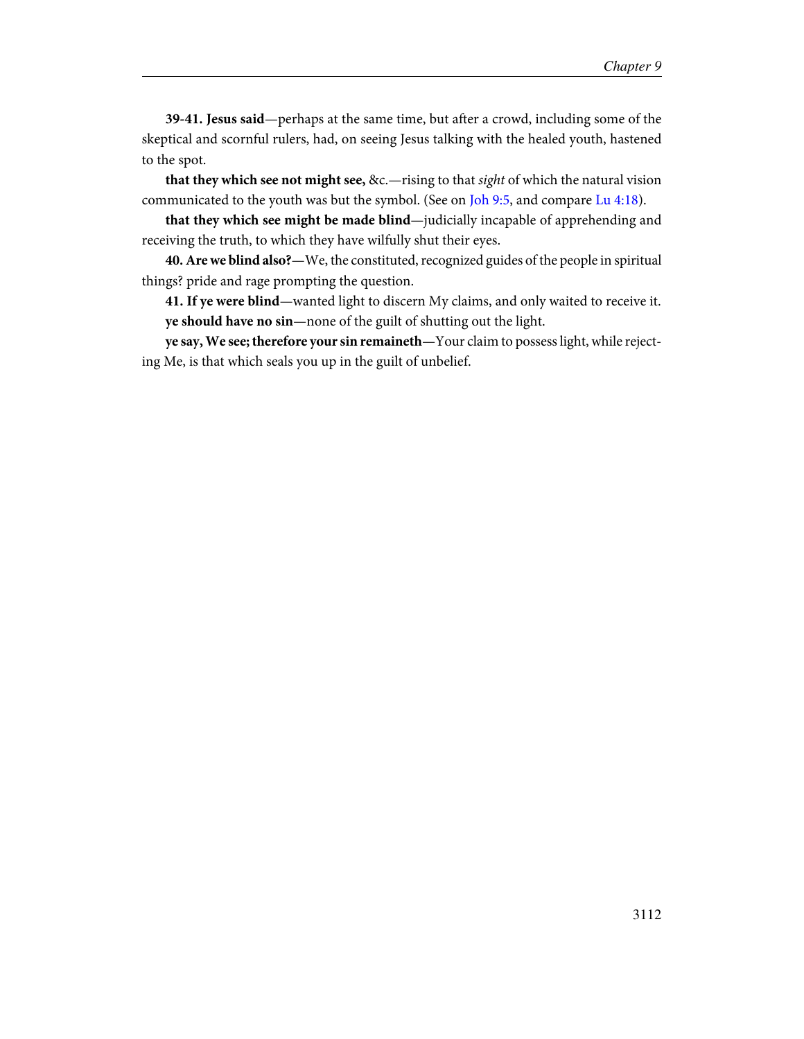**39-41. Jesus said**—perhaps at the same time, but after a crowd, including some of the skeptical and scornful rulers, had, on seeing Jesus talking with the healed youth, hastened to the spot.

**that they which see not might see,** &c.—rising to that *sight* of which the natural vision communicated to the youth was but the symbol. (See on Joh 9:5, and compare Lu 4:18).

**that they which see might be made blind**—judicially incapable of apprehending and receiving the truth, to which they have wilfully shut their eyes.

**40. Are we blind also?**—We, the constituted, recognized guides of the people in spiritual things? pride and rage prompting the question.

**41. If ye were blind**—wanted light to discern My claims, and only waited to receive it.

**ye should have no sin**—none of the guilt of shutting out the light.

**ye say, We see; therefore your sin remaineth**—Your claim to possess light, while rejecting Me, is that which seals you up in the guilt of unbelief.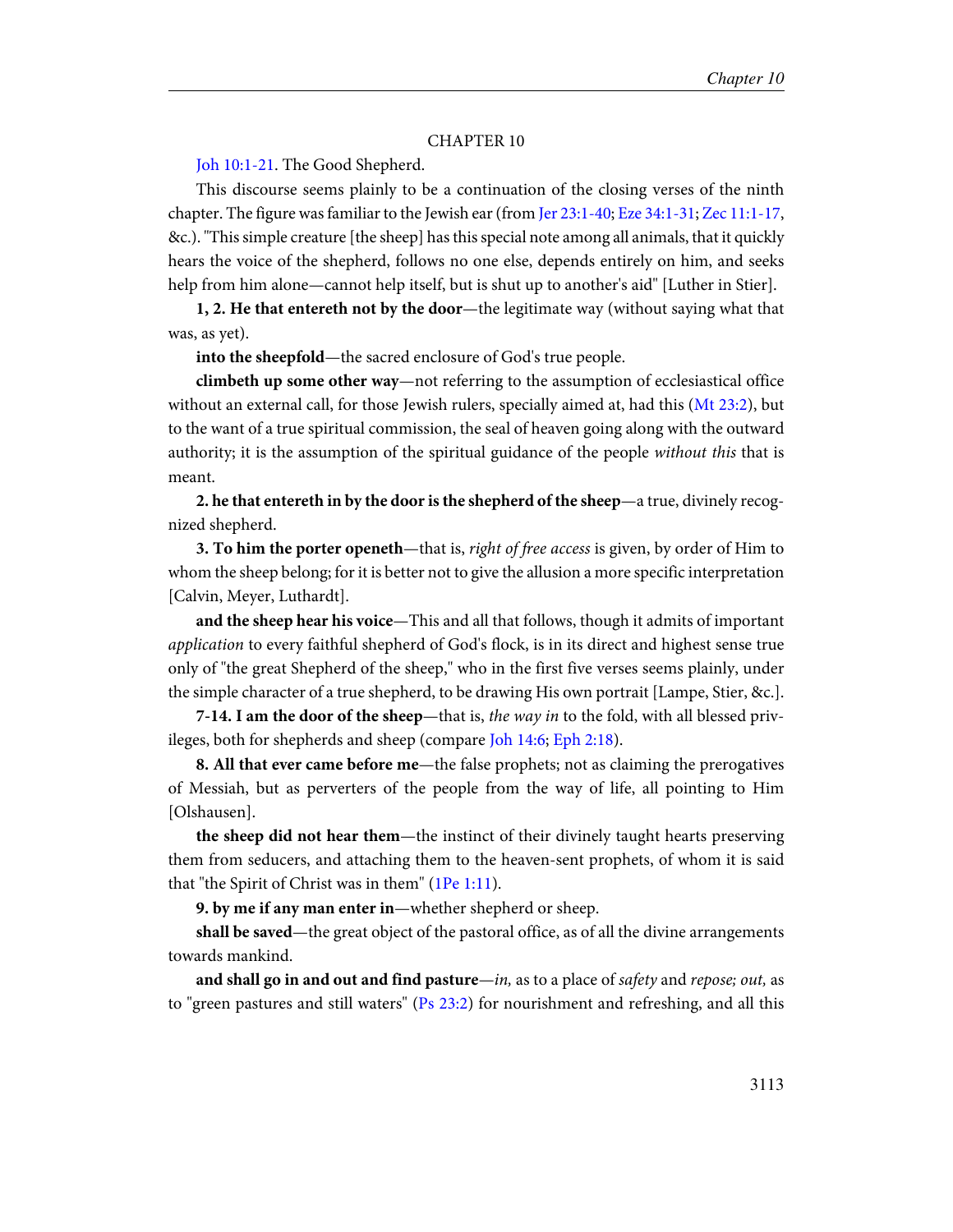## CHAPTER 10

Joh 10:1-21. The Good Shepherd.

This discourse seems plainly to be a continuation of the closing verses of the ninth chapter. The figure was familiar to the Jewish ear (from Jer 23:1-40; Eze 34:1-31; Zec 11:1-17, &c.). "This simple creature [the sheep] has this special note among all animals, that it quickly hears the voice of the shepherd, follows no one else, depends entirely on him, and seeks help from him alone—cannot help itself, but is shut up to another's aid" [Luther in Stier].

**1, 2. He that entereth not by the door**—the legitimate way (without saying what that was, as yet).

**into the sheepfold**—the sacred enclosure of God's true people.

**climbeth up some other way**—not referring to the assumption of ecclesiastical office without an external call, for those Jewish rulers, specially aimed at, had this (Mt 23:2), but to the want of a true spiritual commission, the seal of heaven going along with the outward authority; it is the assumption of the spiritual guidance of the people *without this* that is meant.

**2. he that entereth in by the door is the shepherd of the sheep**—a true, divinely recognized shepherd.

**3. To him the porter openeth**—that is, *right of free access* is given, by order of Him to whom the sheep belong; for it is better not to give the allusion a more specific interpretation [Calvin, Meyer, Luthardt].

**and the sheep hear his voice**—This and all that follows, though it admits of important *application* to every faithful shepherd of God's flock, is in its direct and highest sense true only of "the great Shepherd of the sheep," who in the first five verses seems plainly, under the simple character of a true shepherd, to be drawing His own portrait [Lampe, Stier, &c.].

**7-14. I am the door of the sheep**—that is, *the way in* to the fold, with all blessed privileges, both for shepherds and sheep (compare Joh 14:6; Eph 2:18).

**8. All that ever came before me**—the false prophets; not as claiming the prerogatives of Messiah, but as perverters of the people from the way of life, all pointing to Him [Olshausen].

**the sheep did not hear them**—the instinct of their divinely taught hearts preserving them from seducers, and attaching them to the heaven-sent prophets, of whom it is said that "the Spirit of Christ was in them" (1Pe 1:11).

**9. by me if any man enter in**—whether shepherd or sheep.

**shall be saved**—the great object of the pastoral office, as of all the divine arrangements towards mankind.

**and shall go in and out and find pasture**—*in,* as to a place of *safety* and *repose; out,* as to "green pastures and still waters" (Ps 23:2) for nourishment and refreshing, and all this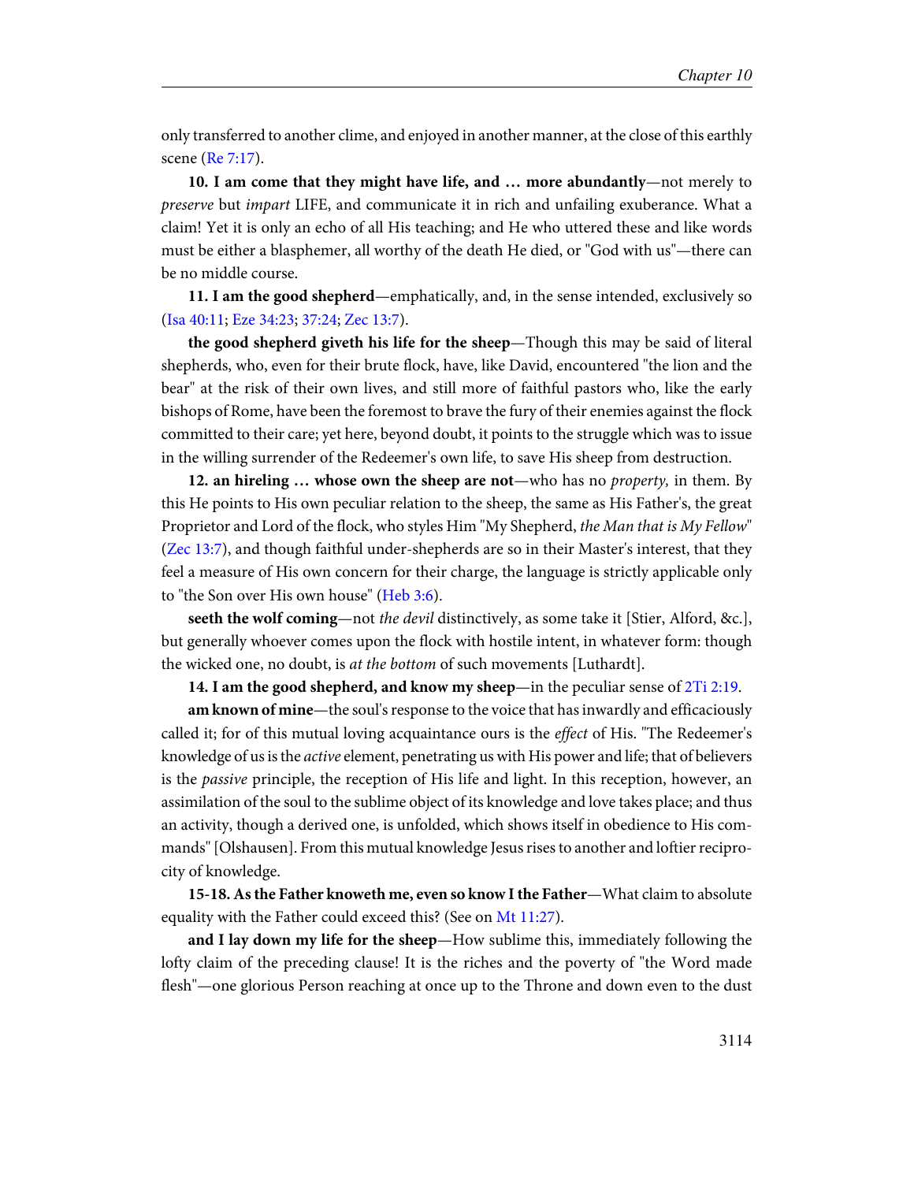only transferred to another clime, and enjoyed in another manner, at the close of this earthly scene (Re 7:17).

**10. I am come that they might have life, and … more abundantly**—not merely to *preserve* but *impart* LIFE, and communicate it in rich and unfailing exuberance. What a claim! Yet it is only an echo of all His teaching; and He who uttered these and like words must be either a blasphemer, all worthy of the death He died, or "God with us"—there can be no middle course.

**11. I am the good shepherd**—emphatically, and, in the sense intended, exclusively so (Isa 40:11; Eze 34:23; 37:24; Zec 13:7).

**the good shepherd giveth his life for the sheep**—Though this may be said of literal shepherds, who, even for their brute flock, have, like David, encountered "the lion and the bear" at the risk of their own lives, and still more of faithful pastors who, like the early bishops of Rome, have been the foremost to brave the fury of their enemies against the flock committed to their care; yet here, beyond doubt, it points to the struggle which was to issue in the willing surrender of the Redeemer's own life, to save His sheep from destruction.

**12. an hireling … whose own the sheep are not**—who has no *property,* in them. By this He points to His own peculiar relation to the sheep, the same as His Father's, the great Proprietor and Lord of the flock, who styles Him "My Shepherd, *the Man that is My Fellow*" (Zec 13:7), and though faithful under-shepherds are so in their Master's interest, that they feel a measure of His own concern for their charge, the language is strictly applicable only to "the Son over His own house" (Heb 3:6).

**seeth the wolf coming**—not *the devil* distinctively, as some take it [Stier, Alford, &c.], but generally whoever comes upon the flock with hostile intent, in whatever form: though the wicked one, no doubt, is *at the bottom* of such movements [Luthardt].

**14. I am the good shepherd, and know my sheep**—in the peculiar sense of 2Ti 2:19.

**am known of mine**—the soul's response to the voice that has inwardly and efficaciously called it; for of this mutual loving acquaintance ours is the *effect* of His. "The Redeemer's knowledge of us is the *active* element, penetrating us with His power and life; that of believers is the *passive* principle, the reception of His life and light. In this reception, however, an assimilation of the soul to the sublime object of its knowledge and love takes place; and thus an activity, though a derived one, is unfolded, which shows itself in obedience to His commands" [Olshausen]. From this mutual knowledge Jesus rises to another and loftier reciprocity of knowledge.

**15-18. As the Father knoweth me, even so know I the Father**—What claim to absolute equality with the Father could exceed this? (See on Mt 11:27).

**and I lay down my life for the sheep**—How sublime this, immediately following the lofty claim of the preceding clause! It is the riches and the poverty of "the Word made flesh"—one glorious Person reaching at once up to the Throne and down even to the dust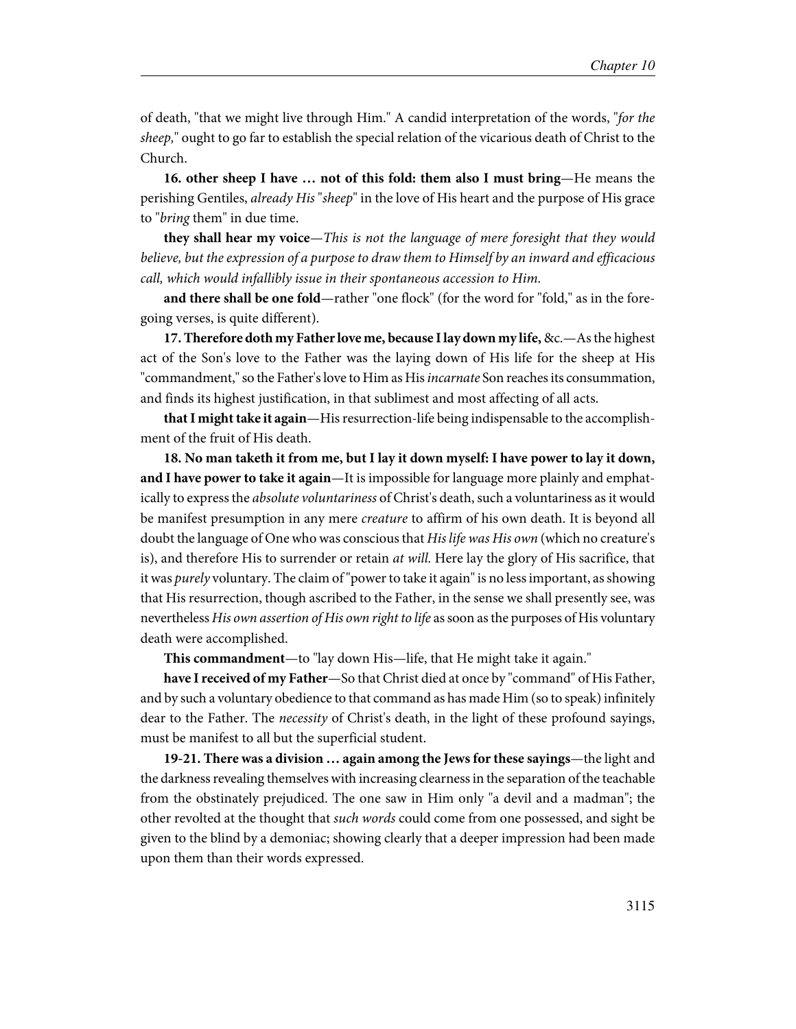of death, "that we might live through Him." A candid interpretation of the words, "*for the sheep,*" ought to go far to establish the special relation of the vicarious death of Christ to the Church.

**16. other sheep I have … not of this fold: them also I must bring**—He means the perishing Gentiles, *already His* "*sheep*" in the love of His heart and the purpose of His grace to "*bring* them" in due time.

**they shall hear my voice**—*This is not the language of mere foresight that they would believe, but the expression of a purpose to draw them to Himself by an inward and efficacious call, which would infallibly issue in their spontaneous accession to Him.*

**and there shall be one fold**—rather "one flock" (for the word for "fold," as in the foregoing verses, is quite different).

**17. Therefore doth my Father love me, because I lay down my life,** &c.—As the highest act of the Son's love to the Father was the laying down of His life for the sheep at His "commandment," so the Father's love to Him as His *incarnate* Son reaches its consummation, and finds its highest justification, in that sublimest and most affecting of all acts.

**that I might take it again**—His resurrection-life being indispensable to the accomplishment of the fruit of His death.

**18. No man taketh it from me, but I lay it down myself: I have power to lay it down, and I have power to take it again**—It is impossible for language more plainly and emphatically to express the *absolute voluntariness* of Christ's death, such a voluntariness as it would be manifest presumption in any mere *creature* to affirm of his own death. It is beyond all doubt the language of One who was conscious that *His life was His own* (which no creature's is), and therefore His to surrender or retain *at will.* Here lay the glory of His sacrifice, that it was *purely* voluntary. The claim of "power to take it again" is no less important, as showing that His resurrection, though ascribed to the Father, in the sense we shall presently see, was nevertheless *His own assertion of His own right to life* as soon as the purposes of His voluntary death were accomplished.

**This commandment**—to "lay down His—life, that He might take it again."

**have I received of my Father**—So that Christ died at once by "command" of His Father, and by such a voluntary obedience to that command as has made Him (so to speak) infinitely dear to the Father. The *necessity* of Christ's death, in the light of these profound sayings, must be manifest to all but the superficial student.

**19-21. There was a division … again among the Jews for these sayings**—the light and the darkness revealing themselves with increasing clearness in the separation of the teachable from the obstinately prejudiced. The one saw in Him only "a devil and a madman"; the other revolted at the thought that *such words* could come from one possessed, and sight be given to the blind by a demoniac; showing clearly that a deeper impression had been made upon them than their words expressed.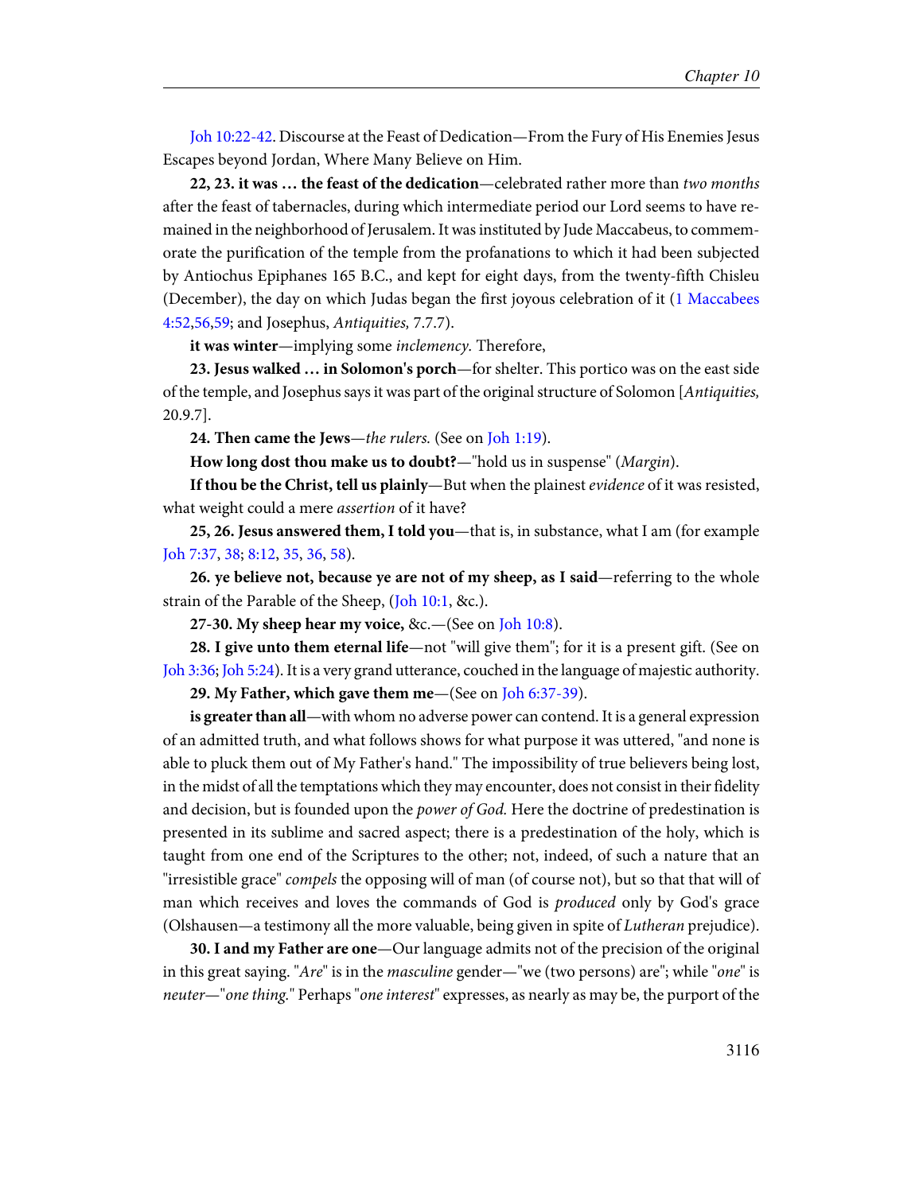Joh 10:22-42. Discourse at the Feast of Dedication—From the Fury of His Enemies Jesus Escapes beyond Jordan, Where Many Believe on Him.

**22, 23. it was … the feast of the dedication**—celebrated rather more than *two months* after the feast of tabernacles, during which intermediate period our Lord seems to have remained in the neighborhood of Jerusalem. It was instituted by Jude Maccabeus, to commemorate the purification of the temple from the profanations to which it had been subjected by Antiochus Epiphanes 165 B.C., and kept for eight days, from the twenty-fifth Chisleu (December), the day on which Judas began the first joyous celebration of it (1 Maccabees 4:52,56,59; and Josephus, *Antiquities,* 7.7.7).

**it was winter**—implying some *inclemency.* Therefore,

**23. Jesus walked … in Solomon's porch**—for shelter. This portico was on the east side of the temple, and Josephus says it was part of the original structure of Solomon [*Antiquities,* 20.9.7].

**24. Then came the Jews**—*the rulers.* (See on Joh 1:19).

**How long dost thou make us to doubt?**—"hold us in suspense" (*Margin*).

**If thou be the Christ, tell us plainly**—But when the plainest *evidence* of it was resisted, what weight could a mere *assertion* of it have?

**25, 26. Jesus answered them, I told you**—that is, in substance, what I am (for example Joh 7:37, 38; 8:12, 35, 36, 58).

**26. ye believe not, because ye are not of my sheep, as I said**—referring to the whole strain of the Parable of the Sheep, (Joh 10:1, &c.).

**27-30. My sheep hear my voice,** &c.—(See on Joh 10:8).

**28. I give unto them eternal life**—not "will give them"; for it is a present gift. (See on Joh 3:36; Joh 5:24). It is a very grand utterance, couched in the language of majestic authority.

**29. My Father, which gave them me**—(See on Joh 6:37-39).

**is greater than all**—with whom no adverse power can contend. It is a general expression of an admitted truth, and what follows shows for what purpose it was uttered, "and none is able to pluck them out of My Father's hand." The impossibility of true believers being lost, in the midst of all the temptations which they may encounter, does not consist in their fidelity and decision, but is founded upon the *power of God.* Here the doctrine of predestination is presented in its sublime and sacred aspect; there is a predestination of the holy, which is taught from one end of the Scriptures to the other; not, indeed, of such a nature that an "irresistible grace" *compels* the opposing will of man (of course not), but so that that will of man which receives and loves the commands of God is *produced* only by God's grace (Olshausen—a testimony all the more valuable, being given in spite of *Lutheran* prejudice).

**30. I and my Father are one**—Our language admits not of the precision of the original in this great saying. "*Are*" is in the *masculine* gender—"we (two persons) are"; while "*one*" is *neuter*—"*one thing.*" Perhaps "*one interest*" expresses, as nearly as may be, the purport of the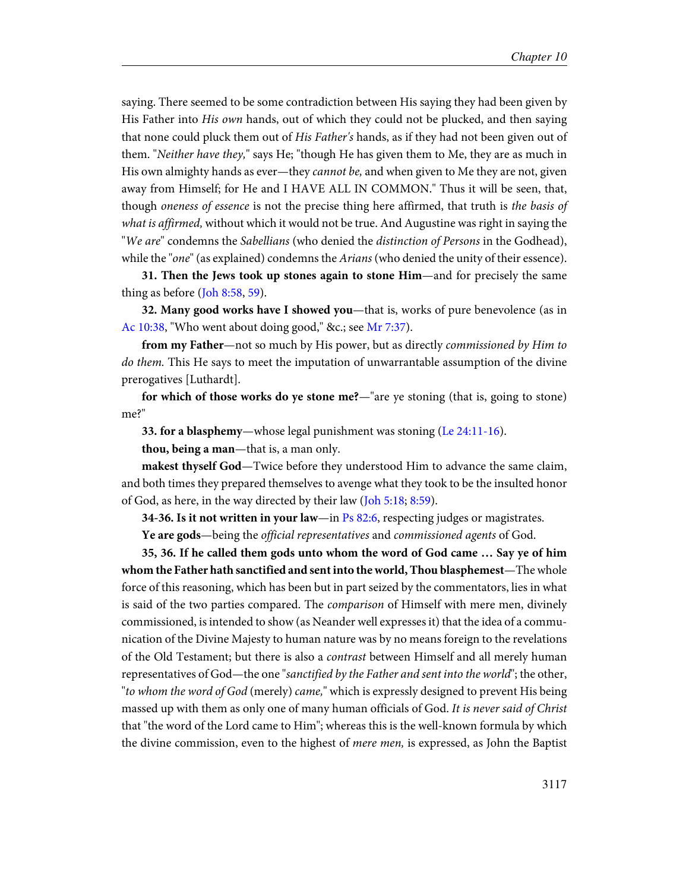saying. There seemed to be some contradiction between His saying they had been given by His Father into *His own* hands, out of which they could not be plucked, and then saying that none could pluck them out of *His Father's* hands, as if they had not been given out of them. "*Neither have they,*" says He; "though He has given them to Me, they are as much in His own almighty hands as ever—they *cannot be,* and when given to Me they are not, given away from Himself; for He and I HAVE ALL IN COMMON." Thus it will be seen, that, though *oneness of essence* is not the precise thing here affirmed, that truth is *the basis of what is affirmed,* without which it would not be true. And Augustine was right in saying the "*We are*" condemns the *Sabellians* (who denied the *distinction of Persons* in the Godhead), while the "*one*" (as explained) condemns the *Arians* (who denied the unity of their essence).

**31. Then the Jews took up stones again to stone Him**—and for precisely the same thing as before (Joh 8:58, 59).

**32. Many good works have I showed you**—that is, works of pure benevolence (as in Ac 10:38, "Who went about doing good," &c.; see Mr 7:37).

**from my Father**—not so much by His power, but as directly *commissioned by Him to do them.* This He says to meet the imputation of unwarrantable assumption of the divine prerogatives [Luthardt].

**for which of those works do ye stone me?**—"are ye stoning (that is, going to stone) me?"

**33. for a blasphemy**—whose legal punishment was stoning (Le 24:11-16).

**thou, being a man**—that is, a man only.

**makest thyself God**—Twice before they understood Him to advance the same claim, and both times they prepared themselves to avenge what they took to be the insulted honor of God, as here, in the way directed by their law (Joh 5:18; 8:59).

**34-36. Is it not written in your law**—in Ps 82:6, respecting judges or magistrates.

**Ye are gods**—being the *official representatives* and *commissioned agents* of God.

**35, 36. If he called them gods unto whom the word of God came … Say ye of him whom the Father hath sanctified and sent into the world, Thou blasphemest**—The whole force of this reasoning, which has been but in part seized by the commentators, lies in what is said of the two parties compared. The *comparison* of Himself with mere men, divinely commissioned, is intended to show (as Neander well expresses it) that the idea of a communication of the Divine Majesty to human nature was by no means foreign to the revelations of the Old Testament; but there is also a *contrast* between Himself and all merely human representatives of God—the one "*sanctified by the Father and sent into the world*"; the other, "*to whom the word of God* (merely) *came,*" which is expressly designed to prevent His being massed up with them as only one of many human officials of God. *It is never said of Christ* that "the word of the Lord came to Him"; whereas this is the well-known formula by which the divine commission, even to the highest of *mere men,* is expressed, as John the Baptist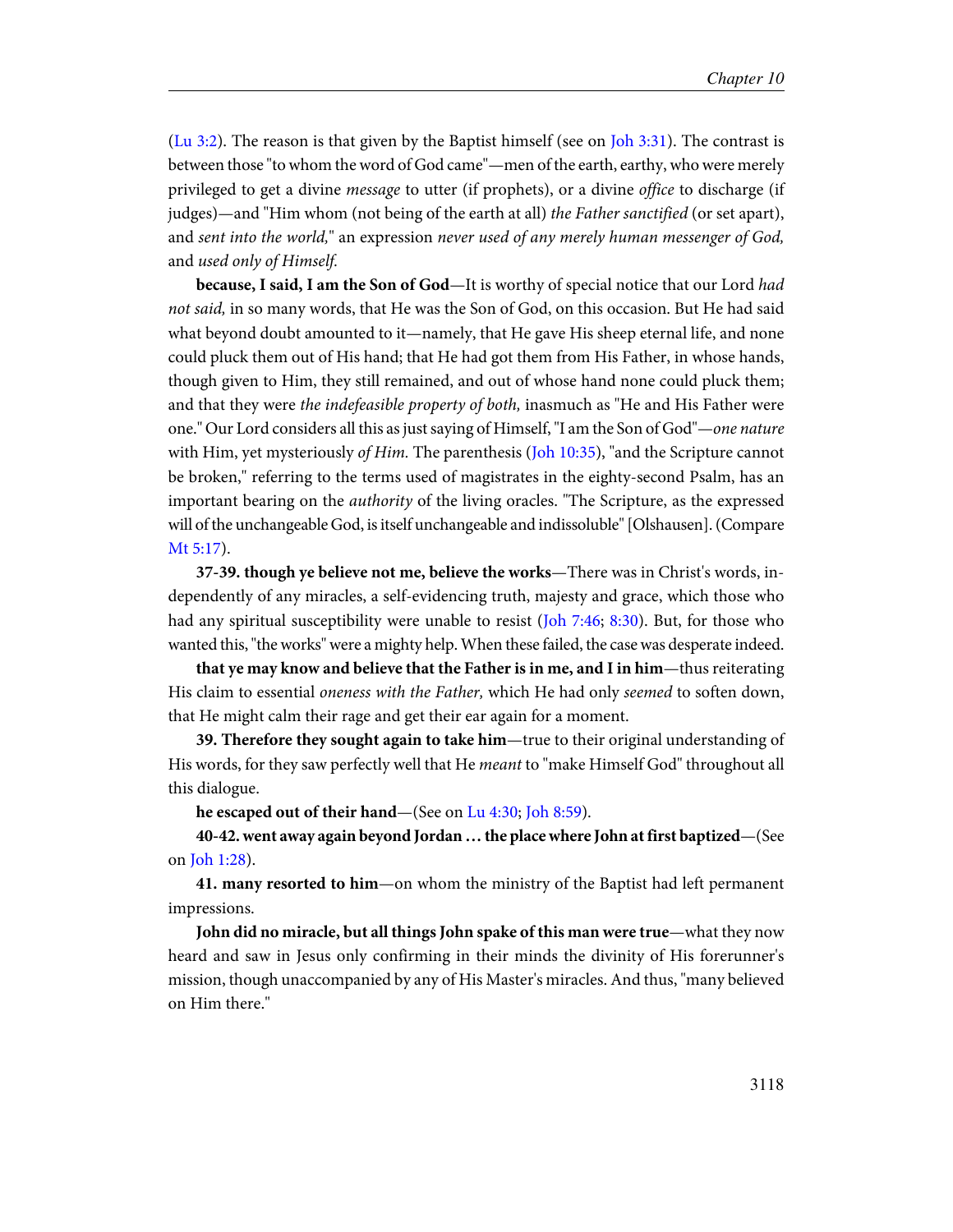(Lu 3:2). The reason is that given by the Baptist himself (see on Joh 3:31). The contrast is between those "to whom the word of God came"—men of the earth, earthy, who were merely privileged to get a divine *message* to utter (if prophets), or a divine *office* to discharge (if judges)—and "Him whom (not being of the earth at all) *the Father sanctified* (or set apart), and *sent into the world,*" an expression *never used of any merely human messenger of God,* and *used only of Himself.*

**because, I said, I am the Son of God**—It is worthy of special notice that our Lord *had not said,* in so many words, that He was the Son of God, on this occasion. But He had said what beyond doubt amounted to it—namely, that He gave His sheep eternal life, and none could pluck them out of His hand; that He had got them from His Father, in whose hands, though given to Him, they still remained, and out of whose hand none could pluck them; and that they were *the indefeasible property of both,* inasmuch as "He and His Father were one." Our Lord considers all this as just saying of Himself, "I am the Son of God"—*one nature* with Him, yet mysteriously *of Him.* The parenthesis (Joh 10:35), "and the Scripture cannot be broken," referring to the terms used of magistrates in the eighty-second Psalm, has an important bearing on the *authority* of the living oracles. "The Scripture, as the expressed will of the unchangeable God, is itself unchangeable and indissoluble" [Olshausen]. (Compare Mt 5:17).

**37-39. though ye believe not me, believe the works**—There was in Christ's words, independently of any miracles, a self-evidencing truth, majesty and grace, which those who had any spiritual susceptibility were unable to resist (Joh 7:46; 8:30). But, for those who wanted this, "the works" were a mighty help. When these failed, the case was desperate indeed.

**that ye may know and believe that the Father is in me, and I in him**—thus reiterating His claim to essential *oneness with the Father,* which He had only *seemed* to soften down, that He might calm their rage and get their ear again for a moment.

**39. Therefore they sought again to take him**—true to their original understanding of His words, for they saw perfectly well that He *meant* to "make Himself God" throughout all this dialogue.

**he escaped out of their hand**—(See on Lu 4:30; Joh 8:59).

**40-42. went away again beyond Jordan … the place where John at first baptized**—(See on Joh 1:28).

**41. many resorted to him**—on whom the ministry of the Baptist had left permanent impressions.

**John did no miracle, but all things John spake of this man were true**—what they now heard and saw in Jesus only confirming in their minds the divinity of His forerunner's mission, though unaccompanied by any of His Master's miracles. And thus, "many believed on Him there."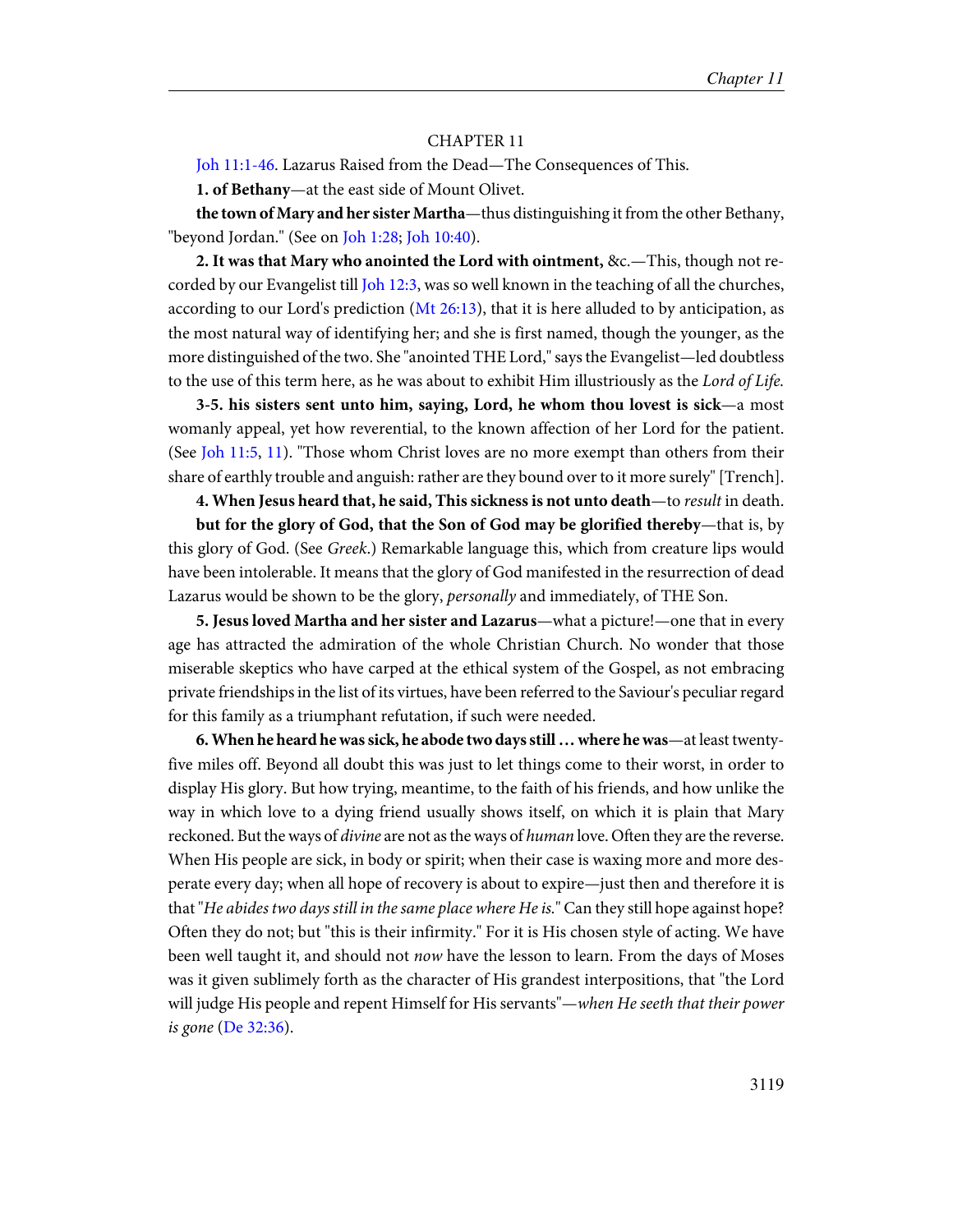## CHAPTER 11

Joh 11:1-46. Lazarus Raised from the Dead—The Consequences of This.

**1. of Bethany**—at the east side of Mount Olivet.

**the town of Mary and her sister Martha**—thus distinguishing it from the other Bethany, "beyond Jordan." (See on Joh 1:28; Joh 10:40).

**2. It was that Mary who anointed the Lord with ointment,** &c.—This, though not recorded by our Evangelist till Joh 12:3, was so well known in the teaching of all the churches, according to our Lord's prediction (Mt 26:13), that it is here alluded to by anticipation, as the most natural way of identifying her; and she is first named, though the younger, as the more distinguished of the two. She "anointed THE Lord," says the Evangelist—led doubtless to the use of this term here, as he was about to exhibit Him illustriously as the *Lord of Life.*

**3-5. his sisters sent unto him, saying, Lord, he whom thou lovest is sick**—a most womanly appeal, yet how reverential, to the known affection of her Lord for the patient. (See Joh 11:5, 11). "Those whom Christ loves are no more exempt than others from their share of earthly trouble and anguish: rather are they bound over to it more surely" [Trench].

**4. When Jesus heard that, he said, This sickness is not unto death**—to *result* in death.

**but for the glory of God, that the Son of God may be glorified thereby**—that is, by this glory of God. (See *Greek*.) Remarkable language this, which from creature lips would have been intolerable. It means that the glory of God manifested in the resurrection of dead Lazarus would be shown to be the glory, *personally* and immediately, of THE Son.

**5. Jesus loved Martha and her sister and Lazarus**—what a picture!—one that in every age has attracted the admiration of the whole Christian Church. No wonder that those miserable skeptics who have carped at the ethical system of the Gospel, as not embracing private friendships in the list of its virtues, have been referred to the Saviour's peculiar regard for this family as a triumphant refutation, if such were needed.

**6. When he heard he was sick, he abode two days still … where he was**—at least twenty-five miles off. Beyond all doubt this was just to let things come to their worst, in order to display His glory. But how trying, meantime, to the faith of his friends, and how unlike the way in which love to a dying friend usually shows itself, on which it is plain that Mary reckoned. But the ways of *divine* are not as the ways of *human* love. Often they are the reverse. When His people are sick, in body or spirit; when their case is waxing more and more desperate every day; when all hope of recovery is about to expire—just then and therefore it is that "*He abides two days still in the same place where He is.*" Can they still hope against hope? Often they do not; but "this is their infirmity." For it is His chosen style of acting. We have been well taught it, and should not *now* have the lesson to learn. From the days of Moses was it given sublimely forth as the character of His grandest interpositions, that "the Lord will judge His people and repent Himself for His servants"—*when He seeth that their power is gone* (De 32:36).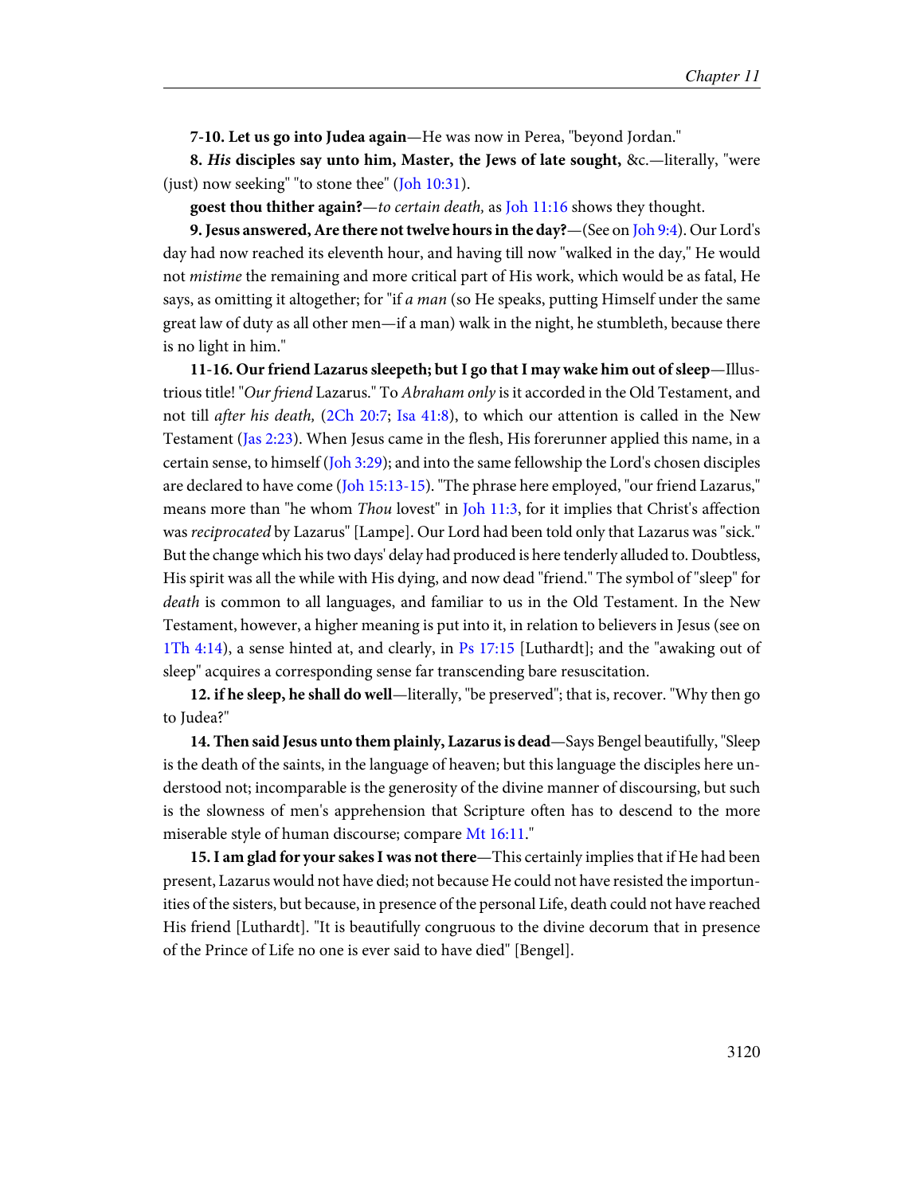**7-10. Let us go into Judea again**—He was now in Perea, "beyond Jordan."

**8.** ***His*** **disciples say unto him, Master, the Jews of late sought,** &c.—literally, "were (just) now seeking" "to stone thee" (Joh 10:31).

**goest thou thither again?**—*to certain death,* as Joh 11:16 shows they thought.

**9. Jesus answered, Are there not twelve hours in the day?**—(See on Joh 9:4). Our Lord's day had now reached its eleventh hour, and having till now "walked in the day," He would not *mistime* the remaining and more critical part of His work, which would be as fatal, He says, as omitting it altogether; for "if *a man* (so He speaks, putting Himself under the same great law of duty as all other men—if a man) walk in the night, he stumbleth, because there is no light in him."

**11-16. Our friend Lazarus sleepeth; but I go that I may wake him out of sleep**—Illustrious title! "*Our friend* Lazarus." To *Abraham only* is it accorded in the Old Testament, and not till *after his death,* (2Ch 20:7; Isa 41:8), to which our attention is called in the New Testament (Jas 2:23). When Jesus came in the flesh, His forerunner applied this name, in a certain sense, to himself (Joh 3:29); and into the same fellowship the Lord's chosen disciples are declared to have come (Joh 15:13-15). "The phrase here employed, "our friend Lazarus," means more than "he whom *Thou* lovest" in Joh 11:3, for it implies that Christ's affection was *reciprocated* by Lazarus" [Lampe]. Our Lord had been told only that Lazarus was "sick." But the change which his two days' delay had produced is here tenderly alluded to. Doubtless, His spirit was all the while with His dying, and now dead "friend." The symbol of "sleep" for *death* is common to all languages, and familiar to us in the Old Testament. In the New Testament, however, a higher meaning is put into it, in relation to believers in Jesus (see on 1Th 4:14), a sense hinted at, and clearly, in Ps 17:15 [Luthardt]; and the "awaking out of sleep" acquires a corresponding sense far transcending bare resuscitation.

**12. if he sleep, he shall do well**—literally, "be preserved"; that is, recover. "Why then go to Judea?"

**14. Then said Jesus unto them plainly, Lazarus is dead**—Says Bengel beautifully, "Sleep is the death of the saints, in the language of heaven; but this language the disciples here understood not; incomparable is the generosity of the divine manner of discoursing, but such is the slowness of men's apprehension that Scripture often has to descend to the more miserable style of human discourse; compare Mt 16:11."

**15. I am glad for your sakes I was not there**—This certainly implies that if He had been present, Lazarus would not have died; not because He could not have resisted the importunities of the sisters, but because, in presence of the personal Life, death could not have reached His friend [Luthardt]. "It is beautifully congruous to the divine decorum that in presence of the Prince of Life no one is ever said to have died" [Bengel].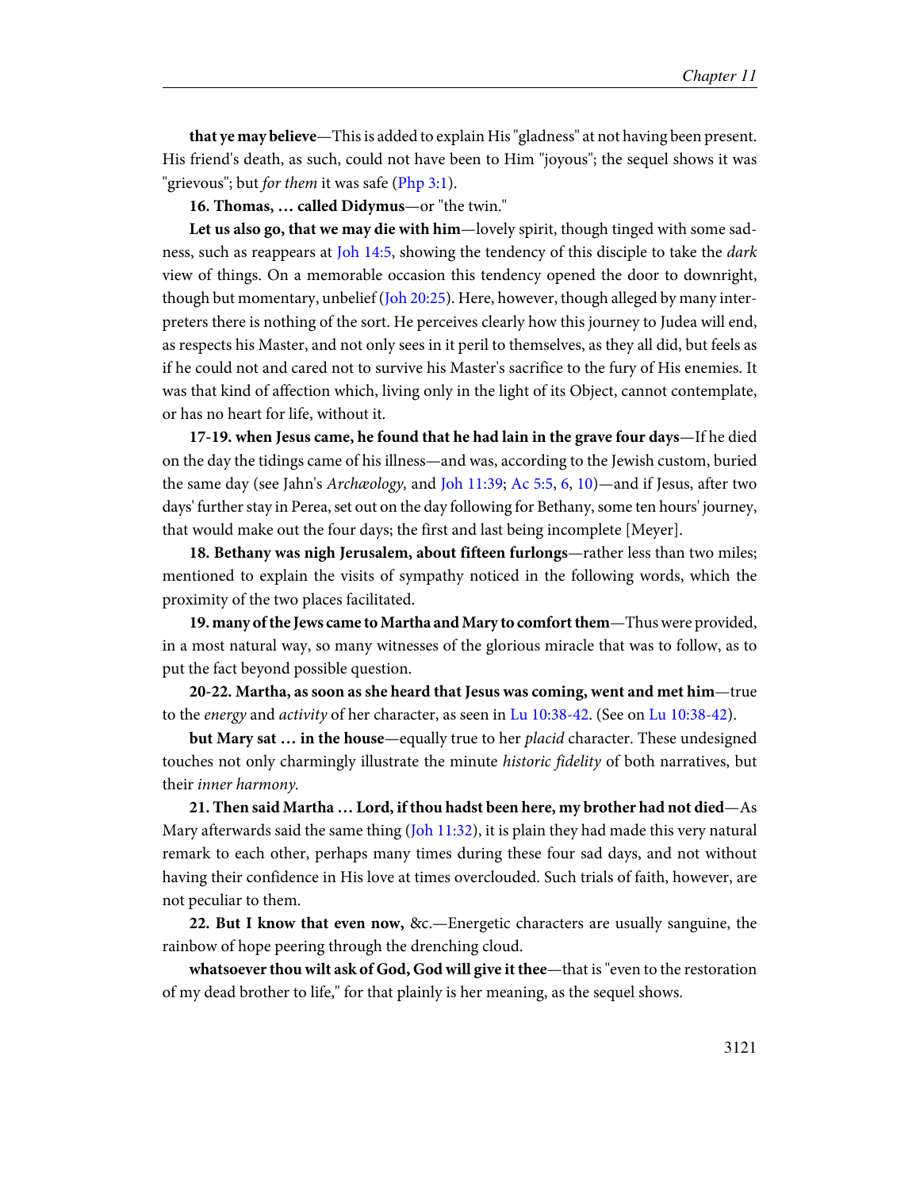**that ye may believe**—This is added to explain His "gladness" at not having been present. His friend's death, as such, could not have been to Him "joyous"; the sequel shows it was "grievous"; but *for them* it was safe (Php 3:1).

**16. Thomas, … called Didymus**—or "the twin."

**Let us also go, that we may die with him**—lovely spirit, though tinged with some sadness, such as reappears at Joh 14:5, showing the tendency of this disciple to take the *dark* view of things. On a memorable occasion this tendency opened the door to downright, though but momentary, unbelief (Joh 20:25). Here, however, though alleged by many interpreters there is nothing of the sort. He perceives clearly how this journey to Judea will end, as respects his Master, and not only sees in it peril to themselves, as they all did, but feels as if he could not and cared not to survive his Master's sacrifice to the fury of His enemies. It was that kind of affection which, living only in the light of its Object, cannot contemplate, or has no heart for life, without it.

**17-19. when Jesus came, he found that he had lain in the grave four days**—If he died on the day the tidings came of his illness—and was, according to the Jewish custom, buried the same day (see Jahn's *Archæology,* and Joh 11:39; Ac 5:5, 6, 10)—and if Jesus, after two days' further stay in Perea, set out on the day following for Bethany, some ten hours' journey, that would make out the four days; the first and last being incomplete [Meyer].

**18. Bethany was nigh Jerusalem, about fifteen furlongs**—rather less than two miles; mentioned to explain the visits of sympathy noticed in the following words, which the proximity of the two places facilitated.

**19. many of the Jews came to Martha and Mary to comfort them**—Thus were provided, in a most natural way, so many witnesses of the glorious miracle that was to follow, as to put the fact beyond possible question.

**20-22. Martha, as soon as she heard that Jesus was coming, went and met him**—true to the *energy* and *activity* of her character, as seen in Lu 10:38-42. (See on Lu 10:38-42).

**but Mary sat … in the house**—equally true to her *placid* character. These undesigned touches not only charmingly illustrate the minute *historic fidelity* of both narratives, but their *inner harmony.*

**21. Then said Martha … Lord, if thou hadst been here, my brother had not died**—As Mary afterwards said the same thing (Joh 11:32), it is plain they had made this very natural remark to each other, perhaps many times during these four sad days, and not without having their confidence in His love at times overclouded. Such trials of faith, however, are not peculiar to them.

**22. But I know that even now,** &c.—Energetic characters are usually sanguine, the rainbow of hope peering through the drenching cloud.

**whatsoever thou wilt ask of God, God will give it thee**—that is "even to the restoration of my dead brother to life," for that plainly is her meaning, as the sequel shows.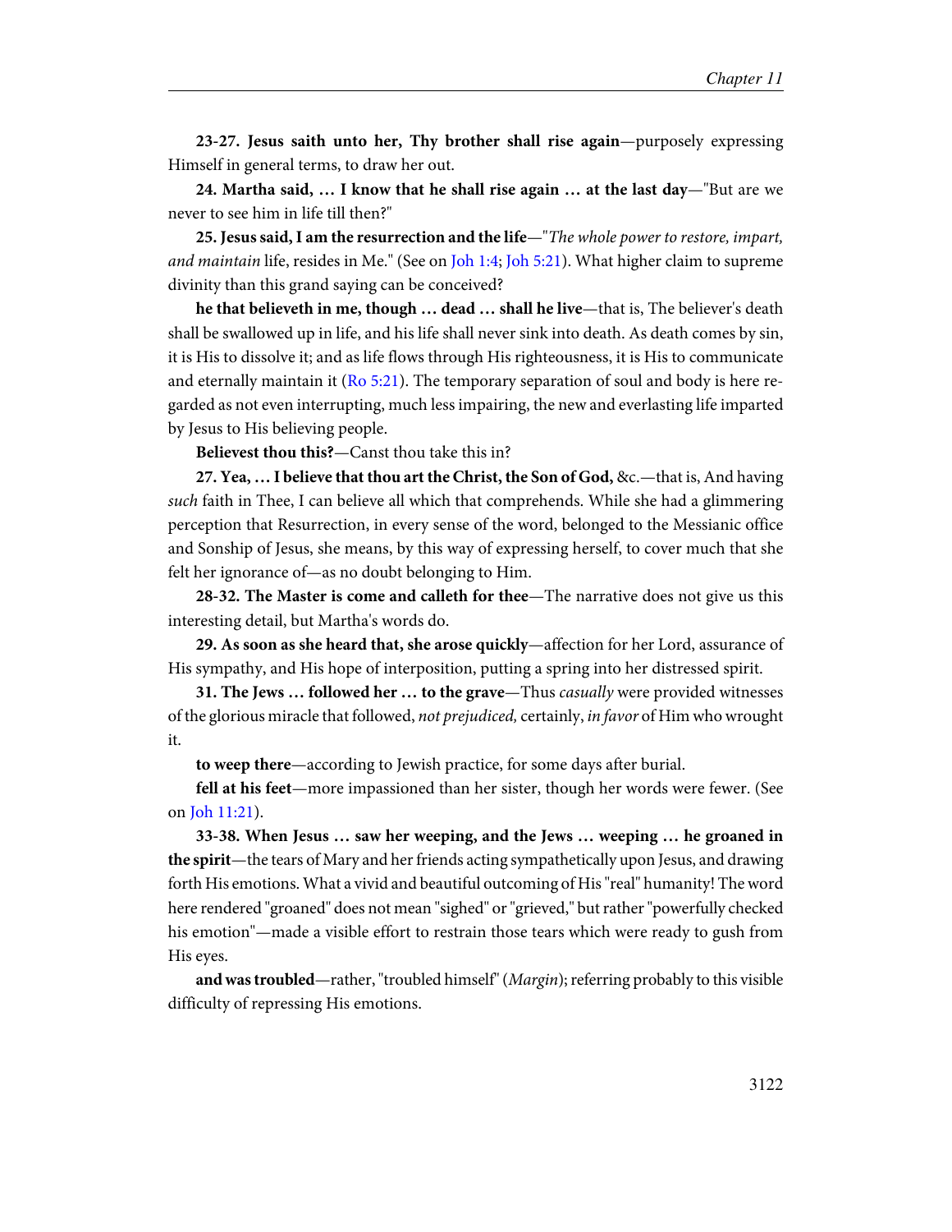**23-27. Jesus saith unto her, Thy brother shall rise again**—purposely expressing Himself in general terms, to draw her out.

**24. Martha said, … I know that he shall rise again … at the last day**—"But are we never to see him in life till then?"

**25. Jesus said, I am the resurrection and the life**—"*The whole power to restore, impart, and maintain* life, resides in Me." (See on Joh 1:4; Joh 5:21). What higher claim to supreme divinity than this grand saying can be conceived?

**he that believeth in me, though … dead … shall he live**—that is, The believer's death shall be swallowed up in life, and his life shall never sink into death. As death comes by sin, it is His to dissolve it; and as life flows through His righteousness, it is His to communicate and eternally maintain it (Ro 5:21). The temporary separation of soul and body is here regarded as not even interrupting, much less impairing, the new and everlasting life imparted by Jesus to His believing people.

**Believest thou this?**—Canst thou take this in?

**27. Yea, … I believe that thou art the Christ, the Son of God,** &c.—that is, And having *such* faith in Thee, I can believe all which that comprehends. While she had a glimmering perception that Resurrection, in every sense of the word, belonged to the Messianic office and Sonship of Jesus, she means, by this way of expressing herself, to cover much that she felt her ignorance of—as no doubt belonging to Him.

**28-32. The Master is come and calleth for thee**—The narrative does not give us this interesting detail, but Martha's words do.

**29. As soon as she heard that, she arose quickly**—affection for her Lord, assurance of His sympathy, and His hope of interposition, putting a spring into her distressed spirit.

**31. The Jews … followed her … to the grave**—Thus *casually* were provided witnesses of the glorious miracle that followed, *not prejudiced,* certainly, *in favor* of Him who wrought it.

**to weep there**—according to Jewish practice, for some days after burial.

**fell at his feet**—more impassioned than her sister, though her words were fewer. (See on Joh 11:21).

**33-38. When Jesus … saw her weeping, and the Jews … weeping … he groaned in the spirit**—the tears of Mary and her friends acting sympathetically upon Jesus, and drawing forth His emotions. What a vivid and beautiful outcoming of His "real" humanity! The word here rendered "groaned" does not mean "sighed" or "grieved," but rather "powerfully checked his emotion"—made a visible effort to restrain those tears which were ready to gush from His eyes.

**and was troubled**—rather, "troubled himself" (*Margin*); referring probably to this visible difficulty of repressing His emotions.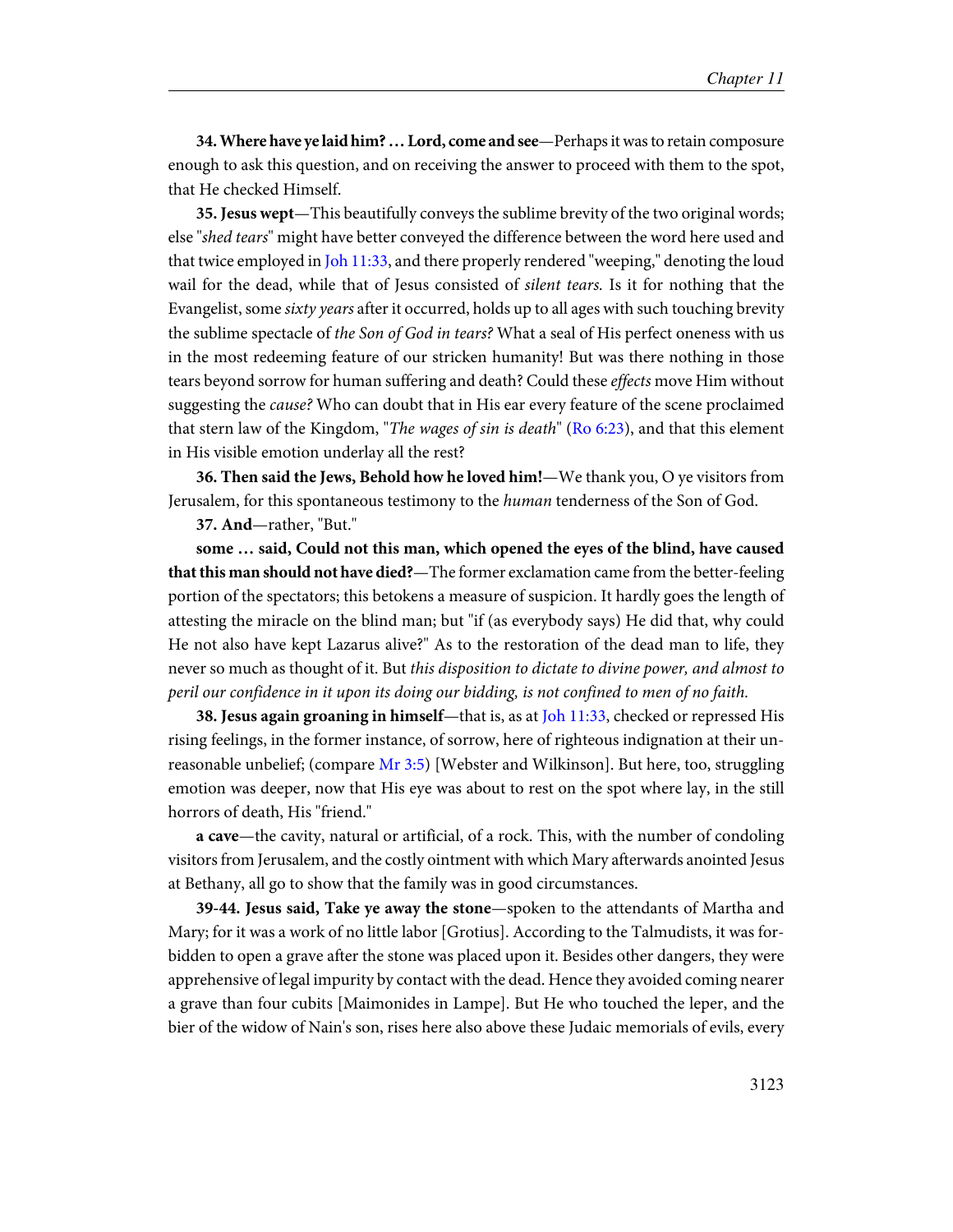**34. Where have ye laid him? … Lord, come and see**—Perhaps it was to retain composure enough to ask this question, and on receiving the answer to proceed with them to the spot, that He checked Himself.

**35. Jesus wept**—This beautifully conveys the sublime brevity of the two original words; else "*shed tears*" might have better conveyed the difference between the word here used and that twice employed in Joh 11:33, and there properly rendered "weeping," denoting the loud wail for the dead, while that of Jesus consisted of *silent tears.* Is it for nothing that the Evangelist, some *sixty years* after it occurred, holds up to all ages with such touching brevity the sublime spectacle of *the Son of God in tears?* What a seal of His perfect oneness with us in the most redeeming feature of our stricken humanity! But was there nothing in those tears beyond sorrow for human suffering and death? Could these *effects* move Him without suggesting the *cause?* Who can doubt that in His ear every feature of the scene proclaimed that stern law of the Kingdom, "*The wages of sin is death*" (Ro 6:23), and that this element in His visible emotion underlay all the rest?

**36. Then said the Jews, Behold how he loved him!**—We thank you, O ye visitors from Jerusalem, for this spontaneous testimony to the *human* tenderness of the Son of God.

**37. And**—rather, "But."

**some … said, Could not this man, which opened the eyes of the blind, have caused that this man should not have died?**—The former exclamation came from the better-feeling portion of the spectators; this betokens a measure of suspicion. It hardly goes the length of attesting the miracle on the blind man; but "if (as everybody says) He did that, why could He not also have kept Lazarus alive?" As to the restoration of the dead man to life, they never so much as thought of it. But *this disposition to dictate to divine power, and almost to peril our confidence in it upon its doing our bidding, is not confined to men of no faith.*

**38. Jesus again groaning in himself**—that is, as at Joh 11:33, checked or repressed His rising feelings, in the former instance, of sorrow, here of righteous indignation at their unreasonable unbelief; (compare Mr 3:5) [Webster and Wilkinson]. But here, too, struggling emotion was deeper, now that His eye was about to rest on the spot where lay, in the still horrors of death, His "friend."

**a cave**—the cavity, natural or artificial, of a rock. This, with the number of condoling visitors from Jerusalem, and the costly ointment with which Mary afterwards anointed Jesus at Bethany, all go to show that the family was in good circumstances.

**39-44. Jesus said, Take ye away the stone**—spoken to the attendants of Martha and Mary; for it was a work of no little labor [Grotius]. According to the Talmudists, it was forbidden to open a grave after the stone was placed upon it. Besides other dangers, they were apprehensive of legal impurity by contact with the dead. Hence they avoided coming nearer a grave than four cubits [Maimonides in Lampe]. But He who touched the leper, and the bier of the widow of Nain's son, rises here also above these Judaic memorials of evils, every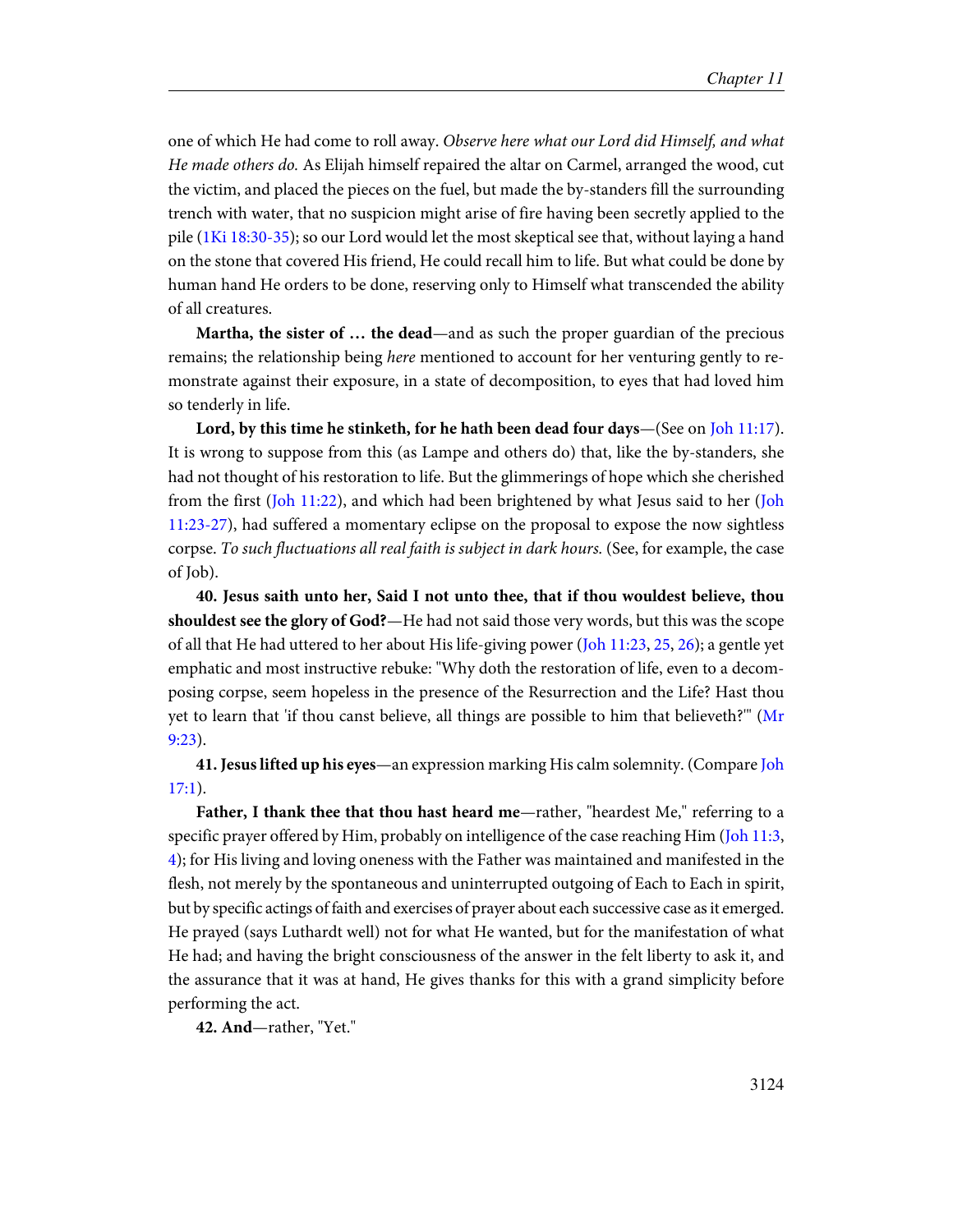one of which He had come to roll away. *Observe here what our Lord did Himself, and what He made others do.* As Elijah himself repaired the altar on Carmel, arranged the wood, cut the victim, and placed the pieces on the fuel, but made the by-standers fill the surrounding trench with water, that no suspicion might arise of fire having been secretly applied to the pile (1Ki 18:30-35); so our Lord would let the most skeptical see that, without laying a hand on the stone that covered His friend, He could recall him to life. But what could be done by human hand He orders to be done, reserving only to Himself what transcended the ability of all creatures.

**Martha, the sister of … the dead**—and as such the proper guardian of the precious remains; the relationship being *here* mentioned to account for her venturing gently to remonstrate against their exposure, in a state of decomposition, to eyes that had loved him so tenderly in life.

**Lord, by this time he stinketh, for he hath been dead four days**—(See on Joh 11:17). It is wrong to suppose from this (as Lampe and others do) that, like the by-standers, she had not thought of his restoration to life. But the glimmerings of hope which she cherished from the first (Joh 11:22), and which had been brightened by what Jesus said to her (Joh 11:23-27), had suffered a momentary eclipse on the proposal to expose the now sightless corpse. *To such fluctuations all real faith is subject in dark hours.* (See, for example, the case of Job).

**40. Jesus saith unto her, Said I not unto thee, that if thou wouldest believe, thou shouldest see the glory of God?**—He had not said those very words, but this was the scope of all that He had uttered to her about His life-giving power (Joh 11:23, 25, 26); a gentle yet emphatic and most instructive rebuke: "Why doth the restoration of life, even to a decomposing corpse, seem hopeless in the presence of the Resurrection and the Life? Hast thou yet to learn that 'if thou canst believe, all things are possible to him that believeth?'" (Mr 9:23).

**41. Jesus lifted up his eyes**—an expression marking His calm solemnity. (Compare Joh 17:1).

**Father, I thank thee that thou hast heard me**—rather, "heardest Me," referring to a specific prayer offered by Him, probably on intelligence of the case reaching Him (Joh 11:3, 4); for His living and loving oneness with the Father was maintained and manifested in the flesh, not merely by the spontaneous and uninterrupted outgoing of Each to Each in spirit, but by specific actings of faith and exercises of prayer about each successive case as it emerged. He prayed (says Luthardt well) not for what He wanted, but for the manifestation of what He had; and having the bright consciousness of the answer in the felt liberty to ask it, and the assurance that it was at hand, He gives thanks for this with a grand simplicity before performing the act.

**42. And**—rather, "Yet."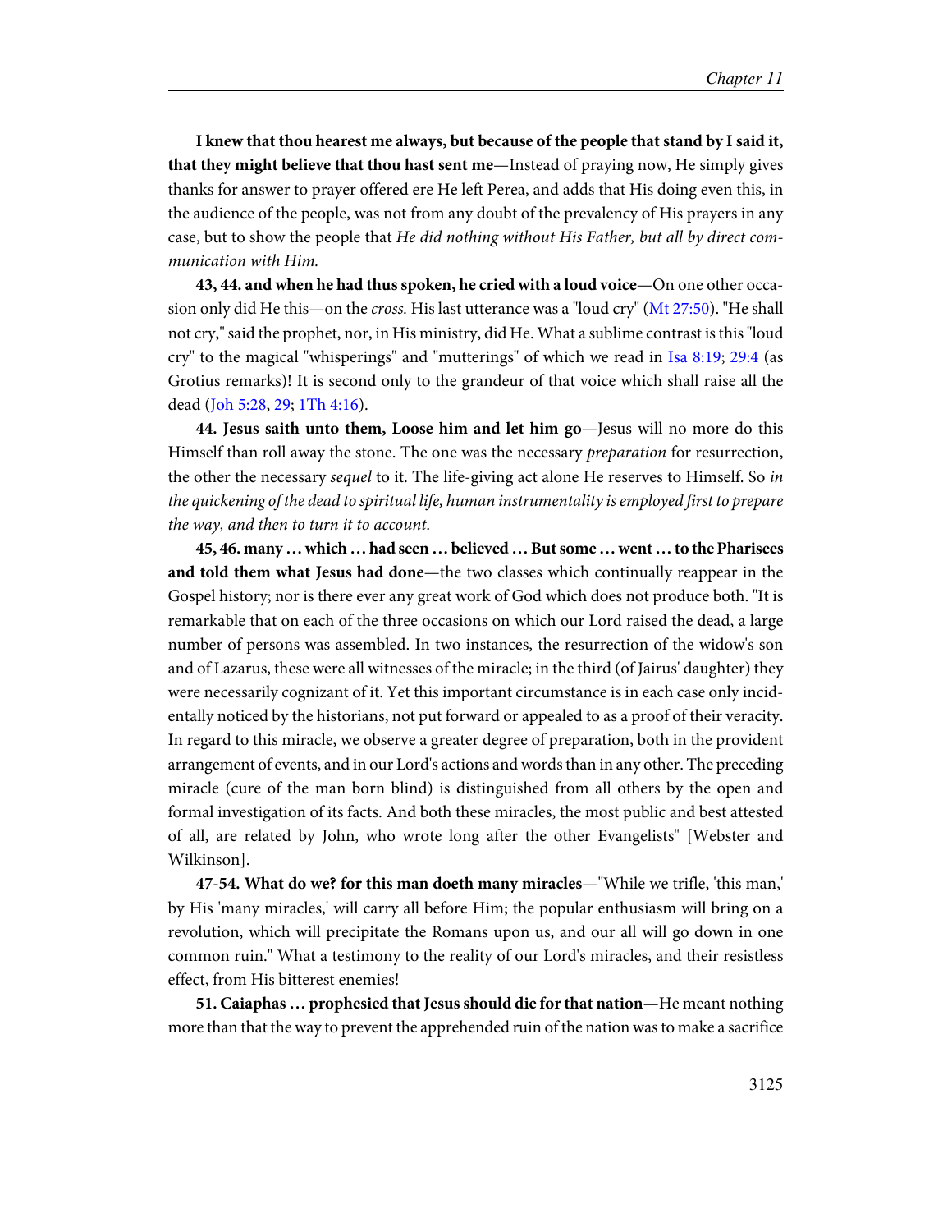**I knew that thou hearest me always, but because of the people that stand by I said it, that they might believe that thou hast sent me**—Instead of praying now, He simply gives thanks for answer to prayer offered ere He left Perea, and adds that His doing even this, in the audience of the people, was not from any doubt of the prevalency of His prayers in any case, but to show the people that *He did nothing without His Father, but all by direct communication with Him.*

**43, 44. and when he had thus spoken, he cried with a loud voice**—On one other occasion only did He this—on the *cross.* His last utterance was a "loud cry" (Mt 27:50). "He shall not cry," said the prophet, nor, in His ministry, did He. What a sublime contrast is this "loud cry" to the magical "whisperings" and "mutterings" of which we read in Isa 8:19; 29:4 (as Grotius remarks)! It is second only to the grandeur of that voice which shall raise all the dead (Joh 5:28, 29; 1Th 4:16).

**44. Jesus saith unto them, Loose him and let him go**—Jesus will no more do this Himself than roll away the stone. The one was the necessary *preparation* for resurrection, the other the necessary *sequel* to it. The life-giving act alone He reserves to Himself. So *in the quickening of the dead to spiritual life, human instrumentality is employed first to prepare the way, and then to turn it to account.*

**45, 46. many … which … had seen … believed … But some … went … to the Pharisees and told them what Jesus had done**—the two classes which continually reappear in the Gospel history; nor is there ever any great work of God which does not produce both. "It is remarkable that on each of the three occasions on which our Lord raised the dead, a large number of persons was assembled. In two instances, the resurrection of the widow's son and of Lazarus, these were all witnesses of the miracle; in the third (of Jairus' daughter) they were necessarily cognizant of it. Yet this important circumstance is in each case only incidentally noticed by the historians, not put forward or appealed to as a proof of their veracity. In regard to this miracle, we observe a greater degree of preparation, both in the provident arrangement of events, and in our Lord's actions and words than in any other. The preceding miracle (cure of the man born blind) is distinguished from all others by the open and formal investigation of its facts. And both these miracles, the most public and best attested of all, are related by John, who wrote long after the other Evangelists" [Webster and Wilkinson].

**47-54. What do we? for this man doeth many miracles**—"While we trifle, 'this man,' by His 'many miracles,' will carry all before Him; the popular enthusiasm will bring on a revolution, which will precipitate the Romans upon us, and our all will go down in one common ruin." What a testimony to the reality of our Lord's miracles, and their resistless effect, from His bitterest enemies!

**51. Caiaphas … prophesied that Jesus should die for that nation**—He meant nothing more than that the way to prevent the apprehended ruin of the nation was to make a sacrifice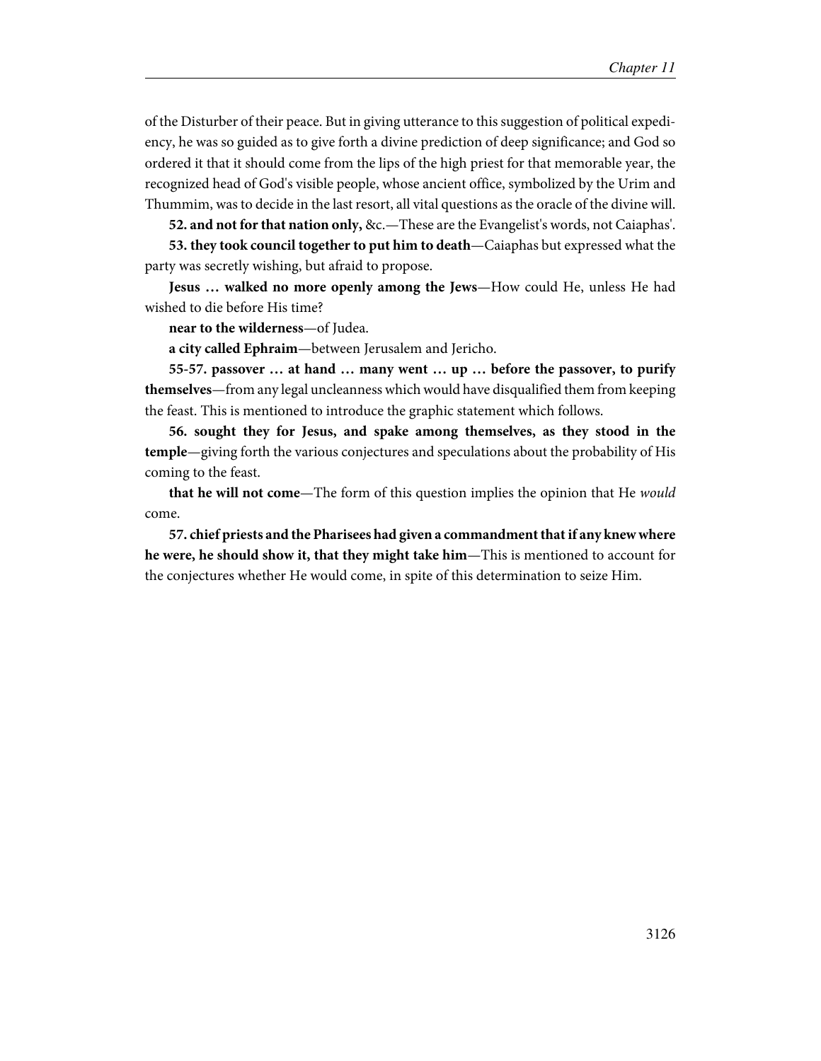of the Disturber of their peace. But in giving utterance to this suggestion of political expediency, he was so guided as to give forth a divine prediction of deep significance; and God so ordered it that it should come from the lips of the high priest for that memorable year, the recognized head of God's visible people, whose ancient office, symbolized by the Urim and Thummim, was to decide in the last resort, all vital questions as the oracle of the divine will.

**52. and not for that nation only,** &c.—These are the Evangelist's words, not Caiaphas'.

**53. they took council together to put him to death**—Caiaphas but expressed what the party was secretly wishing, but afraid to propose.

**Jesus … walked no more openly among the Jews**—How could He, unless He had wished to die before His time?

**near to the wilderness**—of Judea.

**a city called Ephraim**—between Jerusalem and Jericho.

**55-57. passover … at hand … many went … up … before the passover, to purify themselves**—from any legal uncleanness which would have disqualified them from keeping the feast. This is mentioned to introduce the graphic statement which follows.

**56. sought they for Jesus, and spake among themselves, as they stood in the temple**—giving forth the various conjectures and speculations about the probability of His coming to the feast.

**that he will not come**—The form of this question implies the opinion that He *would* come.

**57. chief priests and the Pharisees had given a commandment that if any knew where he were, he should show it, that they might take him**—This is mentioned to account for the conjectures whether He would come, in spite of this determination to seize Him.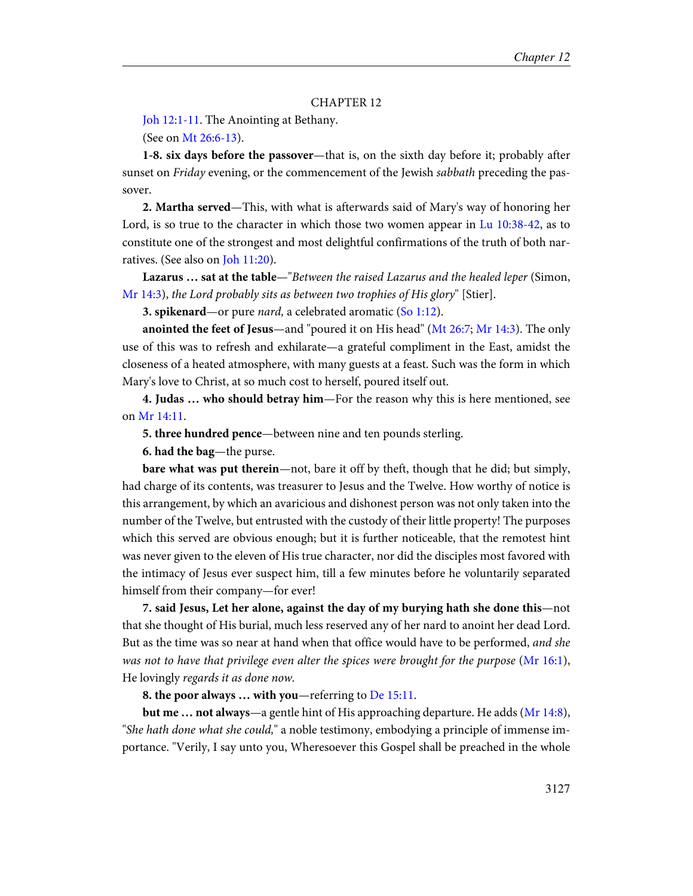CHAPTER 12

Joh 12:1-11. The Anointing at Bethany.

(See on Mt 26:6-13).

**1-8. six days before the passover**—that is, on the sixth day before it; probably after sunset on *Friday* evening, or the commencement of the Jewish *sabbath* preceding the passover.

**2. Martha served**—This, with what is afterwards said of Mary's way of honoring her Lord, is so true to the character in which those two women appear in Lu 10:38-42, as to constitute one of the strongest and most delightful confirmations of the truth of both narratives. (See also on Joh 11:20).

**Lazarus … sat at the table**—"*Between the raised Lazarus and the healed leper* (Simon, Mr 14:3), *the Lord probably sits as between two trophies of His glory*" [Stier].

**3. spikenard**—or pure *nard,* a celebrated aromatic (So 1:12).

**anointed the feet of Jesus**—and "poured it on His head" (Mt 26:7; Mr 14:3). The only use of this was to refresh and exhilarate—a grateful compliment in the East, amidst the closeness of a heated atmosphere, with many guests at a feast. Such was the form in which Mary's love to Christ, at so much cost to herself, poured itself out.

**4. Judas … who should betray him**—For the reason why this is here mentioned, see on Mr 14:11.

**5. three hundred pence**—between nine and ten pounds sterling.

**6. had the bag**—the purse.

**bare what was put therein**—not, bare it off by theft, though that he did; but simply, had charge of its contents, was treasurer to Jesus and the Twelve. How worthy of notice is this arrangement, by which an avaricious and dishonest person was not only taken into the number of the Twelve, but entrusted with the custody of their little property! The purposes which this served are obvious enough; but it is further noticeable, that the remotest hint was never given to the eleven of His true character, nor did the disciples most favored with the intimacy of Jesus ever suspect him, till a few minutes before he voluntarily separated himself from their company—for ever!

**7. said Jesus, Let her alone, against the day of my burying hath she done this**—not that she thought of His burial, much less reserved any of her nard to anoint her dead Lord. But as the time was so near at hand when that office would have to be performed, *and she was not to have that privilege even alter the spices were brought for the purpose* (Mr 16:1), He lovingly *regards it as done now.*

**8. the poor always … with you**—referring to De 15:11.

**but me … not always**—a gentle hint of His approaching departure. He adds (Mr 14:8), "*She hath done what she could,*" a noble testimony, embodying a principle of immense importance. "Verily, I say unto you, Wheresoever this Gospel shall be preached in the whole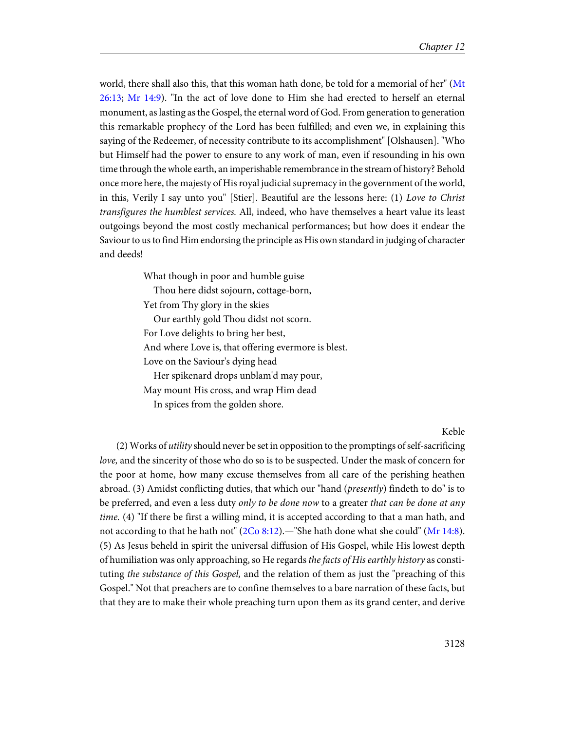world, there shall also this, that this woman hath done, be told for a memorial of her" (Mt 26:13; Mr 14:9). "In the act of love done to Him she had erected to herself an eternal monument, as lasting as the Gospel, the eternal word of God. From generation to generation this remarkable prophecy of the Lord has been fulfilled; and even we, in explaining this saying of the Redeemer, of necessity contribute to its accomplishment" [Olshausen]. "Who but Himself had the power to ensure to any work of man, even if resounding in his own time through the whole earth, an imperishable remembrance in the stream of history? Behold once more here, the majesty of His royal judicial supremacy in the government of the world, in this, Verily I say unto you" [Stier]. Beautiful are the lessons here: (1) *Love to Christ transfigures the humblest services.* All, indeed, who have themselves a heart value its least outgoings beyond the most costly mechanical performances; but how does it endear the Saviour to us to find Him endorsing the principle as His own standard in judging of character and deeds!

> What though in poor and humble guise
>   Thou here didst sojourn, cottage-born,
> Yet from Thy glory in the skies
>   Our earthly gold Thou didst not scorn.
> For Love delights to bring her best,
> And where Love is, that offering evermore is blest.
> Love on the Saviour's dying head
>   Her spikenard drops unblam'd may pour,
> May mount His cross, and wrap Him dead
>   In spices from the golden shore.
>
> Keble

(2) Works of *utility* should never be set in opposition to the promptings of self-sacrificing *love,* and the sincerity of those who do so is to be suspected. Under the mask of concern for the poor at home, how many excuse themselves from all care of the perishing heathen abroad. (3) Amidst conflicting duties, that which our "hand (*presently*) findeth to do" is to be preferred, and even a less duty *only to be done now* to a greater *that can be done at any time.* (4) "If there be first a willing mind, it is accepted according to that a man hath, and not according to that he hath not" (2Co 8:12).—"She hath done what she could" (Mr 14:8). (5) As Jesus beheld in spirit the universal diffusion of His Gospel, while His lowest depth of humiliation was only approaching, so He regards *the facts of His earthly history* as constituting *the substance of this Gospel,* and the relation of them as just the "preaching of this Gospel." Not that preachers are to confine themselves to a bare narration of these facts, but that they are to make their whole preaching turn upon them as its grand center, and derive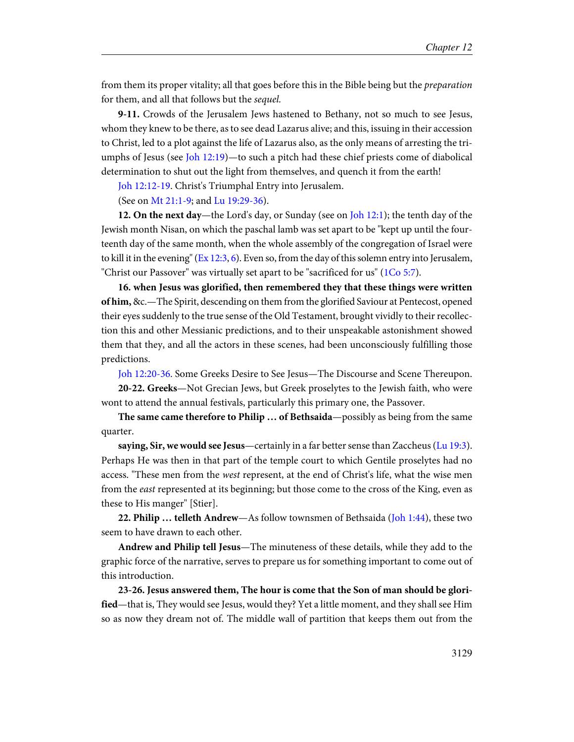from them its proper vitality; all that goes before this in the Bible being but the *preparation* for them, and all that follows but the *sequel*.

**9-11.** Crowds of the Jerusalem Jews hastened to Bethany, not so much to see Jesus, whom they knew to be there, as to see dead Lazarus alive; and this, issuing in their accession to Christ, led to a plot against the life of Lazarus also, as the only means of arresting the triumphs of Jesus (see Joh 12:19)—to such a pitch had these chief priests come of diabolical determination to shut out the light from themselves, and quench it from the earth!

Joh 12:12-19. Christ's Triumphal Entry into Jerusalem.

(See on Mt 21:1-9; and Lu 19:29-36).

**12. On the next day**—the Lord's day, or Sunday (see on Joh 12:1); the tenth day of the Jewish month Nisan, on which the paschal lamb was set apart to be "kept up until the fourteenth day of the same month, when the whole assembly of the congregation of Israel were to kill it in the evening" (Ex 12:3, 6). Even so, from the day of this solemn entry into Jerusalem, "Christ our Passover" was virtually set apart to be "sacrificed for us" (1Co 5:7).

**16. when Jesus was glorified, then remembered they that these things were written of him,** &c.—The Spirit, descending on them from the glorified Saviour at Pentecost, opened their eyes suddenly to the true sense of the Old Testament, brought vividly to their recollection this and other Messianic predictions, and to their unspeakable astonishment showed them that they, and all the actors in these scenes, had been unconsciously fulfilling those predictions.

Joh 12:20-36. Some Greeks Desire to See Jesus—The Discourse and Scene Thereupon.

**20-22. Greeks**—Not Grecian Jews, but Greek proselytes to the Jewish faith, who were wont to attend the annual festivals, particularly this primary one, the Passover.

**The same came therefore to Philip … of Bethsaida**—possibly as being from the same quarter.

**saying, Sir, we would see Jesus**—certainly in a far better sense than Zaccheus (Lu 19:3). Perhaps He was then in that part of the temple court to which Gentile proselytes had no access. "These men from the *west* represent, at the end of Christ's life, what the wise men from the *east* represented at its beginning; but those come to the cross of the King, even as these to His manger" [Stier].

**22. Philip … telleth Andrew**—As follow townsmen of Bethsaida (Joh 1:44), these two seem to have drawn to each other.

**Andrew and Philip tell Jesus**—The minuteness of these details, while they add to the graphic force of the narrative, serves to prepare us for something important to come out of this introduction.

**23-26. Jesus answered them, The hour is come that the Son of man should be glorified**—that is, They would see Jesus, would they? Yet a little moment, and they shall see Him so as now they dream not of. The middle wall of partition that keeps them out from the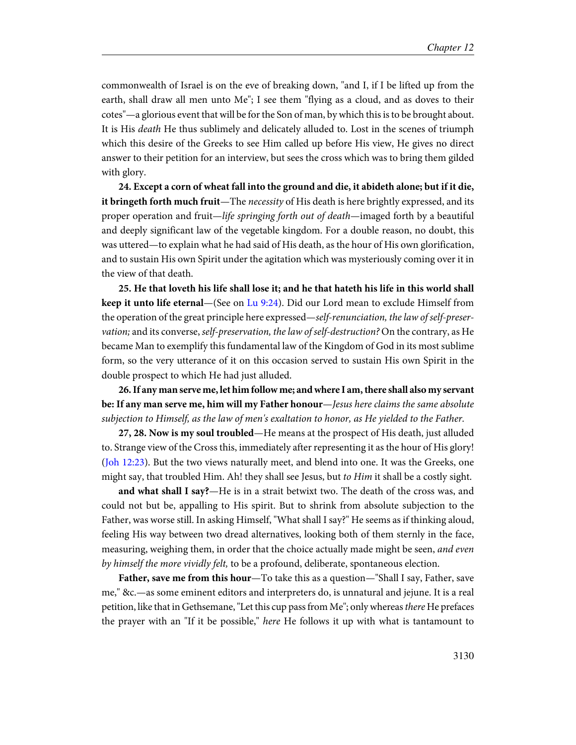commonwealth of Israel is on the eve of breaking down, "and I, if I be lifted up from the earth, shall draw all men unto Me"; I see them "flying as a cloud, and as doves to their cotes"—a glorious event that will be for the Son of man, by which this is to be brought about. It is His *death* He thus sublimely and delicately alluded to. Lost in the scenes of triumph which this desire of the Greeks to see Him called up before His view, He gives no direct answer to their petition for an interview, but sees the cross which was to bring them gilded with glory.

**24. Except a corn of wheat fall into the ground and die, it abideth alone; but if it die, it bringeth forth much fruit**—The *necessity* of His death is here brightly expressed, and its proper operation and fruit—*life springing forth out of death*—imaged forth by a beautiful and deeply significant law of the vegetable kingdom. For a double reason, no doubt, this was uttered—to explain what he had said of His death, as the hour of His own glorification, and to sustain His own Spirit under the agitation which was mysteriously coming over it in the view of that death.

**25. He that loveth his life shall lose it; and he that hateth his life in this world shall keep it unto life eternal**—(See on Lu 9:24). Did our Lord mean to exclude Himself from the operation of the great principle here expressed—*self-renunciation, the law of self-preservation;* and its converse, *self-preservation, the law of self-destruction?* On the contrary, as He became Man to exemplify this fundamental law of the Kingdom of God in its most sublime form, so the very utterance of it on this occasion served to sustain His own Spirit in the double prospect to which He had just alluded.

**26. If any man serve me, let him follow me; and where I am, there shall also my servant be: If any man serve me, him will my Father honour**—*Jesus here claims the same absolute subjection to Himself, as the law of men's exaltation to honor, as He yielded to the Father.*

**27, 28. Now is my soul troubled**—He means at the prospect of His death, just alluded to. Strange view of the Cross this, immediately after representing it as the hour of His glory! (Joh 12:23). But the two views naturally meet, and blend into one. It was the Greeks, one might say, that troubled Him. Ah! they shall see Jesus, but *to Him* it shall be a costly sight.

**and what shall I say?**—He is in a strait betwixt two. The death of the cross was, and could not but be, appalling to His spirit. But to shrink from absolute subjection to the Father, was worse still. In asking Himself, "What shall I say?" He seems as if thinking aloud, feeling His way between two dread alternatives, looking both of them sternly in the face, measuring, weighing them, in order that the choice actually made might be seen, *and even by himself the more vividly felt,* to be a profound, deliberate, spontaneous election.

**Father, save me from this hour**—To take this as a question—"Shall I say, Father, save me," &c.—as some eminent editors and interpreters do, is unnatural and jejune. It is a real petition, like that in Gethsemane, "Let this cup pass from Me"; only whereas *there* He prefaces the prayer with an "If it be possible," *here* He follows it up with what is tantamount to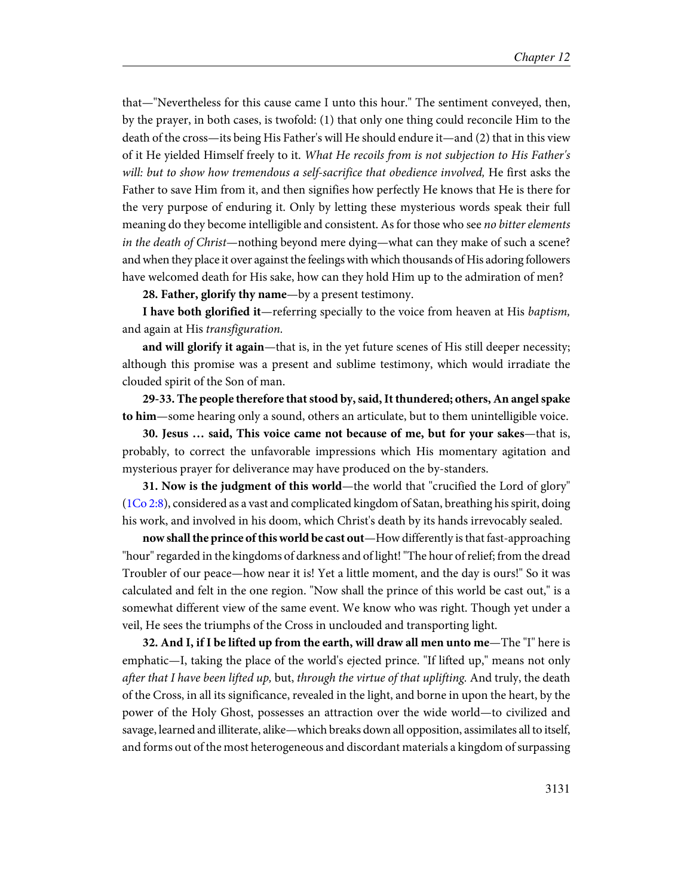that—"Nevertheless for this cause came I unto this hour." The sentiment conveyed, then, by the prayer, in both cases, is twofold: (1) that only one thing could reconcile Him to the death of the cross—its being His Father's will He should endure it—and (2) that in this view of it He yielded Himself freely to it. *What He recoils from is not subjection to His Father's will: but to show how tremendous a self-sacrifice that obedience involved,* He first asks the Father to save Him from it, and then signifies how perfectly He knows that He is there for the very purpose of enduring it. Only by letting these mysterious words speak their full meaning do they become intelligible and consistent. As for those who see *no bitter elements in the death of Christ*—nothing beyond mere dying—what can they make of such a scene? and when they place it over against the feelings with which thousands of His adoring followers have welcomed death for His sake, how can they hold Him up to the admiration of men?

**28. Father, glorify thy name**—by a present testimony.

**I have both glorified it**—referring specially to the voice from heaven at His *baptism,* and again at His *transfiguration.*

**and will glorify it again**—that is, in the yet future scenes of His still deeper necessity; although this promise was a present and sublime testimony, which would irradiate the clouded spirit of the Son of man.

**29-33. The people therefore that stood by, said, It thundered; others, An angel spake to him**—some hearing only a sound, others an articulate, but to them unintelligible voice.

**30. Jesus … said, This voice came not because of me, but for your sakes**—that is, probably, to correct the unfavorable impressions which His momentary agitation and mysterious prayer for deliverance may have produced on the by-standers.

**31. Now is the judgment of this world**—the world that "crucified the Lord of glory" (1Co 2:8), considered as a vast and complicated kingdom of Satan, breathing his spirit, doing his work, and involved in his doom, which Christ's death by its hands irrevocably sealed.

**now shall the prince of this world be cast out**—How differently is that fast-approaching "hour" regarded in the kingdoms of darkness and of light! "The hour of relief; from the dread Troubler of our peace—how near it is! Yet a little moment, and the day is ours!" So it was calculated and felt in the one region. "Now shall the prince of this world be cast out," is a somewhat different view of the same event. We know who was right. Though yet under a veil, He sees the triumphs of the Cross in unclouded and transporting light.

**32. And I, if I be lifted up from the earth, will draw all men unto me**—The "I" here is emphatic—I, taking the place of the world's ejected prince. "If lifted up," means not only *after that I have been lifted up,* but, *through the virtue of that uplifting.* And truly, the death of the Cross, in all its significance, revealed in the light, and borne in upon the heart, by the power of the Holy Ghost, possesses an attraction over the wide world—to civilized and savage, learned and illiterate, alike—which breaks down all opposition, assimilates all to itself, and forms out of the most heterogeneous and discordant materials a kingdom of surpassing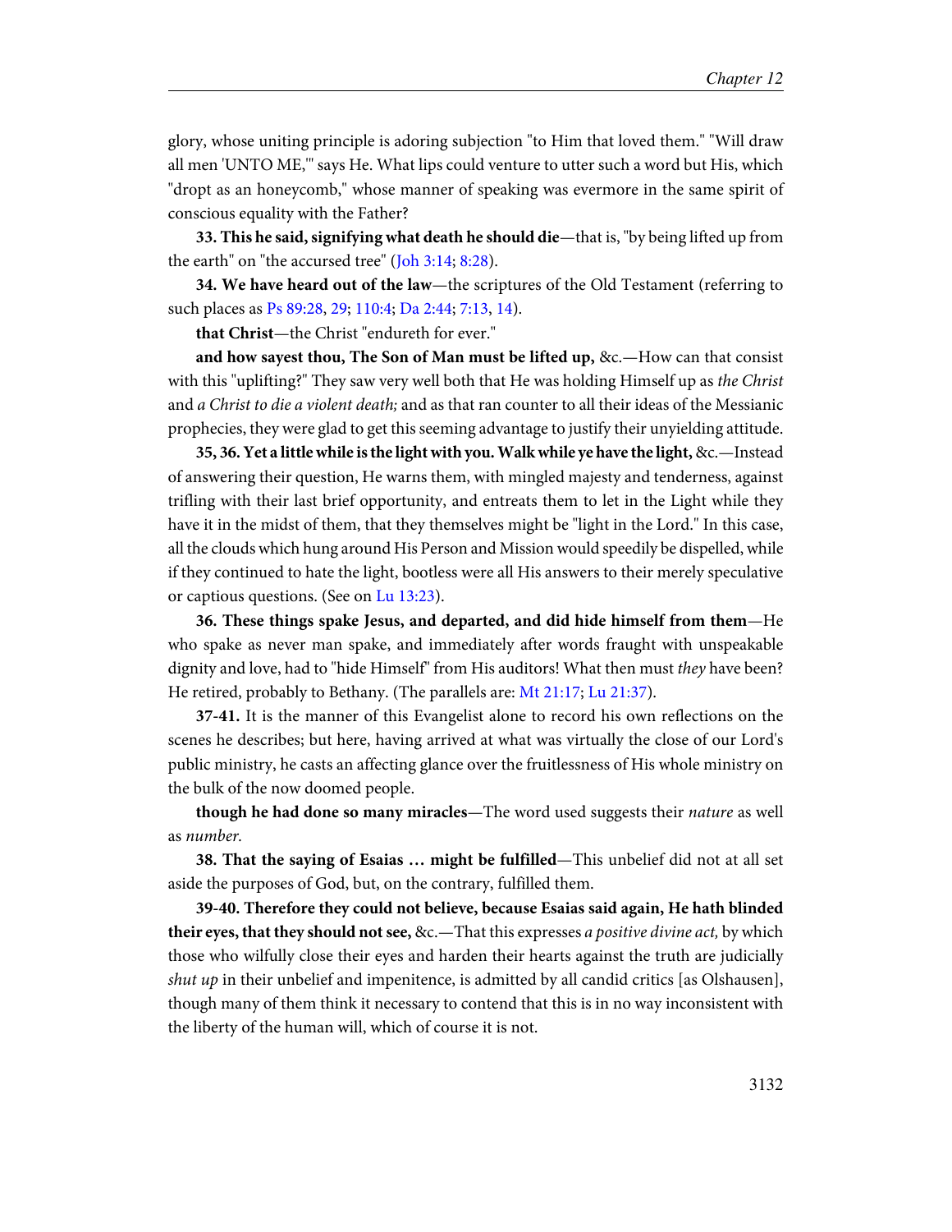glory, whose uniting principle is adoring subjection "to Him that loved them." "Will draw all men 'UNTO ME,'" says He. What lips could venture to utter such a word but His, which "dropt as an honeycomb," whose manner of speaking was evermore in the same spirit of conscious equality with the Father?

**33. This he said, signifying what death he should die**—that is, "by being lifted up from the earth" on "the accursed tree" (Joh 3:14; 8:28).

**34. We have heard out of the law**—the scriptures of the Old Testament (referring to such places as Ps 89:28, 29; 110:4; Da 2:44; 7:13, 14).

**that Christ**—the Christ "endureth for ever."

**and how sayest thou, The Son of Man must be lifted up,** &c.—How can that consist with this "uplifting?" They saw very well both that He was holding Himself up as *the Christ* and *a Christ to die a violent death;* and as that ran counter to all their ideas of the Messianic prophecies, they were glad to get this seeming advantage to justify their unyielding attitude.

**35, 36. Yet a little while is the light with you. Walk while ye have the light,** &c.—Instead of answering their question, He warns them, with mingled majesty and tenderness, against trifling with their last brief opportunity, and entreats them to let in the Light while they have it in the midst of them, that they themselves might be "light in the Lord." In this case, all the clouds which hung around His Person and Mission would speedily be dispelled, while if they continued to hate the light, bootless were all His answers to their merely speculative or captious questions. (See on Lu 13:23).

**36. These things spake Jesus, and departed, and did hide himself from them**—He who spake as never man spake, and immediately after words fraught with unspeakable dignity and love, had to "hide Himself" from His auditors! What then must *they* have been? He retired, probably to Bethany. (The parallels are: Mt 21:17; Lu 21:37).

**37-41.** It is the manner of this Evangelist alone to record his own reflections on the scenes he describes; but here, having arrived at what was virtually the close of our Lord's public ministry, he casts an affecting glance over the fruitlessness of His whole ministry on the bulk of the now doomed people.

**though he had done so many miracles**—The word used suggests their *nature* as well as *number.*

**38. That the saying of Esaias … might be fulfilled**—This unbelief did not at all set aside the purposes of God, but, on the contrary, fulfilled them.

**39-40. Therefore they could not believe, because Esaias said again, He hath blinded their eyes, that they should not see,** &c.—That this expresses *a positive divine act,* by which those who wilfully close their eyes and harden their hearts against the truth are judicially *shut up* in their unbelief and impenitence, is admitted by all candid critics [as Olshausen], though many of them think it necessary to contend that this is in no way inconsistent with the liberty of the human will, which of course it is not.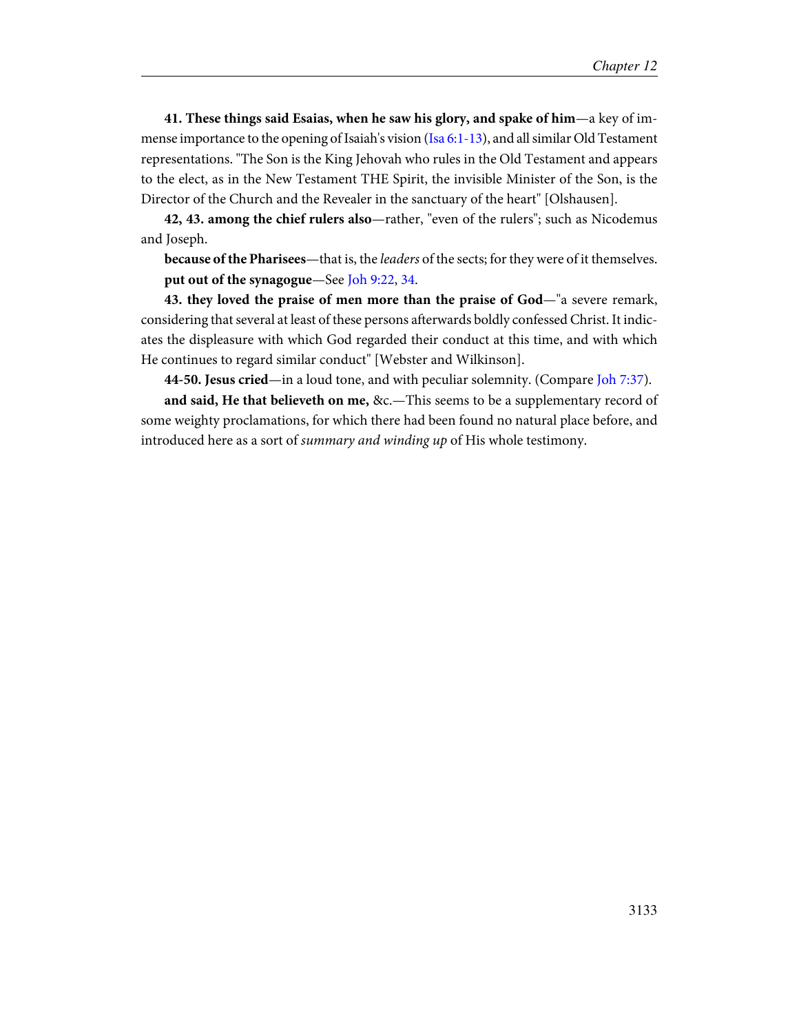**41. These things said Esaias, when he saw his glory, and spake of him**—a key of immense importance to the opening of Isaiah's vision (Isa 6:1-13), and all similar Old Testament representations. "The Son is the King Jehovah who rules in the Old Testament and appears to the elect, as in the New Testament THE Spirit, the invisible Minister of the Son, is the Director of the Church and the Revealer in the sanctuary of the heart" [Olshausen].

**42, 43. among the chief rulers also**—rather, "even of the rulers"; such as Nicodemus and Joseph.

**because of the Pharisees**—that is, the *leaders* of the sects; for they were of it themselves.

**put out of the synagogue**—See Joh 9:22, 34.

**43. they loved the praise of men more than the praise of God**—"a severe remark, considering that several at least of these persons afterwards boldly confessed Christ. It indicates the displeasure with which God regarded their conduct at this time, and with which He continues to regard similar conduct" [Webster and Wilkinson].

**44-50. Jesus cried**—in a loud tone, and with peculiar solemnity. (Compare Joh 7:37).

**and said, He that believeth on me,** &c.—This seems to be a supplementary record of some weighty proclamations, for which there had been found no natural place before, and introduced here as a sort of *summary and winding up* of His whole testimony.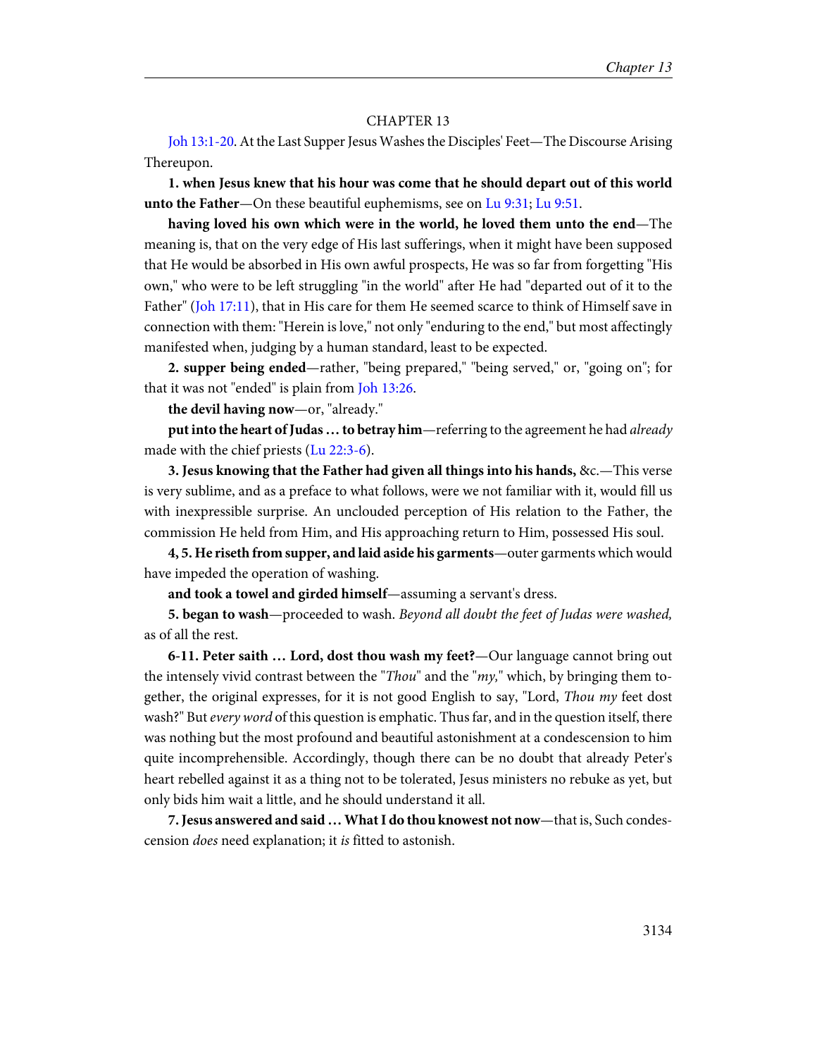## CHAPTER 13

Joh 13:1-20. At the Last Supper Jesus Washes the Disciples' Feet—The Discourse Arising Thereupon.

**1. when Jesus knew that his hour was come that he should depart out of this world unto the Father**—On these beautiful euphemisms, see on Lu 9:31; Lu 9:51.

**having loved his own which were in the world, he loved them unto the end**—The meaning is, that on the very edge of His last sufferings, when it might have been supposed that He would be absorbed in His own awful prospects, He was so far from forgetting "His own," who were to be left struggling "in the world" after He had "departed out of it to the Father" (Joh 17:11), that in His care for them He seemed scarce to think of Himself save in connection with them: "Herein is love," not only "enduring to the end," but most affectingly manifested when, judging by a human standard, least to be expected.

**2. supper being ended**—rather, "being prepared," "being served," or, "going on"; for that it was not "ended" is plain from Joh 13:26.

**the devil having now**—or, "already."

**put into the heart of Judas … to betray him**—referring to the agreement he had *already* made with the chief priests (Lu 22:3-6).

**3. Jesus knowing that the Father had given all things into his hands,** &c.—This verse is very sublime, and as a preface to what follows, were we not familiar with it, would fill us with inexpressible surprise. An unclouded perception of His relation to the Father, the commission He held from Him, and His approaching return to Him, possessed His soul.

**4, 5. He riseth from supper, and laid aside his garments**—outer garments which would have impeded the operation of washing.

**and took a towel and girded himself**—assuming a servant's dress.

**5. began to wash**—proceeded to wash. *Beyond all doubt the feet of Judas were washed,* as of all the rest.

**6-11. Peter saith … Lord, dost thou wash my feet?**—Our language cannot bring out the intensely vivid contrast between the "*Thou*" and the "*my,*" which, by bringing them together, the original expresses, for it is not good English to say, "Lord, *Thou my* feet dost wash?" But *every word* of this question is emphatic. Thus far, and in the question itself, there was nothing but the most profound and beautiful astonishment at a condescension to him quite incomprehensible. Accordingly, though there can be no doubt that already Peter's heart rebelled against it as a thing not to be tolerated, Jesus ministers no rebuke as yet, but only bids him wait a little, and he should understand it all.

**7. Jesus answered and said … What I do thou knowest not now**—that is, Such condescension *does* need explanation; it *is* fitted to astonish.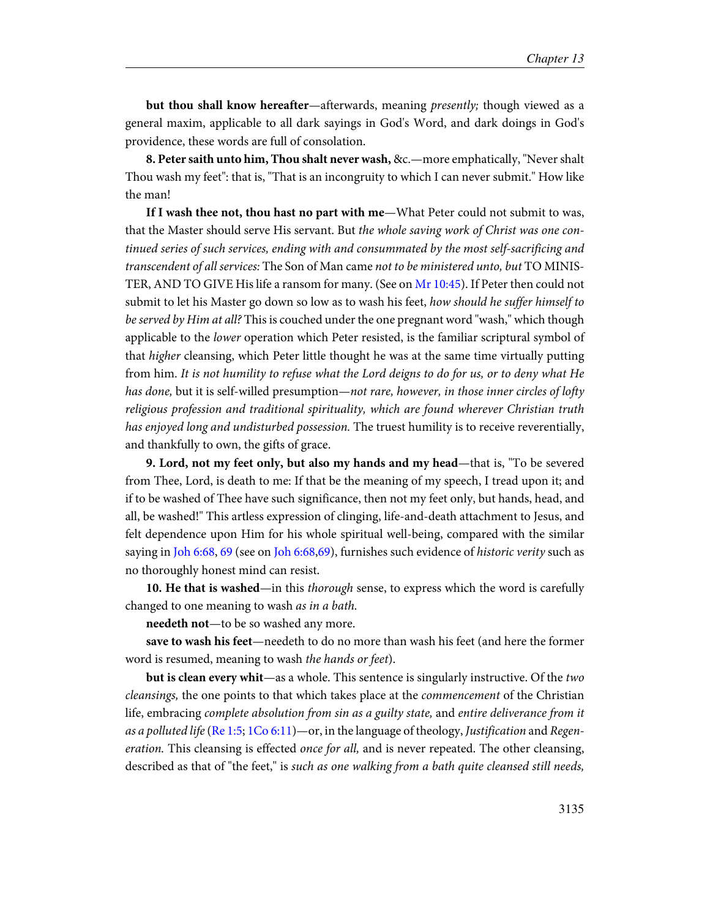**but thou shall know hereafter**—afterwards, meaning *presently;* though viewed as a general maxim, applicable to all dark sayings in God's Word, and dark doings in God's providence, these words are full of consolation.

**8. Peter saith unto him, Thou shalt never wash,** &c.—more emphatically, "Never shalt Thou wash my feet": that is, "That is an incongruity to which I can never submit." How like the man!

**If I wash thee not, thou hast no part with me**—What Peter could not submit to was, that the Master should serve His servant. But *the whole saving work of Christ was one continued series of such services, ending with and consummated by the most self-sacrificing and transcendent of all services:* The Son of Man came *not to be ministered unto, but* TO MINISTER, AND TO GIVE His life a ransom for many. (See on Mr 10:45). If Peter then could not submit to let his Master go down so low as to wash his feet, *how should he suffer himself to be served by Him at all?* This is couched under the one pregnant word "wash," which though applicable to the *lower* operation which Peter resisted, is the familiar scriptural symbol of that *higher* cleansing, which Peter little thought he was at the same time virtually putting from him. *It is not humility to refuse what the Lord deigns to do for us, or to deny what He has done,* but it is self-willed presumption—*not rare, however, in those inner circles of lofty religious profession and traditional spirituality, which are found wherever Christian truth has enjoyed long and undisturbed possession.* The truest humility is to receive reverentially, and thankfully to own, the gifts of grace.

**9. Lord, not my feet only, but also my hands and my head**—that is, "To be severed from Thee, Lord, is death to me: If that be the meaning of my speech, I tread upon it; and if to be washed of Thee have such significance, then not my feet only, but hands, head, and all, be washed!" This artless expression of clinging, life-and-death attachment to Jesus, and felt dependence upon Him for his whole spiritual well-being, compared with the similar saying in Joh 6:68, 69 (see on Joh 6:68,69), furnishes such evidence of *historic verity* such as no thoroughly honest mind can resist.

**10. He that is washed**—in this *thorough* sense, to express which the word is carefully changed to one meaning to wash *as in a bath.*

**needeth not**—to be so washed any more.

**save to wash his feet**—needeth to do no more than wash his feet (and here the former word is resumed, meaning to wash *the hands or feet*).

**but is clean every whit**—as a whole. This sentence is singularly instructive. Of the *two cleansings,* the one points to that which takes place at the *commencement* of the Christian life, embracing *complete absolution from sin as a guilty state,* and *entire deliverance from it as a polluted life* (Re 1:5; 1Co 6:11)—or, in the language of theology, *Justification* and *Regeneration.* This cleansing is effected *once for all,* and is never repeated. The other cleansing, described as that of "the feet," is *such as one walking from a bath quite cleansed still needs,*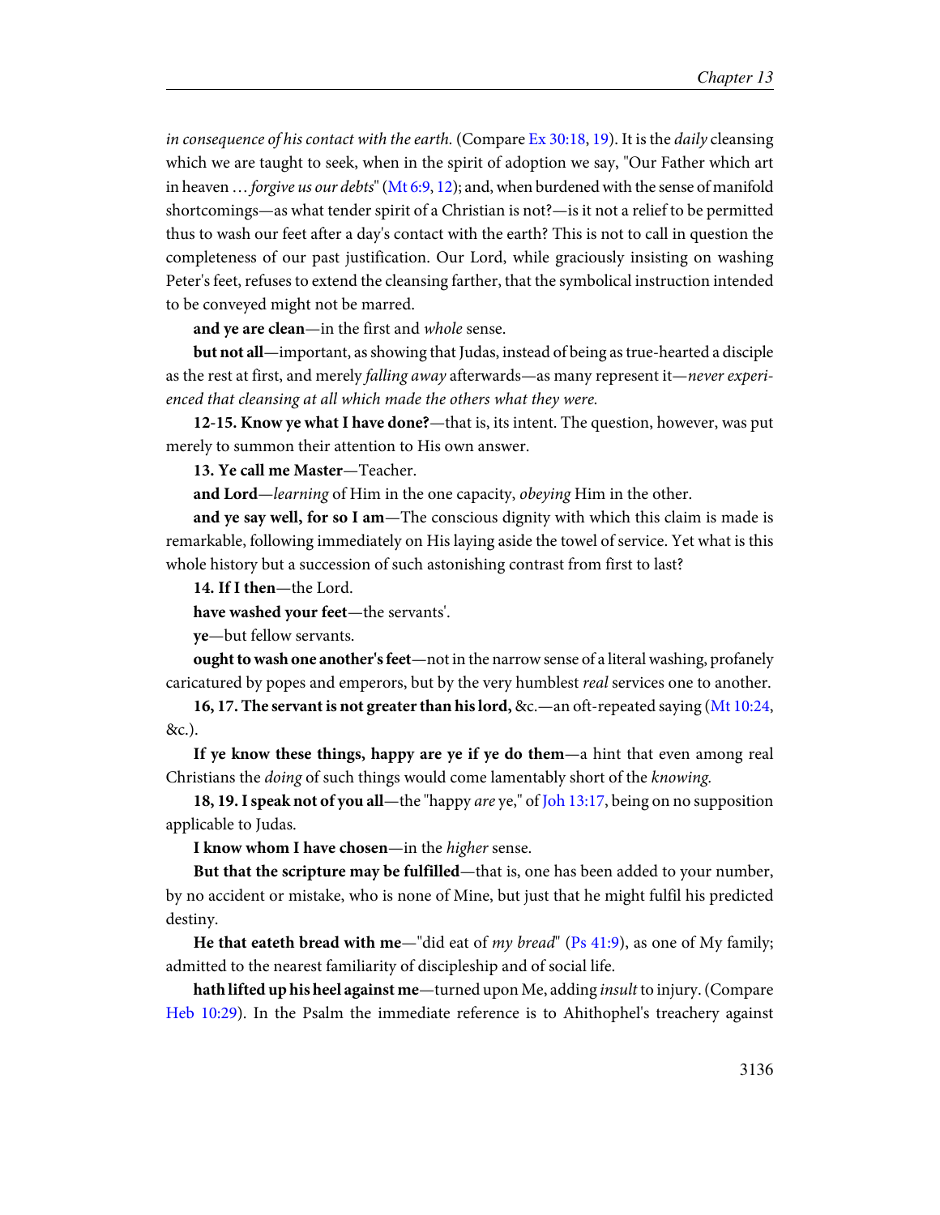*in consequence of his contact with the earth.* (Compare Ex 30:18, 19). It is the *daily* cleansing which we are taught to seek, when in the spirit of adoption we say, "Our Father which art in heaven … *forgive us our debts*" (Mt 6:9, 12); and, when burdened with the sense of manifold shortcomings—as what tender spirit of a Christian is not?—is it not a relief to be permitted thus to wash our feet after a day's contact with the earth? This is not to call in question the completeness of our past justification. Our Lord, while graciously insisting on washing Peter's feet, refuses to extend the cleansing farther, that the symbolical instruction intended to be conveyed might not be marred.

**and ye are clean**—in the first and *whole* sense.

**but not all**—important, as showing that Judas, instead of being as true-hearted a disciple as the rest at first, and merely *falling away* afterwards—as many represent it—*never experienced that cleansing at all which made the others what they were.*

**12-15. Know ye what I have done?**—that is, its intent. The question, however, was put merely to summon their attention to His own answer.

**13. Ye call me Master**—Teacher.

**and Lord**—*learning* of Him in the one capacity, *obeying* Him in the other.

**and ye say well, for so I am**—The conscious dignity with which this claim is made is remarkable, following immediately on His laying aside the towel of service. Yet what is this whole history but a succession of such astonishing contrast from first to last?

**14. If I then**—the Lord.

**have washed your feet**—the servants'.

**ye**—but fellow servants.

**ought to wash one another's feet**—not in the narrow sense of a literal washing, profanely caricatured by popes and emperors, but by the very humblest *real* services one to another.

**16, 17. The servant is not greater than his lord,** &c.—an oft-repeated saying (Mt 10:24, &c.).

**If ye know these things, happy are ye if ye do them**—a hint that even among real Christians the *doing* of such things would come lamentably short of the *knowing.*

**18, 19. I speak not of you all**—the "happy *are* ye," of Joh 13:17, being on no supposition applicable to Judas.

**I know whom I have chosen**—in the *higher* sense.

**But that the scripture may be fulfilled**—that is, one has been added to your number, by no accident or mistake, who is none of Mine, but just that he might fulfil his predicted destiny.

**He that eateth bread with me**—"did eat of *my bread*" (Ps 41:9), as one of My family; admitted to the nearest familiarity of discipleship and of social life.

**hath lifted up his heel against me**—turned upon Me, adding *insult* to injury. (Compare Heb 10:29). In the Psalm the immediate reference is to Ahithophel's treachery against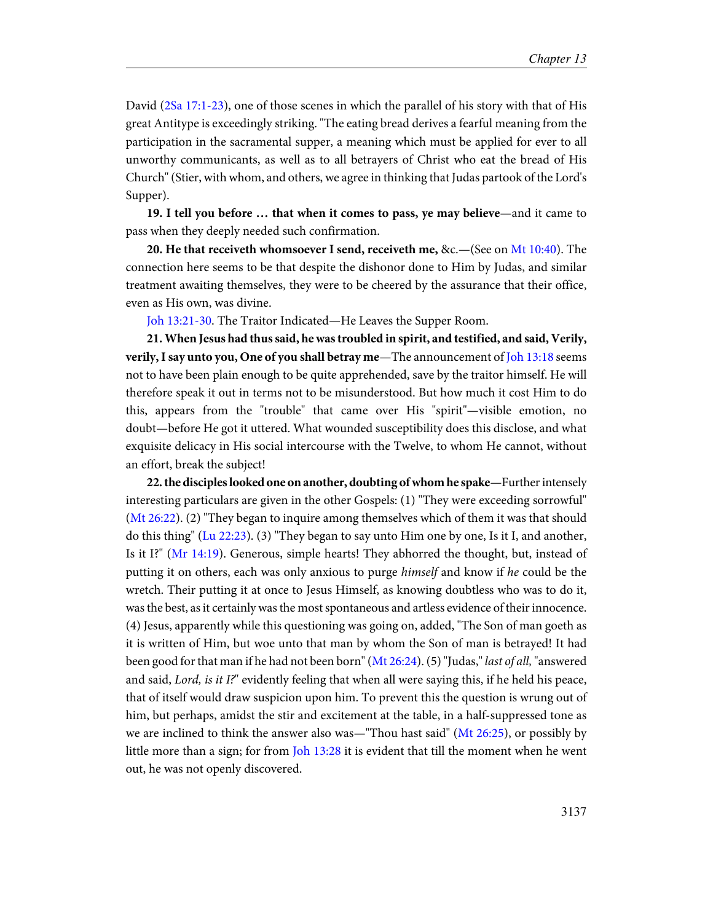David (2Sa 17:1-23), one of those scenes in which the parallel of his story with that of His great Antitype is exceedingly striking. "The eating bread derives a fearful meaning from the participation in the sacramental supper, a meaning which must be applied for ever to all unworthy communicants, as well as to all betrayers of Christ who eat the bread of His Church" (Stier, with whom, and others, we agree in thinking that Judas partook of the Lord's Supper).

**19. I tell you before … that when it comes to pass, ye may believe**—and it came to pass when they deeply needed such confirmation.

**20. He that receiveth whomsoever I send, receiveth me,** &c.—(See on Mt 10:40). The connection here seems to be that despite the dishonor done to Him by Judas, and similar treatment awaiting themselves, they were to be cheered by the assurance that their office, even as His own, was divine.

Joh 13:21-30. The Traitor Indicated—He Leaves the Supper Room.

**21. When Jesus had thus said, he was troubled in spirit, and testified, and said, Verily, verily, I say unto you, One of you shall betray me**—The announcement of Joh 13:18 seems not to have been plain enough to be quite apprehended, save by the traitor himself. He will therefore speak it out in terms not to be misunderstood. But how much it cost Him to do this, appears from the "trouble" that came over His "spirit"—visible emotion, no doubt—before He got it uttered. What wounded susceptibility does this disclose, and what exquisite delicacy in His social intercourse with the Twelve, to whom He cannot, without an effort, break the subject!

**22. the disciples looked one on another, doubting of whom he spake**—Further intensely interesting particulars are given in the other Gospels: (1) "They were exceeding sorrowful" (Mt 26:22). (2) "They began to inquire among themselves which of them it was that should do this thing" (Lu 22:23). (3) "They began to say unto Him one by one, Is it I, and another, Is it I?" (Mr 14:19). Generous, simple hearts! They abhorred the thought, but, instead of putting it on others, each was only anxious to purge *himself* and know if *he* could be the wretch. Their putting it at once to Jesus Himself, as knowing doubtless who was to do it, was the best, as it certainly was the most spontaneous and artless evidence of their innocence. (4) Jesus, apparently while this questioning was going on, added, "The Son of man goeth as it is written of Him, but woe unto that man by whom the Son of man is betrayed! It had been good for that man if he had not been born" (Mt 26:24). (5) "Judas," *last of all,* "answered and said, *Lord, is it I?*" evidently feeling that when all were saying this, if he held his peace, that of itself would draw suspicion upon him. To prevent this the question is wrung out of him, but perhaps, amidst the stir and excitement at the table, in a half-suppressed tone as we are inclined to think the answer also was—"Thou hast said" (Mt 26:25), or possibly by little more than a sign; for from Joh 13:28 it is evident that till the moment when he went out, he was not openly discovered.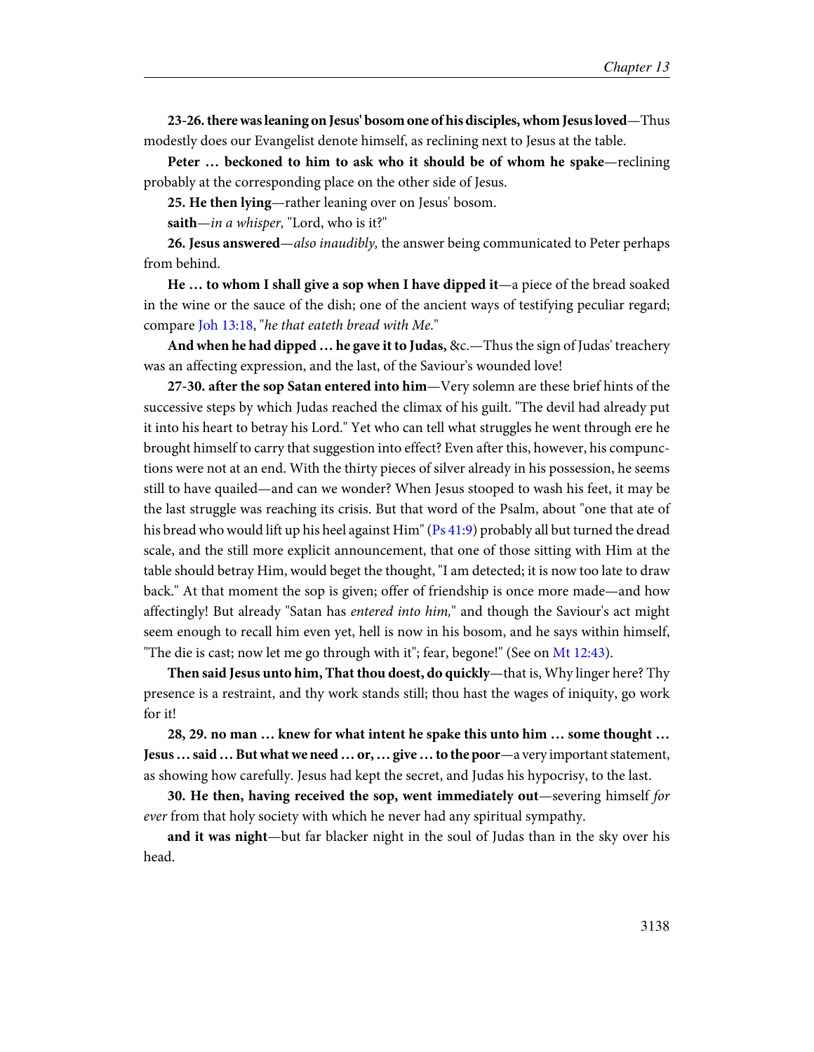**23-26. there was leaning on Jesus' bosom one of his disciples, whom Jesus loved**—Thus modestly does our Evangelist denote himself, as reclining next to Jesus at the table.

**Peter … beckoned to him to ask who it should be of whom he spake**—reclining probably at the corresponding place on the other side of Jesus.

**25. He then lying**—rather leaning over on Jesus' bosom.

**saith**—*in a whisper,* "Lord, who is it?"

**26. Jesus answered**—*also inaudibly,* the answer being communicated to Peter perhaps from behind.

**He … to whom I shall give a sop when I have dipped it**—a piece of the bread soaked in the wine or the sauce of the dish; one of the ancient ways of testifying peculiar regard; compare Joh 13:18, "*he that eateth bread with Me.*"

**And when he had dipped … he gave it to Judas,** &c.—Thus the sign of Judas' treachery was an affecting expression, and the last, of the Saviour's wounded love!

**27-30. after the sop Satan entered into him**—Very solemn are these brief hints of the successive steps by which Judas reached the climax of his guilt. "The devil had already put it into his heart to betray his Lord." Yet who can tell what struggles he went through ere he brought himself to carry that suggestion into effect? Even after this, however, his compunctions were not at an end. With the thirty pieces of silver already in his possession, he seems still to have quailed—and can we wonder? When Jesus stooped to wash his feet, it may be the last struggle was reaching its crisis. But that word of the Psalm, about "one that ate of his bread who would lift up his heel against Him" (Ps 41:9) probably all but turned the dread scale, and the still more explicit announcement, that one of those sitting with Him at the table should betray Him, would beget the thought, "I am detected; it is now too late to draw back." At that moment the sop is given; offer of friendship is once more made—and how affectingly! But already "Satan has *entered into him,*" and though the Saviour's act might seem enough to recall him even yet, hell is now in his bosom, and he says within himself, "The die is cast; now let me go through with it"; fear, begone!" (See on Mt 12:43).

**Then said Jesus unto him, That thou doest, do quickly**—that is, Why linger here? Thy presence is a restraint, and thy work stands still; thou hast the wages of iniquity, go work for it!

**28, 29. no man … knew for what intent he spake this unto him … some thought … Jesus … said … But what we need … or, … give … to the poor**—a very important statement, as showing how carefully. Jesus had kept the secret, and Judas his hypocrisy, to the last.

**30. He then, having received the sop, went immediately out**—severing himself *for ever* from that holy society with which he never had any spiritual sympathy.

**and it was night**—but far blacker night in the soul of Judas than in the sky over his head.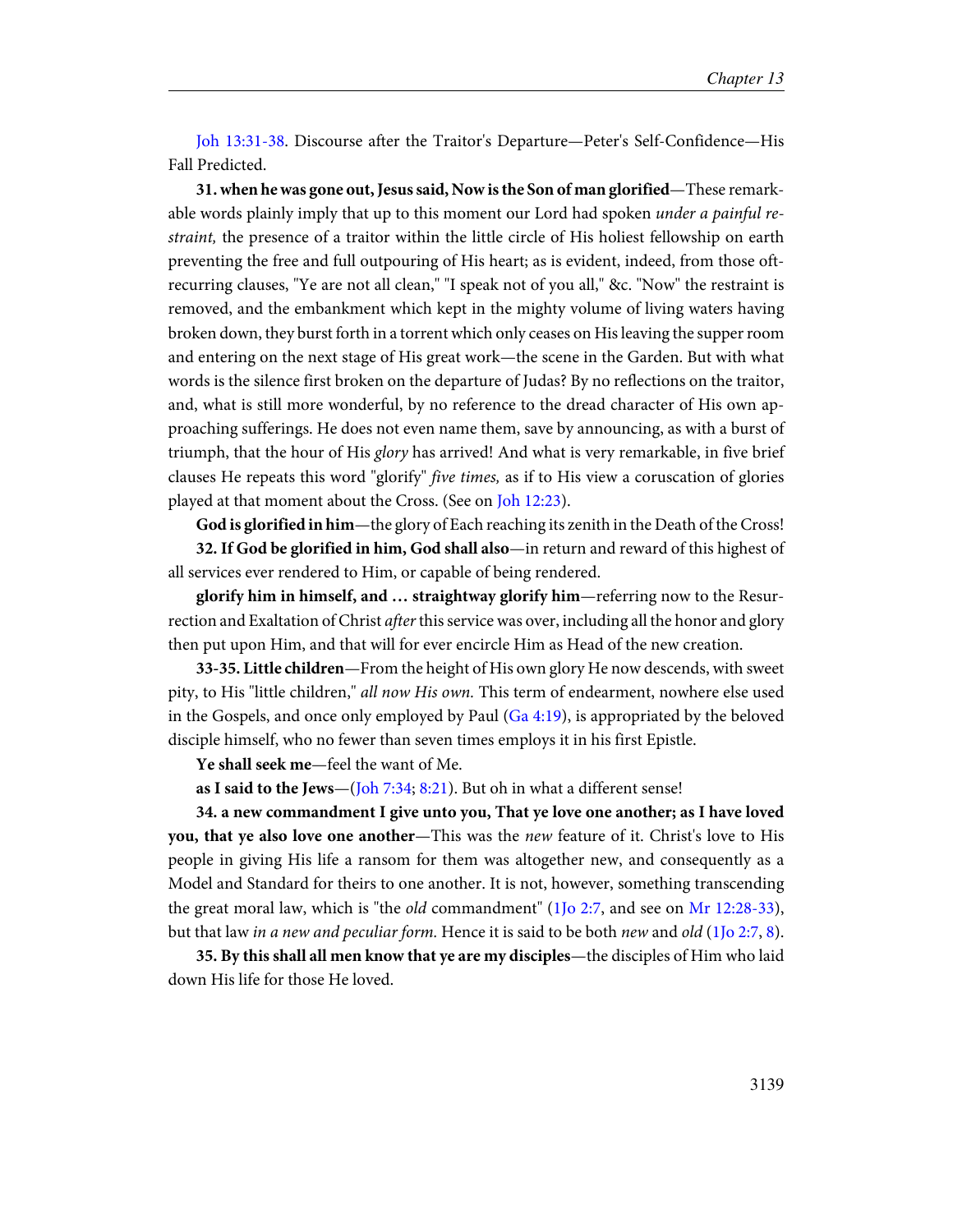Joh 13:31-38. Discourse after the Traitor's Departure—Peter's Self-Confidence—His Fall Predicted.

**31. when he was gone out, Jesus said, Now is the Son of man glorified**—These remarkable words plainly imply that up to this moment our Lord had spoken *under a painful restraint,* the presence of a traitor within the little circle of His holiest fellowship on earth preventing the free and full outpouring of His heart; as is evident, indeed, from those oft-recurring clauses, "Ye are not all clean," "I speak not of you all," &c. "Now" the restraint is removed, and the embankment which kept in the mighty volume of living waters having broken down, they burst forth in a torrent which only ceases on His leaving the supper room and entering on the next stage of His great work—the scene in the Garden. But with what words is the silence first broken on the departure of Judas? By no reflections on the traitor, and, what is still more wonderful, by no reference to the dread character of His own approaching sufferings. He does not even name them, save by announcing, as with a burst of triumph, that the hour of His *glory* has arrived! And what is very remarkable, in five brief clauses He repeats this word "glorify" *five times,* as if to His view a coruscation of glories played at that moment about the Cross. (See on Joh 12:23).

**God is glorified in him**—the glory of Each reaching its zenith in the Death of the Cross!

**32. If God be glorified in him, God shall also**—in return and reward of this highest of all services ever rendered to Him, or capable of being rendered.

**glorify him in himself, and … straightway glorify him**—referring now to the Resurrection and Exaltation of Christ *after* this service was over, including all the honor and glory then put upon Him, and that will for ever encircle Him as Head of the new creation.

**33-35. Little children**—From the height of His own glory He now descends, with sweet pity, to His "little children," *all now His own.* This term of endearment, nowhere else used in the Gospels, and once only employed by Paul (Ga 4:19), is appropriated by the beloved disciple himself, who no fewer than seven times employs it in his first Epistle.

**Ye shall seek me**—feel the want of Me.

**as I said to the Jews**—(Joh 7:34; 8:21). But oh in what a different sense!

**34. a new commandment I give unto you, That ye love one another; as I have loved you, that ye also love one another**—This was the *new* feature of it. Christ's love to His people in giving His life a ransom for them was altogether new, and consequently as a Model and Standard for theirs to one another. It is not, however, something transcending the great moral law, which is "the *old* commandment" (1Jo 2:7, and see on Mr 12:28-33), but that law *in a new and peculiar form.* Hence it is said to be both *new* and *old* (1Jo 2:7, 8).

**35. By this shall all men know that ye are my disciples**—the disciples of Him who laid down His life for those He loved.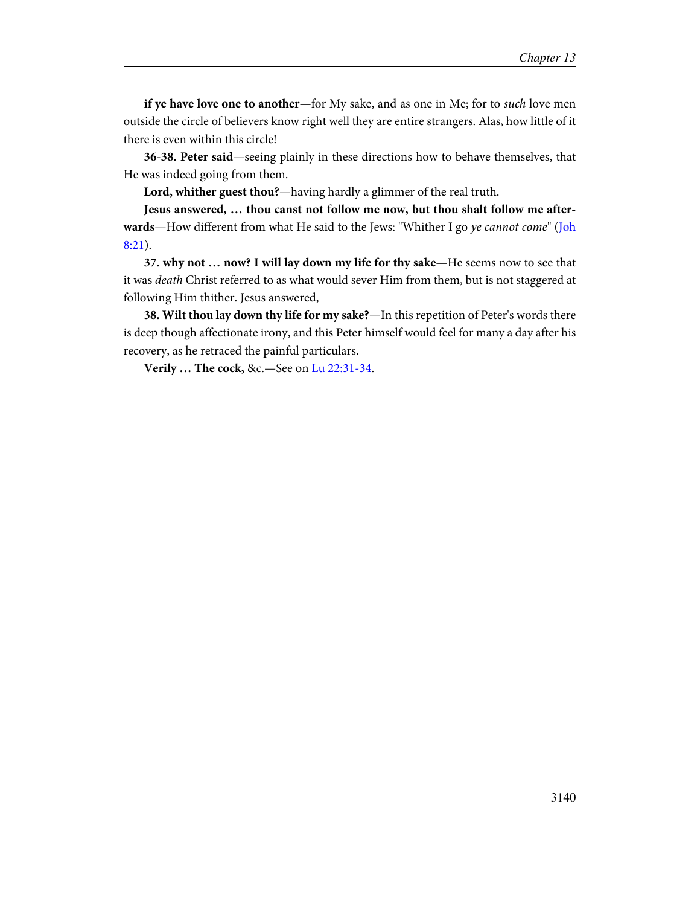**if ye have love one to another**—for My sake, and as one in Me; for to *such* love men outside the circle of believers know right well they are entire strangers. Alas, how little of it there is even within this circle!

**36-38. Peter said**—seeing plainly in these directions how to behave themselves, that He was indeed going from them.

**Lord, whither guest thou?**—having hardly a glimmer of the real truth.

**Jesus answered, … thou canst not follow me now, but thou shalt follow me afterwards**—How different from what He said to the Jews: "Whither I go *ye cannot come*" (Joh 8:21).

**37. why not … now? I will lay down my life for thy sake**—He seems now to see that it was *death* Christ referred to as what would sever Him from them, but is not staggered at following Him thither. Jesus answered,

**38. Wilt thou lay down thy life for my sake?**—In this repetition of Peter's words there is deep though affectionate irony, and this Peter himself would feel for many a day after his recovery, as he retraced the painful particulars.

**Verily … The cock,** &c.—See on Lu 22:31-34.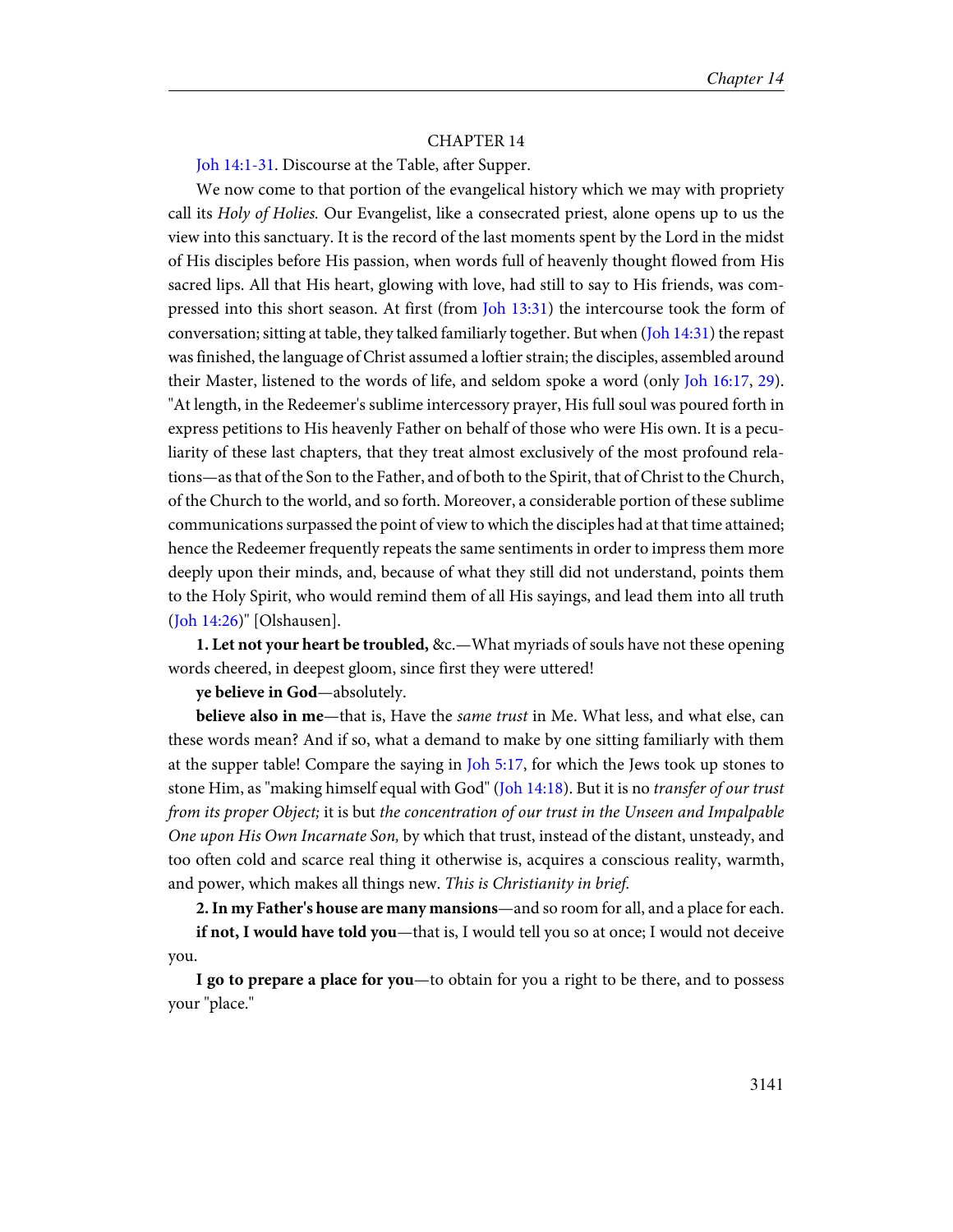## CHAPTER 14

Joh 14:1-31. Discourse at the Table, after Supper.

We now come to that portion of the evangelical history which we may with propriety call its *Holy of Holies*. Our Evangelist, like a consecrated priest, alone opens up to us the view into this sanctuary. It is the record of the last moments spent by the Lord in the midst of His disciples before His passion, when words full of heavenly thought flowed from His sacred lips. All that His heart, glowing with love, had still to say to His friends, was compressed into this short season. At first (from Joh 13:31) the intercourse took the form of conversation; sitting at table, they talked familiarly together. But when (Joh 14:31) the repast was finished, the language of Christ assumed a loftier strain; the disciples, assembled around their Master, listened to the words of life, and seldom spoke a word (only Joh 16:17, 29). "At length, in the Redeemer's sublime intercessory prayer, His full soul was poured forth in express petitions to His heavenly Father on behalf of those who were His own. It is a peculiarity of these last chapters, that they treat almost exclusively of the most profound relations—as that of the Son to the Father, and of both to the Spirit, that of Christ to the Church, of the Church to the world, and so forth. Moreover, a considerable portion of these sublime communications surpassed the point of view to which the disciples had at that time attained; hence the Redeemer frequently repeats the same sentiments in order to impress them more deeply upon their minds, and, because of what they still did not understand, points them to the Holy Spirit, who would remind them of all His sayings, and lead them into all truth (Joh 14:26)" [Olshausen].

**1. Let not your heart be troubled,** &c.—What myriads of souls have not these opening words cheered, in deepest gloom, since first they were uttered!

**ye believe in God**—absolutely.

**believe also in me**—that is, Have the *same trust* in Me. What less, and what else, can these words mean? And if so, what a demand to make by one sitting familiarly with them at the supper table! Compare the saying in Joh 5:17, for which the Jews took up stones to stone Him, as "making himself equal with God" (Joh 14:18). But it is no *transfer of our trust from its proper Object;* it is but *the concentration of our trust in the Unseen and Impalpable One upon His Own Incarnate Son,* by which that trust, instead of the distant, unsteady, and too often cold and scarce real thing it otherwise is, acquires a conscious reality, warmth, and power, which makes all things new. *This is Christianity in brief.*

**2. In my Father's house are many mansions**—and so room for all, and a place for each.

**if not, I would have told you**—that is, I would tell you so at once; I would not deceive you.

**I go to prepare a place for you**—to obtain for you a right to be there, and to possess your "place."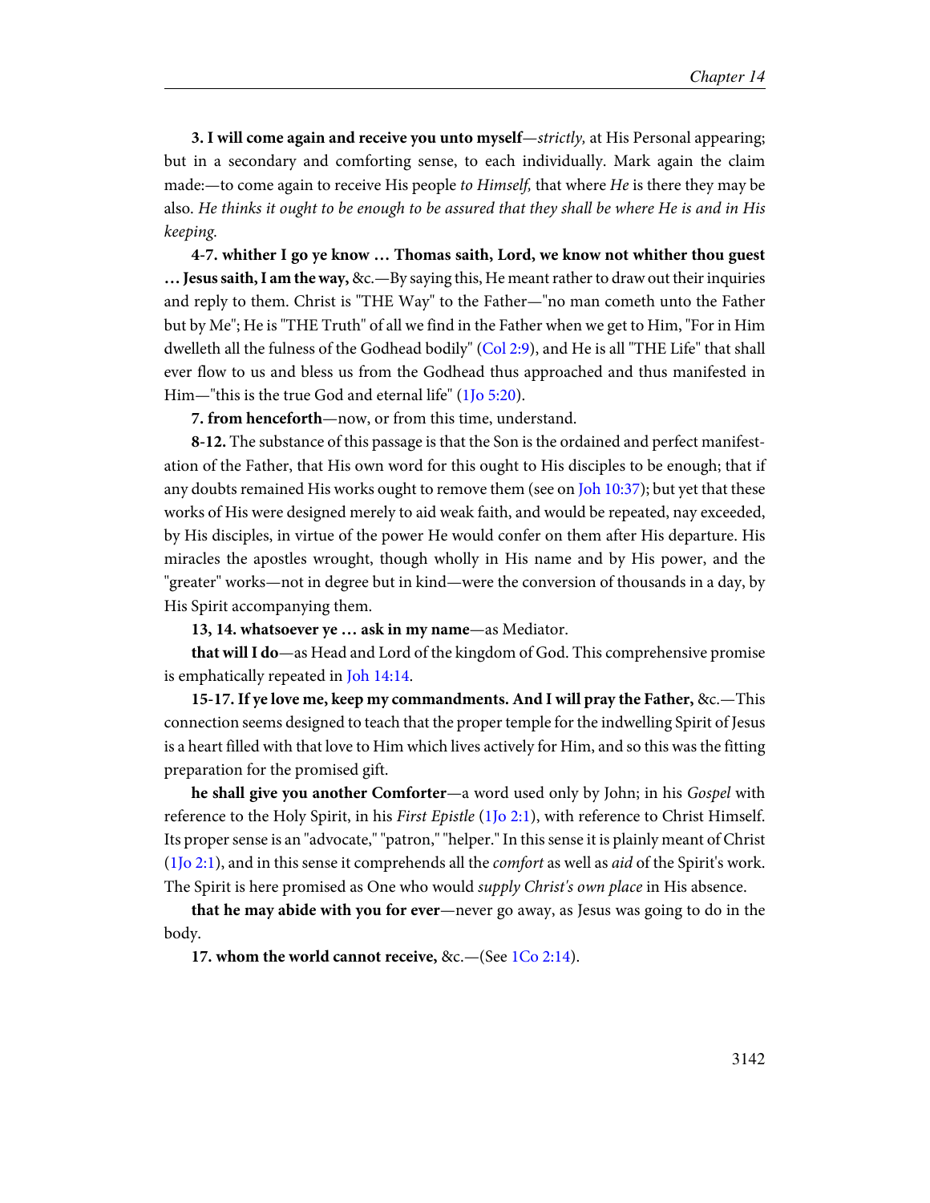**3. I will come again and receive you unto myself**—*strictly,* at His Personal appearing; but in a secondary and comforting sense, to each individually. Mark again the claim made:—to come again to receive His people *to Himself,* that where *He* is there they may be also. *He thinks it ought to be enough to be assured that they shall be where He is and in His keeping.*

**4-7. whither I go ye know … Thomas saith, Lord, we know not whither thou guest … Jesus saith, I am the way,** &c.—By saying this, He meant rather to draw out their inquiries and reply to them. Christ is "THE Way" to the Father—"no man cometh unto the Father but by Me"; He is "THE Truth" of all we find in the Father when we get to Him, "For in Him dwelleth all the fulness of the Godhead bodily" (Col 2:9), and He is all "THE Life" that shall ever flow to us and bless us from the Godhead thus approached and thus manifested in Him—"this is the true God and eternal life" (1Jo 5:20).

**7. from henceforth**—now, or from this time, understand.

**8-12.** The substance of this passage is that the Son is the ordained and perfect manifestation of the Father, that His own word for this ought to His disciples to be enough; that if any doubts remained His works ought to remove them (see on Joh 10:37); but yet that these works of His were designed merely to aid weak faith, and would be repeated, nay exceeded, by His disciples, in virtue of the power He would confer on them after His departure. His miracles the apostles wrought, though wholly in His name and by His power, and the "greater" works—not in degree but in kind—were the conversion of thousands in a day, by His Spirit accompanying them.

**13, 14. whatsoever ye … ask in my name**—as Mediator.

**that will I do**—as Head and Lord of the kingdom of God. This comprehensive promise is emphatically repeated in Joh 14:14.

**15-17. If ye love me, keep my commandments. And I will pray the Father,** &c.—This connection seems designed to teach that the proper temple for the indwelling Spirit of Jesus is a heart filled with that love to Him which lives actively for Him, and so this was the fitting preparation for the promised gift.

**he shall give you another Comforter**—a word used only by John; in his *Gospel* with reference to the Holy Spirit, in his *First Epistle* (1Jo 2:1), with reference to Christ Himself. Its proper sense is an "advocate," "patron," "helper." In this sense it is plainly meant of Christ (1Jo 2:1), and in this sense it comprehends all the *comfort* as well as *aid* of the Spirit's work. The Spirit is here promised as One who would *supply Christ's own place* in His absence.

**that he may abide with you for ever**—never go away, as Jesus was going to do in the body.

**17. whom the world cannot receive,** &c.—(See 1Co 2:14).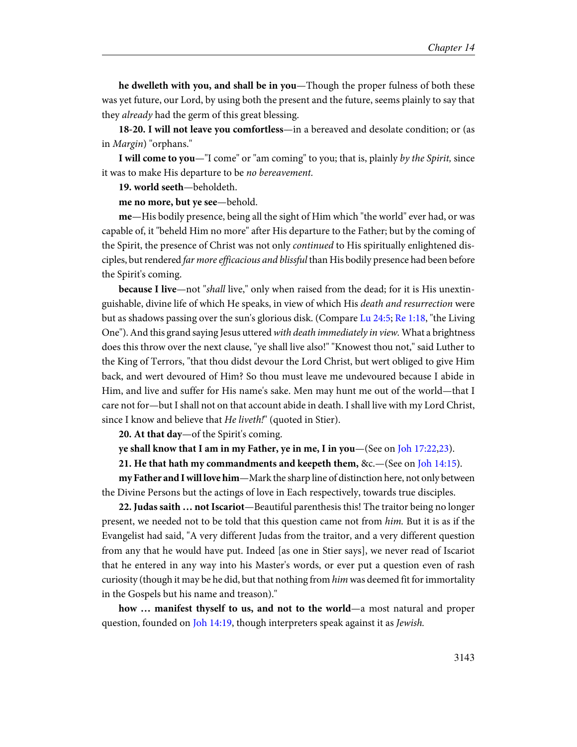**he dwelleth with you, and shall be in you**—Though the proper fulness of both these was yet future, our Lord, by using both the present and the future, seems plainly to say that they *already* had the germ of this great blessing.

**18-20. I will not leave you comfortless**—in a bereaved and desolate condition; or (as in *Margin*) "orphans."

**I will come to you**—"I come" or "am coming" to you; that is, plainly *by the Spirit,* since it was to make His departure to be *no bereavement.*

**19. world seeth**—beholdeth.

**me no more, but ye see**—behold.

**me**—His bodily presence, being all the sight of Him which "the world" ever had, or was capable of, it "beheld Him no more" after His departure to the Father; but by the coming of the Spirit, the presence of Christ was not only *continued* to His spiritually enlightened disciples, but rendered *far more efficacious and blissful* than His bodily presence had been before the Spirit's coming.

**because I live**—not "*shall* live," only when raised from the dead; for it is His unextinguishable, divine life of which He speaks, in view of which His *death and resurrection* were but as shadows passing over the sun's glorious disk. (Compare Lu 24:5; Re 1:18, "the Living One"). And this grand saying Jesus uttered *with death immediately in view.* What a brightness does this throw over the next clause, "ye shall live also!" "Knowest thou not," said Luther to the King of Terrors, "that thou didst devour the Lord Christ, but wert obliged to give Him back, and wert devoured of Him? So thou must leave me undevoured because I abide in Him, and live and suffer for His name's sake. Men may hunt me out of the world—that I care not for—but I shall not on that account abide in death. I shall live with my Lord Christ, since I know and believe that *He liveth!*" (quoted in Stier).

**20. At that day**—of the Spirit's coming.

**ye shall know that I am in my Father, ye in me, I in you**—(See on Joh 17:22,23).

**21. He that hath my commandments and keepeth them,** &c.—(See on Joh 14:15).

**my Father and I will love him**—Mark the sharp line of distinction here, not only between the Divine Persons but the actings of love in Each respectively, towards true disciples.

**22. Judas saith … not Iscariot**—Beautiful parenthesis this! The traitor being no longer present, we needed not to be told that this question came not from *him.* But it is as if the Evangelist had said, "A very different Judas from the traitor, and a very different question from any that he would have put. Indeed [as one in Stier says], we never read of Iscariot that he entered in any way into his Master's words, or ever put a question even of rash curiosity (though it may be he did, but that nothing from *him* was deemed fit for immortality in the Gospels but his name and treason)."

**how … manifest thyself to us, and not to the world**—a most natural and proper question, founded on Joh 14:19, though interpreters speak against it as *Jewish.*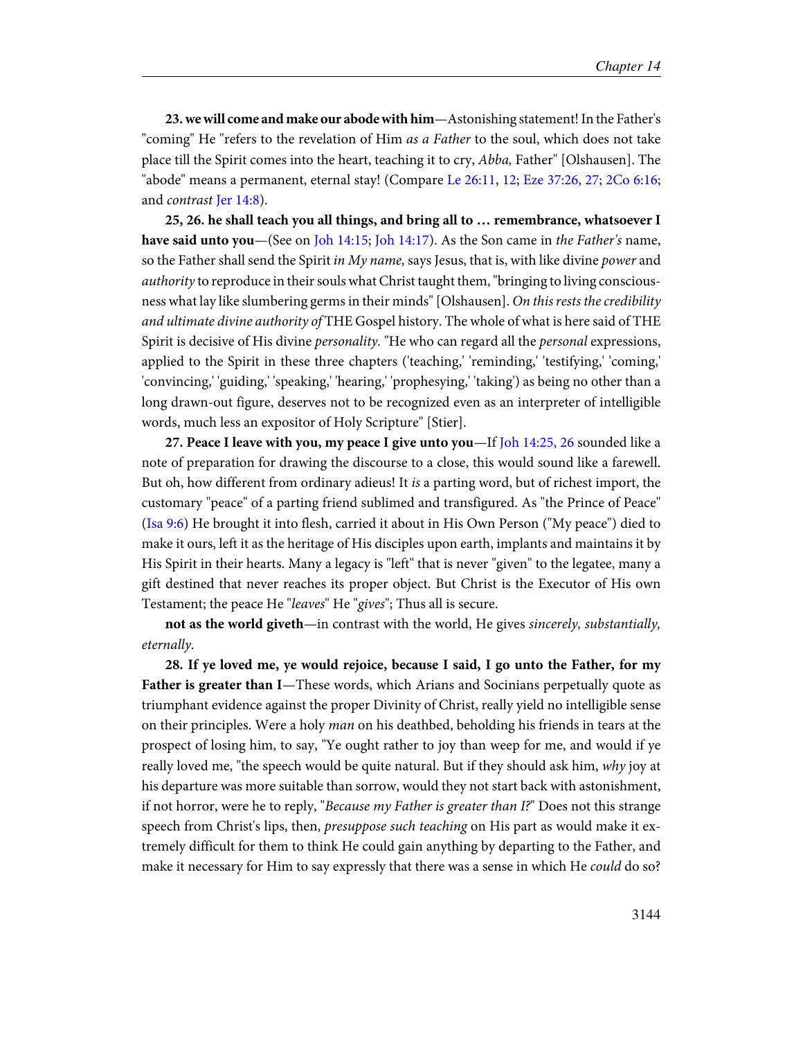**23. we will come and make our abode with him**—Astonishing statement! In the Father's "coming" He "refers to the revelation of Him *as a Father* to the soul, which does not take place till the Spirit comes into the heart, teaching it to cry, *Abba,* Father" [Olshausen]. The "abode" means a permanent, eternal stay! (Compare Le 26:11, 12; Eze 37:26, 27; 2Co 6:16; and *contrast* Jer 14:8).

**25, 26. he shall teach you all things, and bring all to … remembrance, whatsoever I have said unto you**—(See on Joh 14:15; Joh 14:17). As the Son came in *the Father's* name, so the Father shall send the Spirit *in My name,* says Jesus, that is, with like divine *power* and *authority* to reproduce in their souls what Christ taught them, "bringing to living consciousness what lay like slumbering germs in their minds" [Olshausen]. *On this rests the credibility and ultimate divine authority of* THE Gospel history. The whole of what is here said of THE Spirit is decisive of His divine *personality.* "He who can regard all the *personal* expressions, applied to the Spirit in these three chapters ('teaching,' 'reminding,' 'testifying,' 'coming,' 'convincing,' 'guiding,' 'speaking,' 'hearing,' 'prophesying,' 'taking') as being no other than a long drawn-out figure, deserves not to be recognized even as an interpreter of intelligible words, much less an expositor of Holy Scripture" [Stier].

**27. Peace I leave with you, my peace I give unto you**—If Joh 14:25, 26 sounded like a note of preparation for drawing the discourse to a close, this would sound like a farewell. But oh, how different from ordinary adieus! It *is* a parting word, but of richest import, the customary "peace" of a parting friend sublimed and transfigured. As "the Prince of Peace" (Isa 9:6) He brought it into flesh, carried it about in His Own Person ("My peace") died to make it ours, left it as the heritage of His disciples upon earth, implants and maintains it by His Spirit in their hearts. Many a legacy is "left" that is never "given" to the legatee, many a gift destined that never reaches its proper object. But Christ is the Executor of His own Testament; the peace He "*leaves*" He "*gives*"; Thus all is secure.

**not as the world giveth**—in contrast with the world, He gives *sincerely, substantially, eternally.*

**28. If ye loved me, ye would rejoice, because I said, I go unto the Father, for my Father is greater than I**—These words, which Arians and Socinians perpetually quote as triumphant evidence against the proper Divinity of Christ, really yield no intelligible sense on their principles. Were a holy *man* on his deathbed, beholding his friends in tears at the prospect of losing him, to say, "Ye ought rather to joy than weep for me, and would if ye really loved me, "the speech would be quite natural. But if they should ask him, *why* joy at his departure was more suitable than sorrow, would they not start back with astonishment, if not horror, were he to reply, "*Because my Father is greater than I?*" Does not this strange speech from Christ's lips, then, *presuppose such teaching* on His part as would make it extremely difficult for them to think He could gain anything by departing to the Father, and make it necessary for Him to say expressly that there was a sense in which He *could* do so?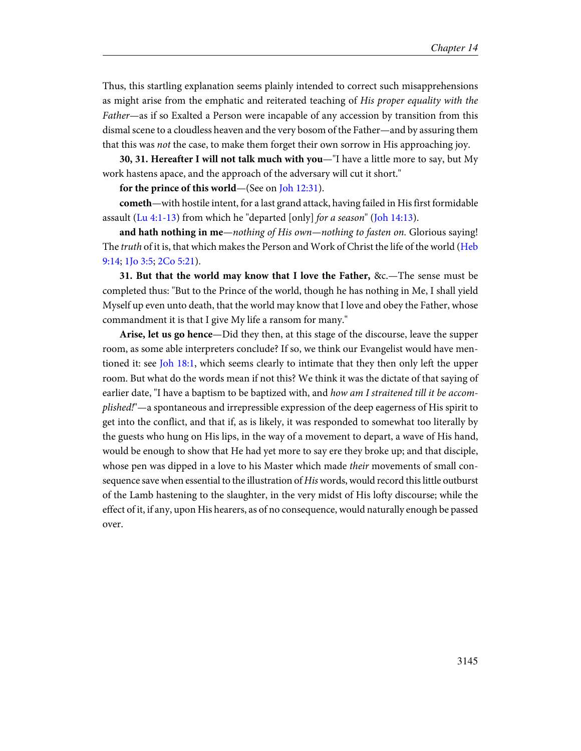Thus, this startling explanation seems plainly intended to correct such misapprehensions as might arise from the emphatic and reiterated teaching of *His proper equality with the Father*—as if so Exalted a Person were incapable of any accession by transition from this dismal scene to a cloudless heaven and the very bosom of the Father—and by assuring them that this was *not* the case, to make them forget their own sorrow in His approaching joy.

**30, 31. Hereafter I will not talk much with you**—"I have a little more to say, but My work hastens apace, and the approach of the adversary will cut it short."

**for the prince of this world**—(See on Joh 12:31).

**cometh**—with hostile intent, for a last grand attack, having failed in His first formidable assault (Lu 4:1-13) from which he "departed [only] *for a season*" (Joh 14:13).

**and hath nothing in me**—*nothing of His own—nothing to fasten on.* Glorious saying! The *truth* of it is, that which makes the Person and Work of Christ the life of the world (Heb 9:14; 1Jo 3:5; 2Co 5:21).

**31. But that the world may know that I love the Father,** &c.—The sense must be completed thus: "But to the Prince of the world, though he has nothing in Me, I shall yield Myself up even unto death, that the world may know that I love and obey the Father, whose commandment it is that I give My life a ransom for many."

**Arise, let us go hence**—Did they then, at this stage of the discourse, leave the supper room, as some able interpreters conclude? If so, we think our Evangelist would have mentioned it: see Joh 18:1, which seems clearly to intimate that they then only left the upper room. But what do the words mean if not this? We think it was the dictate of that saying of earlier date, "I have a baptism to be baptized with, and *how am I straitened till it be accomplished!*"—a spontaneous and irrepressible expression of the deep eagerness of His spirit to get into the conflict, and that if, as is likely, it was responded to somewhat too literally by the guests who hung on His lips, in the way of a movement to depart, a wave of His hand, would be enough to show that He had yet more to say ere they broke up; and that disciple, whose pen was dipped in a love to his Master which made *their* movements of small consequence save when essential to the illustration of *His* words, would record this little outburst of the Lamb hastening to the slaughter, in the very midst of His lofty discourse; while the effect of it, if any, upon His hearers, as of no consequence, would naturally enough be passed over.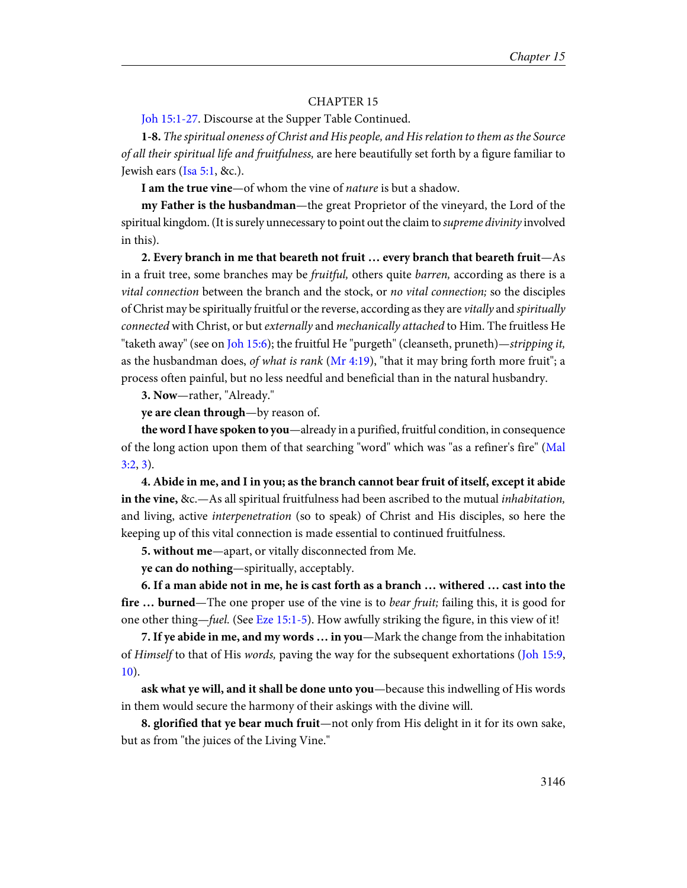## CHAPTER 15

Joh 15:1-27. Discourse at the Supper Table Continued.

**1-8.** *The spiritual oneness of Christ and His people, and His relation to them as the Source of all their spiritual life and fruitfulness,* are here beautifully set forth by a figure familiar to Jewish ears (Isa 5:1, &c.).

**I am the true vine**—of whom the vine of *nature* is but a shadow.

**my Father is the husbandman**—the great Proprietor of the vineyard, the Lord of the spiritual kingdom. (It is surely unnecessary to point out the claim to *supreme divinity* involved in this).

**2. Every branch in me that beareth not fruit … every branch that beareth fruit**—As in a fruit tree, some branches may be *fruitful,* others quite *barren,* according as there is a *vital connection* between the branch and the stock, or *no vital connection;* so the disciples of Christ may be spiritually fruitful or the reverse, according as they are *vitally* and *spiritually connected* with Christ, or but *externally* and *mechanically attached* to Him. The fruitless He "taketh away" (see on Joh 15:6); the fruitful He "purgeth" (cleanseth, pruneth)—*stripping it,* as the husbandman does, *of what is rank* (Mr 4:19), "that it may bring forth more fruit"; a process often painful, but no less needful and beneficial than in the natural husbandry.

**3. Now**—rather, "Already."

**ye are clean through**—by reason of.

**the word I have spoken to you**—already in a purified, fruitful condition, in consequence of the long action upon them of that searching "word" which was "as a refiner's fire" (Mal 3:2, 3).

**4. Abide in me, and I in you; as the branch cannot bear fruit of itself, except it abide in the vine,** &c.—As all spiritual fruitfulness had been ascribed to the mutual *inhabitation,* and living, active *interpenetration* (so to speak) of Christ and His disciples, so here the keeping up of this vital connection is made essential to continued fruitfulness.

**5. without me**—apart, or vitally disconnected from Me.

**ye can do nothing**—spiritually, acceptably.

**6. If a man abide not in me, he is cast forth as a branch … withered … cast into the fire … burned**—The one proper use of the vine is to *bear fruit;* failing this, it is good for one other thing—*fuel.* (See Eze 15:1-5). How awfully striking the figure, in this view of it!

**7. If ye abide in me, and my words … in you**—Mark the change from the inhabitation of *Himself* to that of His *words,* paving the way for the subsequent exhortations (Joh 15:9, 10).

**ask what ye will, and it shall be done unto you**—because this indwelling of His words in them would secure the harmony of their askings with the divine will.

**8. glorified that ye bear much fruit**—not only from His delight in it for its own sake, but as from "the juices of the Living Vine."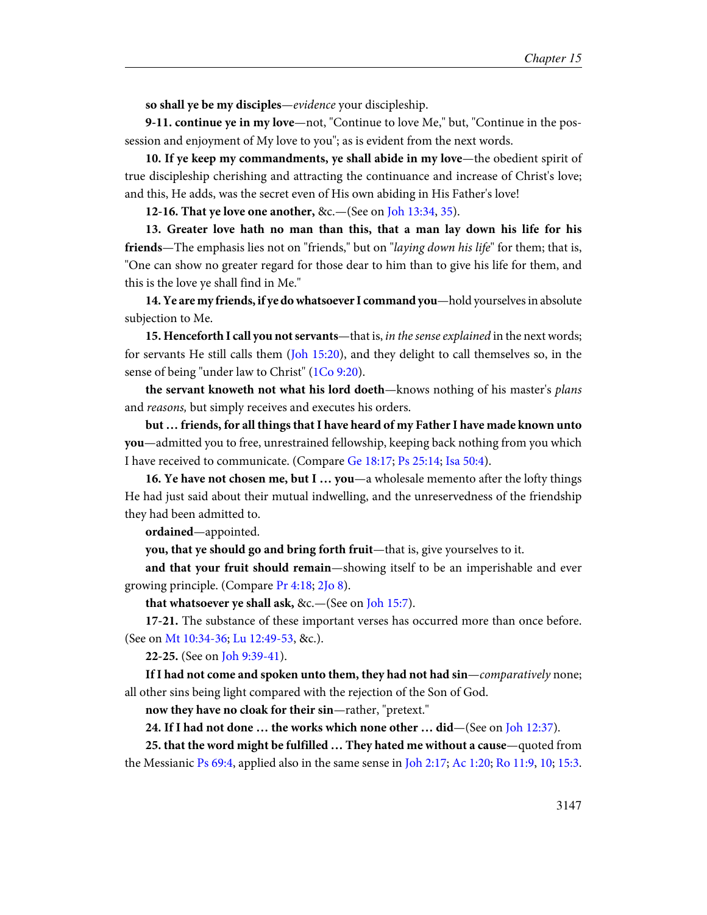**so shall ye be my disciples**—*evidence* your discipleship.

**9-11. continue ye in my love**—not, "Continue to love Me," but, "Continue in the possession and enjoyment of My love to you"; as is evident from the next words.

**10. If ye keep my commandments, ye shall abide in my love**—the obedient spirit of true discipleship cherishing and attracting the continuance and increase of Christ's love; and this, He adds, was the secret even of His own abiding in His Father's love!

**12-16. That ye love one another,** &c.—(See on Joh 13:34, 35).

**13. Greater love hath no man than this, that a man lay down his life for his friends**—The emphasis lies not on "friends," but on "*laying down his life*" for them; that is, "One can show no greater regard for those dear to him than to give his life for them, and this is the love ye shall find in Me."

**14. Ye are my friends, if ye do whatsoever I command you**—hold yourselves in absolute subjection to Me.

**15. Henceforth I call you not servants**—that is, *in the sense explained* in the next words; for servants He still calls them (Joh 15:20), and they delight to call themselves so, in the sense of being "under law to Christ" (1Co 9:20).

**the servant knoweth not what his lord doeth**—knows nothing of his master's *plans* and *reasons,* but simply receives and executes his orders.

**but … friends, for all things that I have heard of my Father I have made known unto you**—admitted you to free, unrestrained fellowship, keeping back nothing from you which I have received to communicate. (Compare Ge 18:17; Ps 25:14; Isa 50:4).

**16. Ye have not chosen me, but I … you**—a wholesale memento after the lofty things He had just said about their mutual indwelling, and the unreservedness of the friendship they had been admitted to.

**ordained**—appointed.

**you, that ye should go and bring forth fruit**—that is, give yourselves to it.

**and that your fruit should remain**—showing itself to be an imperishable and ever growing principle. (Compare Pr 4:18; 2Jo 8).

**that whatsoever ye shall ask,** &c.—(See on Joh 15:7).

**17-21.** The substance of these important verses has occurred more than once before. (See on Mt 10:34-36; Lu 12:49-53, &c.).

**22-25.** (See on Joh 9:39-41).

**If I had not come and spoken unto them, they had not had sin**—*comparatively* none; all other sins being light compared with the rejection of the Son of God.

**now they have no cloak for their sin**—rather, "pretext."

**24. If I had not done … the works which none other … did**—(See on Joh 12:37).

**25. that the word might be fulfilled … They hated me without a cause**—quoted from the Messianic Ps 69:4, applied also in the same sense in Joh 2:17; Ac 1:20; Ro 11:9, 10; 15:3.